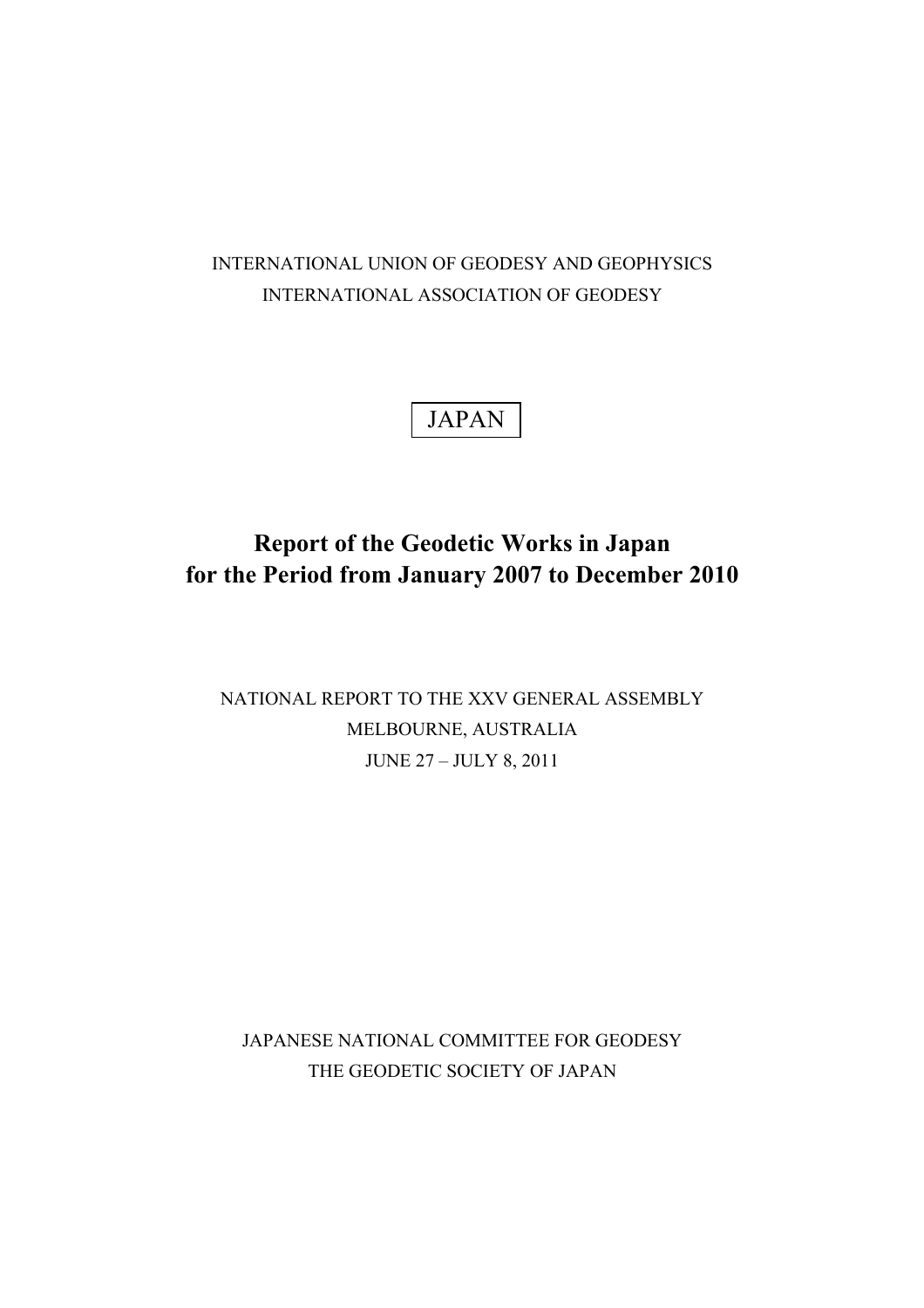INTERNATIONAL UNION OF GEODESY AND GEOPHYSICS

INTERNATIONAL ASSOCIATION OF GEODESY

JAPAN

# Report of the Geodetic Works in Japan for the Period from January 2007 to December 2010

NATIONAL REPORT TO THE XXV GENERAL ASSEMBLY

MELBOURNE, AUSTRALIA

JUNE 27 – JULY 8, 2011

JAPANESE NATIONAL COMMITTEE FOR GEODESY

THE GEODETIC SOCIETY OF JAPAN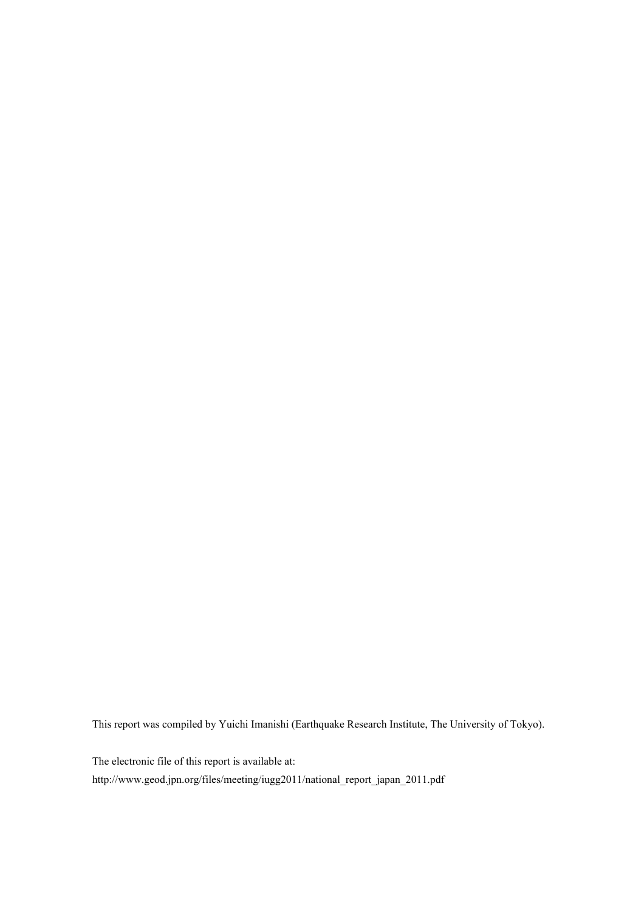This report was compiled by Yuichi Imanishi (Earthquake Research Institute, The University of Tokyo).

The electronic file of this report is available at:
http://www.geod.jpn.org/files/meeting/iugg2011/national_report_japan_2011.pdf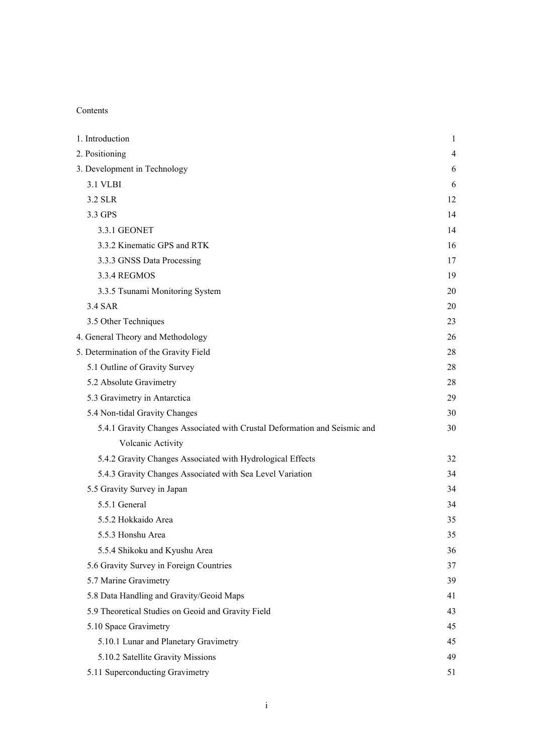Contents

| | |
|---|---|
| 1. Introduction | 1 |
| 2. Positioning | 4 |
| 3. Development in Technology | 6 |
| 3.1 VLBI | 6 |
| 3.2 SLR | 12 |
| 3.3 GPS | 14 |
| 3.3.1 GEONET | 14 |
| 3.3.2 Kinematic GPS and RTK | 16 |
| 3.3.3 GNSS Data Processing | 17 |
| 3.3.4 REGMOS | 19 |
| 3.3.5 Tsunami Monitoring System | 20 |
| 3.4 SAR | 20 |
| 3.5 Other Techniques | 23 |
| 4. General Theory and Methodology | 26 |
| 5. Determination of the Gravity Field | 28 |
| 5.1 Outline of Gravity Survey | 28 |
| 5.2 Absolute Gravimetry | 28 |
| 5.3 Gravimetry in Antarctica | 29 |
| 5.4 Non-tidal Gravity Changes | 30 |
| 5.4.1 Gravity Changes Associated with Crustal Deformation and Seismic and Volcanic Activity | 30 |
| 5.4.2 Gravity Changes Associated with Hydrological Effects | 32 |
| 5.4.3 Gravity Changes Associated with Sea Level Variation | 34 |
| 5.5 Gravity Survey in Japan | 34 |
| 5.5.1 General | 34 |
| 5.5.2 Hokkaido Area | 35 |
| 5.5.3 Honshu Area | 35 |
| 5.5.4 Shikoku and Kyushu Area | 36 |
| 5.6 Gravity Survey in Foreign Countries | 37 |
| 5.7 Marine Gravimetry | 39 |
| 5.8 Data Handling and Gravity/Geoid Maps | 41 |
| 5.9 Theoretical Studies on Geoid and Gravity Field | 43 |
| 5.10 Space Gravimetry | 45 |
| 5.10.1 Lunar and Planetary Gravimetry | 45 |
| 5.10.2 Satellite Gravity Missions | 49 |
| 5.11 Superconducting Gravimetry | 51 |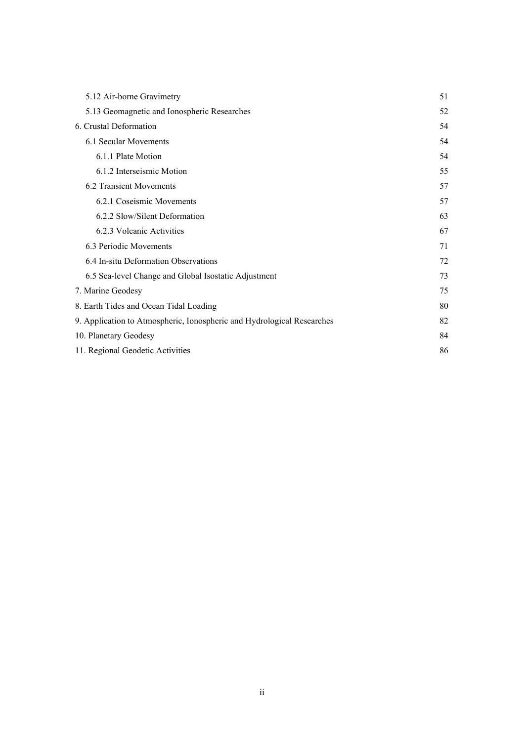| | |
|---|---|
| 5.12 Air-borne Gravimetry | 51 |
| 5.13 Geomagnetic and Ionospheric Researches | 52 |
| 6. Crustal Deformation | 54 |
| 6.1 Secular Movements | 54 |
| 6.1.1 Plate Motion | 54 |
| 6.1.2 Interseismic Motion | 55 |
| 6.2 Transient Movements | 57 |
| 6.2.1 Coseismic Movements | 57 |
| 6.2.2 Slow/Silent Deformation | 63 |
| 6.2.3 Volcanic Activities | 67 |
| 6.3 Periodic Movements | 71 |
| 6.4 In-situ Deformation Observations | 72 |
| 6.5 Sea-level Change and Global Isostatic Adjustment | 73 |
| 7. Marine Geodesy | 75 |
| 8. Earth Tides and Ocean Tidal Loading | 80 |
| 9. Application to Atmospheric, Ionospheric and Hydrological Researches | 82 |
| 10. Planetary Geodesy | 84 |
| 11. Regional Geodetic Activities | 86 |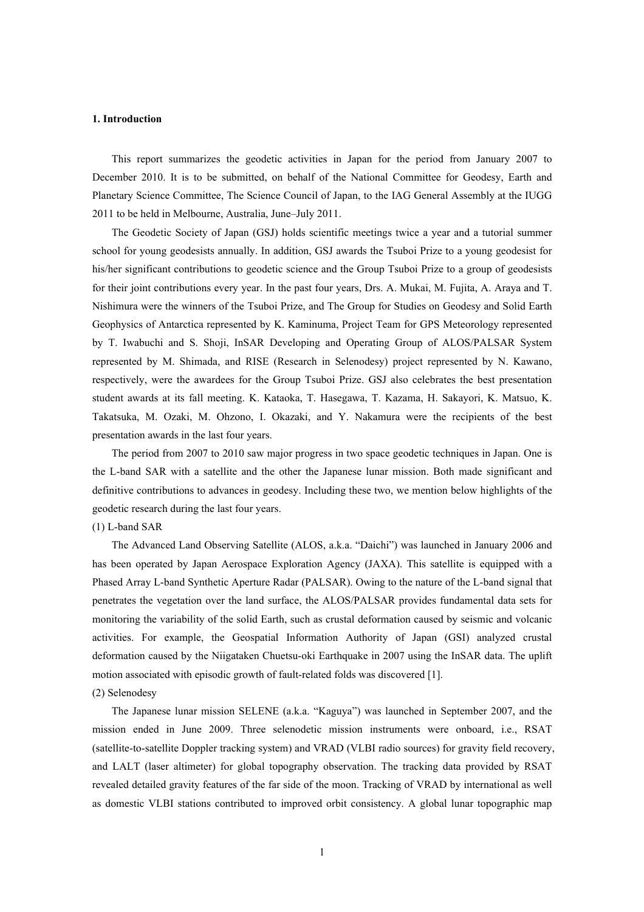## 1. Introduction

This report summarizes the geodetic activities in Japan for the period from January 2007 to December 2010. It is to be submitted, on behalf of the National Committee for Geodesy, Earth and Planetary Science Committee, The Science Council of Japan, to the IAG General Assembly at the IUGG 2011 to be held in Melbourne, Australia, June–July 2011.

The Geodetic Society of Japan (GSJ) holds scientific meetings twice a year and a tutorial summer school for young geodesists annually. In addition, GSJ awards the Tsuboi Prize to a young geodesist for his/her significant contributions to geodetic science and the Group Tsuboi Prize to a group of geodesists for their joint contributions every year. In the past four years, Drs. A. Mukai, M. Fujita, A. Araya and T. Nishimura were the winners of the Tsuboi Prize, and The Group for Studies on Geodesy and Solid Earth Geophysics of Antarctica represented by K. Kaminuma, Project Team for GPS Meteorology represented by T. Iwabuchi and S. Shoji, InSAR Developing and Operating Group of ALOS/PALSAR System represented by M. Shimada, and RISE (Research in Selenodesy) project represented by N. Kawano, respectively, were the awardees for the Group Tsuboi Prize. GSJ also celebrates the best presentation student awards at its fall meeting. K. Kataoka, T. Hasegawa, T. Kazama, H. Sakayori, K. Matsuo, K. Takatsuka, M. Ozaki, M. Ohzono, I. Okazaki, and Y. Nakamura were the recipients of the best presentation awards in the last four years.

The period from 2007 to 2010 saw major progress in two space geodetic techniques in Japan. One is the L-band SAR with a satellite and the other the Japanese lunar mission. Both made significant and definitive contributions to advances in geodesy. Including these two, we mention below highlights of the geodetic research during the last four years.

(1) L-band SAR

The Advanced Land Observing Satellite (ALOS, a.k.a. "Daichi") was launched in January 2006 and has been operated by Japan Aerospace Exploration Agency (JAXA). This satellite is equipped with a Phased Array L-band Synthetic Aperture Radar (PALSAR). Owing to the nature of the L-band signal that penetrates the vegetation over the land surface, the ALOS/PALSAR provides fundamental data sets for monitoring the variability of the solid Earth, such as crustal deformation caused by seismic and volcanic activities. For example, the Geospatial Information Authority of Japan (GSI) analyzed crustal deformation caused by the Niigataken Chuetsu-oki Earthquake in 2007 using the InSAR data. The uplift motion associated with episodic growth of fault-related folds was discovered [1].

(2) Selenodesy

The Japanese lunar mission SELENE (a.k.a. "Kaguya") was launched in September 2007, and the mission ended in June 2009. Three selenodetic mission instruments were onboard, i.e., RSAT (satellite-to-satellite Doppler tracking system) and VRAD (VLBI radio sources) for gravity field recovery, and LALT (laser altimeter) for global topography observation. The tracking data provided by RSAT revealed detailed gravity features of the far side of the moon. Tracking of VRAD by international as well as domestic VLBI stations contributed to improved orbit consistency. A global lunar topographic map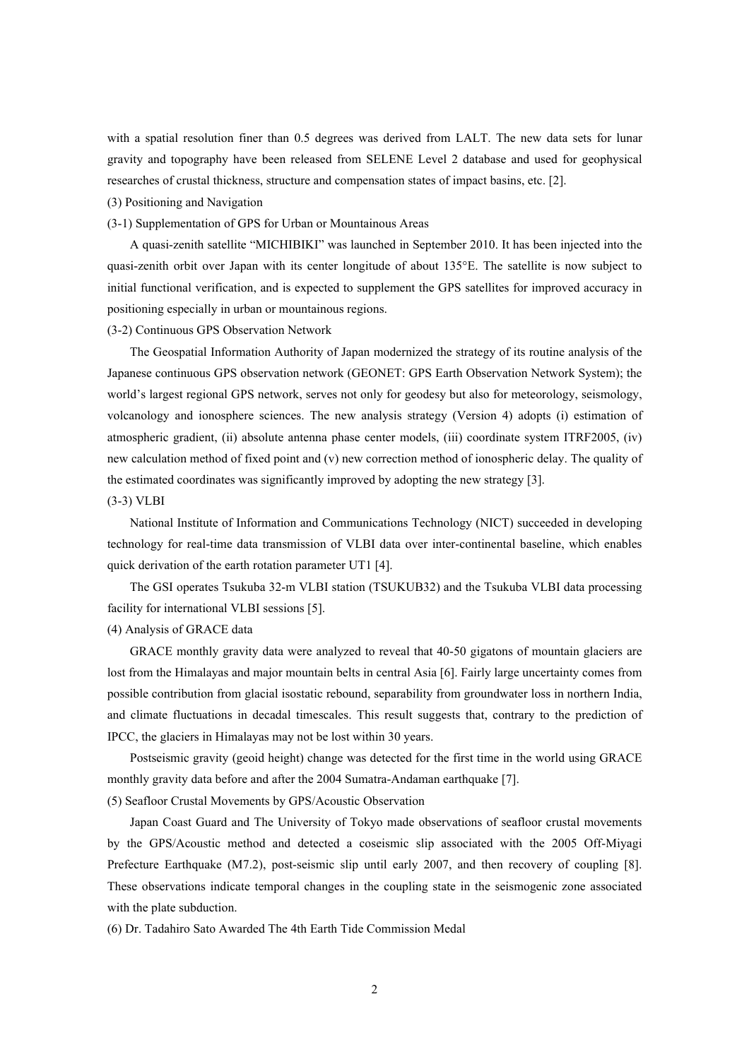with a spatial resolution finer than 0.5 degrees was derived from LALT. The new data sets for lunar gravity and topography have been released from SELENE Level 2 database and used for geophysical researches of crustal thickness, structure and compensation states of impact basins, etc. [2].

(3) Positioning and Navigation

(3-1) Supplementation of GPS for Urban or Mountainous Areas

A quasi-zenith satellite "MICHIBIKI" was launched in September 2010. It has been injected into the quasi-zenith orbit over Japan with its center longitude of about 135°E. The satellite is now subject to initial functional verification, and is expected to supplement the GPS satellites for improved accuracy in positioning especially in urban or mountainous regions.

(3-2) Continuous GPS Observation Network

The Geospatial Information Authority of Japan modernized the strategy of its routine analysis of the Japanese continuous GPS observation network (GEONET: GPS Earth Observation Network System); the world's largest regional GPS network, serves not only for geodesy but also for meteorology, seismology, volcanology and ionosphere sciences. The new analysis strategy (Version 4) adopts (i) estimation of atmospheric gradient, (ii) absolute antenna phase center models, (iii) coordinate system ITRF2005, (iv) new calculation method of fixed point and (v) new correction method of ionospheric delay. The quality of the estimated coordinates was significantly improved by adopting the new strategy [3].

(3-3) VLBI

National Institute of Information and Communications Technology (NICT) succeeded in developing technology for real-time data transmission of VLBI data over inter-continental baseline, which enables quick derivation of the earth rotation parameter UT1 [4].

The GSI operates Tsukuba 32-m VLBI station (TSUKUB32) and the Tsukuba VLBI data processing facility for international VLBI sessions [5].

(4) Analysis of GRACE data

GRACE monthly gravity data were analyzed to reveal that 40-50 gigatons of mountain glaciers are lost from the Himalayas and major mountain belts in central Asia [6]. Fairly large uncertainty comes from possible contribution from glacial isostatic rebound, separability from groundwater loss in northern India, and climate fluctuations in decadal timescales. This result suggests that, contrary to the prediction of IPCC, the glaciers in Himalayas may not be lost within 30 years.

Postseismic gravity (geoid height) change was detected for the first time in the world using GRACE monthly gravity data before and after the 2004 Sumatra-Andaman earthquake [7].

(5) Seafloor Crustal Movements by GPS/Acoustic Observation

Japan Coast Guard and The University of Tokyo made observations of seafloor crustal movements by the GPS/Acoustic method and detected a coseismic slip associated with the 2005 Off-Miyagi Prefecture Earthquake (M7.2), post-seismic slip until early 2007, and then recovery of coupling [8]. These observations indicate temporal changes in the coupling state in the seismogenic zone associated with the plate subduction.

(6) Dr. Tadahiro Sato Awarded The 4th Earth Tide Commission Medal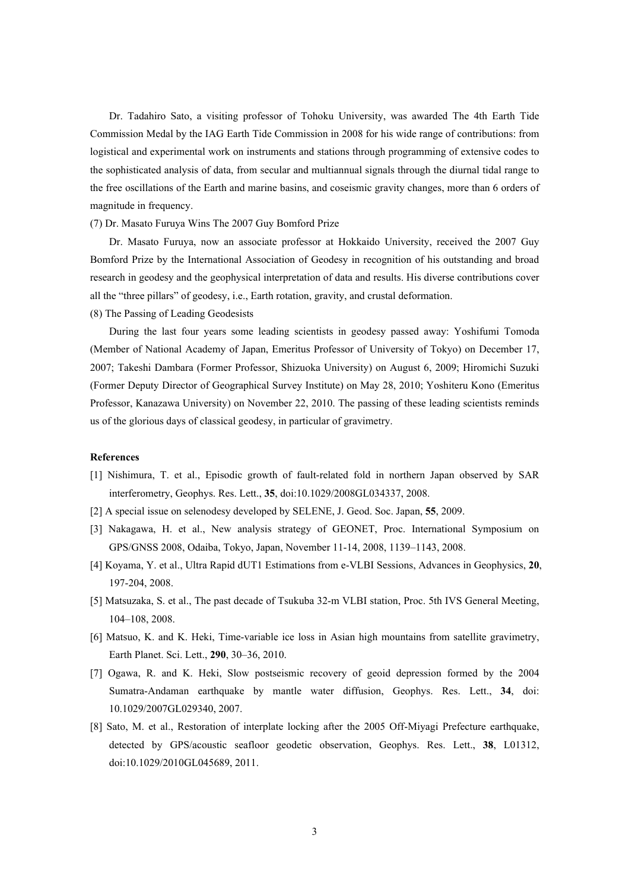Dr. Tadahiro Sato, a visiting professor of Tohoku University, was awarded The 4th Earth Tide Commission Medal by the IAG Earth Tide Commission in 2008 for his wide range of contributions: from logistical and experimental work on instruments and stations through programming of extensive codes to the sophisticated analysis of data, from secular and multiannual signals through the diurnal tidal range to the free oscillations of the Earth and marine basins, and coseismic gravity changes, more than 6 orders of magnitude in frequency.

(7) Dr. Masato Furuya Wins The 2007 Guy Bomford Prize

Dr. Masato Furuya, now an associate professor at Hokkaido University, received the 2007 Guy Bomford Prize by the International Association of Geodesy in recognition of his outstanding and broad research in geodesy and the geophysical interpretation of data and results. His diverse contributions cover all the "three pillars" of geodesy, i.e., Earth rotation, gravity, and crustal deformation.

(8) The Passing of Leading Geodesists

During the last four years some leading scientists in geodesy passed away: Yoshifumi Tomoda (Member of National Academy of Japan, Emeritus Professor of University of Tokyo) on December 17, 2007; Takeshi Dambara (Former Professor, Shizuoka University) on August 6, 2009; Hiromichi Suzuki (Former Deputy Director of Geographical Survey Institute) on May 28, 2010; Yoshiteru Kono (Emeritus Professor, Kanazawa University) on November 22, 2010. The passing of these leading scientists reminds us of the glorious days of classical geodesy, in particular of gravimetry.

**References**

[1] Nishimura, T. et al., Episodic growth of fault-related fold in northern Japan observed by SAR interferometry, Geophys. Res. Lett., **35**, doi:10.1029/2008GL034337, 2008.

[2] A special issue on selenodesy developed by SELENE, J. Geod. Soc. Japan, **55**, 2009.

[3] Nakagawa, H. et al., New analysis strategy of GEONET, Proc. International Symposium on GPS/GNSS 2008, Odaiba, Tokyo, Japan, November 11-14, 2008, 1139–1143, 2008.

[4] Koyama, Y. et al., Ultra Rapid dUT1 Estimations from e-VLBI Sessions, Advances in Geophysics, **20**, 197-204, 2008.

[5] Matsuzaka, S. et al., The past decade of Tsukuba 32-m VLBI station, Proc. 5th IVS General Meeting, 104–108, 2008.

[6] Matsuo, K. and K. Heki, Time-variable ice loss in Asian high mountains from satellite gravimetry, Earth Planet. Sci. Lett., **290**, 30–36, 2010.

[7] Ogawa, R. and K. Heki, Slow postseismic recovery of geoid depression formed by the 2004 Sumatra-Andaman earthquake by mantle water diffusion, Geophys. Res. Lett., **34**, doi: 10.1029/2007GL029340, 2007.

[8] Sato, M. et al., Restoration of interplate locking after the 2005 Off-Miyagi Prefecture earthquake, detected by GPS/acoustic seafloor geodetic observation, Geophys. Res. Lett., **38**, L01312, doi:10.1029/2010GL045689, 2011.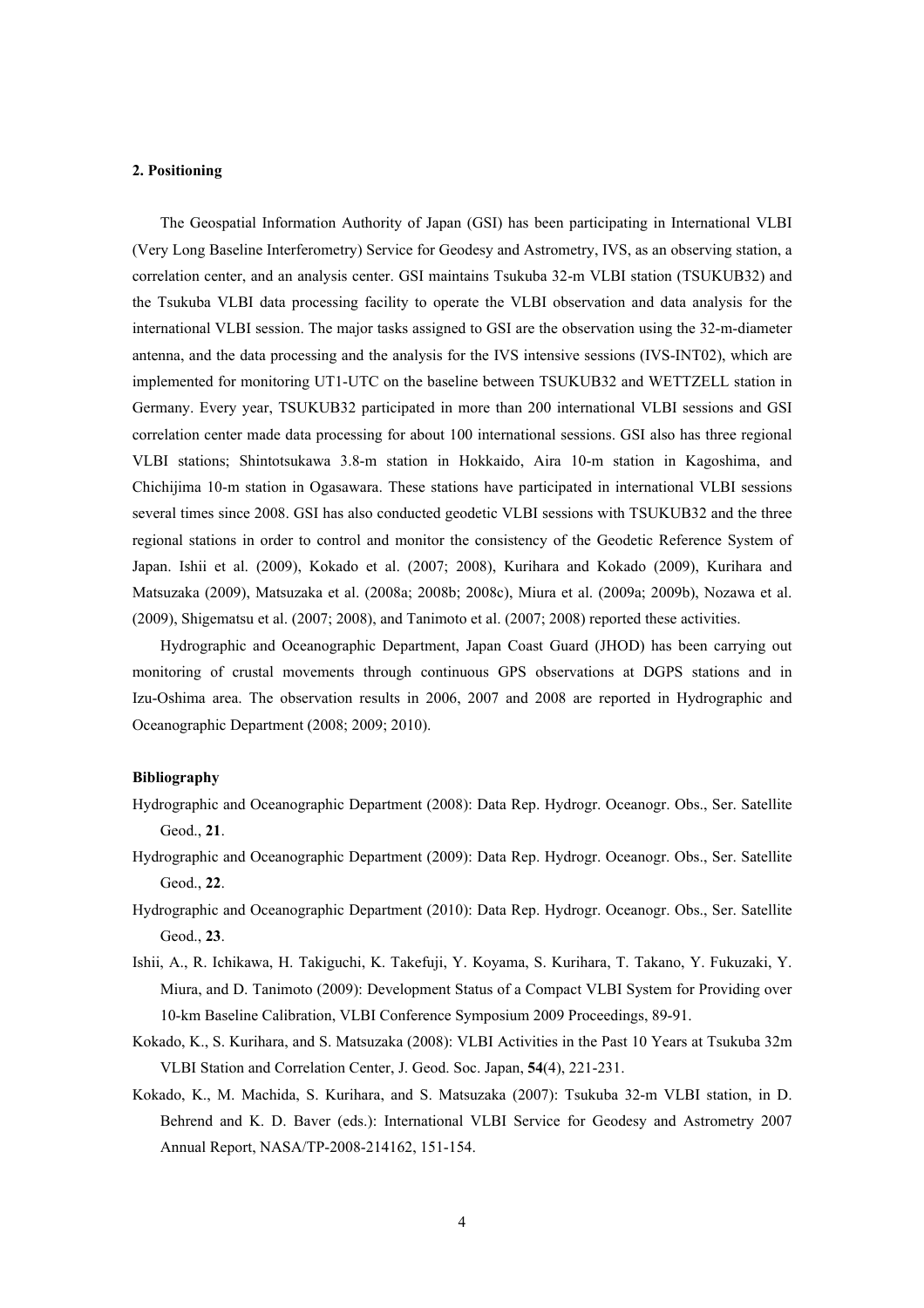## 2. Positioning

The Geospatial Information Authority of Japan (GSI) has been participating in International VLBI (Very Long Baseline Interferometry) Service for Geodesy and Astrometry, IVS, as an observing station, a correlation center, and an analysis center. GSI maintains Tsukuba 32-m VLBI station (TSUKUB32) and the Tsukuba VLBI data processing facility to operate the VLBI observation and data analysis for the international VLBI session. The major tasks assigned to GSI are the observation using the 32-m-diameter antenna, and the data processing and the analysis for the IVS intensive sessions (IVS-INT02), which are implemented for monitoring UT1-UTC on the baseline between TSUKUB32 and WETTZELL station in Germany. Every year, TSUKUB32 participated in more than 200 international VLBI sessions and GSI correlation center made data processing for about 100 international sessions. GSI also has three regional VLBI stations; Shintotsukawa 3.8-m station in Hokkaido, Aira 10-m station in Kagoshima, and Chichijima 10-m station in Ogasawara. These stations have participated in international VLBI sessions several times since 2008. GSI has also conducted geodetic VLBI sessions with TSUKUB32 and the three regional stations in order to control and monitor the consistency of the Geodetic Reference System of Japan. Ishii et al. (2009), Kokado et al. (2007; 2008), Kurihara and Kokado (2009), Kurihara and Matsuzaka (2009), Matsuzaka et al. (2008a; 2008b; 2008c), Miura et al. (2009a; 2009b), Nozawa et al. (2009), Shigematsu et al. (2007; 2008), and Tanimoto et al. (2007; 2008) reported these activities.

Hydrographic and Oceanographic Department, Japan Coast Guard (JHOD) has been carrying out monitoring of crustal movements through continuous GPS observations at DGPS stations and in Izu-Oshima area. The observation results in 2006, 2007 and 2008 are reported in Hydrographic and Oceanographic Department (2008; 2009; 2010).

### Bibliography

Hydrographic and Oceanographic Department (2008): Data Rep. Hydrogr. Oceanogr. Obs., Ser. Satellite Geod., **21**.

Hydrographic and Oceanographic Department (2009): Data Rep. Hydrogr. Oceanogr. Obs., Ser. Satellite Geod., **22**.

Hydrographic and Oceanographic Department (2010): Data Rep. Hydrogr. Oceanogr. Obs., Ser. Satellite Geod., **23**.

Ishii, A., R. Ichikawa, H. Takiguchi, K. Takefuji, Y. Koyama, S. Kurihara, T. Takano, Y. Fukuzaki, Y. Miura, and D. Tanimoto (2009): Development Status of a Compact VLBI System for Providing over 10-km Baseline Calibration, VLBI Conference Symposium 2009 Proceedings, 89-91.

Kokado, K., S. Kurihara, and S. Matsuzaka (2008): VLBI Activities in the Past 10 Years at Tsukuba 32m VLBI Station and Correlation Center, J. Geod. Soc. Japan, **54**(4), 221-231.

Kokado, K., M. Machida, S. Kurihara, and S. Matsuzaka (2007): Tsukuba 32-m VLBI station, in D. Behrend and K. D. Baver (eds.): International VLBI Service for Geodesy and Astrometry 2007 Annual Report, NASA/TP-2008-214162, 151-154.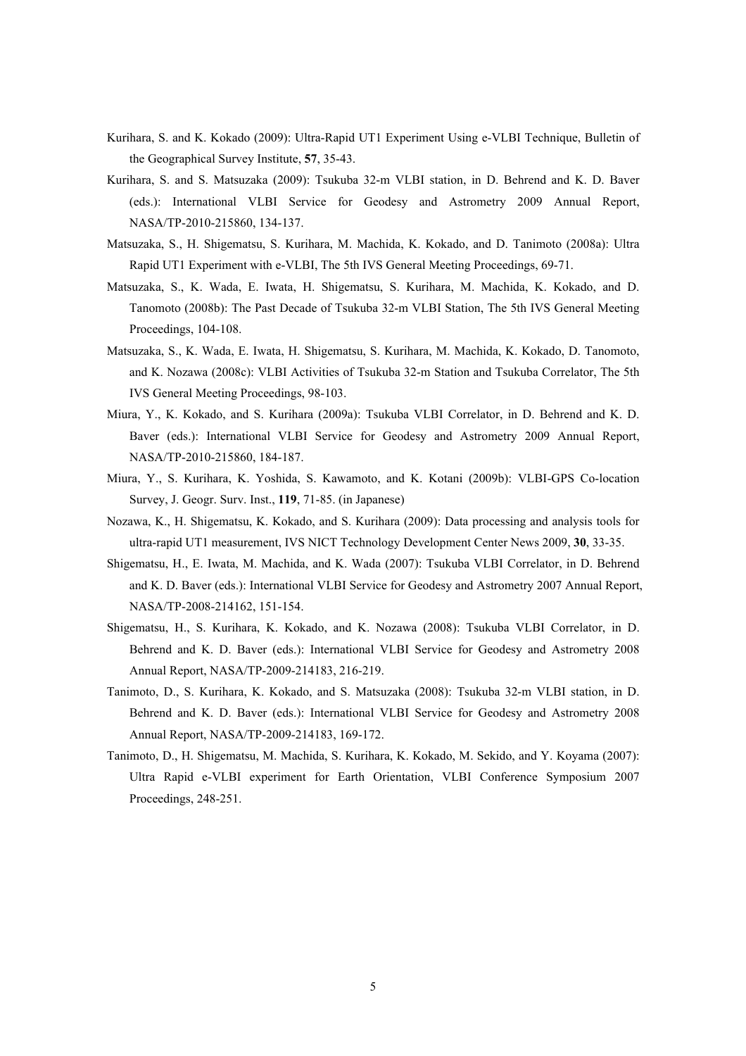Kurihara, S. and K. Kokado (2009): Ultra-Rapid UT1 Experiment Using e-VLBI Technique, Bulletin of the Geographical Survey Institute, **57**, 35-43.

Kurihara, S. and S. Matsuzaka (2009): Tsukuba 32-m VLBI station, in D. Behrend and K. D. Baver (eds.): International VLBI Service for Geodesy and Astrometry 2009 Annual Report, NASA/TP-2010-215860, 134-137.

Matsuzaka, S., H. Shigematsu, S. Kurihara, M. Machida, K. Kokado, and D. Tanimoto (2008a): Ultra Rapid UT1 Experiment with e-VLBI, The 5th IVS General Meeting Proceedings, 69-71.

Matsuzaka, S., K. Wada, E. Iwata, H. Shigematsu, S. Kurihara, M. Machida, K. Kokado, and D. Tanomoto (2008b): The Past Decade of Tsukuba 32-m VLBI Station, The 5th IVS General Meeting Proceedings, 104-108.

Matsuzaka, S., K. Wada, E. Iwata, H. Shigematsu, S. Kurihara, M. Machida, K. Kokado, D. Tanomoto, and K. Nozawa (2008c): VLBI Activities of Tsukuba 32-m Station and Tsukuba Correlator, The 5th IVS General Meeting Proceedings, 98-103.

Miura, Y., K. Kokado, and S. Kurihara (2009a): Tsukuba VLBI Correlator, in D. Behrend and K. D. Baver (eds.): International VLBI Service for Geodesy and Astrometry 2009 Annual Report, NASA/TP-2010-215860, 184-187.

Miura, Y., S. Kurihara, K. Yoshida, S. Kawamoto, and K. Kotani (2009b): VLBI-GPS Co-location Survey, J. Geogr. Surv. Inst., **119**, 71-85. (in Japanese)

Nozawa, K., H. Shigematsu, K. Kokado, and S. Kurihara (2009): Data processing and analysis tools for ultra-rapid UT1 measurement, IVS NICT Technology Development Center News 2009, **30**, 33-35.

Shigematsu, H., E. Iwata, M. Machida, and K. Wada (2007): Tsukuba VLBI Correlator, in D. Behrend and K. D. Baver (eds.): International VLBI Service for Geodesy and Astrometry 2007 Annual Report, NASA/TP-2008-214162, 151-154.

Shigematsu, H., S. Kurihara, K. Kokado, and K. Nozawa (2008): Tsukuba VLBI Correlator, in D. Behrend and K. D. Baver (eds.): International VLBI Service for Geodesy and Astrometry 2008 Annual Report, NASA/TP-2009-214183, 216-219.

Tanimoto, D., S. Kurihara, K. Kokado, and S. Matsuzaka (2008): Tsukuba 32-m VLBI station, in D. Behrend and K. D. Baver (eds.): International VLBI Service for Geodesy and Astrometry 2008 Annual Report, NASA/TP-2009-214183, 169-172.

Tanimoto, D., H. Shigematsu, M. Machida, S. Kurihara, K. Kokado, M. Sekido, and Y. Koyama (2007): Ultra Rapid e-VLBI experiment for Earth Orientation, VLBI Conference Symposium 2007 Proceedings, 248-251.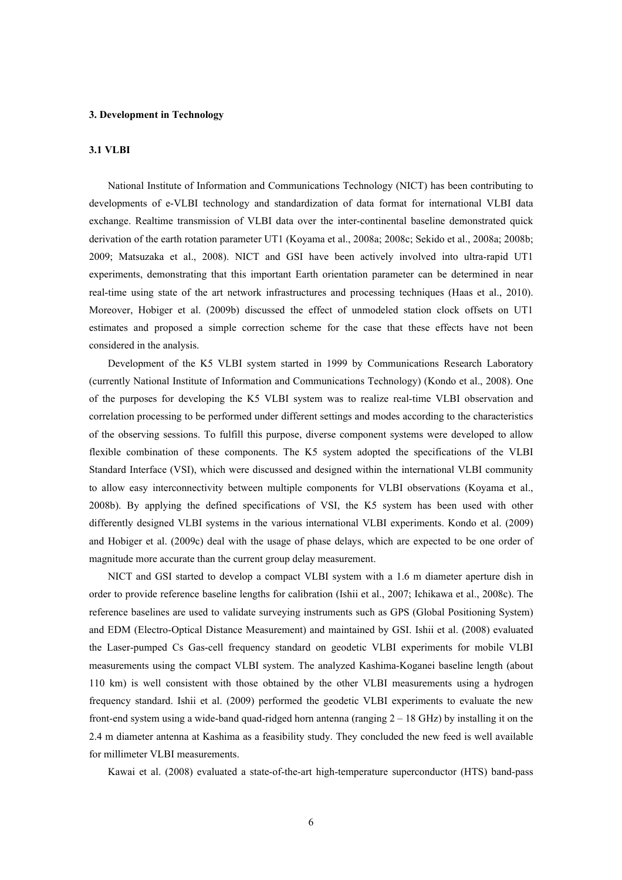## 3. Development in Technology

### 3.1 VLBI

National Institute of Information and Communications Technology (NICT) has been contributing to developments of e-VLBI technology and standardization of data format for international VLBI data exchange. Realtime transmission of VLBI data over the inter-continental baseline demonstrated quick derivation of the earth rotation parameter UT1 (Koyama et al., 2008a; 2008c; Sekido et al., 2008a; 2008b; 2009; Matsuzaka et al., 2008). NICT and GSI have been actively involved into ultra-rapid UT1 experiments, demonstrating that this important Earth orientation parameter can be determined in near real-time using state of the art network infrastructures and processing techniques (Haas et al., 2010). Moreover, Hobiger et al. (2009b) discussed the effect of unmodeled station clock offsets on UT1 estimates and proposed a simple correction scheme for the case that these effects have not been considered in the analysis.

Development of the K5 VLBI system started in 1999 by Communications Research Laboratory (currently National Institute of Information and Communications Technology) (Kondo et al., 2008). One of the purposes for developing the K5 VLBI system was to realize real-time VLBI observation and correlation processing to be performed under different settings and modes according to the characteristics of the observing sessions. To fulfill this purpose, diverse component systems were developed to allow flexible combination of these components. The K5 system adopted the specifications of the VLBI Standard Interface (VSI), which were discussed and designed within the international VLBI community to allow easy interconnectivity between multiple components for VLBI observations (Koyama et al., 2008b). By applying the defined specifications of VSI, the K5 system has been used with other differently designed VLBI systems in the various international VLBI experiments. Kondo et al. (2009) and Hobiger et al. (2009c) deal with the usage of phase delays, which are expected to be one order of magnitude more accurate than the current group delay measurement.

NICT and GSI started to develop a compact VLBI system with a 1.6 m diameter aperture dish in order to provide reference baseline lengths for calibration (Ishii et al., 2007; Ichikawa et al., 2008c). The reference baselines are used to validate surveying instruments such as GPS (Global Positioning System) and EDM (Electro-Optical Distance Measurement) and maintained by GSI. Ishii et al. (2008) evaluated the Laser-pumped Cs Gas-cell frequency standard on geodetic VLBI experiments for mobile VLBI measurements using the compact VLBI system. The analyzed Kashima-Koganei baseline length (about 110 km) is well consistent with those obtained by the other VLBI measurements using a hydrogen frequency standard. Ishii et al. (2009) performed the geodetic VLBI experiments to evaluate the new front-end system using a wide-band quad-ridged horn antenna (ranging 2 – 18 GHz) by installing it on the 2.4 m diameter antenna at Kashima as a feasibility study. They concluded the new feed is well available for millimeter VLBI measurements.

Kawai et al. (2008) evaluated a state-of-the-art high-temperature superconductor (HTS) band-pass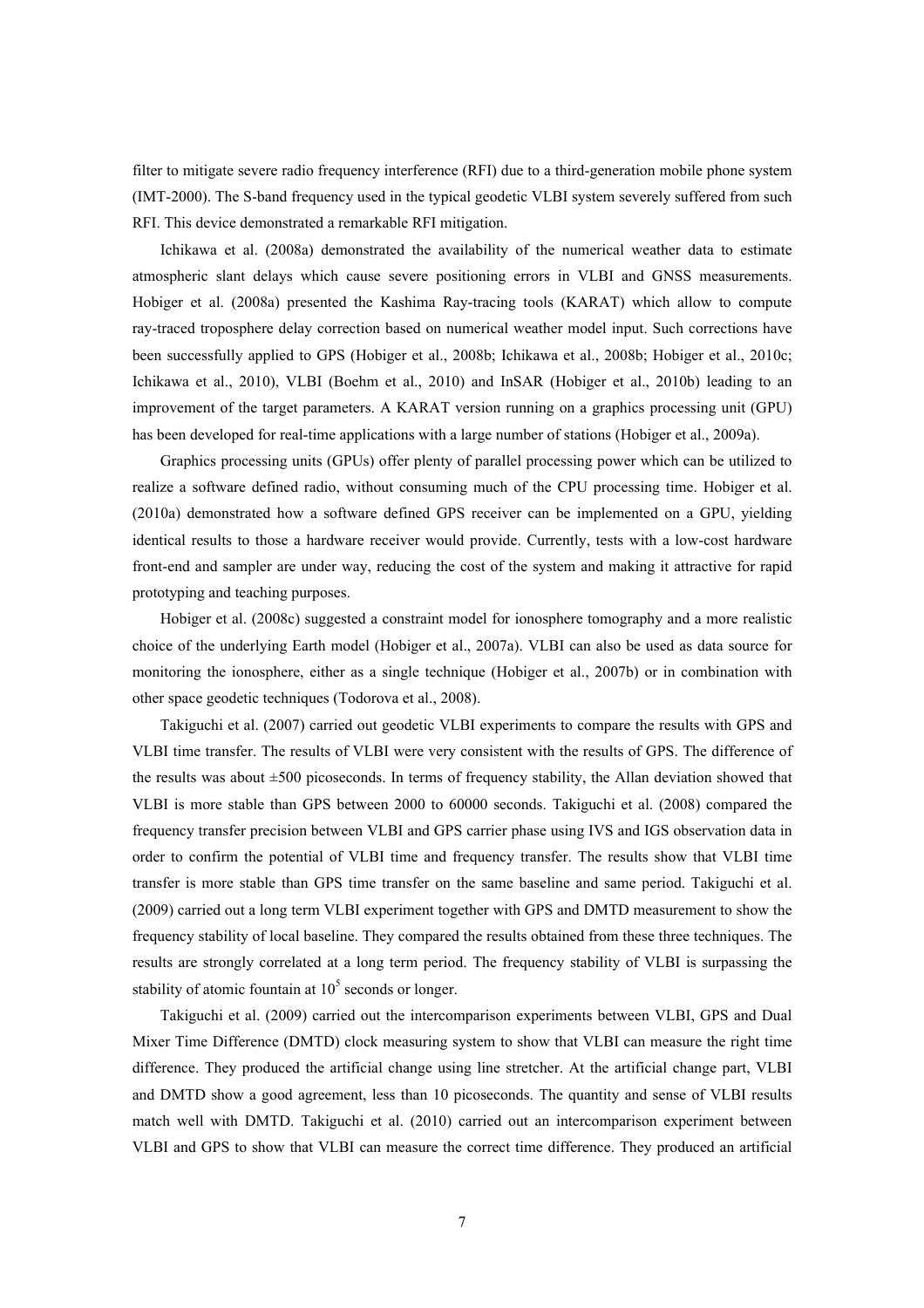filter to mitigate severe radio frequency interference (RFI) due to a third-generation mobile phone system (IMT-2000). The S-band frequency used in the typical geodetic VLBI system severely suffered from such RFI. This device demonstrated a remarkable RFI mitigation.

Ichikawa et al. (2008a) demonstrated the availability of the numerical weather data to estimate atmospheric slant delays which cause severe positioning errors in VLBI and GNSS measurements. Hobiger et al. (2008a) presented the Kashima Ray-tracing tools (KARAT) which allow to compute ray-traced troposphere delay correction based on numerical weather model input. Such corrections have been successfully applied to GPS (Hobiger et al., 2008b; Ichikawa et al., 2008b; Hobiger et al., 2010c; Ichikawa et al., 2010), VLBI (Boehm et al., 2010) and InSAR (Hobiger et al., 2010b) leading to an improvement of the target parameters. A KARAT version running on a graphics processing unit (GPU) has been developed for real-time applications with a large number of stations (Hobiger et al., 2009a).

Graphics processing units (GPUs) offer plenty of parallel processing power which can be utilized to realize a software defined radio, without consuming much of the CPU processing time. Hobiger et al. (2010a) demonstrated how a software defined GPS receiver can be implemented on a GPU, yielding identical results to those a hardware receiver would provide. Currently, tests with a low-cost hardware front-end and sampler are under way, reducing the cost of the system and making it attractive for rapid prototyping and teaching purposes.

Hobiger et al. (2008c) suggested a constraint model for ionosphere tomography and a more realistic choice of the underlying Earth model (Hobiger et al., 2007a). VLBI can also be used as data source for monitoring the ionosphere, either as a single technique (Hobiger et al., 2007b) or in combination with other space geodetic techniques (Todorova et al., 2008).

Takiguchi et al. (2007) carried out geodetic VLBI experiments to compare the results with GPS and VLBI time transfer. The results of VLBI were very consistent with the results of GPS. The difference of the results was about ±500 picoseconds. In terms of frequency stability, the Allan deviation showed that VLBI is more stable than GPS between 2000 to 60000 seconds. Takiguchi et al. (2008) compared the frequency transfer precision between VLBI and GPS carrier phase using IVS and IGS observation data in order to confirm the potential of VLBI time and frequency transfer. The results show that VLBI time transfer is more stable than GPS time transfer on the same baseline and same period. Takiguchi et al. (2009) carried out a long term VLBI experiment together with GPS and DMTD measurement to show the frequency stability of local baseline. They compared the results obtained from these three techniques. The results are strongly correlated at a long term period. The frequency stability of VLBI is surpassing the stability of atomic fountain at $10^5$ seconds or longer.

Takiguchi et al. (2009) carried out the intercomparison experiments between VLBI, GPS and Dual Mixer Time Difference (DMTD) clock measuring system to show that VLBI can measure the right time difference. They produced the artificial change using line stretcher. At the artificial change part, VLBI and DMTD show a good agreement, less than 10 picoseconds. The quantity and sense of VLBI results match well with DMTD. Takiguchi et al. (2010) carried out an intercomparison experiment between VLBI and GPS to show that VLBI can measure the correct time difference. They produced an artificial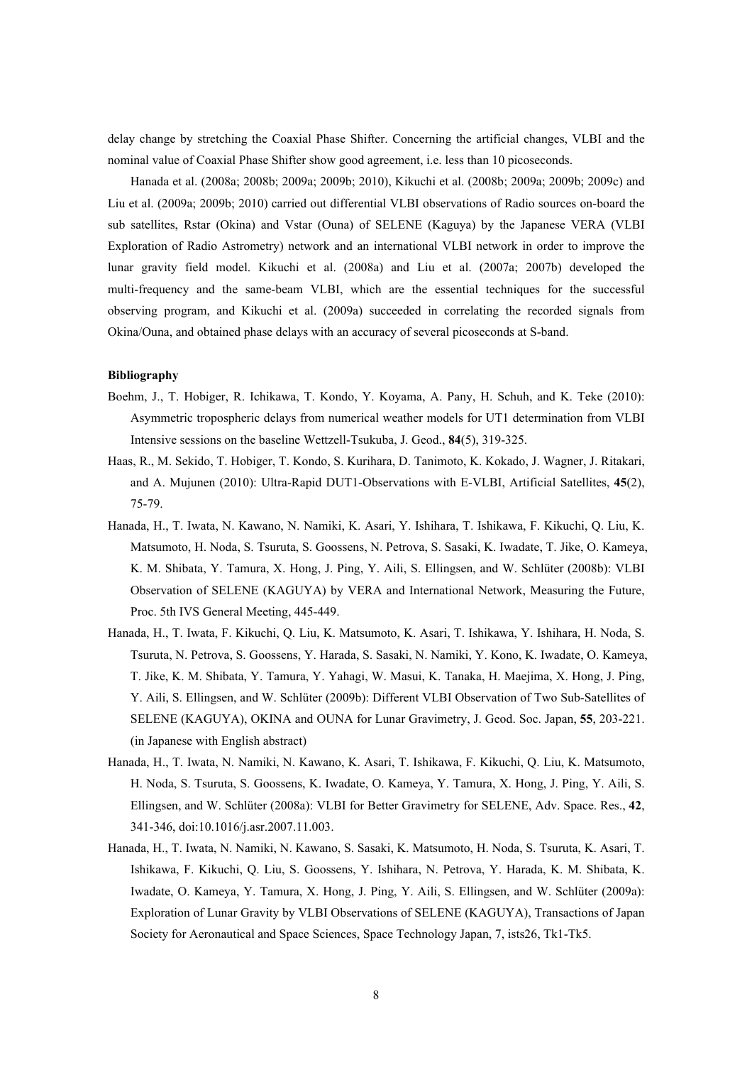delay change by stretching the Coaxial Phase Shifter. Concerning the artificial changes, VLBI and the nominal value of Coaxial Phase Shifter show good agreement, i.e. less than 10 picoseconds.

Hanada et al. (2008a; 2008b; 2009a; 2009b; 2010), Kikuchi et al. (2008b; 2009a; 2009b; 2009c) and Liu et al. (2009a; 2009b; 2010) carried out differential VLBI observations of Radio sources on-board the sub satellites, Rstar (Okina) and Vstar (Ouna) of SELENE (Kaguya) by the Japanese VERA (VLBI Exploration of Radio Astrometry) network and an international VLBI network in order to improve the lunar gravity field model. Kikuchi et al. (2008a) and Liu et al. (2007a; 2007b) developed the multi-frequency and the same-beam VLBI, which are the essential techniques for the successful observing program, and Kikuchi et al. (2009a) succeeded in correlating the recorded signals from Okina/Ouna, and obtained phase delays with an accuracy of several picoseconds at S-band.

**Bibliography**

Boehm, J., T. Hobiger, R. Ichikawa, T. Kondo, Y. Koyama, A. Pany, H. Schuh, and K. Teke (2010): Asymmetric tropospheric delays from numerical weather models for UT1 determination from VLBI Intensive sessions on the baseline Wettzell-Tsukuba, J. Geod., **84**(5), 319-325.

Haas, R., M. Sekido, T. Hobiger, T. Kondo, S. Kurihara, D. Tanimoto, K. Kokado, J. Wagner, J. Ritakari, and A. Mujunen (2010): Ultra-Rapid DUT1-Observations with E-VLBI, Artificial Satellites, **45**(2), 75-79.

Hanada, H., T. Iwata, N. Kawano, N. Namiki, K. Asari, Y. Ishihara, T. Ishikawa, F. Kikuchi, Q. Liu, K. Matsumoto, H. Noda, S. Tsuruta, S. Goossens, N. Petrova, S. Sasaki, K. Iwadate, T. Jike, O. Kameya, K. M. Shibata, Y. Tamura, X. Hong, J. Ping, Y. Aili, S. Ellingsen, and W. Schlüter (2008b): VLBI Observation of SELENE (KAGUYA) by VERA and International Network, Measuring the Future, Proc. 5th IVS General Meeting, 445-449.

Hanada, H., T. Iwata, F. Kikuchi, Q. Liu, K. Matsumoto, K. Asari, T. Ishikawa, Y. Ishihara, H. Noda, S. Tsuruta, N. Petrova, S. Goossens, Y. Harada, S. Sasaki, N. Namiki, Y. Kono, K. Iwadate, O. Kameya, T. Jike, K. M. Shibata, Y. Tamura, Y. Yahagi, W. Masui, K. Tanaka, H. Maejima, X. Hong, J. Ping, Y. Aili, S. Ellingsen, and W. Schlüter (2009b): Different VLBI Observation of Two Sub-Satellites of SELENE (KAGUYA), OKINA and OUNA for Lunar Gravimetry, J. Geod. Soc. Japan, **55**, 203-221. (in Japanese with English abstract)

Hanada, H., T. Iwata, N. Namiki, N. Kawano, K. Asari, T. Ishikawa, F. Kikuchi, Q. Liu, K. Matsumoto, H. Noda, S. Tsuruta, S. Goossens, K. Iwadate, O. Kameya, Y. Tamura, X. Hong, J. Ping, Y. Aili, S. Ellingsen, and W. Schlüter (2008a): VLBI for Better Gravimetry for SELENE, Adv. Space. Res., **42**, 341-346, doi:10.1016/j.asr.2007.11.003.

Hanada, H., T. Iwata, N. Namiki, N. Kawano, S. Sasaki, K. Matsumoto, H. Noda, S. Tsuruta, K. Asari, T. Ishikawa, F. Kikuchi, Q. Liu, S. Goossens, Y. Ishihara, N. Petrova, Y. Harada, K. M. Shibata, K. Iwadate, O. Kameya, Y. Tamura, X. Hong, J. Ping, Y. Aili, S. Ellingsen, and W. Schlüter (2009a): Exploration of Lunar Gravity by VLBI Observations of SELENE (KAGUYA), Transactions of Japan Society for Aeronautical and Space Sciences, Space Technology Japan, 7, ists26, Tk1-Tk5.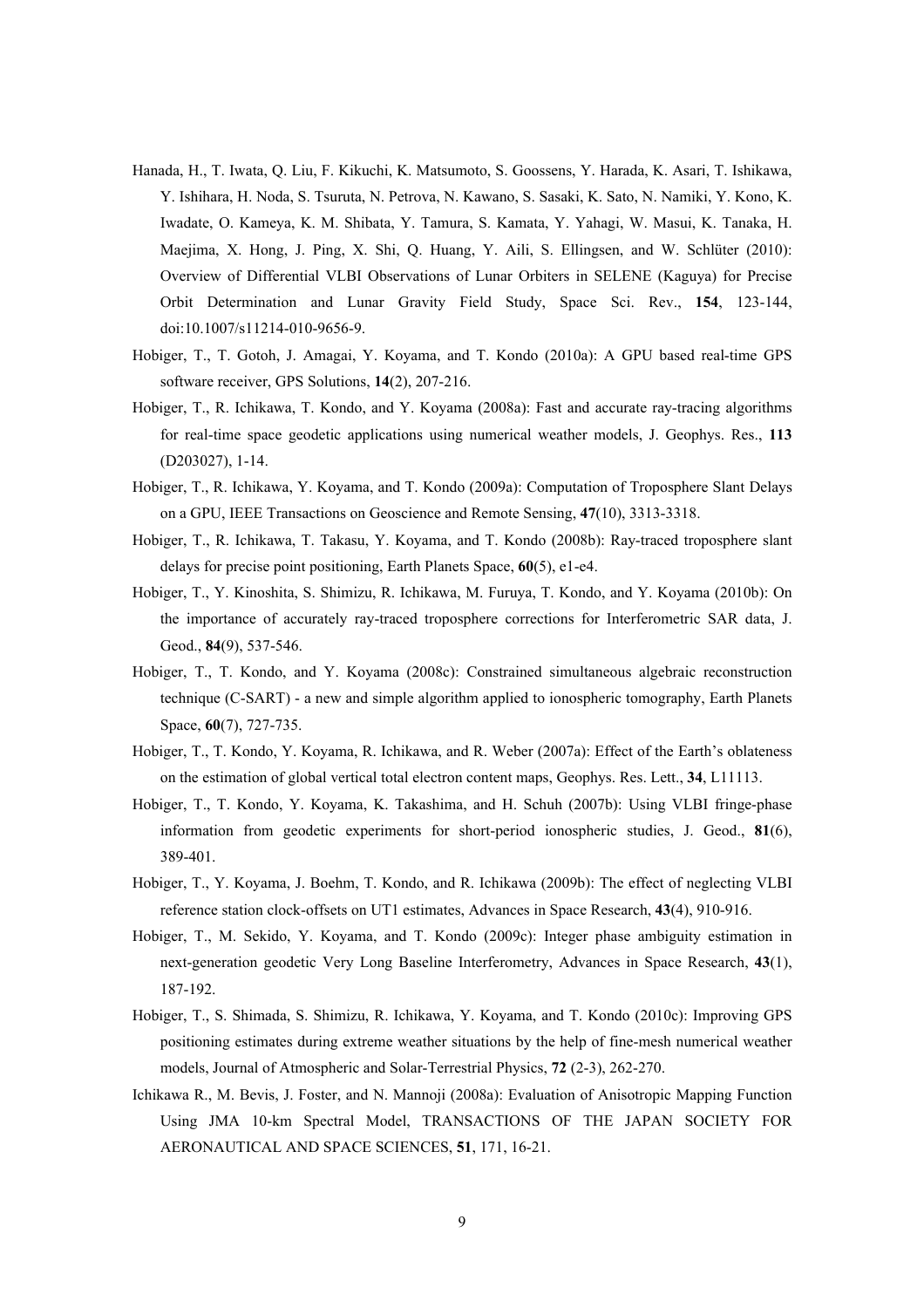Hanada, H., T. Iwata, Q. Liu, F. Kikuchi, K. Matsumoto, S. Goossens, Y. Harada, K. Asari, T. Ishikawa, Y. Ishihara, H. Noda, S. Tsuruta, N. Petrova, N. Kawano, S. Sasaki, K. Sato, N. Namiki, Y. Kono, K. Iwadate, O. Kameya, K. M. Shibata, Y. Tamura, S. Kamata, Y. Yahagi, W. Masui, K. Tanaka, H. Maejima, X. Hong, J. Ping, X. Shi, Q. Huang, Y. Aili, S. Ellingsen, and W. Schlüter (2010): Overview of Differential VLBI Observations of Lunar Orbiters in SELENE (Kaguya) for Precise Orbit Determination and Lunar Gravity Field Study, Space Sci. Rev., **154**, 123-144, doi:10.1007/s11214-010-9656-9.

Hobiger, T., T. Gotoh, J. Amagai, Y. Koyama, and T. Kondo (2010a): A GPU based real-time GPS software receiver, GPS Solutions, **14**(2), 207-216.

Hobiger, T., R. Ichikawa, T. Kondo, and Y. Koyama (2008a): Fast and accurate ray-tracing algorithms for real-time space geodetic applications using numerical weather models, J. Geophys. Res., **113** (D203027), 1-14.

Hobiger, T., R. Ichikawa, Y. Koyama, and T. Kondo (2009a): Computation of Troposphere Slant Delays on a GPU, IEEE Transactions on Geoscience and Remote Sensing, **47**(10), 3313-3318.

Hobiger, T., R. Ichikawa, T. Takasu, Y. Koyama, and T. Kondo (2008b): Ray-traced troposphere slant delays for precise point positioning, Earth Planets Space, **60**(5), e1-e4.

Hobiger, T., Y. Kinoshita, S. Shimizu, R. Ichikawa, M. Furuya, T. Kondo, and Y. Koyama (2010b): On the importance of accurately ray-traced troposphere corrections for Interferometric SAR data, J. Geod., **84**(9), 537-546.

Hobiger, T., T. Kondo, and Y. Koyama (2008c): Constrained simultaneous algebraic reconstruction technique (C-SART) - a new and simple algorithm applied to ionospheric tomography, Earth Planets Space, **60**(7), 727-735.

Hobiger, T., T. Kondo, Y. Koyama, R. Ichikawa, and R. Weber (2007a): Effect of the Earth's oblateness on the estimation of global vertical total electron content maps, Geophys. Res. Lett., **34**, L11113.

Hobiger, T., T. Kondo, Y. Koyama, K. Takashima, and H. Schuh (2007b): Using VLBI fringe-phase information from geodetic experiments for short-period ionospheric studies, J. Geod., **81**(6), 389-401.

Hobiger, T., Y. Koyama, J. Boehm, T. Kondo, and R. Ichikawa (2009b): The effect of neglecting VLBI reference station clock-offsets on UT1 estimates, Advances in Space Research, **43**(4), 910-916.

Hobiger, T., M. Sekido, Y. Koyama, and T. Kondo (2009c): Integer phase ambiguity estimation in next-generation geodetic Very Long Baseline Interferometry, Advances in Space Research, **43**(1), 187-192.

Hobiger, T., S. Shimada, S. Shimizu, R. Ichikawa, Y. Koyama, and T. Kondo (2010c): Improving GPS positioning estimates during extreme weather situations by the help of fine-mesh numerical weather models, Journal of Atmospheric and Solar-Terrestrial Physics, **72** (2-3), 262-270.

Ichikawa R., M. Bevis, J. Foster, and N. Mannoji (2008a): Evaluation of Anisotropic Mapping Function Using JMA 10-km Spectral Model, TRANSACTIONS OF THE JAPAN SOCIETY FOR AERONAUTICAL AND SPACE SCIENCES, **51**, 171, 16-21.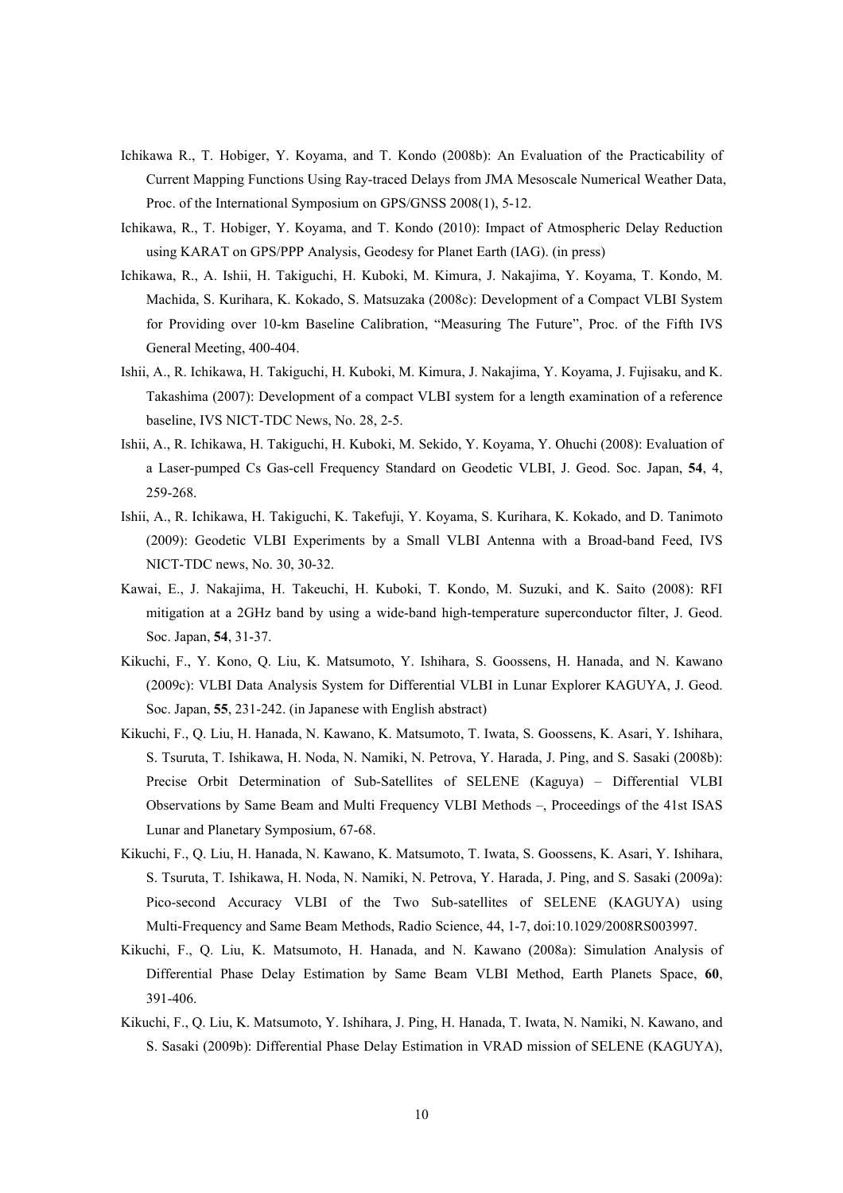Ichikawa R., T. Hobiger, Y. Koyama, and T. Kondo (2008b): An Evaluation of the Practicability of Current Mapping Functions Using Ray-traced Delays from JMA Mesoscale Numerical Weather Data, Proc. of the International Symposium on GPS/GNSS 2008(1), 5-12.

Ichikawa, R., T. Hobiger, Y. Koyama, and T. Kondo (2010): Impact of Atmospheric Delay Reduction using KARAT on GPS/PPP Analysis, Geodesy for Planet Earth (IAG). (in press)

Ichikawa, R., A. Ishii, H. Takiguchi, H. Kuboki, M. Kimura, J. Nakajima, Y. Koyama, T. Kondo, M. Machida, S. Kurihara, K. Kokado, S. Matsuzaka (2008c): Development of a Compact VLBI System for Providing over 10-km Baseline Calibration, "Measuring The Future", Proc. of the Fifth IVS General Meeting, 400-404.

Ishii, A., R. Ichikawa, H. Takiguchi, H. Kuboki, M. Kimura, J. Nakajima, Y. Koyama, J. Fujisaku, and K. Takashima (2007): Development of a compact VLBI system for a length examination of a reference baseline, IVS NICT-TDC News, No. 28, 2-5.

Ishii, A., R. Ichikawa, H. Takiguchi, H. Kuboki, M. Sekido, Y. Koyama, Y. Ohuchi (2008): Evaluation of a Laser-pumped Cs Gas-cell Frequency Standard on Geodetic VLBI, J. Geod. Soc. Japan, **54**, 4, 259-268.

Ishii, A., R. Ichikawa, H. Takiguchi, K. Takefuji, Y. Koyama, S. Kurihara, K. Kokado, and D. Tanimoto (2009): Geodetic VLBI Experiments by a Small VLBI Antenna with a Broad-band Feed, IVS NICT-TDC news, No. 30, 30-32.

Kawai, E., J. Nakajima, H. Takeuchi, H. Kuboki, T. Kondo, M. Suzuki, and K. Saito (2008): RFI mitigation at a 2GHz band by using a wide-band high-temperature superconductor filter, J. Geod. Soc. Japan, **54**, 31-37.

Kikuchi, F., Y. Kono, Q. Liu, K. Matsumoto, Y. Ishihara, S. Goossens, H. Hanada, and N. Kawano (2009c): VLBI Data Analysis System for Differential VLBI in Lunar Explorer KAGUYA, J. Geod. Soc. Japan, **55**, 231-242. (in Japanese with English abstract)

Kikuchi, F., Q. Liu, H. Hanada, N. Kawano, K. Matsumoto, T. Iwata, S. Goossens, K. Asari, Y. Ishihara, S. Tsuruta, T. Ishikawa, H. Noda, N. Namiki, N. Petrova, Y. Harada, J. Ping, and S. Sasaki (2008b): Precise Orbit Determination of Sub-Satellites of SELENE (Kaguya) – Differential VLBI Observations by Same Beam and Multi Frequency VLBI Methods –, Proceedings of the 41st ISAS Lunar and Planetary Symposium, 67-68.

Kikuchi, F., Q. Liu, H. Hanada, N. Kawano, K. Matsumoto, T. Iwata, S. Goossens, K. Asari, Y. Ishihara, S. Tsuruta, T. Ishikawa, H. Noda, N. Namiki, N. Petrova, Y. Harada, J. Ping, and S. Sasaki (2009a): Pico-second Accuracy VLBI of the Two Sub-satellites of SELENE (KAGUYA) using Multi-Frequency and Same Beam Methods, Radio Science, 44, 1-7, doi:10.1029/2008RS003997.

Kikuchi, F., Q. Liu, K. Matsumoto, H. Hanada, and N. Kawano (2008a): Simulation Analysis of Differential Phase Delay Estimation by Same Beam VLBI Method, Earth Planets Space, **60**, 391-406.

Kikuchi, F., Q. Liu, K. Matsumoto, Y. Ishihara, J. Ping, H. Hanada, T. Iwata, N. Namiki, N. Kawano, and S. Sasaki (2009b): Differential Phase Delay Estimation in VRAD mission of SELENE (KAGUYA),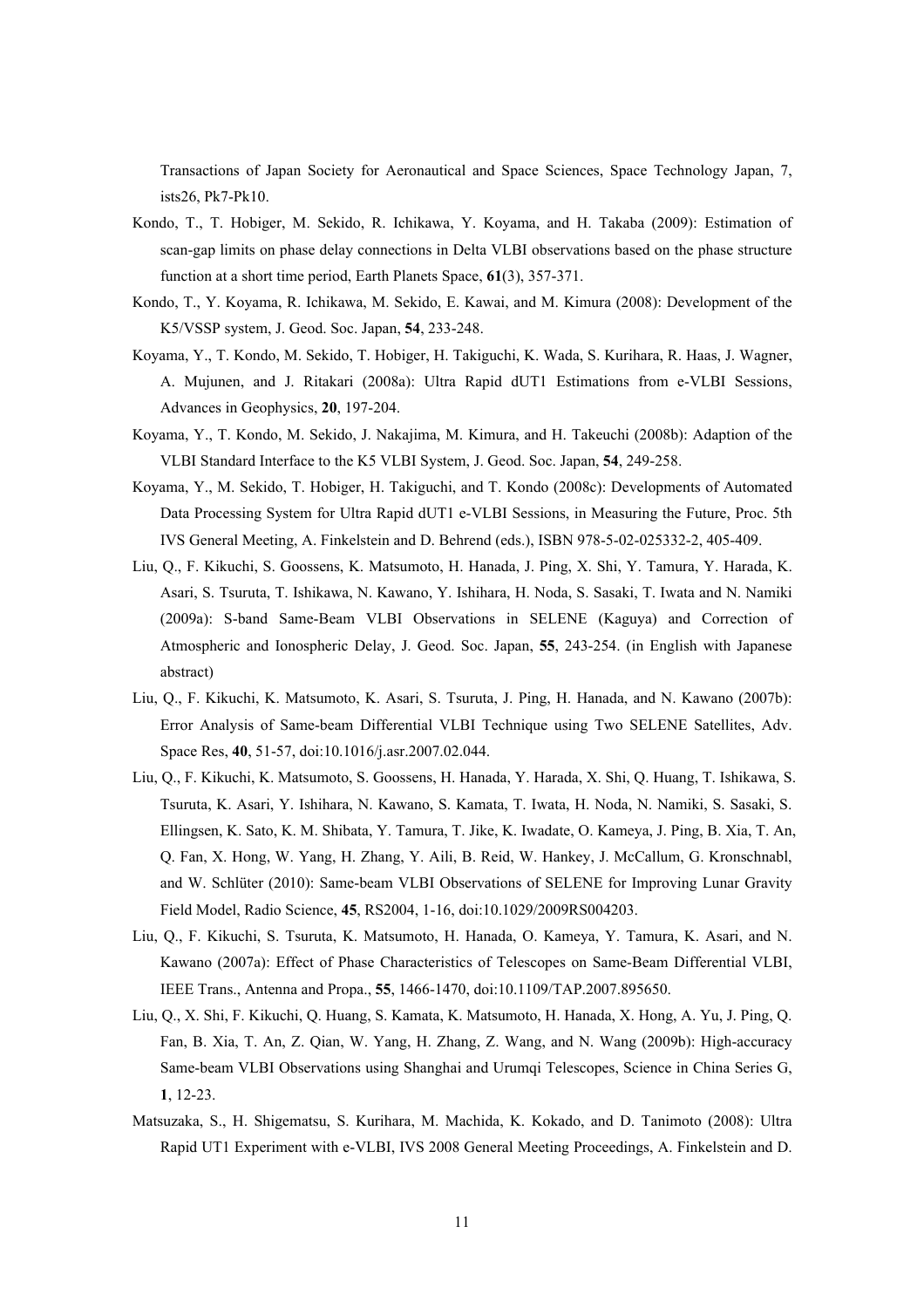Transactions of Japan Society for Aeronautical and Space Sciences, Space Technology Japan, 7, ists26, Pk7-Pk10.

Kondo, T., T. Hobiger, M. Sekido, R. Ichikawa, Y. Koyama, and H. Takaba (2009): Estimation of scan-gap limits on phase delay connections in Delta VLBI observations based on the phase structure function at a short time period, Earth Planets Space, **61**(3), 357-371.

Kondo, T., Y. Koyama, R. Ichikawa, M. Sekido, E. Kawai, and M. Kimura (2008): Development of the K5/VSSP system, J. Geod. Soc. Japan, **54**, 233-248.

Koyama, Y., T. Kondo, M. Sekido, T. Hobiger, H. Takiguchi, K. Wada, S. Kurihara, R. Haas, J. Wagner, A. Mujunen, and J. Ritakari (2008a): Ultra Rapid dUT1 Estimations from e-VLBI Sessions, Advances in Geophysics, **20**, 197-204.

Koyama, Y., T. Kondo, M. Sekido, J. Nakajima, M. Kimura, and H. Takeuchi (2008b): Adaption of the VLBI Standard Interface to the K5 VLBI System, J. Geod. Soc. Japan, **54**, 249-258.

Koyama, Y., M. Sekido, T. Hobiger, H. Takiguchi, and T. Kondo (2008c): Developments of Automated Data Processing System for Ultra Rapid dUT1 e-VLBI Sessions, in Measuring the Future, Proc. 5th IVS General Meeting, A. Finkelstein and D. Behrend (eds.), ISBN 978-5-02-025332-2, 405-409.

Liu, Q., F. Kikuchi, S. Goossens, K. Matsumoto, H. Hanada, J. Ping, X. Shi, Y. Tamura, Y. Harada, K. Asari, S. Tsuruta, T. Ishikawa, N. Kawano, Y. Ishihara, H. Noda, S. Sasaki, T. Iwata and N. Namiki (2009a): S-band Same-Beam VLBI Observations in SELENE (Kaguya) and Correction of Atmospheric and Ionospheric Delay, J. Geod. Soc. Japan, **55**, 243-254. (in English with Japanese abstract)

Liu, Q., F. Kikuchi, K. Matsumoto, K. Asari, S. Tsuruta, J. Ping, H. Hanada, and N. Kawano (2007b): Error Analysis of Same-beam Differential VLBI Technique using Two SELENE Satellites, Adv. Space Res, **40**, 51-57, doi:10.1016/j.asr.2007.02.044.

Liu, Q., F. Kikuchi, K. Matsumoto, S. Goossens, H. Hanada, Y. Harada, X. Shi, Q. Huang, T. Ishikawa, S. Tsuruta, K. Asari, Y. Ishihara, N. Kawano, S. Kamata, T. Iwata, H. Noda, N. Namiki, S. Sasaki, S. Ellingsen, K. Sato, K. M. Shibata, Y. Tamura, T. Jike, K. Iwadate, O. Kameya, J. Ping, B. Xia, T. An, Q. Fan, X. Hong, W. Yang, H. Zhang, Y. Aili, B. Reid, W. Hankey, J. McCallum, G. Kronschnabl, and W. Schlüter (2010): Same-beam VLBI Observations of SELENE for Improving Lunar Gravity Field Model, Radio Science, **45**, RS2004, 1-16, doi:10.1029/2009RS004203.

Liu, Q., F. Kikuchi, S. Tsuruta, K. Matsumoto, H. Hanada, O. Kameya, Y. Tamura, K. Asari, and N. Kawano (2007a): Effect of Phase Characteristics of Telescopes on Same-Beam Differential VLBI, IEEE Trans., Antenna and Propa., **55**, 1466-1470, doi:10.1109/TAP.2007.895650.

Liu, Q., X. Shi, F. Kikuchi, Q. Huang, S. Kamata, K. Matsumoto, H. Hanada, X. Hong, A. Yu, J. Ping, Q. Fan, B. Xia, T. An, Z. Qian, W. Yang, H. Zhang, Z. Wang, and N. Wang (2009b): High-accuracy Same-beam VLBI Observations using Shanghai and Urumqi Telescopes, Science in China Series G, **1**, 12-23.

Matsuzaka, S., H. Shigematsu, S. Kurihara, M. Machida, K. Kokado, and D. Tanimoto (2008): Ultra Rapid UT1 Experiment with e-VLBI, IVS 2008 General Meeting Proceedings, A. Finkelstein and D.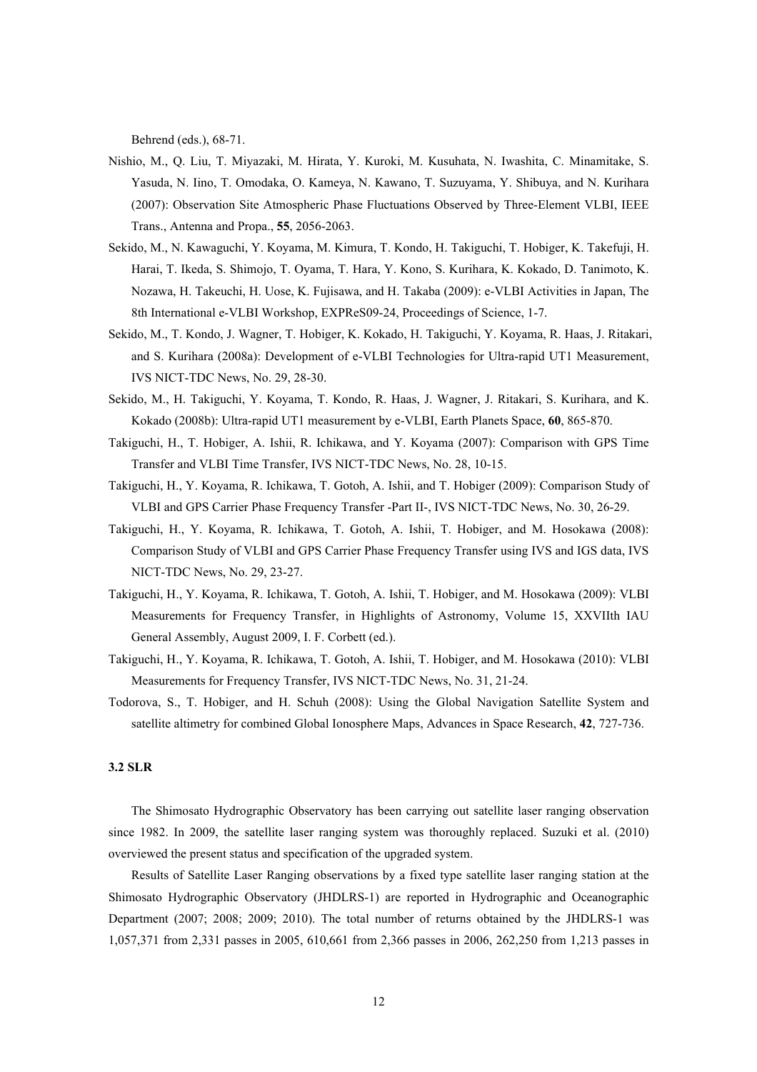Behrend (eds.), 68-71.

Nishio, M., Q. Liu, T. Miyazaki, M. Hirata, Y. Kuroki, M. Kusuhata, N. Iwashita, C. Minamitake, S. Yasuda, N. Iino, T. Omodaka, O. Kameya, N. Kawano, T. Suzuyama, Y. Shibuya, and N. Kurihara (2007): Observation Site Atmospheric Phase Fluctuations Observed by Three-Element VLBI, IEEE Trans., Antenna and Propa., **55**, 2056-2063.

Sekido, M., N. Kawaguchi, Y. Koyama, M. Kimura, T. Kondo, H. Takiguchi, T. Hobiger, K. Takefuji, H. Harai, T. Ikeda, S. Shimojo, T. Oyama, T. Hara, Y. Kono, S. Kurihara, K. Kokado, D. Tanimoto, K. Nozawa, H. Takeuchi, H. Uose, K. Fujisawa, and H. Takaba (2009): e-VLBI Activities in Japan, The 8th International e-VLBI Workshop, EXPReS09-24, Proceedings of Science, 1-7.

Sekido, M., T. Kondo, J. Wagner, T. Hobiger, K. Kokado, H. Takiguchi, Y. Koyama, R. Haas, J. Ritakari, and S. Kurihara (2008a): Development of e-VLBI Technologies for Ultra-rapid UT1 Measurement, IVS NICT-TDC News, No. 29, 28-30.

Sekido, M., H. Takiguchi, Y. Koyama, T. Kondo, R. Haas, J. Wagner, J. Ritakari, S. Kurihara, and K. Kokado (2008b): Ultra-rapid UT1 measurement by e-VLBI, Earth Planets Space, **60**, 865-870.

Takiguchi, H., T. Hobiger, A. Ishii, R. Ichikawa, and Y. Koyama (2007): Comparison with GPS Time Transfer and VLBI Time Transfer, IVS NICT-TDC News, No. 28, 10-15.

Takiguchi, H., Y. Koyama, R. Ichikawa, T. Gotoh, A. Ishii, and T. Hobiger (2009): Comparison Study of VLBI and GPS Carrier Phase Frequency Transfer -Part II-, IVS NICT-TDC News, No. 30, 26-29.

Takiguchi, H., Y. Koyama, R. Ichikawa, T. Gotoh, A. Ishii, T. Hobiger, and M. Hosokawa (2008): Comparison Study of VLBI and GPS Carrier Phase Frequency Transfer using IVS and IGS data, IVS NICT-TDC News, No. 29, 23-27.

Takiguchi, H., Y. Koyama, R. Ichikawa, T. Gotoh, A. Ishii, T. Hobiger, and M. Hosokawa (2009): VLBI Measurements for Frequency Transfer, in Highlights of Astronomy, Volume 15, XXVIIth IAU General Assembly, August 2009, I. F. Corbett (ed.).

Takiguchi, H., Y. Koyama, R. Ichikawa, T. Gotoh, A. Ishii, T. Hobiger, and M. Hosokawa (2010): VLBI Measurements for Frequency Transfer, IVS NICT-TDC News, No. 31, 21-24.

Todorova, S., T. Hobiger, and H. Schuh (2008): Using the Global Navigation Satellite System and satellite altimetry for combined Global Ionosphere Maps, Advances in Space Research, **42**, 727-736.

### 3.2 SLR

The Shimosato Hydrographic Observatory has been carrying out satellite laser ranging observation since 1982. In 2009, the satellite laser ranging system was thoroughly replaced. Suzuki et al. (2010) overviewed the present status and specification of the upgraded system.

Results of Satellite Laser Ranging observations by a fixed type satellite laser ranging station at the Shimosato Hydrographic Observatory (JHDLRS-1) are reported in Hydrographic and Oceanographic Department (2007; 2008; 2009; 2010). The total number of returns obtained by the JHDLRS-1 was 1,057,371 from 2,331 passes in 2005, 610,661 from 2,366 passes in 2006, 262,250 from 1,213 passes in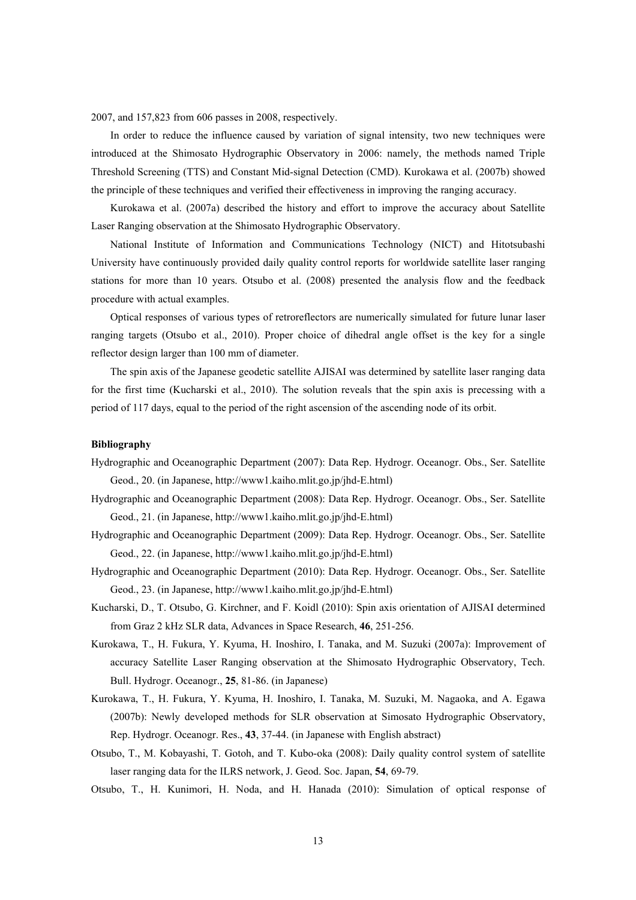2007, and 157,823 from 606 passes in 2008, respectively.

In order to reduce the influence caused by variation of signal intensity, two new techniques were introduced at the Shimosato Hydrographic Observatory in 2006: namely, the methods named Triple Threshold Screening (TTS) and Constant Mid-signal Detection (CMD). Kurokawa et al. (2007b) showed the principle of these techniques and verified their effectiveness in improving the ranging accuracy.

Kurokawa et al. (2007a) described the history and effort to improve the accuracy about Satellite Laser Ranging observation at the Shimosato Hydrographic Observatory.

National Institute of Information and Communications Technology (NICT) and Hitotsubashi University have continuously provided daily quality control reports for worldwide satellite laser ranging stations for more than 10 years. Otsubo et al. (2008) presented the analysis flow and the feedback procedure with actual examples.

Optical responses of various types of retroreflectors are numerically simulated for future lunar laser ranging targets (Otsubo et al., 2010). Proper choice of dihedral angle offset is the key for a single reflector design larger than 100 mm of diameter.

The spin axis of the Japanese geodetic satellite AJISAI was determined by satellite laser ranging data for the first time (Kucharski et al., 2010). The solution reveals that the spin axis is precessing with a period of 117 days, equal to the period of the right ascension of the ascending node of its orbit.

**Bibliography**

Hydrographic and Oceanographic Department (2007): Data Rep. Hydrogr. Oceanogr. Obs., Ser. Satellite Geod., 20. (in Japanese, http://www1.kaiho.mlit.go.jp/jhd-E.html)

Hydrographic and Oceanographic Department (2008): Data Rep. Hydrogr. Oceanogr. Obs., Ser. Satellite Geod., 21. (in Japanese, http://www1.kaiho.mlit.go.jp/jhd-E.html)

Hydrographic and Oceanographic Department (2009): Data Rep. Hydrogr. Oceanogr. Obs., Ser. Satellite Geod., 22. (in Japanese, http://www1.kaiho.mlit.go.jp/jhd-E.html)

Hydrographic and Oceanographic Department (2010): Data Rep. Hydrogr. Oceanogr. Obs., Ser. Satellite Geod., 23. (in Japanese, http://www1.kaiho.mlit.go.jp/jhd-E.html)

Kucharski, D., T. Otsubo, G. Kirchner, and F. Koidl (2010): Spin axis orientation of AJISAI determined from Graz 2 kHz SLR data, Advances in Space Research, **46**, 251-256.

Kurokawa, T., H. Fukura, Y. Kyuma, H. Inoshiro, I. Tanaka, and M. Suzuki (2007a): Improvement of accuracy Satellite Laser Ranging observation at the Shimosato Hydrographic Observatory, Tech. Bull. Hydrogr. Oceanogr., **25**, 81-86. (in Japanese)

Kurokawa, T., H. Fukura, Y. Kyuma, H. Inoshiro, I. Tanaka, M. Suzuki, M. Nagaoka, and A. Egawa (2007b): Newly developed methods for SLR observation at Simosato Hydrographic Observatory, Rep. Hydrogr. Oceanogr. Res., **43**, 37-44. (in Japanese with English abstract)

Otsubo, T., M. Kobayashi, T. Gotoh, and T. Kubo-oka (2008): Daily quality control system of satellite laser ranging data for the ILRS network, J. Geod. Soc. Japan, **54**, 69-79.

Otsubo, T., H. Kunimori, H. Noda, and H. Hanada (2010): Simulation of optical response of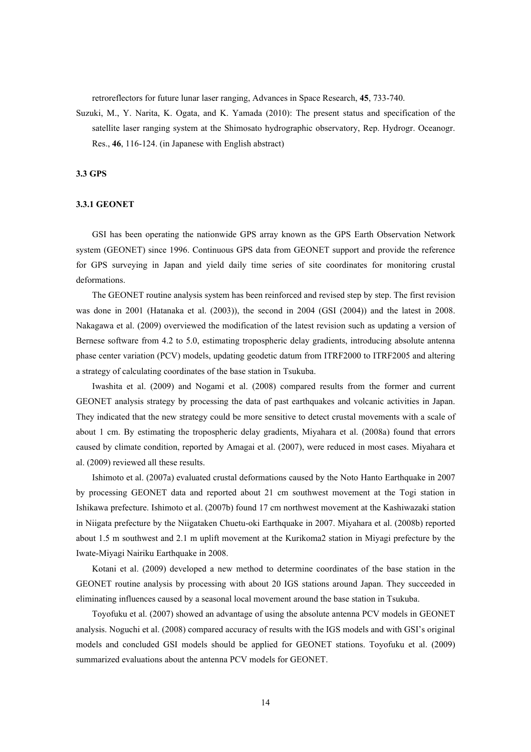retroreflectors for future lunar laser ranging, Advances in Space Research, **45**, 733-740.

Suzuki, M., Y. Narita, K. Ogata, and K. Yamada (2010): The present status and specification of the satellite laser ranging system at the Shimosato hydrographic observatory, Rep. Hydrogr. Oceanogr. Res., **46**, 116-124. (in Japanese with English abstract)

## 3.3 GPS

### 3.3.1 GEONET

GSI has been operating the nationwide GPS array known as the GPS Earth Observation Network system (GEONET) since 1996. Continuous GPS data from GEONET support and provide the reference for GPS surveying in Japan and yield daily time series of site coordinates for monitoring crustal deformations.

The GEONET routine analysis system has been reinforced and revised step by step. The first revision was done in 2001 (Hatanaka et al. (2003)), the second in 2004 (GSI (2004)) and the latest in 2008. Nakagawa et al. (2009) overviewed the modification of the latest revision such as updating a version of Bernese software from 4.2 to 5.0, estimating tropospheric delay gradients, introducing absolute antenna phase center variation (PCV) models, updating geodetic datum from ITRF2000 to ITRF2005 and altering a strategy of calculating coordinates of the base station in Tsukuba.

Iwashita et al. (2009) and Nogami et al. (2008) compared results from the former and current GEONET analysis strategy by processing the data of past earthquakes and volcanic activities in Japan. They indicated that the new strategy could be more sensitive to detect crustal movements with a scale of about 1 cm. By estimating the tropospheric delay gradients, Miyahara et al. (2008a) found that errors caused by climate condition, reported by Amagai et al. (2007), were reduced in most cases. Miyahara et al. (2009) reviewed all these results.

Ishimoto et al. (2007a) evaluated crustal deformations caused by the Noto Hanto Earthquake in 2007 by processing GEONET data and reported about 21 cm southwest movement at the Togi station in Ishikawa prefecture. Ishimoto et al. (2007b) found 17 cm northwest movement at the Kashiwazaki station in Niigata prefecture by the Niigataken Chuetu-oki Earthquake in 2007. Miyahara et al. (2008b) reported about 1.5 m southwest and 2.1 m uplift movement at the Kurikoma2 station in Miyagi prefecture by the Iwate-Miyagi Nairiku Earthquake in 2008.

Kotani et al. (2009) developed a new method to determine coordinates of the base station in the GEONET routine analysis by processing with about 20 IGS stations around Japan. They succeeded in eliminating influences caused by a seasonal local movement around the base station in Tsukuba.

Toyofuku et al. (2007) showed an advantage of using the absolute antenna PCV models in GEONET analysis. Noguchi et al. (2008) compared accuracy of results with the IGS models and with GSI's original models and concluded GSI models should be applied for GEONET stations. Toyofuku et al. (2009) summarized evaluations about the antenna PCV models for GEONET.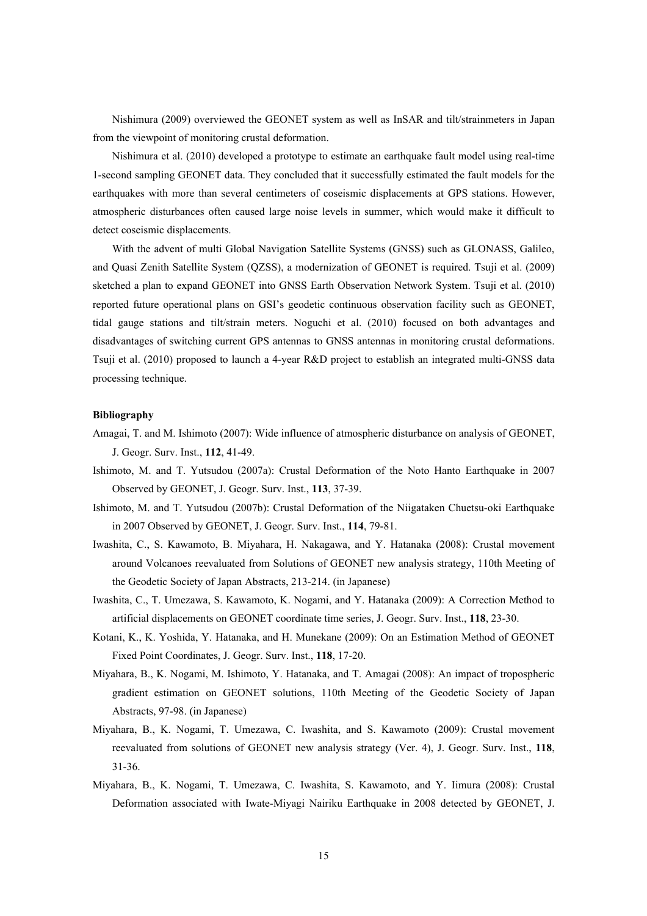Nishimura (2009) overviewed the GEONET system as well as InSAR and tilt/strainmeters in Japan from the viewpoint of monitoring crustal deformation.

Nishimura et al. (2010) developed a prototype to estimate an earthquake fault model using real-time 1-second sampling GEONET data. They concluded that it successfully estimated the fault models for the earthquakes with more than several centimeters of coseismic displacements at GPS stations. However, atmospheric disturbances often caused large noise levels in summer, which would make it difficult to detect coseismic displacements.

With the advent of multi Global Navigation Satellite Systems (GNSS) such as GLONASS, Galileo, and Quasi Zenith Satellite System (QZSS), a modernization of GEONET is required. Tsuji et al. (2009) sketched a plan to expand GEONET into GNSS Earth Observation Network System. Tsuji et al. (2010) reported future operational plans on GSI's geodetic continuous observation facility such as GEONET, tidal gauge stations and tilt/strain meters. Noguchi et al. (2010) focused on both advantages and disadvantages of switching current GPS antennas to GNSS antennas in monitoring crustal deformations. Tsuji et al. (2010) proposed to launch a 4-year R&D project to establish an integrated multi-GNSS data processing technique.

**Bibliography**

Amagai, T. and M. Ishimoto (2007): Wide influence of atmospheric disturbance on analysis of GEONET, J. Geogr. Surv. Inst., **112**, 41-49.

Ishimoto, M. and T. Yutsudou (2007a): Crustal Deformation of the Noto Hanto Earthquake in 2007 Observed by GEONET, J. Geogr. Surv. Inst., **113**, 37-39.

Ishimoto, M. and T. Yutsudou (2007b): Crustal Deformation of the Niigataken Chuetsu-oki Earthquake in 2007 Observed by GEONET, J. Geogr. Surv. Inst., **114**, 79-81.

Iwashita, C., S. Kawamoto, B. Miyahara, H. Nakagawa, and Y. Hatanaka (2008): Crustal movement around Volcanoes reevaluated from Solutions of GEONET new analysis strategy, 110th Meeting of the Geodetic Society of Japan Abstracts, 213-214. (in Japanese)

Iwashita, C., T. Umezawa, S. Kawamoto, K. Nogami, and Y. Hatanaka (2009): A Correction Method to artificial displacements on GEONET coordinate time series, J. Geogr. Surv. Inst., **118**, 23-30.

Kotani, K., K. Yoshida, Y. Hatanaka, and H. Munekane (2009): On an Estimation Method of GEONET Fixed Point Coordinates, J. Geogr. Surv. Inst., **118**, 17-20.

Miyahara, B., K. Nogami, M. Ishimoto, Y. Hatanaka, and T. Amagai (2008): An impact of tropospheric gradient estimation on GEONET solutions, 110th Meeting of the Geodetic Society of Japan Abstracts, 97-98. (in Japanese)

Miyahara, B., K. Nogami, T. Umezawa, C. Iwashita, and S. Kawamoto (2009): Crustal movement reevaluated from solutions of GEONET new analysis strategy (Ver. 4), J. Geogr. Surv. Inst., **118**, 31-36.

Miyahara, B., K. Nogami, T. Umezawa, C. Iwashita, S. Kawamoto, and Y. Iimura (2008): Crustal Deformation associated with Iwate-Miyagi Nairiku Earthquake in 2008 detected by GEONET, J.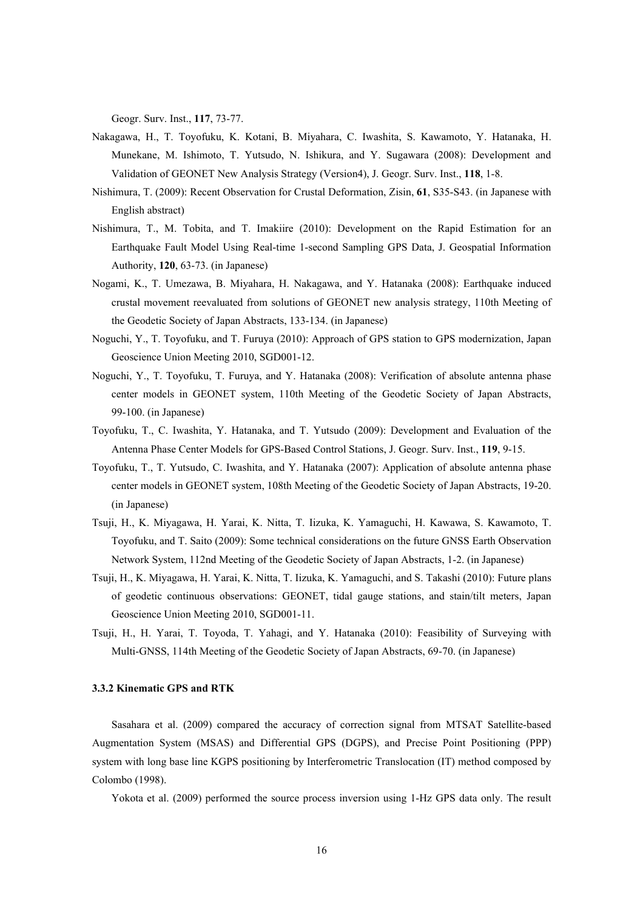Geogr. Surv. Inst., **117**, 73-77.

Nakagawa, H., T. Toyofuku, K. Kotani, B. Miyahara, C. Iwashita, S. Kawamoto, Y. Hatanaka, H. Munekane, M. Ishimoto, T. Yutsudo, N. Ishikura, and Y. Sugawara (2008): Development and Validation of GEONET New Analysis Strategy (Version4), J. Geogr. Surv. Inst., **118**, 1-8.

Nishimura, T. (2009): Recent Observation for Crustal Deformation, Zisin, **61**, S35-S43. (in Japanese with English abstract)

Nishimura, T., M. Tobita, and T. Imakiire (2010): Development on the Rapid Estimation for an Earthquake Fault Model Using Real-time 1-second Sampling GPS Data, J. Geospatial Information Authority, **120**, 63-73. (in Japanese)

Nogami, K., T. Umezawa, B. Miyahara, H. Nakagawa, and Y. Hatanaka (2008): Earthquake induced crustal movement reevaluated from solutions of GEONET new analysis strategy, 110th Meeting of the Geodetic Society of Japan Abstracts, 133-134. (in Japanese)

Noguchi, Y., T. Toyofuku, and T. Furuya (2010): Approach of GPS station to GPS modernization, Japan Geoscience Union Meeting 2010, SGD001-12.

Noguchi, Y., T. Toyofuku, T. Furuya, and Y. Hatanaka (2008): Verification of absolute antenna phase center models in GEONET system, 110th Meeting of the Geodetic Society of Japan Abstracts, 99-100. (in Japanese)

Toyofuku, T., C. Iwashita, Y. Hatanaka, and T. Yutsudo (2009): Development and Evaluation of the Antenna Phase Center Models for GPS-Based Control Stations, J. Geogr. Surv. Inst., **119**, 9-15.

Toyofuku, T., T. Yutsudo, C. Iwashita, and Y. Hatanaka (2007): Application of absolute antenna phase center models in GEONET system, 108th Meeting of the Geodetic Society of Japan Abstracts, 19-20. (in Japanese)

Tsuji, H., K. Miyagawa, H. Yarai, K. Nitta, T. Iizuka, K. Yamaguchi, H. Kawawa, S. Kawamoto, T. Toyofuku, and T. Saito (2009): Some technical considerations on the future GNSS Earth Observation Network System, 112nd Meeting of the Geodetic Society of Japan Abstracts, 1-2. (in Japanese)

Tsuji, H., K. Miyagawa, H. Yarai, K. Nitta, T. Iizuka, K. Yamaguchi, and S. Takashi (2010): Future plans of geodetic continuous observations: GEONET, tidal gauge stations, and stain/tilt meters, Japan Geoscience Union Meeting 2010, SGD001-11.

Tsuji, H., H. Yarai, T. Toyoda, T. Yahagi, and Y. Hatanaka (2010): Feasibility of Surveying with Multi-GNSS, 114th Meeting of the Geodetic Society of Japan Abstracts, 69-70. (in Japanese)

### 3.3.2 Kinematic GPS and RTK

Sasahara et al. (2009) compared the accuracy of correction signal from MTSAT Satellite-based Augmentation System (MSAS) and Differential GPS (DGPS), and Precise Point Positioning (PPP) system with long base line KGPS positioning by Interferometric Translocation (IT) method composed by Colombo (1998).

Yokota et al. (2009) performed the source process inversion using 1-Hz GPS data only. The result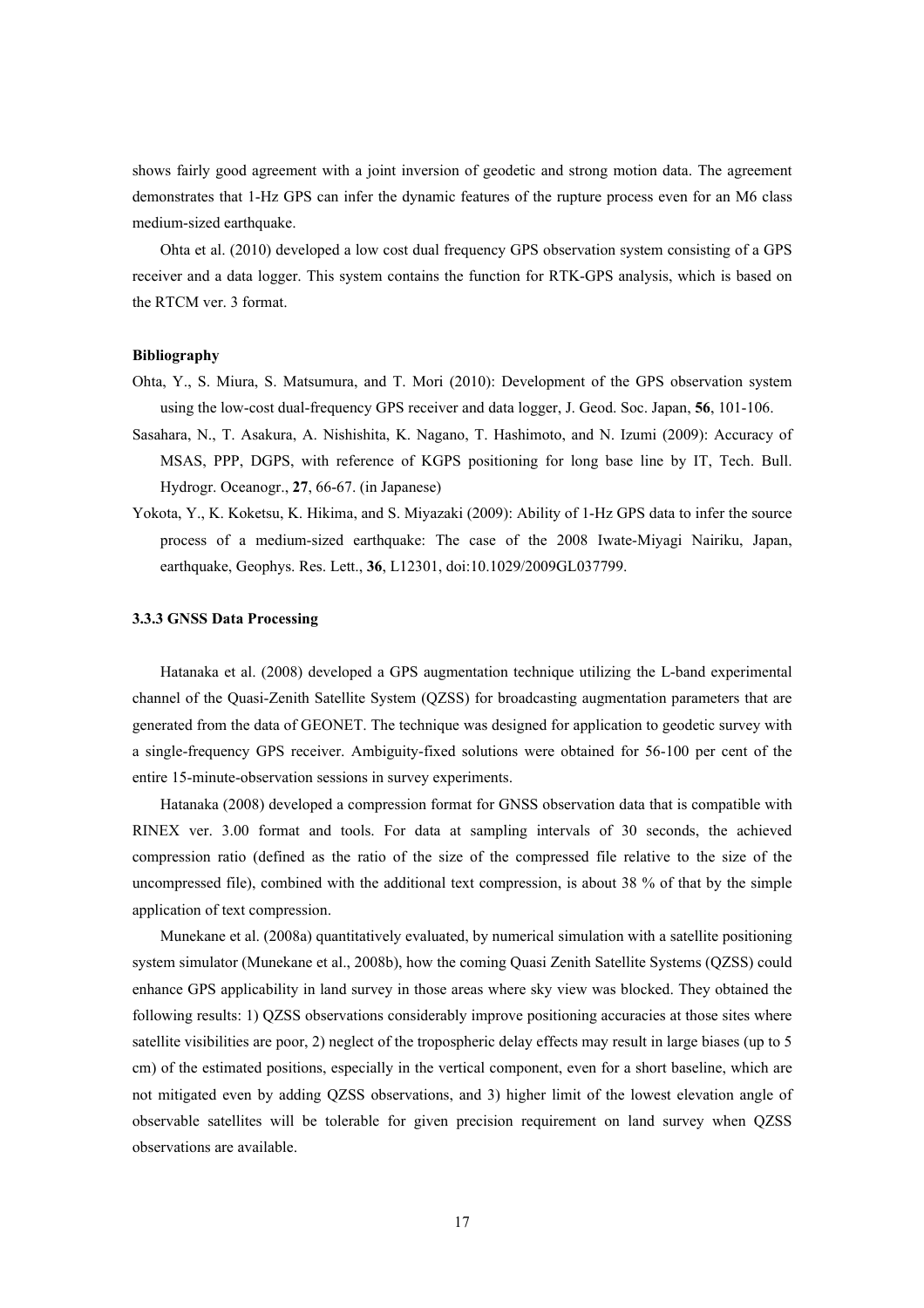shows fairly good agreement with a joint inversion of geodetic and strong motion data. The agreement demonstrates that 1-Hz GPS can infer the dynamic features of the rupture process even for an M6 class medium-sized earthquake.

Ohta et al. (2010) developed a low cost dual frequency GPS observation system consisting of a GPS receiver and a data logger. This system contains the function for RTK-GPS analysis, which is based on the RTCM ver. 3 format.

**Bibliography**

Ohta, Y., S. Miura, S. Matsumura, and T. Mori (2010): Development of the GPS observation system using the low-cost dual-frequency GPS receiver and data logger, J. Geod. Soc. Japan, **56**, 101-106.

Sasahara, N., T. Asakura, A. Nishishita, K. Nagano, T. Hashimoto, and N. Izumi (2009): Accuracy of MSAS, PPP, DGPS, with reference of KGPS positioning for long base line by IT, Tech. Bull. Hydrogr. Oceanogr., **27**, 66-67. (in Japanese)

Yokota, Y., K. Koketsu, K. Hikima, and S. Miyazaki (2009): Ability of 1-Hz GPS data to infer the source process of a medium-sized earthquake: The case of the 2008 Iwate-Miyagi Nairiku, Japan, earthquake, Geophys. Res. Lett., **36**, L12301, doi:10.1029/2009GL037799.

### 3.3.3 GNSS Data Processing

Hatanaka et al. (2008) developed a GPS augmentation technique utilizing the L-band experimental channel of the Quasi-Zenith Satellite System (QZSS) for broadcasting augmentation parameters that are generated from the data of GEONET. The technique was designed for application to geodetic survey with a single-frequency GPS receiver. Ambiguity-fixed solutions were obtained for 56-100 per cent of the entire 15-minute-observation sessions in survey experiments.

Hatanaka (2008) developed a compression format for GNSS observation data that is compatible with RINEX ver. 3.00 format and tools. For data at sampling intervals of 30 seconds, the achieved compression ratio (defined as the ratio of the size of the compressed file relative to the size of the uncompressed file), combined with the additional text compression, is about 38 % of that by the simple application of text compression.

Munekane et al. (2008a) quantitatively evaluated, by numerical simulation with a satellite positioning system simulator (Munekane et al., 2008b), how the coming Quasi Zenith Satellite Systems (QZSS) could enhance GPS applicability in land survey in those areas where sky view was blocked. They obtained the following results: 1) QZSS observations considerably improve positioning accuracies at those sites where satellite visibilities are poor, 2) neglect of the tropospheric delay effects may result in large biases (up to 5 cm) of the estimated positions, especially in the vertical component, even for a short baseline, which are not mitigated even by adding QZSS observations, and 3) higher limit of the lowest elevation angle of observable satellites will be tolerable for given precision requirement on land survey when QZSS observations are available.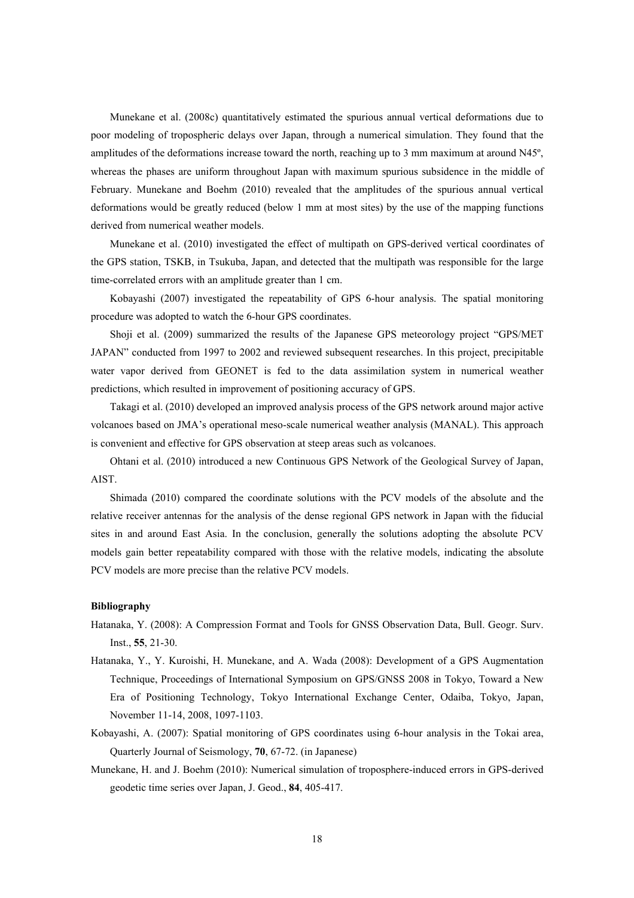Munekane et al. (2008c) quantitatively estimated the spurious annual vertical deformations due to poor modeling of tropospheric delays over Japan, through a numerical simulation. They found that the amplitudes of the deformations increase toward the north, reaching up to 3 mm maximum at around N45º, whereas the phases are uniform throughout Japan with maximum spurious subsidence in the middle of February. Munekane and Boehm (2010) revealed that the amplitudes of the spurious annual vertical deformations would be greatly reduced (below 1 mm at most sites) by the use of the mapping functions derived from numerical weather models.

Munekane et al. (2010) investigated the effect of multipath on GPS-derived vertical coordinates of the GPS station, TSKB, in Tsukuba, Japan, and detected that the multipath was responsible for the large time-correlated errors with an amplitude greater than 1 cm.

Kobayashi (2007) investigated the repeatability of GPS 6-hour analysis. The spatial monitoring procedure was adopted to watch the 6-hour GPS coordinates.

Shoji et al. (2009) summarized the results of the Japanese GPS meteorology project "GPS/MET JAPAN" conducted from 1997 to 2002 and reviewed subsequent researches. In this project, precipitable water vapor derived from GEONET is fed to the data assimilation system in numerical weather predictions, which resulted in improvement of positioning accuracy of GPS.

Takagi et al. (2010) developed an improved analysis process of the GPS network around major active volcanoes based on JMA's operational meso-scale numerical weather analysis (MANAL). This approach is convenient and effective for GPS observation at steep areas such as volcanoes.

Ohtani et al. (2010) introduced a new Continuous GPS Network of the Geological Survey of Japan, AIST.

Shimada (2010) compared the coordinate solutions with the PCV models of the absolute and the relative receiver antennas for the analysis of the dense regional GPS network in Japan with the fiducial sites in and around East Asia. In the conclusion, generally the solutions adopting the absolute PCV models gain better repeatability compared with those with the relative models, indicating the absolute PCV models are more precise than the relative PCV models.

**Bibliography**

Hatanaka, Y. (2008): A Compression Format and Tools for GNSS Observation Data, Bull. Geogr. Surv. Inst., **55**, 21-30.

Hatanaka, Y., Y. Kuroishi, H. Munekane, and A. Wada (2008): Development of a GPS Augmentation Technique, Proceedings of International Symposium on GPS/GNSS 2008 in Tokyo, Toward a New Era of Positioning Technology, Tokyo International Exchange Center, Odaiba, Tokyo, Japan, November 11-14, 2008, 1097-1103.

Kobayashi, A. (2007): Spatial monitoring of GPS coordinates using 6-hour analysis in the Tokai area, Quarterly Journal of Seismology, **70**, 67-72. (in Japanese)

Munekane, H. and J. Boehm (2010): Numerical simulation of troposphere-induced errors in GPS-derived geodetic time series over Japan, J. Geod., **84**, 405-417.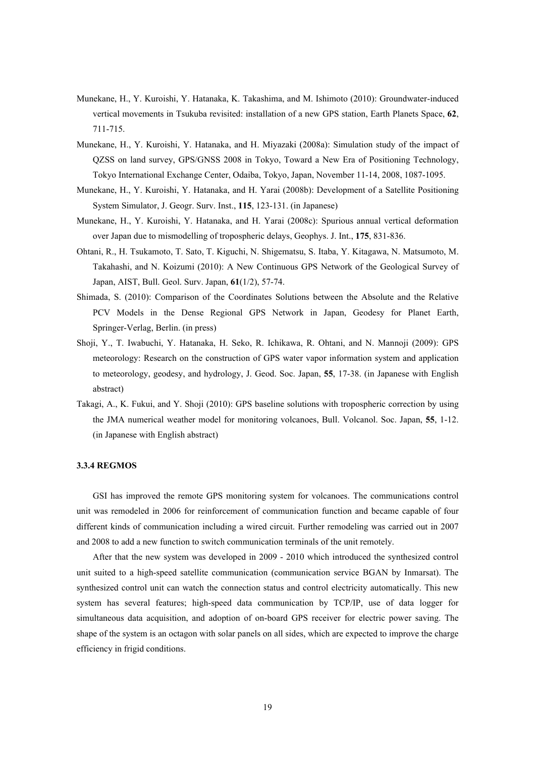Munekane, H., Y. Kuroishi, Y. Hatanaka, K. Takashima, and M. Ishimoto (2010): Groundwater-induced vertical movements in Tsukuba revisited: installation of a new GPS station, Earth Planets Space, **62**, 711-715.

Munekane, H., Y. Kuroishi, Y. Hatanaka, and H. Miyazaki (2008a): Simulation study of the impact of QZSS on land survey, GPS/GNSS 2008 in Tokyo, Toward a New Era of Positioning Technology, Tokyo International Exchange Center, Odaiba, Tokyo, Japan, November 11-14, 2008, 1087-1095.

Munekane, H., Y. Kuroishi, Y. Hatanaka, and H. Yarai (2008b): Development of a Satellite Positioning System Simulator, J. Geogr. Surv. Inst., **115**, 123-131. (in Japanese)

Munekane, H., Y. Kuroishi, Y. Hatanaka, and H. Yarai (2008c): Spurious annual vertical deformation over Japan due to mismodelling of tropospheric delays, Geophys. J. Int., **175**, 831-836.

Ohtani, R., H. Tsukamoto, T. Sato, T. Kiguchi, N. Shigematsu, S. Itaba, Y. Kitagawa, N. Matsumoto, M. Takahashi, and N. Koizumi (2010): A New Continuous GPS Network of the Geological Survey of Japan, AIST, Bull. Geol. Surv. Japan, **61**(1/2), 57-74.

Shimada, S. (2010): Comparison of the Coordinates Solutions between the Absolute and the Relative PCV Models in the Dense Regional GPS Network in Japan, Geodesy for Planet Earth, Springer-Verlag, Berlin. (in press)

Shoji, Y., T. Iwabuchi, Y. Hatanaka, H. Seko, R. Ichikawa, R. Ohtani, and N. Mannoji (2009): GPS meteorology: Research on the construction of GPS water vapor information system and application to meteorology, geodesy, and hydrology, J. Geod. Soc. Japan, **55**, 17-38. (in Japanese with English abstract)

Takagi, A., K. Fukui, and Y. Shoji (2010): GPS baseline solutions with tropospheric correction by using the JMA numerical weather model for monitoring volcanoes, Bull. Volcanol. Soc. Japan, **55**, 1-12. (in Japanese with English abstract)

### 3.3.4 REGMOS

GSI has improved the remote GPS monitoring system for volcanoes. The communications control unit was remodeled in 2006 for reinforcement of communication function and became capable of four different kinds of communication including a wired circuit. Further remodeling was carried out in 2007 and 2008 to add a new function to switch communication terminals of the unit remotely.

After that the new system was developed in 2009 - 2010 which introduced the synthesized control unit suited to a high-speed satellite communication (communication service BGAN by Inmarsat). The synthesized control unit can watch the connection status and control electricity automatically. This new system has several features; high-speed data communication by TCP/IP, use of data logger for simultaneous data acquisition, and adoption of on-board GPS receiver for electric power saving. The shape of the system is an octagon with solar panels on all sides, which are expected to improve the charge efficiency in frigid conditions.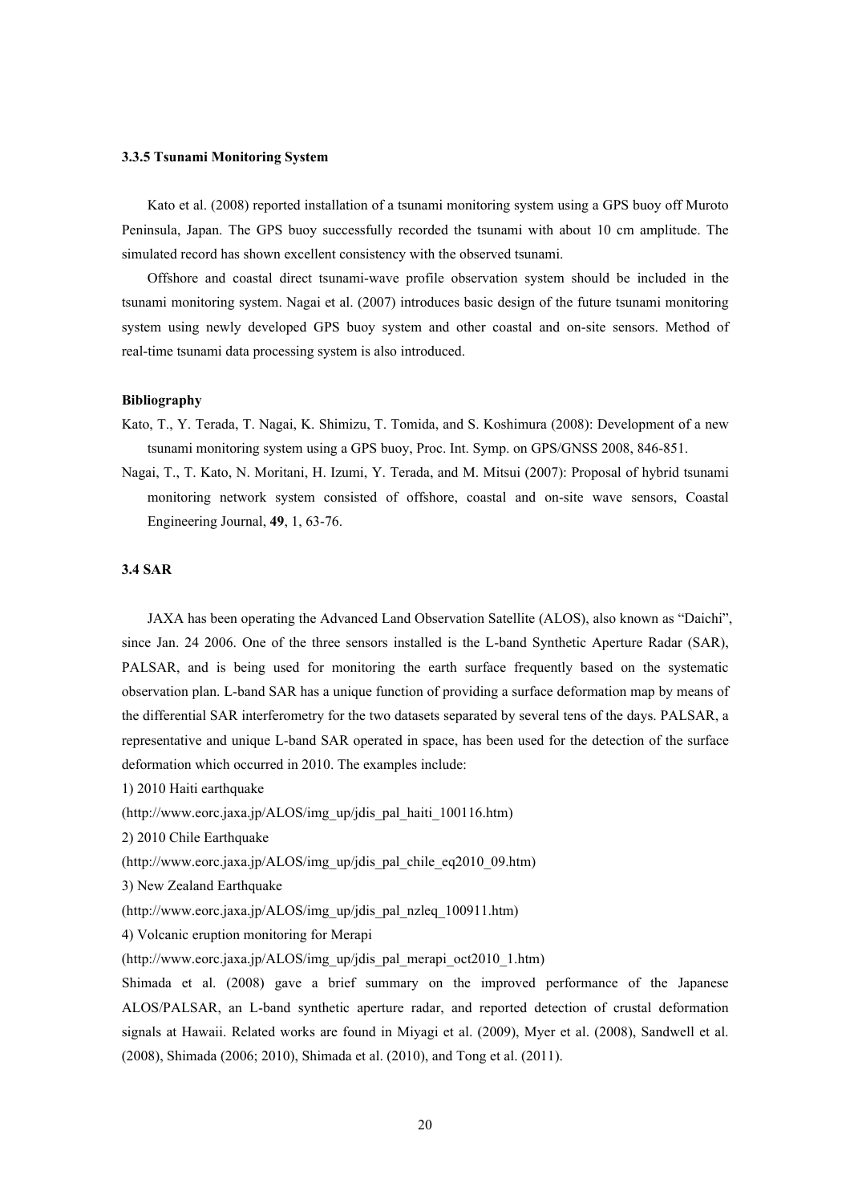### 3.3.5 Tsunami Monitoring System

Kato et al. (2008) reported installation of a tsunami monitoring system using a GPS buoy off Muroto Peninsula, Japan. The GPS buoy successfully recorded the tsunami with about 10 cm amplitude. The simulated record has shown excellent consistency with the observed tsunami.

Offshore and coastal direct tsunami-wave profile observation system should be included in the tsunami monitoring system. Nagai et al. (2007) introduces basic design of the future tsunami monitoring system using newly developed GPS buoy system and other coastal and on-site sensors. Method of real-time tsunami data processing system is also introduced.

#### Bibliography

Kato, T., Y. Terada, T. Nagai, K. Shimizu, T. Tomida, and S. Koshimura (2008): Development of a new tsunami monitoring system using a GPS buoy, Proc. Int. Symp. on GPS/GNSS 2008, 846-851.

Nagai, T., T. Kato, N. Moritani, H. Izumi, Y. Terada, and M. Mitsui (2007): Proposal of hybrid tsunami monitoring network system consisted of offshore, coastal and on-site wave sensors, Coastal Engineering Journal, **49**, 1, 63-76.

### 3.4 SAR

JAXA has been operating the Advanced Land Observation Satellite (ALOS), also known as "Daichi", since Jan. 24 2006. One of the three sensors installed is the L-band Synthetic Aperture Radar (SAR), PALSAR, and is being used for monitoring the earth surface frequently based on the systematic observation plan. L-band SAR has a unique function of providing a surface deformation map by means of the differential SAR interferometry for the two datasets separated by several tens of the days. PALSAR, a representative and unique L-band SAR operated in space, has been used for the detection of the surface deformation which occurred in 2010. The examples include:

1) 2010 Haiti earthquake

(http://www.eorc.jaxa.jp/ALOS/img_up/jdis_pal_haiti_100116.htm)

2) 2010 Chile Earthquake

(http://www.eorc.jaxa.jp/ALOS/img_up/jdis_pal_chile_eq2010_09.htm)

3) New Zealand Earthquake

(http://www.eorc.jaxa.jp/ALOS/img_up/jdis_pal_nzleq_100911.htm)

4) Volcanic eruption monitoring for Merapi

(http://www.eorc.jaxa.jp/ALOS/img_up/jdis_pal_merapi_oct2010_1.htm)

Shimada et al. (2008) gave a brief summary on the improved performance of the Japanese ALOS/PALSAR, an L-band synthetic aperture radar, and reported detection of crustal deformation signals at Hawaii. Related works are found in Miyagi et al. (2009), Myer et al. (2008), Sandwell et al. (2008), Shimada (2006; 2010), Shimada et al. (2010), and Tong et al. (2011).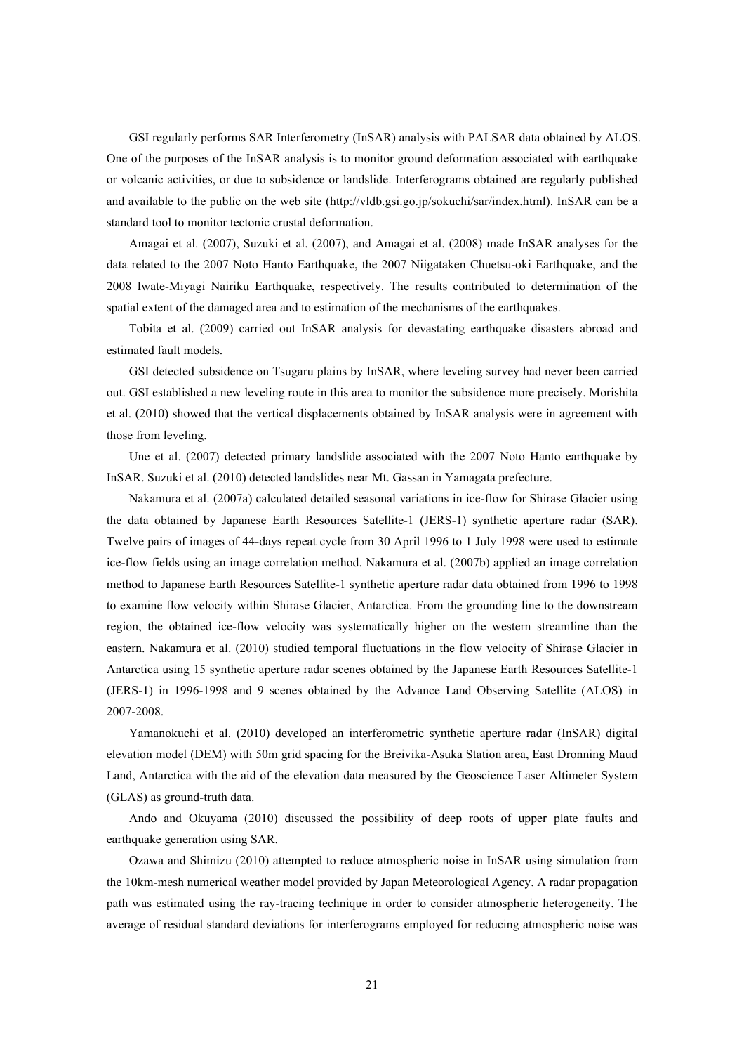GSI regularly performs SAR Interferometry (InSAR) analysis with PALSAR data obtained by ALOS. One of the purposes of the InSAR analysis is to monitor ground deformation associated with earthquake or volcanic activities, or due to subsidence or landslide. Interferograms obtained are regularly published and available to the public on the web site (http://vldb.gsi.go.jp/sokuchi/sar/index.html). InSAR can be a standard tool to monitor tectonic crustal deformation.

Amagai et al. (2007), Suzuki et al. (2007), and Amagai et al. (2008) made InSAR analyses for the data related to the 2007 Noto Hanto Earthquake, the 2007 Niigataken Chuetsu-oki Earthquake, and the 2008 Iwate-Miyagi Nairiku Earthquake, respectively. The results contributed to determination of the spatial extent of the damaged area and to estimation of the mechanisms of the earthquakes.

Tobita et al. (2009) carried out InSAR analysis for devastating earthquake disasters abroad and estimated fault models.

GSI detected subsidence on Tsugaru plains by InSAR, where leveling survey had never been carried out. GSI established a new leveling route in this area to monitor the subsidence more precisely. Morishita et al. (2010) showed that the vertical displacements obtained by InSAR analysis were in agreement with those from leveling.

Une et al. (2007) detected primary landslide associated with the 2007 Noto Hanto earthquake by InSAR. Suzuki et al. (2010) detected landslides near Mt. Gassan in Yamagata prefecture.

Nakamura et al. (2007a) calculated detailed seasonal variations in ice-flow for Shirase Glacier using the data obtained by Japanese Earth Resources Satellite-1 (JERS-1) synthetic aperture radar (SAR). Twelve pairs of images of 44-days repeat cycle from 30 April 1996 to 1 July 1998 were used to estimate ice-flow fields using an image correlation method. Nakamura et al. (2007b) applied an image correlation method to Japanese Earth Resources Satellite-1 synthetic aperture radar data obtained from 1996 to 1998 to examine flow velocity within Shirase Glacier, Antarctica. From the grounding line to the downstream region, the obtained ice-flow velocity was systematically higher on the western streamline than the eastern. Nakamura et al. (2010) studied temporal fluctuations in the flow velocity of Shirase Glacier in Antarctica using 15 synthetic aperture radar scenes obtained by the Japanese Earth Resources Satellite-1 (JERS-1) in 1996-1998 and 9 scenes obtained by the Advance Land Observing Satellite (ALOS) in 2007-2008.

Yamanokuchi et al. (2010) developed an interferometric synthetic aperture radar (InSAR) digital elevation model (DEM) with 50m grid spacing for the Breivika-Asuka Station area, East Dronning Maud Land, Antarctica with the aid of the elevation data measured by the Geoscience Laser Altimeter System (GLAS) as ground-truth data.

Ando and Okuyama (2010) discussed the possibility of deep roots of upper plate faults and earthquake generation using SAR.

Ozawa and Shimizu (2010) attempted to reduce atmospheric noise in InSAR using simulation from the 10km-mesh numerical weather model provided by Japan Meteorological Agency. A radar propagation path was estimated using the ray-tracing technique in order to consider atmospheric heterogeneity. The average of residual standard deviations for interferograms employed for reducing atmospheric noise was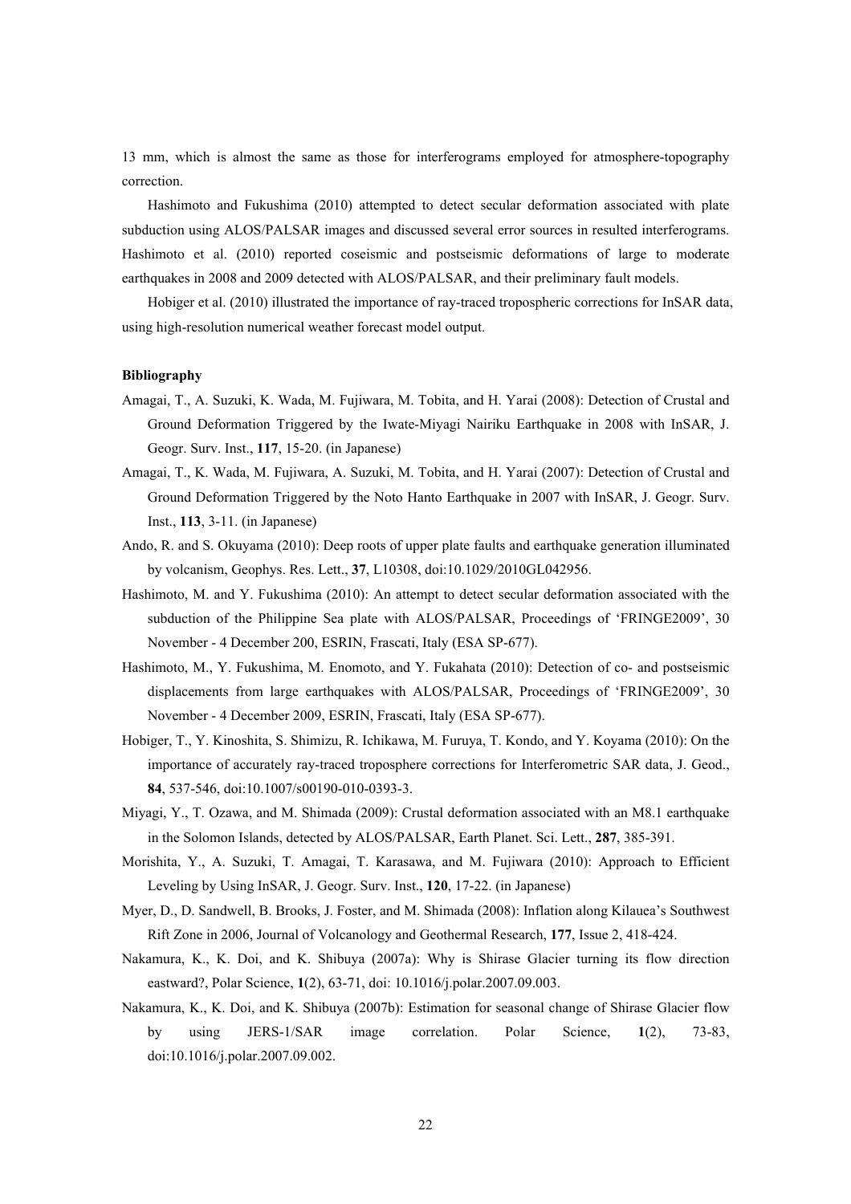13 mm, which is almost the same as those for interferograms employed for atmosphere-topography correction.

Hashimoto and Fukushima (2010) attempted to detect secular deformation associated with plate subduction using ALOS/PALSAR images and discussed several error sources in resulted interferograms. Hashimoto et al. (2010) reported coseismic and postseismic deformations of large to moderate earthquakes in 2008 and 2009 detected with ALOS/PALSAR, and their preliminary fault models.

Hobiger et al. (2010) illustrated the importance of ray-traced tropospheric corrections for InSAR data, using high-resolution numerical weather forecast model output.

#### Bibliography

Amagai, T., A. Suzuki, K. Wada, M. Fujiwara, M. Tobita, and H. Yarai (2008): Detection of Crustal and Ground Deformation Triggered by the Iwate-Miyagi Nairiku Earthquake in 2008 with InSAR, J. Geogr. Surv. Inst., **117**, 15-20. (in Japanese)

Amagai, T., K. Wada, M. Fujiwara, A. Suzuki, M. Tobita, and H. Yarai (2007): Detection of Crustal and Ground Deformation Triggered by the Noto Hanto Earthquake in 2007 with InSAR, J. Geogr. Surv. Inst., **113**, 3-11. (in Japanese)

Ando, R. and S. Okuyama (2010): Deep roots of upper plate faults and earthquake generation illuminated by volcanism, Geophys. Res. Lett., **37**, L10308, doi:10.1029/2010GL042956.

Hashimoto, M. and Y. Fukushima (2010): An attempt to detect secular deformation associated with the subduction of the Philippine Sea plate with ALOS/PALSAR, Proceedings of 'FRINGE2009', 30 November - 4 December 200, ESRIN, Frascati, Italy (ESA SP-677).

Hashimoto, M., Y. Fukushima, M. Enomoto, and Y. Fukahata (2010): Detection of co- and postseismic displacements from large earthquakes with ALOS/PALSAR, Proceedings of 'FRINGE2009', 30 November - 4 December 2009, ESRIN, Frascati, Italy (ESA SP-677).

Hobiger, T., Y. Kinoshita, S. Shimizu, R. Ichikawa, M. Furuya, T. Kondo, and Y. Koyama (2010): On the importance of accurately ray-traced troposphere corrections for Interferometric SAR data, J. Geod., **84**, 537-546, doi:10.1007/s00190-010-0393-3.

Miyagi, Y., T. Ozawa, and M. Shimada (2009): Crustal deformation associated with an M8.1 earthquake in the Solomon Islands, detected by ALOS/PALSAR, Earth Planet. Sci. Lett., **287**, 385-391.

Morishita, Y., A. Suzuki, T. Amagai, T. Karasawa, and M. Fujiwara (2010): Approach to Efficient Leveling by Using InSAR, J. Geogr. Surv. Inst., **120**, 17-22. (in Japanese)

Myer, D., D. Sandwell, B. Brooks, J. Foster, and M. Shimada (2008): Inflation along Kilauea's Southwest Rift Zone in 2006, Journal of Volcanology and Geothermal Research, **177**, Issue 2, 418-424.

Nakamura, K., K. Doi, and K. Shibuya (2007a): Why is Shirase Glacier turning its flow direction eastward?, Polar Science, **1**(2), 63-71, doi: 10.1016/j.polar.2007.09.003.

Nakamura, K., K. Doi, and K. Shibuya (2007b): Estimation for seasonal change of Shirase Glacier flow by using JERS-1/SAR image correlation. Polar Science, **1**(2), 73-83, doi:10.1016/j.polar.2007.09.002.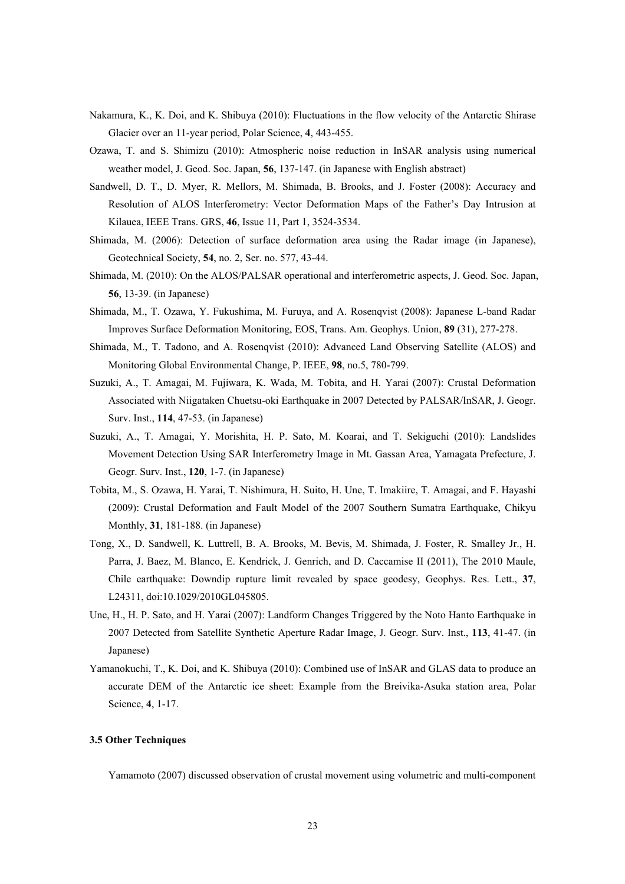Nakamura, K., K. Doi, and K. Shibuya (2010): Fluctuations in the flow velocity of the Antarctic Shirase Glacier over an 11-year period, Polar Science, **4**, 443-455.

Ozawa, T. and S. Shimizu (2010): Atmospheric noise reduction in InSAR analysis using numerical weather model, J. Geod. Soc. Japan, **56**, 137-147. (in Japanese with English abstract)

Sandwell, D. T., D. Myer, R. Mellors, M. Shimada, B. Brooks, and J. Foster (2008): Accuracy and Resolution of ALOS Interferometry: Vector Deformation Maps of the Father's Day Intrusion at Kilauea, IEEE Trans. GRS, **46**, Issue 11, Part 1, 3524-3534.

Shimada, M. (2006): Detection of surface deformation area using the Radar image (in Japanese), Geotechnical Society, **54**, no. 2, Ser. no. 577, 43-44.

Shimada, M. (2010): On the ALOS/PALSAR operational and interferometric aspects, J. Geod. Soc. Japan, **56**, 13-39. (in Japanese)

Shimada, M., T. Ozawa, Y. Fukushima, M. Furuya, and A. Rosenqvist (2008): Japanese L-band Radar Improves Surface Deformation Monitoring, EOS, Trans. Am. Geophys. Union, **89** (31), 277-278.

Shimada, M., T. Tadono, and A. Rosenqvist (2010): Advanced Land Observing Satellite (ALOS) and Monitoring Global Environmental Change, P. IEEE, **98**, no.5, 780-799.

Suzuki, A., T. Amagai, M. Fujiwara, K. Wada, M. Tobita, and H. Yarai (2007): Crustal Deformation Associated with Niigataken Chuetsu-oki Earthquake in 2007 Detected by PALSAR/InSAR, J. Geogr. Surv. Inst., **114**, 47-53. (in Japanese)

Suzuki, A., T. Amagai, Y. Morishita, H. P. Sato, M. Koarai, and T. Sekiguchi (2010): Landslides Movement Detection Using SAR Interferometry Image in Mt. Gassan Area, Yamagata Prefecture, J. Geogr. Surv. Inst., **120**, 1-7. (in Japanese)

Tobita, M., S. Ozawa, H. Yarai, T. Nishimura, H. Suito, H. Une, T. Imakiire, T. Amagai, and F. Hayashi (2009): Crustal Deformation and Fault Model of the 2007 Southern Sumatra Earthquake, Chikyu Monthly, **31**, 181-188. (in Japanese)

Tong, X., D. Sandwell, K. Luttrell, B. A. Brooks, M. Bevis, M. Shimada, J. Foster, R. Smalley Jr., H. Parra, J. Baez, M. Blanco, E. Kendrick, J. Genrich, and D. Caccamise II (2011), The 2010 Maule, Chile earthquake: Downdip rupture limit revealed by space geodesy, Geophys. Res. Lett., **37**, L24311, doi:10.1029/2010GL045805.

Une, H., H. P. Sato, and H. Yarai (2007): Landform Changes Triggered by the Noto Hanto Earthquake in 2007 Detected from Satellite Synthetic Aperture Radar Image, J. Geogr. Surv. Inst., **113**, 41-47. (in Japanese)

Yamanokuchi, T., K. Doi, and K. Shibuya (2010): Combined use of InSAR and GLAS data to produce an accurate DEM of the Antarctic ice sheet: Example from the Breivika-Asuka station area, Polar Science, **4**, 1-17.

### 3.5 Other Techniques

Yamamoto (2007) discussed observation of crustal movement using volumetric and multi-component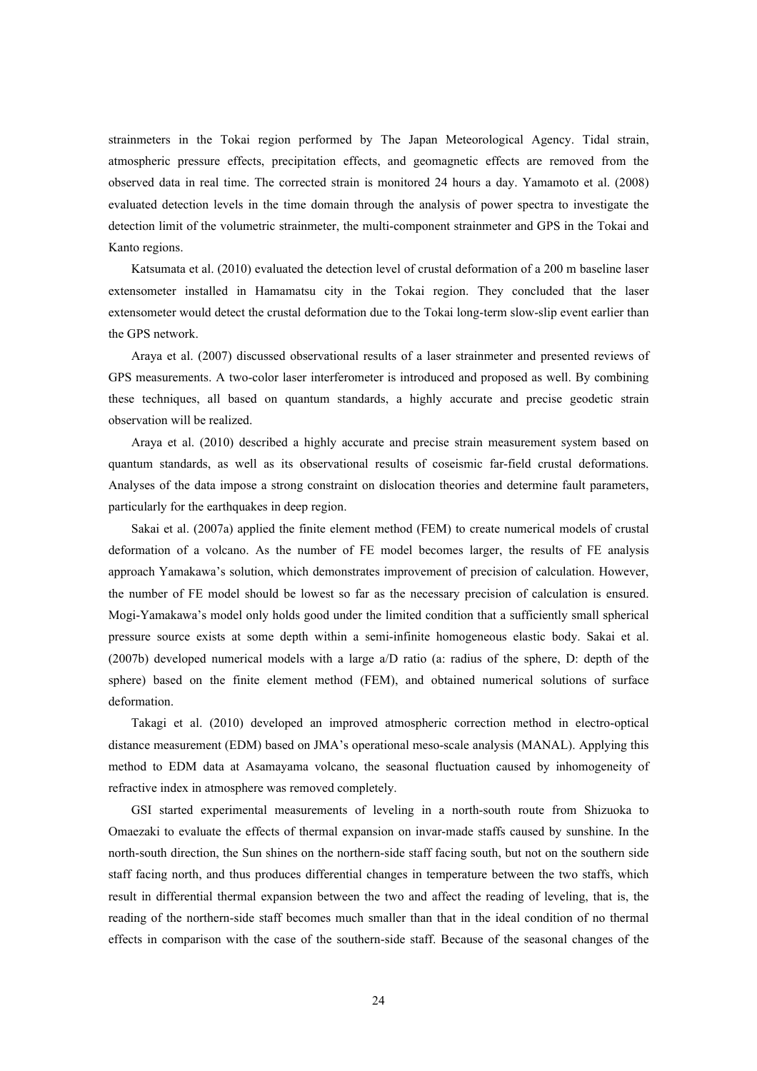strainmeters in the Tokai region performed by The Japan Meteorological Agency. Tidal strain, atmospheric pressure effects, precipitation effects, and geomagnetic effects are removed from the observed data in real time. The corrected strain is monitored 24 hours a day. Yamamoto et al. (2008) evaluated detection levels in the time domain through the analysis of power spectra to investigate the detection limit of the volumetric strainmeter, the multi-component strainmeter and GPS in the Tokai and Kanto regions.

Katsumata et al. (2010) evaluated the detection level of crustal deformation of a 200 m baseline laser extensometer installed in Hamamatsu city in the Tokai region. They concluded that the laser extensometer would detect the crustal deformation due to the Tokai long-term slow-slip event earlier than the GPS network.

Araya et al. (2007) discussed observational results of a laser strainmeter and presented reviews of GPS measurements. A two-color laser interferometer is introduced and proposed as well. By combining these techniques, all based on quantum standards, a highly accurate and precise geodetic strain observation will be realized.

Araya et al. (2010) described a highly accurate and precise strain measurement system based on quantum standards, as well as its observational results of coseismic far-field crustal deformations. Analyses of the data impose a strong constraint on dislocation theories and determine fault parameters, particularly for the earthquakes in deep region.

Sakai et al. (2007a) applied the finite element method (FEM) to create numerical models of crustal deformation of a volcano. As the number of FE model becomes larger, the results of FE analysis approach Yamakawa's solution, which demonstrates improvement of precision of calculation. However, the number of FE model should be lowest so far as the necessary precision of calculation is ensured. Mogi-Yamakawa's model only holds good under the limited condition that a sufficiently small spherical pressure source exists at some depth within a semi-infinite homogeneous elastic body. Sakai et al. (2007b) developed numerical models with a large a/D ratio (a: radius of the sphere, D: depth of the sphere) based on the finite element method (FEM), and obtained numerical solutions of surface deformation.

Takagi et al. (2010) developed an improved atmospheric correction method in electro-optical distance measurement (EDM) based on JMA's operational meso-scale analysis (MANAL). Applying this method to EDM data at Asamayama volcano, the seasonal fluctuation caused by inhomogeneity of refractive index in atmosphere was removed completely.

GSI started experimental measurements of leveling in a north-south route from Shizuoka to Omaezaki to evaluate the effects of thermal expansion on invar-made staffs caused by sunshine. In the north-south direction, the Sun shines on the northern-side staff facing south, but not on the southern side staff facing north, and thus produces differential changes in temperature between the two staffs, which result in differential thermal expansion between the two and affect the reading of leveling, that is, the reading of the northern-side staff becomes much smaller than that in the ideal condition of no thermal effects in comparison with the case of the southern-side staff. Because of the seasonal changes of the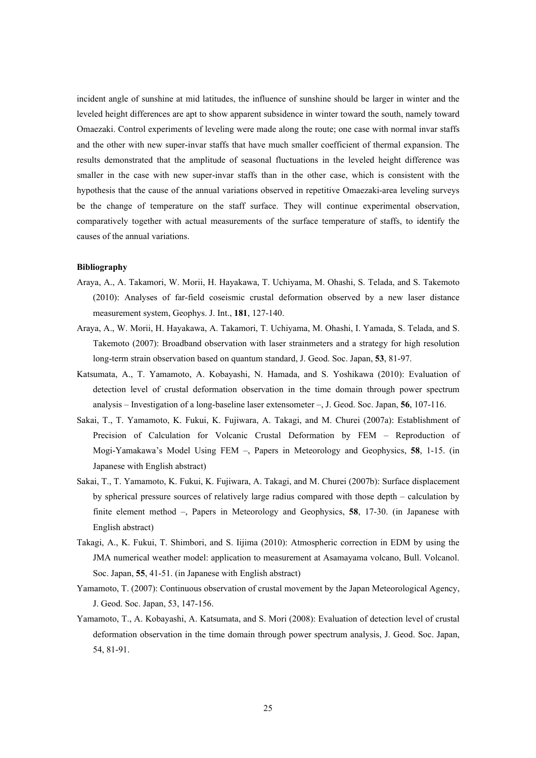incident angle of sunshine at mid latitudes, the influence of sunshine should be larger in winter and the leveled height differences are apt to show apparent subsidence in winter toward the south, namely toward Omaezaki. Control experiments of leveling were made along the route; one case with normal invar staffs and the other with new super-invar staffs that have much smaller coefficient of thermal expansion. The results demonstrated that the amplitude of seasonal fluctuations in the leveled height difference was smaller in the case with new super-invar staffs than in the other case, which is consistent with the hypothesis that the cause of the annual variations observed in repetitive Omaezaki-area leveling surveys be the change of temperature on the staff surface. They will continue experimental observation, comparatively together with actual measurements of the surface temperature of staffs, to identify the causes of the annual variations.

**Bibliography**

Araya, A., A. Takamori, W. Morii, H. Hayakawa, T. Uchiyama, M. Ohashi, S. Telada, and S. Takemoto (2010): Analyses of far-field coseismic crustal deformation observed by a new laser distance measurement system, Geophys. J. Int., **181**, 127-140.

Araya, A., W. Morii, H. Hayakawa, A. Takamori, T. Uchiyama, M. Ohashi, I. Yamada, S. Telada, and S. Takemoto (2007): Broadband observation with laser strainmeters and a strategy for high resolution long-term strain observation based on quantum standard, J. Geod. Soc. Japan, **53**, 81-97.

Katsumata, A., T. Yamamoto, A. Kobayashi, N. Hamada, and S. Yoshikawa (2010): Evaluation of detection level of crustal deformation observation in the time domain through power spectrum analysis – Investigation of a long-baseline laser extensometer –, J. Geod. Soc. Japan, **56**, 107-116.

Sakai, T., T. Yamamoto, K. Fukui, K. Fujiwara, A. Takagi, and M. Churei (2007a): Establishment of Precision of Calculation for Volcanic Crustal Deformation by FEM – Reproduction of Mogi-Yamakawa's Model Using FEM –, Papers in Meteorology and Geophysics, **58**, 1-15. (in Japanese with English abstract)

Sakai, T., T. Yamamoto, K. Fukui, K. Fujiwara, A. Takagi, and M. Churei (2007b): Surface displacement by spherical pressure sources of relatively large radius compared with those depth – calculation by finite element method –, Papers in Meteorology and Geophysics, **58**, 17-30. (in Japanese with English abstract)

Takagi, A., K. Fukui, T. Shimbori, and S. Iijima (2010): Atmospheric correction in EDM by using the JMA numerical weather model: application to measurement at Asamayama volcano, Bull. Volcanol. Soc. Japan, **55**, 41-51. (in Japanese with English abstract)

Yamamoto, T. (2007): Continuous observation of crustal movement by the Japan Meteorological Agency, J. Geod. Soc. Japan, 53, 147-156.

Yamamoto, T., A. Kobayashi, A. Katsumata, and S. Mori (2008): Evaluation of detection level of crustal deformation observation in the time domain through power spectrum analysis, J. Geod. Soc. Japan, 54, 81-91.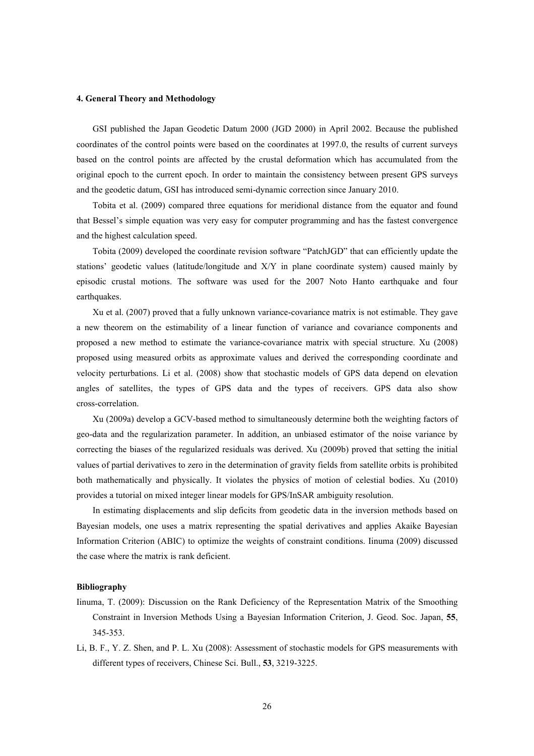### 4. General Theory and Methodology

GSI published the Japan Geodetic Datum 2000 (JGD 2000) in April 2002. Because the published coordinates of the control points were based on the coordinates at 1997.0, the results of current surveys based on the control points are affected by the crustal deformation which has accumulated from the original epoch to the current epoch. In order to maintain the consistency between present GPS surveys and the geodetic datum, GSI has introduced semi-dynamic correction since January 2010.

Tobita et al. (2009) compared three equations for meridional distance from the equator and found that Bessel's simple equation was very easy for computer programming and has the fastest convergence and the highest calculation speed.

Tobita (2009) developed the coordinate revision software "PatchJGD" that can efficiently update the stations' geodetic values (latitude/longitude and X/Y in plane coordinate system) caused mainly by episodic crustal motions. The software was used for the 2007 Noto Hanto earthquake and four earthquakes.

Xu et al. (2007) proved that a fully unknown variance-covariance matrix is not estimable. They gave a new theorem on the estimability of a linear function of variance and covariance components and proposed a new method to estimate the variance-covariance matrix with special structure. Xu (2008) proposed using measured orbits as approximate values and derived the corresponding coordinate and velocity perturbations. Li et al. (2008) show that stochastic models of GPS data depend on elevation angles of satellites, the types of GPS data and the types of receivers. GPS data also show cross-correlation.

Xu (2009a) develop a GCV-based method to simultaneously determine both the weighting factors of geo-data and the regularization parameter. In addition, an unbiased estimator of the noise variance by correcting the biases of the regularized residuals was derived. Xu (2009b) proved that setting the initial values of partial derivatives to zero in the determination of gravity fields from satellite orbits is prohibited both mathematically and physically. It violates the physics of motion of celestial bodies. Xu (2010) provides a tutorial on mixed integer linear models for GPS/InSAR ambiguity resolution.

In estimating displacements and slip deficits from geodetic data in the inversion methods based on Bayesian models, one uses a matrix representing the spatial derivatives and applies Akaike Bayesian Information Criterion (ABIC) to optimize the weights of constraint conditions. Iinuma (2009) discussed the case where the matrix is rank deficient.

#### Bibliography

Iinuma, T. (2009): Discussion on the Rank Deficiency of the Representation Matrix of the Smoothing Constraint in Inversion Methods Using a Bayesian Information Criterion, J. Geod. Soc. Japan, **55**, 345-353.

Li, B. F., Y. Z. Shen, and P. L. Xu (2008): Assessment of stochastic models for GPS measurements with different types of receivers, Chinese Sci. Bull., **53**, 3219-3225.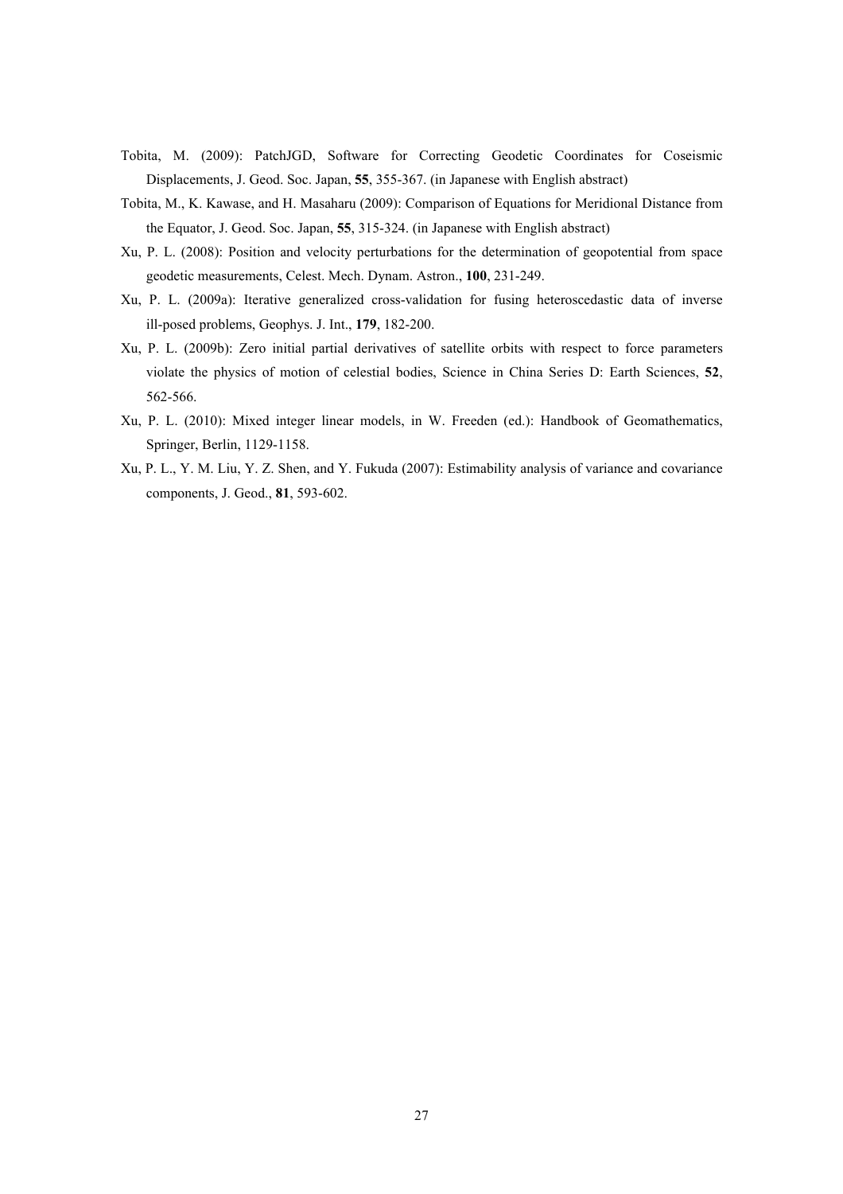Tobita, M. (2009): PatchJGD, Software for Correcting Geodetic Coordinates for Coseismic Displacements, J. Geod. Soc. Japan, **55**, 355-367. (in Japanese with English abstract)

Tobita, M., K. Kawase, and H. Masaharu (2009): Comparison of Equations for Meridional Distance from the Equator, J. Geod. Soc. Japan, **55**, 315-324. (in Japanese with English abstract)

Xu, P. L. (2008): Position and velocity perturbations for the determination of geopotential from space geodetic measurements, Celest. Mech. Dynam. Astron., **100**, 231-249.

Xu, P. L. (2009a): Iterative generalized cross-validation for fusing heteroscedastic data of inverse ill-posed problems, Geophys. J. Int., **179**, 182-200.

Xu, P. L. (2009b): Zero initial partial derivatives of satellite orbits with respect to force parameters violate the physics of motion of celestial bodies, Science in China Series D: Earth Sciences, **52**, 562-566.

Xu, P. L. (2010): Mixed integer linear models, in W. Freeden (ed.): Handbook of Geomathematics, Springer, Berlin, 1129-1158.

Xu, P. L., Y. M. Liu, Y. Z. Shen, and Y. Fukuda (2007): Estimability analysis of variance and covariance components, J. Geod., **81**, 593-602.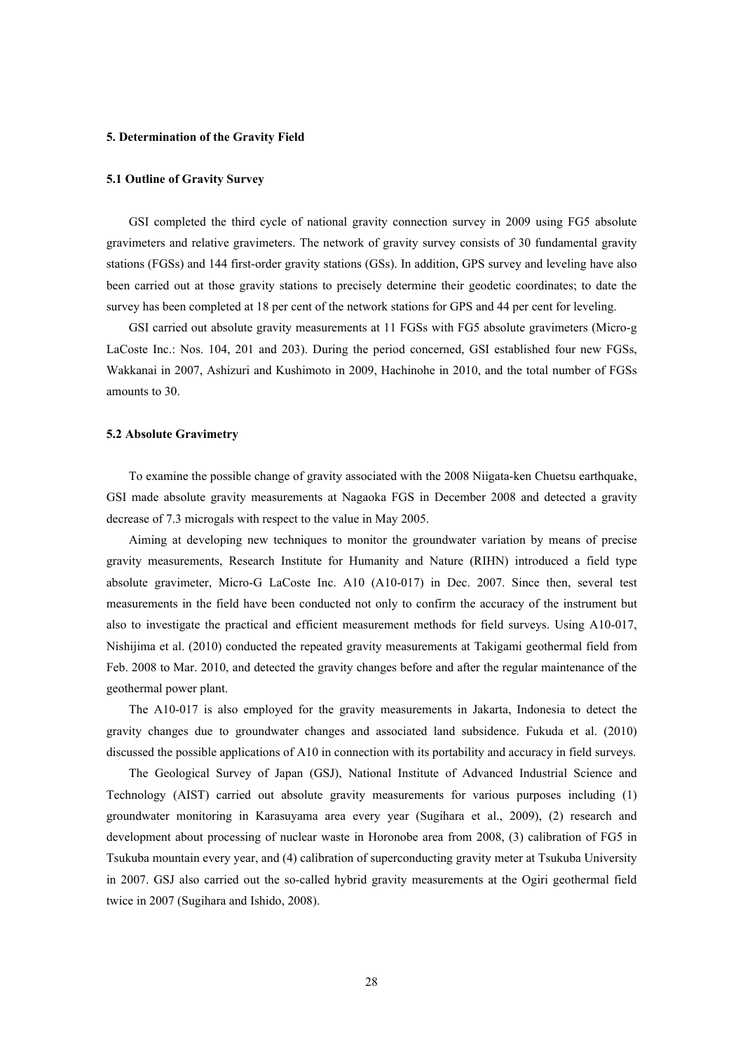## 5. Determination of the Gravity Field

### 5.1 Outline of Gravity Survey

GSI completed the third cycle of national gravity connection survey in 2009 using FG5 absolute gravimeters and relative gravimeters. The network of gravity survey consists of 30 fundamental gravity stations (FGSs) and 144 first-order gravity stations (GSs). In addition, GPS survey and leveling have also been carried out at those gravity stations to precisely determine their geodetic coordinates; to date the survey has been completed at 18 per cent of the network stations for GPS and 44 per cent for leveling.

GSI carried out absolute gravity measurements at 11 FGSs with FG5 absolute gravimeters (Micro-g LaCoste Inc.: Nos. 104, 201 and 203). During the period concerned, GSI established four new FGSs, Wakkanai in 2007, Ashizuri and Kushimoto in 2009, Hachinohe in 2010, and the total number of FGSs amounts to 30.

### 5.2 Absolute Gravimetry

To examine the possible change of gravity associated with the 2008 Niigata-ken Chuetsu earthquake, GSI made absolute gravity measurements at Nagaoka FGS in December 2008 and detected a gravity decrease of 7.3 microgals with respect to the value in May 2005.

Aiming at developing new techniques to monitor the groundwater variation by means of precise gravity measurements, Research Institute for Humanity and Nature (RIHN) introduced a field type absolute gravimeter, Micro-G LaCoste Inc. A10 (A10-017) in Dec. 2007. Since then, several test measurements in the field have been conducted not only to confirm the accuracy of the instrument but also to investigate the practical and efficient measurement methods for field surveys. Using A10-017, Nishijima et al. (2010) conducted the repeated gravity measurements at Takigami geothermal field from Feb. 2008 to Mar. 2010, and detected the gravity changes before and after the regular maintenance of the geothermal power plant.

The A10-017 is also employed for the gravity measurements in Jakarta, Indonesia to detect the gravity changes due to groundwater changes and associated land subsidence. Fukuda et al. (2010) discussed the possible applications of A10 in connection with its portability and accuracy in field surveys.

The Geological Survey of Japan (GSJ), National Institute of Advanced Industrial Science and Technology (AIST) carried out absolute gravity measurements for various purposes including (1) groundwater monitoring in Karasuyama area every year (Sugihara et al., 2009), (2) research and development about processing of nuclear waste in Horonobe area from 2008, (3) calibration of FG5 in Tsukuba mountain every year, and (4) calibration of superconducting gravity meter at Tsukuba University in 2007. GSJ also carried out the so-called hybrid gravity measurements at the Ogiri geothermal field twice in 2007 (Sugihara and Ishido, 2008).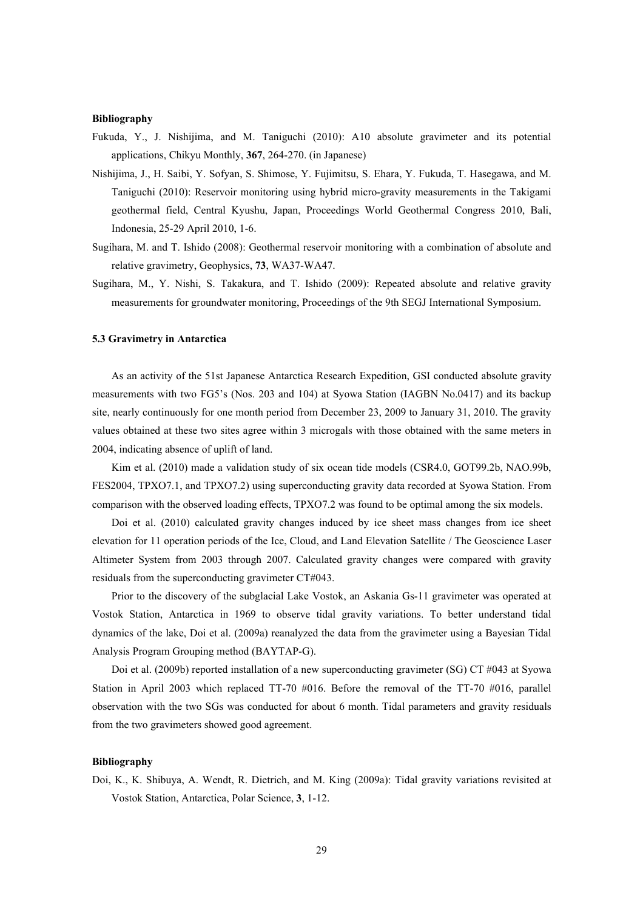**Bibliography**

Fukuda, Y., J. Nishijima, and M. Taniguchi (2010): A10 absolute gravimeter and its potential applications, Chikyu Monthly, **367**, 264-270. (in Japanese)

Nishijima, J., H. Saibi, Y. Sofyan, S. Shimose, Y. Fujimitsu, S. Ehara, Y. Fukuda, T. Hasegawa, and M. Taniguchi (2010): Reservoir monitoring using hybrid micro-gravity measurements in the Takigami geothermal field, Central Kyushu, Japan, Proceedings World Geothermal Congress 2010, Bali, Indonesia, 25-29 April 2010, 1-6.

Sugihara, M. and T. Ishido (2008): Geothermal reservoir monitoring with a combination of absolute and relative gravimetry, Geophysics, **73**, WA37-WA47.

Sugihara, M., Y. Nishi, S. Takakura, and T. Ishido (2009): Repeated absolute and relative gravity measurements for groundwater monitoring, Proceedings of the 9th SEGJ International Symposium.

### 5.3 Gravimetry in Antarctica

As an activity of the 51st Japanese Antarctica Research Expedition, GSI conducted absolute gravity measurements with two FG5's (Nos. 203 and 104) at Syowa Station (IAGBN No.0417) and its backup site, nearly continuously for one month period from December 23, 2009 to January 31, 2010. The gravity values obtained at these two sites agree within 3 microgals with those obtained with the same meters in 2004, indicating absence of uplift of land.

Kim et al. (2010) made a validation study of six ocean tide models (CSR4.0, GOT99.2b, NAO.99b, FES2004, TPXO7.1, and TPXO7.2) using superconducting gravity data recorded at Syowa Station. From comparison with the observed loading effects, TPXO7.2 was found to be optimal among the six models.

Doi et al. (2010) calculated gravity changes induced by ice sheet mass changes from ice sheet elevation for 11 operation periods of the Ice, Cloud, and Land Elevation Satellite / The Geoscience Laser Altimeter System from 2003 through 2007. Calculated gravity changes were compared with gravity residuals from the superconducting gravimeter CT#043.

Prior to the discovery of the subglacial Lake Vostok, an Askania Gs-11 gravimeter was operated at Vostok Station, Antarctica in 1969 to observe tidal gravity variations. To better understand tidal dynamics of the lake, Doi et al. (2009a) reanalyzed the data from the gravimeter using a Bayesian Tidal Analysis Program Grouping method (BAYTAP-G).

Doi et al. (2009b) reported installation of a new superconducting gravimeter (SG) CT #043 at Syowa Station in April 2003 which replaced TT-70 #016. Before the removal of the TT-70 #016, parallel observation with the two SGs was conducted for about 6 month. Tidal parameters and gravity residuals from the two gravimeters showed good agreement.

**Bibliography**

Doi, K., K. Shibuya, A. Wendt, R. Dietrich, and M. King (2009a): Tidal gravity variations revisited at Vostok Station, Antarctica, Polar Science, **3**, 1-12.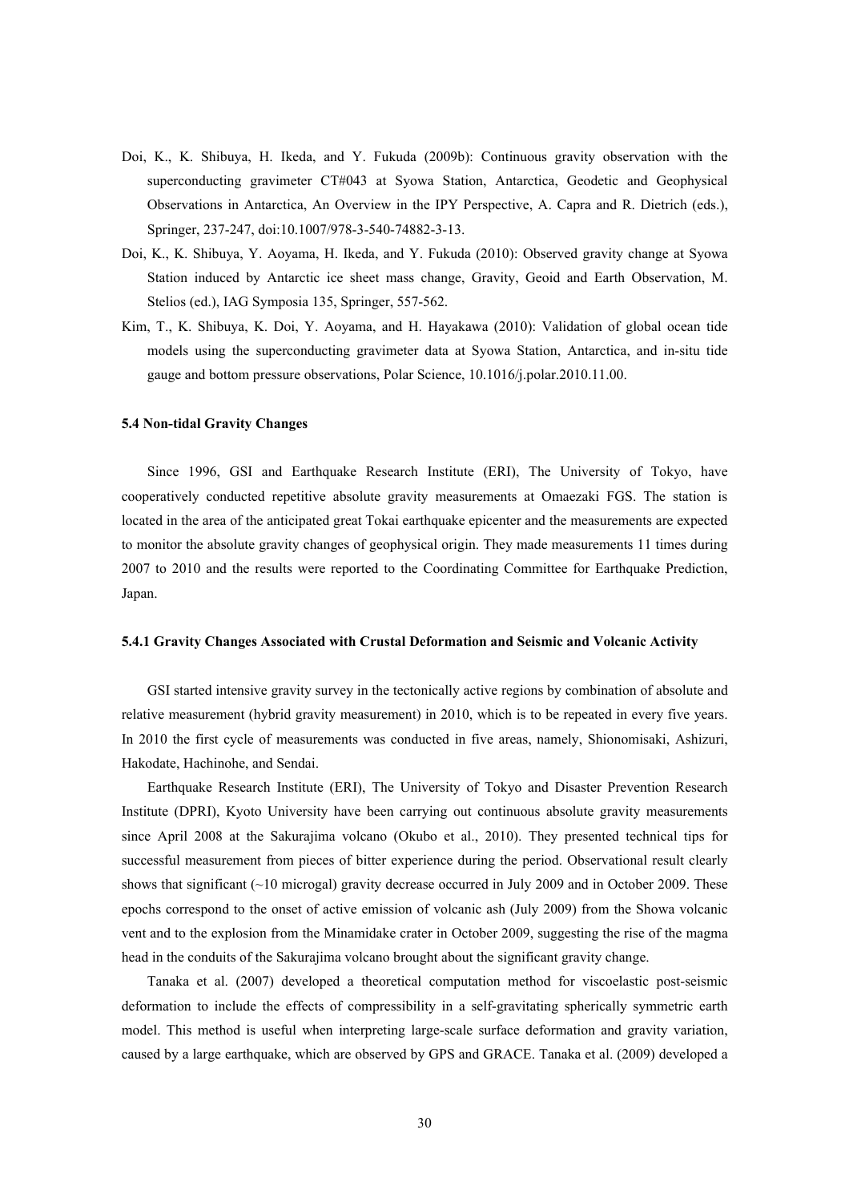Doi, K., K. Shibuya, H. Ikeda, and Y. Fukuda (2009b): Continuous gravity observation with the superconducting gravimeter CT#043 at Syowa Station, Antarctica, Geodetic and Geophysical Observations in Antarctica, An Overview in the IPY Perspective, A. Capra and R. Dietrich (eds.), Springer, 237-247, doi:10.1007/978-3-540-74882-3-13.

Doi, K., K. Shibuya, Y. Aoyama, H. Ikeda, and Y. Fukuda (2010): Observed gravity change at Syowa Station induced by Antarctic ice sheet mass change, Gravity, Geoid and Earth Observation, M. Stelios (ed.), IAG Symposia 135, Springer, 557-562.

Kim, T., K. Shibuya, K. Doi, Y. Aoyama, and H. Hayakawa (2010): Validation of global ocean tide models using the superconducting gravimeter data at Syowa Station, Antarctica, and in-situ tide gauge and bottom pressure observations, Polar Science, 10.1016/j.polar.2010.11.00.

### 5.4 Non-tidal Gravity Changes

Since 1996, GSI and Earthquake Research Institute (ERI), The University of Tokyo, have cooperatively conducted repetitive absolute gravity measurements at Omaezaki FGS. The station is located in the area of the anticipated great Tokai earthquake epicenter and the measurements are expected to monitor the absolute gravity changes of geophysical origin. They made measurements 11 times during 2007 to 2010 and the results were reported to the Coordinating Committee for Earthquake Prediction, Japan.

#### 5.4.1 Gravity Changes Associated with Crustal Deformation and Seismic and Volcanic Activity

GSI started intensive gravity survey in the tectonically active regions by combination of absolute and relative measurement (hybrid gravity measurement) in 2010, which is to be repeated in every five years. In 2010 the first cycle of measurements was conducted in five areas, namely, Shionomisaki, Ashizuri, Hakodate, Hachinohe, and Sendai.

Earthquake Research Institute (ERI), The University of Tokyo and Disaster Prevention Research Institute (DPRI), Kyoto University have been carrying out continuous absolute gravity measurements since April 2008 at the Sakurajima volcano (Okubo et al., 2010). They presented technical tips for successful measurement from pieces of bitter experience during the period. Observational result clearly shows that significant (~10 microgal) gravity decrease occurred in July 2009 and in October 2009. These epochs correspond to the onset of active emission of volcanic ash (July 2009) from the Showa volcanic vent and to the explosion from the Minamidake crater in October 2009, suggesting the rise of the magma head in the conduits of the Sakurajima volcano brought about the significant gravity change.

Tanaka et al. (2007) developed a theoretical computation method for viscoelastic post-seismic deformation to include the effects of compressibility in a self-gravitating spherically symmetric earth model. This method is useful when interpreting large-scale surface deformation and gravity variation, caused by a large earthquake, which are observed by GPS and GRACE. Tanaka et al. (2009) developed a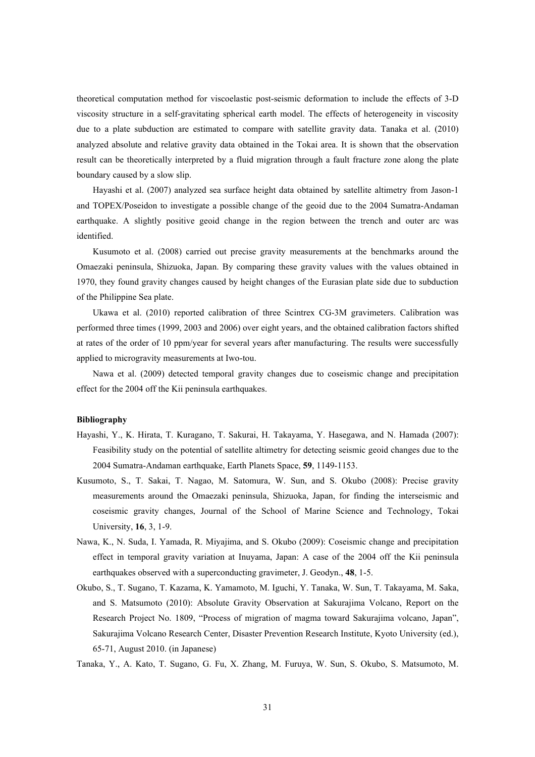theoretical computation method for viscoelastic post-seismic deformation to include the effects of 3-D viscosity structure in a self-gravitating spherical earth model. The effects of heterogeneity in viscosity due to a plate subduction are estimated to compare with satellite gravity data. Tanaka et al. (2010) analyzed absolute and relative gravity data obtained in the Tokai area. It is shown that the observation result can be theoretically interpreted by a fluid migration through a fault fracture zone along the plate boundary caused by a slow slip.

Hayashi et al. (2007) analyzed sea surface height data obtained by satellite altimetry from Jason-1 and TOPEX/Poseidon to investigate a possible change of the geoid due to the 2004 Sumatra-Andaman earthquake. A slightly positive geoid change in the region between the trench and outer arc was identified.

Kusumoto et al. (2008) carried out precise gravity measurements at the benchmarks around the Omaezaki peninsula, Shizuoka, Japan. By comparing these gravity values with the values obtained in 1970, they found gravity changes caused by height changes of the Eurasian plate side due to subduction of the Philippine Sea plate.

Ukawa et al. (2010) reported calibration of three Scintrex CG-3M gravimeters. Calibration was performed three times (1999, 2003 and 2006) over eight years, and the obtained calibration factors shifted at rates of the order of 10 ppm/year for several years after manufacturing. The results were successfully applied to microgravity measurements at Iwo-tou.

Nawa et al. (2009) detected temporal gravity changes due to coseismic change and precipitation effect for the 2004 off the Kii peninsula earthquakes.

**Bibliography**

Hayashi, Y., K. Hirata, T. Kuragano, T. Sakurai, H. Takayama, Y. Hasegawa, and N. Hamada (2007): Feasibility study on the potential of satellite altimetry for detecting seismic geoid changes due to the 2004 Sumatra-Andaman earthquake, Earth Planets Space, **59**, 1149-1153.

Kusumoto, S., T. Sakai, T. Nagao, M. Satomura, W. Sun, and S. Okubo (2008): Precise gravity measurements around the Omaezaki peninsula, Shizuoka, Japan, for finding the interseismic and coseismic gravity changes, Journal of the School of Marine Science and Technology, Tokai University, **16**, 3, 1-9.

Nawa, K., N. Suda, I. Yamada, R. Miyajima, and S. Okubo (2009): Coseismic change and precipitation effect in temporal gravity variation at Inuyama, Japan: A case of the 2004 off the Kii peninsula earthquakes observed with a superconducting gravimeter, J. Geodyn., **48**, 1-5.

Okubo, S., T. Sugano, T. Kazama, K. Yamamoto, M. Iguchi, Y. Tanaka, W. Sun, T. Takayama, M. Saka, and S. Matsumoto (2010): Absolute Gravity Observation at Sakurajima Volcano, Report on the Research Project No. 1809, "Process of migration of magma toward Sakurajima volcano, Japan", Sakurajima Volcano Research Center, Disaster Prevention Research Institute, Kyoto University (ed.), 65-71, August 2010. (in Japanese)

Tanaka, Y., A. Kato, T. Sugano, G. Fu, X. Zhang, M. Furuya, W. Sun, S. Okubo, S. Matsumoto, M.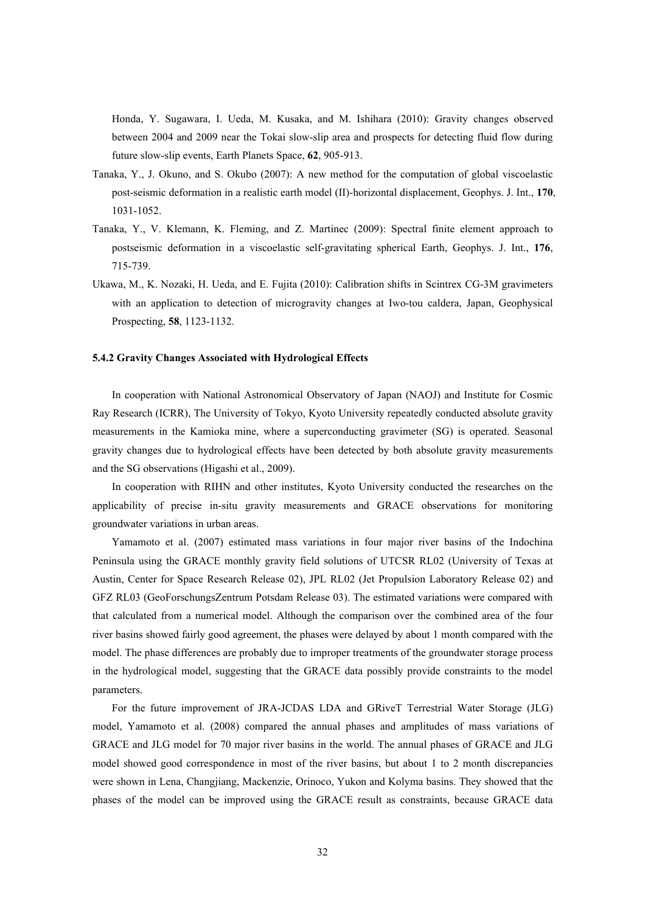Honda, Y. Sugawara, I. Ueda, M. Kusaka, and M. Ishihara (2010): Gravity changes observed between 2004 and 2009 near the Tokai slow-slip area and prospects for detecting fluid flow during future slow-slip events, Earth Planets Space, **62**, 905-913.

Tanaka, Y., J. Okuno, and S. Okubo (2007): A new method for the computation of global viscoelastic post-seismic deformation in a realistic earth model (II)-horizontal displacement, Geophys. J. Int., **170**, 1031-1052.

Tanaka, Y., V. Klemann, K. Fleming, and Z. Martinec (2009): Spectral finite element approach to postseismic deformation in a viscoelastic self-gravitating spherical Earth, Geophys. J. Int., **176**, 715-739.

Ukawa, M., K. Nozaki, H. Ueda, and E. Fujita (2010): Calibration shifts in Scintrex CG-3M gravimeters with an application to detection of microgravity changes at Iwo-tou caldera, Japan, Geophysical Prospecting, **58**, 1123-1132.

### 5.4.2 Gravity Changes Associated with Hydrological Effects

In cooperation with National Astronomical Observatory of Japan (NAOJ) and Institute for Cosmic Ray Research (ICRR), The University of Tokyo, Kyoto University repeatedly conducted absolute gravity measurements in the Kamioka mine, where a superconducting gravimeter (SG) is operated. Seasonal gravity changes due to hydrological effects have been detected by both absolute gravity measurements and the SG observations (Higashi et al., 2009).

In cooperation with RIHN and other institutes, Kyoto University conducted the researches on the applicability of precise in-situ gravity measurements and GRACE observations for monitoring groundwater variations in urban areas.

Yamamoto et al. (2007) estimated mass variations in four major river basins of the Indochina Peninsula using the GRACE monthly gravity field solutions of UTCSR RL02 (University of Texas at Austin, Center for Space Research Release 02), JPL RL02 (Jet Propulsion Laboratory Release 02) and GFZ RL03 (GeoForschungsZentrum Potsdam Release 03). The estimated variations were compared with that calculated from a numerical model. Although the comparison over the combined area of the four river basins showed fairly good agreement, the phases were delayed by about 1 month compared with the model. The phase differences are probably due to improper treatments of the groundwater storage process in the hydrological model, suggesting that the GRACE data possibly provide constraints to the model parameters.

For the future improvement of JRA-JCDAS LDA and GRiveT Terrestrial Water Storage (JLG) model, Yamamoto et al. (2008) compared the annual phases and amplitudes of mass variations of GRACE and JLG model for 70 major river basins in the world. The annual phases of GRACE and JLG model showed good correspondence in most of the river basins, but about 1 to 2 month discrepancies were shown in Lena, Changjiang, Mackenzie, Orinoco, Yukon and Kolyma basins. They showed that the phases of the model can be improved using the GRACE result as constraints, because GRACE data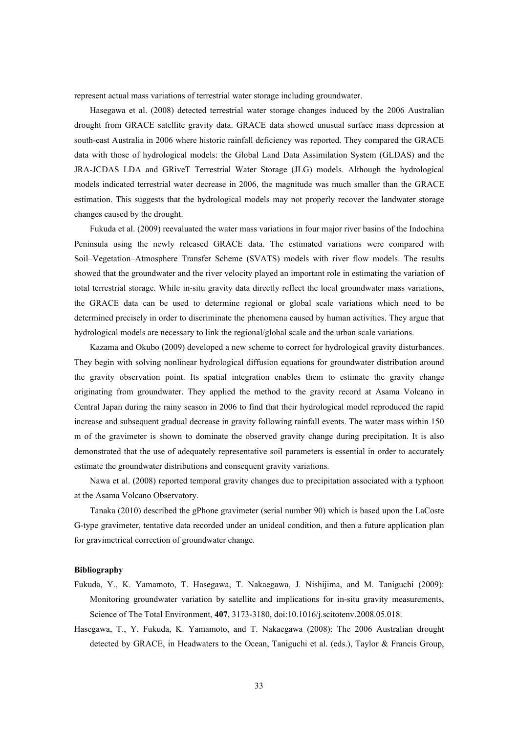represent actual mass variations of terrestrial water storage including groundwater.

Hasegawa et al. (2008) detected terrestrial water storage changes induced by the 2006 Australian drought from GRACE satellite gravity data. GRACE data showed unusual surface mass depression at south-east Australia in 2006 where historic rainfall deficiency was reported. They compared the GRACE data with those of hydrological models: the Global Land Data Assimilation System (GLDAS) and the JRA-JCDAS LDA and GRiveT Terrestrial Water Storage (JLG) models. Although the hydrological models indicated terrestrial water decrease in 2006, the magnitude was much smaller than the GRACE estimation. This suggests that the hydrological models may not properly recover the landwater storage changes caused by the drought.

Fukuda et al. (2009) reevaluated the water mass variations in four major river basins of the Indochina Peninsula using the newly released GRACE data. The estimated variations were compared with Soil–Vegetation–Atmosphere Transfer Scheme (SVATS) models with river flow models. The results showed that the groundwater and the river velocity played an important role in estimating the variation of total terrestrial storage. While in-situ gravity data directly reflect the local groundwater mass variations, the GRACE data can be used to determine regional or global scale variations which need to be determined precisely in order to discriminate the phenomena caused by human activities. They argue that hydrological models are necessary to link the regional/global scale and the urban scale variations.

Kazama and Okubo (2009) developed a new scheme to correct for hydrological gravity disturbances. They begin with solving nonlinear hydrological diffusion equations for groundwater distribution around the gravity observation point. Its spatial integration enables them to estimate the gravity change originating from groundwater. They applied the method to the gravity record at Asama Volcano in Central Japan during the rainy season in 2006 to find that their hydrological model reproduced the rapid increase and subsequent gradual decrease in gravity following rainfall events. The water mass within 150 m of the gravimeter is shown to dominate the observed gravity change during precipitation. It is also demonstrated that the use of adequately representative soil parameters is essential in order to accurately estimate the groundwater distributions and consequent gravity variations.

Nawa et al. (2008) reported temporal gravity changes due to precipitation associated with a typhoon at the Asama Volcano Observatory.

Tanaka (2010) described the gPhone gravimeter (serial number 90) which is based upon the LaCoste G-type gravimeter, tentative data recorded under an unideal condition, and then a future application plan for gravimetrical correction of groundwater change.

**Bibliography**

Fukuda, Y., K. Yamamoto, T. Hasegawa, T. Nakaegawa, J. Nishijima, and M. Taniguchi (2009): Monitoring groundwater variation by satellite and implications for in-situ gravity measurements, Science of The Total Environment, **407**, 3173-3180, doi:10.1016/j.scitotenv.2008.05.018.

Hasegawa, T., Y. Fukuda, K. Yamamoto, and T. Nakaegawa (2008): The 2006 Australian drought detected by GRACE, in Headwaters to the Ocean, Taniguchi et al. (eds.), Taylor & Francis Group,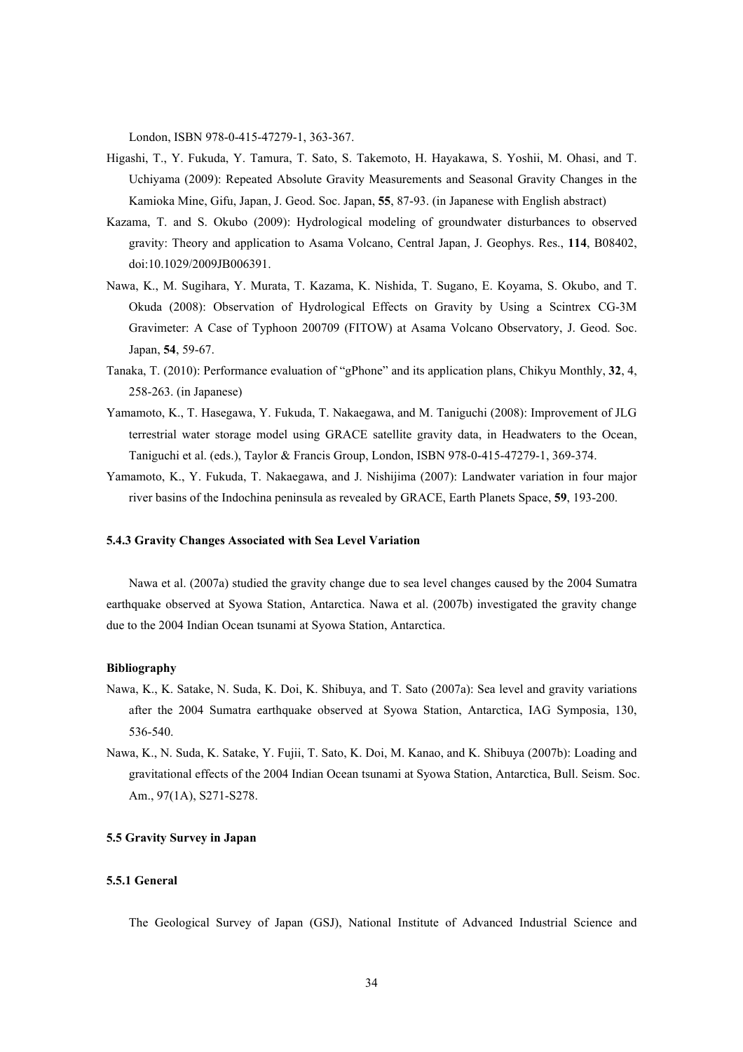London, ISBN 978-0-415-47279-1, 363-367.

Higashi, T., Y. Fukuda, Y. Tamura, T. Sato, S. Takemoto, H. Hayakawa, S. Yoshii, M. Ohasi, and T. Uchiyama (2009): Repeated Absolute Gravity Measurements and Seasonal Gravity Changes in the Kamioka Mine, Gifu, Japan, J. Geod. Soc. Japan, **55**, 87-93. (in Japanese with English abstract)

Kazama, T. and S. Okubo (2009): Hydrological modeling of groundwater disturbances to observed gravity: Theory and application to Asama Volcano, Central Japan, J. Geophys. Res., **114**, B08402, doi:10.1029/2009JB006391.

Nawa, K., M. Sugihara, Y. Murata, T. Kazama, K. Nishida, T. Sugano, E. Koyama, S. Okubo, and T. Okuda (2008): Observation of Hydrological Effects on Gravity by Using a Scintrex CG-3M Gravimeter: A Case of Typhoon 200709 (FITOW) at Asama Volcano Observatory, J. Geod. Soc. Japan, **54**, 59-67.

Tanaka, T. (2010): Performance evaluation of "gPhone" and its application plans, Chikyu Monthly, **32**, 4, 258-263. (in Japanese)

Yamamoto, K., T. Hasegawa, Y. Fukuda, T. Nakaegawa, and M. Taniguchi (2008): Improvement of JLG terrestrial water storage model using GRACE satellite gravity data, in Headwaters to the Ocean, Taniguchi et al. (eds.), Taylor & Francis Group, London, ISBN 978-0-415-47279-1, 369-374.

Yamamoto, K., Y. Fukuda, T. Nakaegawa, and J. Nishijima (2007): Landwater variation in four major river basins of the Indochina peninsula as revealed by GRACE, Earth Planets Space, **59**, 193-200.

#### 5.4.3 Gravity Changes Associated with Sea Level Variation

Nawa et al. (2007a) studied the gravity change due to sea level changes caused by the 2004 Sumatra earthquake observed at Syowa Station, Antarctica. Nawa et al. (2007b) investigated the gravity change due to the 2004 Indian Ocean tsunami at Syowa Station, Antarctica.

**Bibliography**

Nawa, K., K. Satake, N. Suda, K. Doi, K. Shibuya, and T. Sato (2007a): Sea level and gravity variations after the 2004 Sumatra earthquake observed at Syowa Station, Antarctica, IAG Symposia, 130, 536-540.

Nawa, K., N. Suda, K. Satake, Y. Fujii, T. Sato, K. Doi, M. Kanao, and K. Shibuya (2007b): Loading and gravitational effects of the 2004 Indian Ocean tsunami at Syowa Station, Antarctica, Bull. Seism. Soc. Am., 97(1A), S271-S278.

### 5.5 Gravity Survey in Japan

#### 5.5.1 General

The Geological Survey of Japan (GSJ), National Institute of Advanced Industrial Science and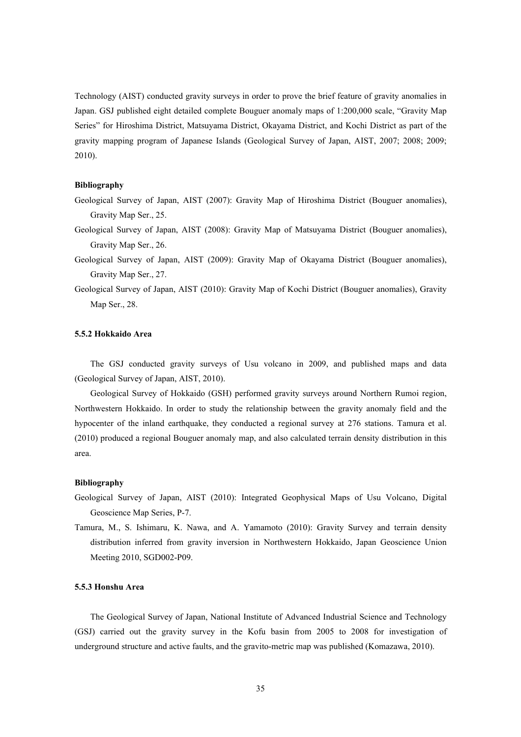Technology (AIST) conducted gravity surveys in order to prove the brief feature of gravity anomalies in Japan. GSJ published eight detailed complete Bouguer anomaly maps of 1:200,000 scale, "Gravity Map Series" for Hiroshima District, Matsuyama District, Okayama District, and Kochi District as part of the gravity mapping program of Japanese Islands (Geological Survey of Japan, AIST, 2007; 2008; 2009; 2010).

#### Bibliography

Geological Survey of Japan, AIST (2007): Gravity Map of Hiroshima District (Bouguer anomalies), Gravity Map Ser., 25.

Geological Survey of Japan, AIST (2008): Gravity Map of Matsuyama District (Bouguer anomalies), Gravity Map Ser., 26.

Geological Survey of Japan, AIST (2009): Gravity Map of Okayama District (Bouguer anomalies), Gravity Map Ser., 27.

Geological Survey of Japan, AIST (2010): Gravity Map of Kochi District (Bouguer anomalies), Gravity Map Ser., 28.

### 5.5.2 Hokkaido Area

The GSJ conducted gravity surveys of Usu volcano in 2009, and published maps and data (Geological Survey of Japan, AIST, 2010).

Geological Survey of Hokkaido (GSH) performed gravity surveys around Northern Rumoi region, Northwestern Hokkaido. In order to study the relationship between the gravity anomaly field and the hypocenter of the inland earthquake, they conducted a regional survey at 276 stations. Tamura et al. (2010) produced a regional Bouguer anomaly map, and also calculated terrain density distribution in this area.

#### Bibliography

Geological Survey of Japan, AIST (2010): Integrated Geophysical Maps of Usu Volcano, Digital Geoscience Map Series, P-7.

Tamura, M., S. Ishimaru, K. Nawa, and A. Yamamoto (2010): Gravity Survey and terrain density distribution inferred from gravity inversion in Northwestern Hokkaido, Japan Geoscience Union Meeting 2010, SGD002-P09.

### 5.5.3 Honshu Area

The Geological Survey of Japan, National Institute of Advanced Industrial Science and Technology (GSJ) carried out the gravity survey in the Kofu basin from 2005 to 2008 for investigation of underground structure and active faults, and the gravito-metric map was published (Komazawa, 2010).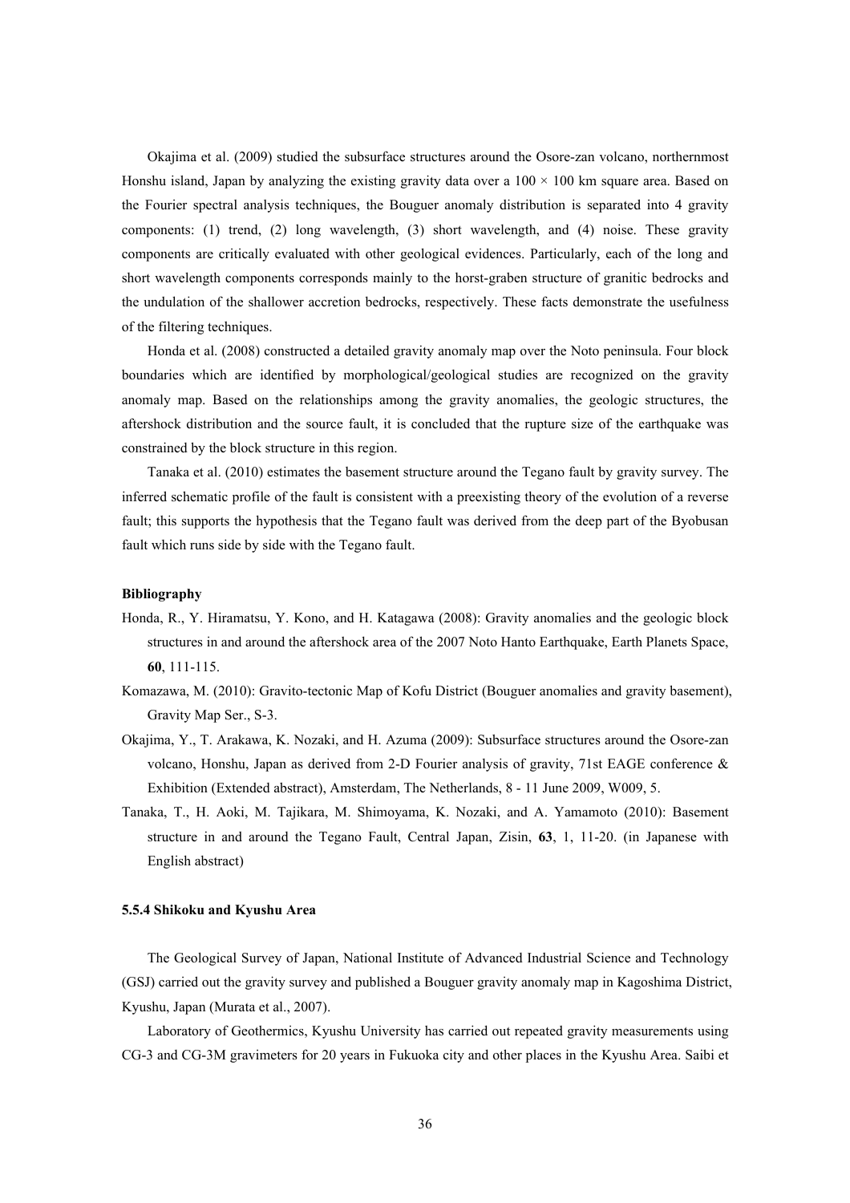Okajima et al. (2009) studied the subsurface structures around the Osore-zan volcano, northernmost Honshu island, Japan by analyzing the existing gravity data over a 100 × 100 km square area. Based on the Fourier spectral analysis techniques, the Bouguer anomaly distribution is separated into 4 gravity components: (1) trend, (2) long wavelength, (3) short wavelength, and (4) noise. These gravity components are critically evaluated with other geological evidences. Particularly, each of the long and short wavelength components corresponds mainly to the horst-graben structure of granitic bedrocks and the undulation of the shallower accretion bedrocks, respectively. These facts demonstrate the usefulness of the filtering techniques.

Honda et al. (2008) constructed a detailed gravity anomaly map over the Noto peninsula. Four block boundaries which are identified by morphological/geological studies are recognized on the gravity anomaly map. Based on the relationships among the gravity anomalies, the geologic structures, the aftershock distribution and the source fault, it is concluded that the rupture size of the earthquake was constrained by the block structure in this region.

Tanaka et al. (2010) estimates the basement structure around the Tegano fault by gravity survey. The inferred schematic profile of the fault is consistent with a preexisting theory of the evolution of a reverse fault; this supports the hypothesis that the Tegano fault was derived from the deep part of the Byobusan fault which runs side by side with the Tegano fault.

**Bibliography**

Honda, R., Y. Hiramatsu, Y. Kono, and H. Katagawa (2008): Gravity anomalies and the geologic block structures in and around the aftershock area of the 2007 Noto Hanto Earthquake, Earth Planets Space, **60**, 111-115.

Komazawa, M. (2010): Gravito-tectonic Map of Kofu District (Bouguer anomalies and gravity basement), Gravity Map Ser., S-3.

Okajima, Y., T. Arakawa, K. Nozaki, and H. Azuma (2009): Subsurface structures around the Osore-zan volcano, Honshu, Japan as derived from 2-D Fourier analysis of gravity, 71st EAGE conference & Exhibition (Extended abstract), Amsterdam, The Netherlands, 8 - 11 June 2009, W009, 5.

Tanaka, T., H. Aoki, M. Tajikara, M. Shimoyama, K. Nozaki, and A. Yamamoto (2010): Basement structure in and around the Tegano Fault, Central Japan, Zisin, **63**, 1, 11-20. (in Japanese with English abstract)

**5.5.4 Shikoku and Kyushu Area**

The Geological Survey of Japan, National Institute of Advanced Industrial Science and Technology (GSJ) carried out the gravity survey and published a Bouguer gravity anomaly map in Kagoshima District, Kyushu, Japan (Murata et al., 2007).

Laboratory of Geothermics, Kyushu University has carried out repeated gravity measurements using CG-3 and CG-3M gravimeters for 20 years in Fukuoka city and other places in the Kyushu Area. Saibi et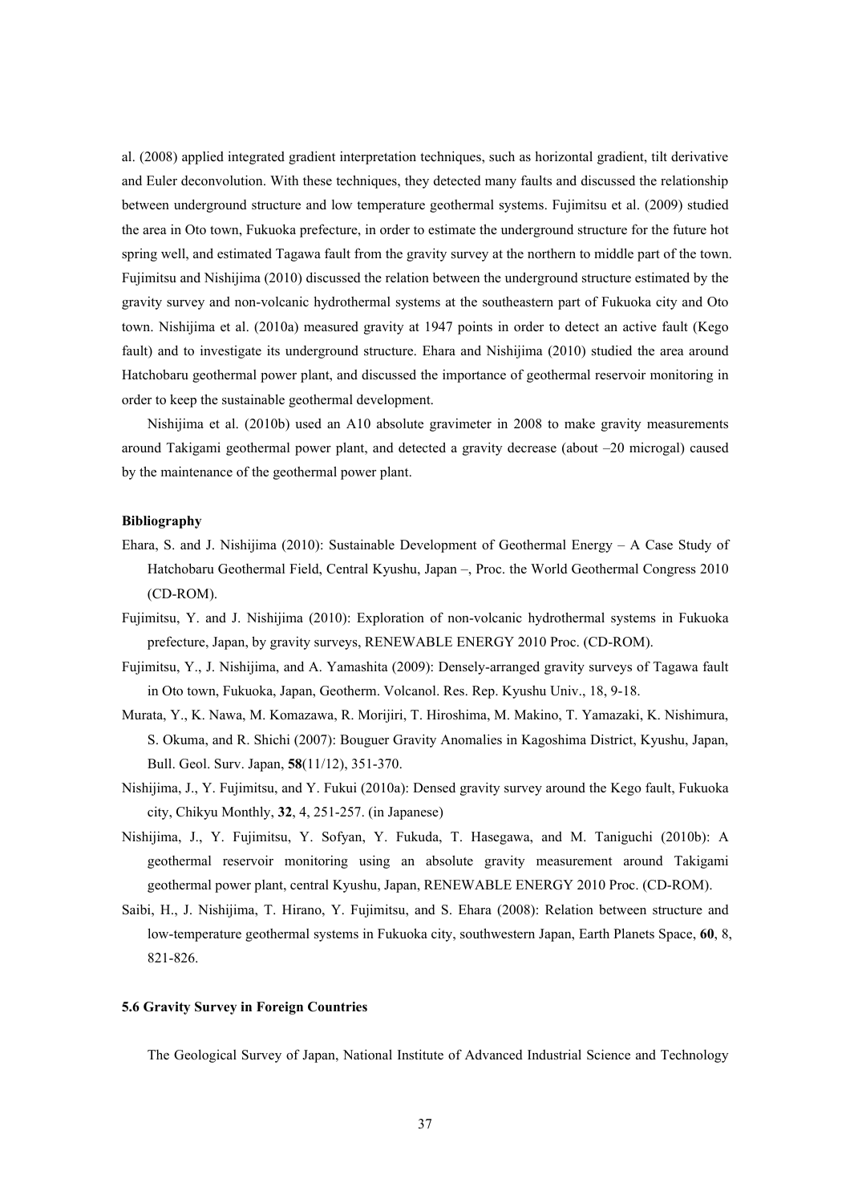al. (2008) applied integrated gradient interpretation techniques, such as horizontal gradient, tilt derivative and Euler deconvolution. With these techniques, they detected many faults and discussed the relationship between underground structure and low temperature geothermal systems. Fujimitsu et al. (2009) studied the area in Oto town, Fukuoka prefecture, in order to estimate the underground structure for the future hot spring well, and estimated Tagawa fault from the gravity survey at the northern to middle part of the town. Fujimitsu and Nishijima (2010) discussed the relation between the underground structure estimated by the gravity survey and non-volcanic hydrothermal systems at the southeastern part of Fukuoka city and Oto town. Nishijima et al. (2010a) measured gravity at 1947 points in order to detect an active fault (Kego fault) and to investigate its underground structure. Ehara and Nishijima (2010) studied the area around Hatchobaru geothermal power plant, and discussed the importance of geothermal reservoir monitoring in order to keep the sustainable geothermal development.

Nishijima et al. (2010b) used an A10 absolute gravimeter in 2008 to make gravity measurements around Takigami geothermal power plant, and detected a gravity decrease (about –20 microgal) caused by the maintenance of the geothermal power plant.

**Bibliography**

Ehara, S. and J. Nishijima (2010): Sustainable Development of Geothermal Energy – A Case Study of Hatchobaru Geothermal Field, Central Kyushu, Japan –, Proc. the World Geothermal Congress 2010 (CD-ROM).

Fujimitsu, Y. and J. Nishijima (2010): Exploration of non-volcanic hydrothermal systems in Fukuoka prefecture, Japan, by gravity surveys, RENEWABLE ENERGY 2010 Proc. (CD-ROM).

Fujimitsu, Y., J. Nishijima, and A. Yamashita (2009): Densely-arranged gravity surveys of Tagawa fault in Oto town, Fukuoka, Japan, Geotherm. Volcanol. Res. Rep. Kyushu Univ., 18, 9-18.

Murata, Y., K. Nawa, M. Komazawa, R. Morijiri, T. Hiroshima, M. Makino, T. Yamazaki, K. Nishimura, S. Okuma, and R. Shichi (2007): Bouguer Gravity Anomalies in Kagoshima District, Kyushu, Japan, Bull. Geol. Surv. Japan, **58**(11/12), 351-370.

Nishijima, J., Y. Fujimitsu, and Y. Fukui (2010a): Densed gravity survey around the Kego fault, Fukuoka city, Chikyu Monthly, **32**, 4, 251-257. (in Japanese)

Nishijima, J., Y. Fujimitsu, Y. Sofyan, Y. Fukuda, T. Hasegawa, and M. Taniguchi (2010b): A geothermal reservoir monitoring using an absolute gravity measurement around Takigami geothermal power plant, central Kyushu, Japan, RENEWABLE ENERGY 2010 Proc. (CD-ROM).

Saibi, H., J. Nishijima, T. Hirano, Y. Fujimitsu, and S. Ehara (2008): Relation between structure and low-temperature geothermal systems in Fukuoka city, southwestern Japan, Earth Planets Space, **60**, 8, 821-826.

### 5.6 Gravity Survey in Foreign Countries

The Geological Survey of Japan, National Institute of Advanced Industrial Science and Technology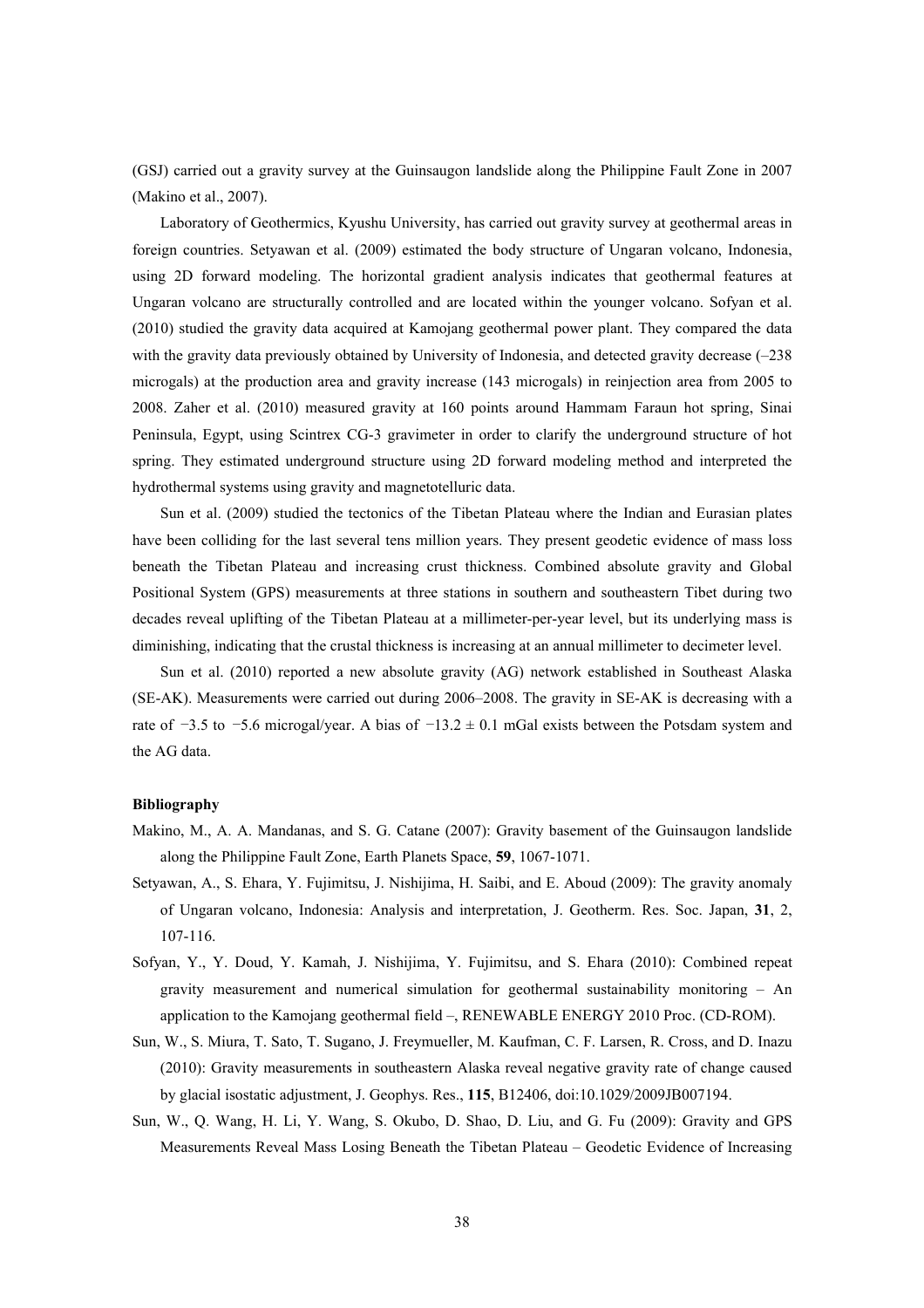(GSJ) carried out a gravity survey at the Guinsaugon landslide along the Philippine Fault Zone in 2007 (Makino et al., 2007).

Laboratory of Geothermics, Kyushu University, has carried out gravity survey at geothermal areas in foreign countries. Setyawan et al. (2009) estimated the body structure of Ungaran volcano, Indonesia, using 2D forward modeling. The horizontal gradient analysis indicates that geothermal features at Ungaran volcano are structurally controlled and are located within the younger volcano. Sofyan et al. (2010) studied the gravity data acquired at Kamojang geothermal power plant. They compared the data with the gravity data previously obtained by University of Indonesia, and detected gravity decrease (–238 microgals) at the production area and gravity increase (143 microgals) in reinjection area from 2005 to 2008. Zaher et al. (2010) measured gravity at 160 points around Hammam Faraun hot spring, Sinai Peninsula, Egypt, using Scintrex CG-3 gravimeter in order to clarify the underground structure of hot spring. They estimated underground structure using 2D forward modeling method and interpreted the hydrothermal systems using gravity and magnetotelluric data.

Sun et al. (2009) studied the tectonics of the Tibetan Plateau where the Indian and Eurasian plates have been colliding for the last several tens million years. They present geodetic evidence of mass loss beneath the Tibetan Plateau and increasing crust thickness. Combined absolute gravity and Global Positional System (GPS) measurements at three stations in southern and southeastern Tibet during two decades reveal uplifting of the Tibetan Plateau at a millimeter-per-year level, but its underlying mass is diminishing, indicating that the crustal thickness is increasing at an annual millimeter to decimeter level.

Sun et al. (2010) reported a new absolute gravity (AG) network established in Southeast Alaska (SE-AK). Measurements were carried out during 2006–2008. The gravity in SE-AK is decreasing with a rate of −3.5 to −5.6 microgal/year. A bias of −13.2 ± 0.1 mGal exists between the Potsdam system and the AG data.

**Bibliography**

Makino, M., A. A. Mandanas, and S. G. Catane (2007): Gravity basement of the Guinsaugon landslide along the Philippine Fault Zone, Earth Planets Space, **59**, 1067-1071.

Setyawan, A., S. Ehara, Y. Fujimitsu, J. Nishijima, H. Saibi, and E. Aboud (2009): The gravity anomaly of Ungaran volcano, Indonesia: Analysis and interpretation, J. Geotherm. Res. Soc. Japan, **31**, 2, 107-116.

Sofyan, Y., Y. Doud, Y. Kamah, J. Nishijima, Y. Fujimitsu, and S. Ehara (2010): Combined repeat gravity measurement and numerical simulation for geothermal sustainability monitoring – An application to the Kamojang geothermal field –, RENEWABLE ENERGY 2010 Proc. (CD-ROM).

Sun, W., S. Miura, T. Sato, T. Sugano, J. Freymueller, M. Kaufman, C. F. Larsen, R. Cross, and D. Inazu (2010): Gravity measurements in southeastern Alaska reveal negative gravity rate of change caused by glacial isostatic adjustment, J. Geophys. Res., **115**, B12406, doi:10.1029/2009JB007194.

Sun, W., Q. Wang, H. Li, Y. Wang, S. Okubo, D. Shao, D. Liu, and G. Fu (2009): Gravity and GPS Measurements Reveal Mass Losing Beneath the Tibetan Plateau – Geodetic Evidence of Increasing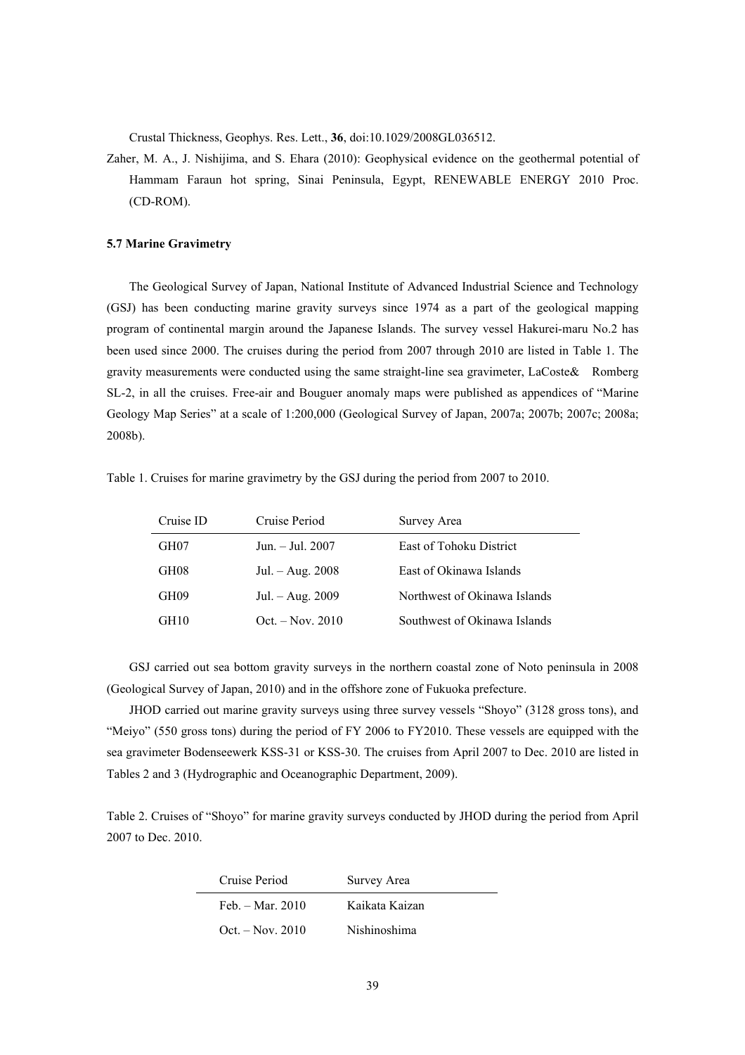Crustal Thickness, Geophys. Res. Lett., **36**, doi:10.1029/2008GL036512.

Zaher, M. A., J. Nishijima, and S. Ehara (2010): Geophysical evidence on the geothermal potential of Hammam Faraun hot spring, Sinai Peninsula, Egypt, RENEWABLE ENERGY 2010 Proc. (CD-ROM).

### 5.7 Marine Gravimetry

The Geological Survey of Japan, National Institute of Advanced Industrial Science and Technology (GSJ) has been conducting marine gravity surveys since 1974 as a part of the geological mapping program of continental margin around the Japanese Islands. The survey vessel Hakurei-maru No.2 has been used since 2000. The cruises during the period from 2007 through 2010 are listed in Table 1. The gravity measurements were conducted using the same straight-line sea gravimeter, LaCoste& Romberg SL-2, in all the cruises. Free-air and Bouguer anomaly maps were published as appendices of "Marine Geology Map Series" at a scale of 1:200,000 (Geological Survey of Japan, 2007a; 2007b; 2007c; 2008a; 2008b).

Table 1. Cruises for marine gravimetry by the GSJ during the period from 2007 to 2010.

| Cruise ID | Cruise Period | Survey Area |
|---|---|---|
| GH07 | Jun. – Jul. 2007 | East of Tohoku District |
| GH08 | Jul. – Aug. 2008 | East of Okinawa Islands |
| GH09 | Jul. – Aug. 2009 | Northwest of Okinawa Islands |
| GH10 | Oct. – Nov. 2010 | Southwest of Okinawa Islands |

GSJ carried out sea bottom gravity surveys in the northern coastal zone of Noto peninsula in 2008 (Geological Survey of Japan, 2010) and in the offshore zone of Fukuoka prefecture.

JHOD carried out marine gravity surveys using three survey vessels "Shoyo" (3128 gross tons), and "Meiyo" (550 gross tons) during the period of FY 2006 to FY2010. These vessels are equipped with the sea gravimeter Bodenseewerk KSS-31 or KSS-30. The cruises from April 2007 to Dec. 2010 are listed in Tables 2 and 3 (Hydrographic and Oceanographic Department, 2009).

Table 2. Cruises of "Shoyo" for marine gravity surveys conducted by JHOD during the period from April 2007 to Dec. 2010.

| Cruise Period | Survey Area |
|---|---|
| Feb. – Mar. 2010 | Kaikata Kaizan |
| Oct. – Nov. 2010 | Nishinoshima |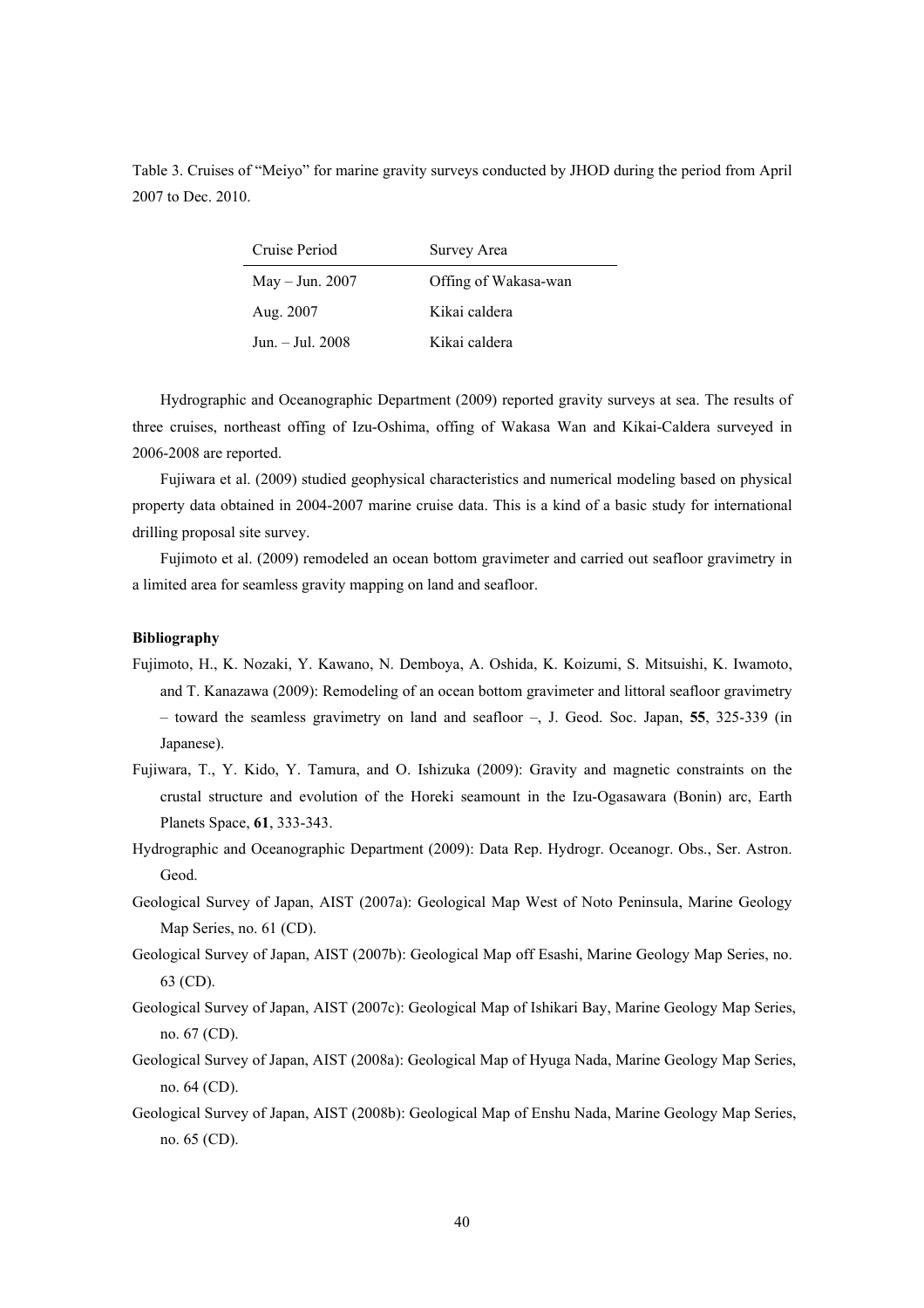Table 3. Cruises of “Meiyo” for marine gravity surveys conducted by JHOD during the period from April 2007 to Dec. 2010.

| Cruise Period | Survey Area |
|---|---|
| May – Jun. 2007 | Offing of Wakasa-wan |
| Aug. 2007 | Kikai caldera |
| Jun. – Jul. 2008 | Kikai caldera |

Hydrographic and Oceanographic Department (2009) reported gravity surveys at sea. The results of three cruises, northeast offing of Izu-Oshima, offing of Wakasa Wan and Kikai-Caldera surveyed in 2006-2008 are reported.

Fujiwara et al. (2009) studied geophysical characteristics and numerical modeling based on physical property data obtained in 2004-2007 marine cruise data. This is a kind of a basic study for international drilling proposal site survey.

Fujimoto et al. (2009) remodeled an ocean bottom gravimeter and carried out seafloor gravimetry in a limited area for seamless gravity mapping on land and seafloor.

**Bibliography**

Fujimoto, H., K. Nozaki, Y. Kawano, N. Demboya, A. Oshida, K. Koizumi, S. Mitsuishi, K. Iwamoto, and T. Kanazawa (2009): Remodeling of an ocean bottom gravimeter and littoral seafloor gravimetry – toward the seamless gravimetry on land and seafloor –, J. Geod. Soc. Japan, **55**, 325-339 (in Japanese).

Fujiwara, T., Y. Kido, Y. Tamura, and O. Ishizuka (2009): Gravity and magnetic constraints on the crustal structure and evolution of the Horeki seamount in the Izu-Ogasawara (Bonin) arc, Earth Planets Space, **61**, 333-343.

Hydrographic and Oceanographic Department (2009): Data Rep. Hydrogr. Oceanogr. Obs., Ser. Astron. Geod.

Geological Survey of Japan, AIST (2007a): Geological Map West of Noto Peninsula, Marine Geology Map Series, no. 61 (CD).

Geological Survey of Japan, AIST (2007b): Geological Map off Esashi, Marine Geology Map Series, no. 63 (CD).

Geological Survey of Japan, AIST (2007c): Geological Map of Ishikari Bay, Marine Geology Map Series, no. 67 (CD).

Geological Survey of Japan, AIST (2008a): Geological Map of Hyuga Nada, Marine Geology Map Series, no. 64 (CD).

Geological Survey of Japan, AIST (2008b): Geological Map of Enshu Nada, Marine Geology Map Series, no. 65 (CD).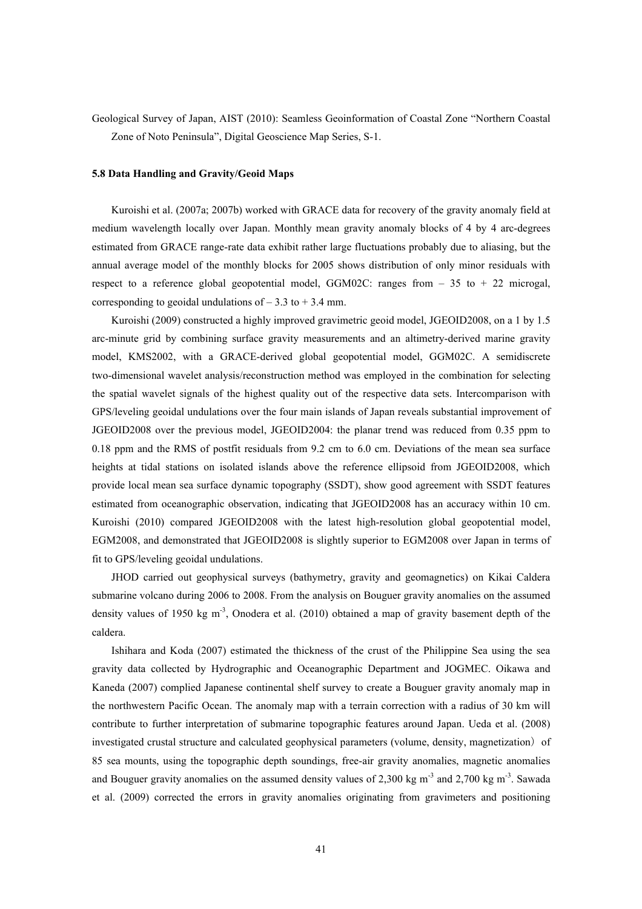Geological Survey of Japan, AIST (2010): Seamless Geoinformation of Coastal Zone "Northern Coastal Zone of Noto Peninsula", Digital Geoscience Map Series, S-1.

### 5.8 Data Handling and Gravity/Geoid Maps

Kuroishi et al. (2007a; 2007b) worked with GRACE data for recovery of the gravity anomaly field at medium wavelength locally over Japan. Monthly mean gravity anomaly blocks of 4 by 4 arc-degrees estimated from GRACE range-rate data exhibit rather large fluctuations probably due to aliasing, but the annual average model of the monthly blocks for 2005 shows distribution of only minor residuals with respect to a reference global geopotential model, GGM02C: ranges from – 35 to + 22 microgal, corresponding to geoidal undulations of – 3.3 to + 3.4 mm.

Kuroishi (2009) constructed a highly improved gravimetric geoid model, JGEOID2008, on a 1 by 1.5 arc-minute grid by combining surface gravity measurements and an altimetry-derived marine gravity model, KMS2002, with a GRACE-derived global geopotential model, GGM02C. A semidiscrete two-dimensional wavelet analysis/reconstruction method was employed in the combination for selecting the spatial wavelet signals of the highest quality out of the respective data sets. Intercomparison with GPS/leveling geoidal undulations over the four main islands of Japan reveals substantial improvement of JGEOID2008 over the previous model, JGEOID2004: the planar trend was reduced from 0.35 ppm to 0.18 ppm and the RMS of postfit residuals from 9.2 cm to 6.0 cm. Deviations of the mean sea surface heights at tidal stations on isolated islands above the reference ellipsoid from JGEOID2008, which provide local mean sea surface dynamic topography (SSDT), show good agreement with SSDT features estimated from oceanographic observation, indicating that JGEOID2008 has an accuracy within 10 cm. Kuroishi (2010) compared JGEOID2008 with the latest high-resolution global geopotential model, EGM2008, and demonstrated that JGEOID2008 is slightly superior to EGM2008 over Japan in terms of fit to GPS/leveling geoidal undulations.

JHOD carried out geophysical surveys (bathymetry, gravity and geomagnetics) on Kikai Caldera submarine volcano during 2006 to 2008. From the analysis on Bouguer gravity anomalies on the assumed density values of 1950 kg $m^{-3}$, Onodera et al. (2010) obtained a map of gravity basement depth of the caldera.

Ishihara and Koda (2007) estimated the thickness of the crust of the Philippine Sea using the sea gravity data collected by Hydrographic and Oceanographic Department and JOGMEC. Oikawa and Kaneda (2007) complied Japanese continental shelf survey to create a Bouguer gravity anomaly map in the northwestern Pacific Ocean. The anomaly map with a terrain correction with a radius of 30 km will contribute to further interpretation of submarine topographic features around Japan. Ueda et al. (2008) investigated crustal structure and calculated geophysical parameters (volume, density, magnetization) of 85 sea mounts, using the topographic depth soundings, free-air gravity anomalies, magnetic anomalies and Bouguer gravity anomalies on the assumed density values of 2,300 kg $m^{-3}$ and 2,700 kg $m^{-3}$. Sawada et al. (2009) corrected the errors in gravity anomalies originating from gravimeters and positioning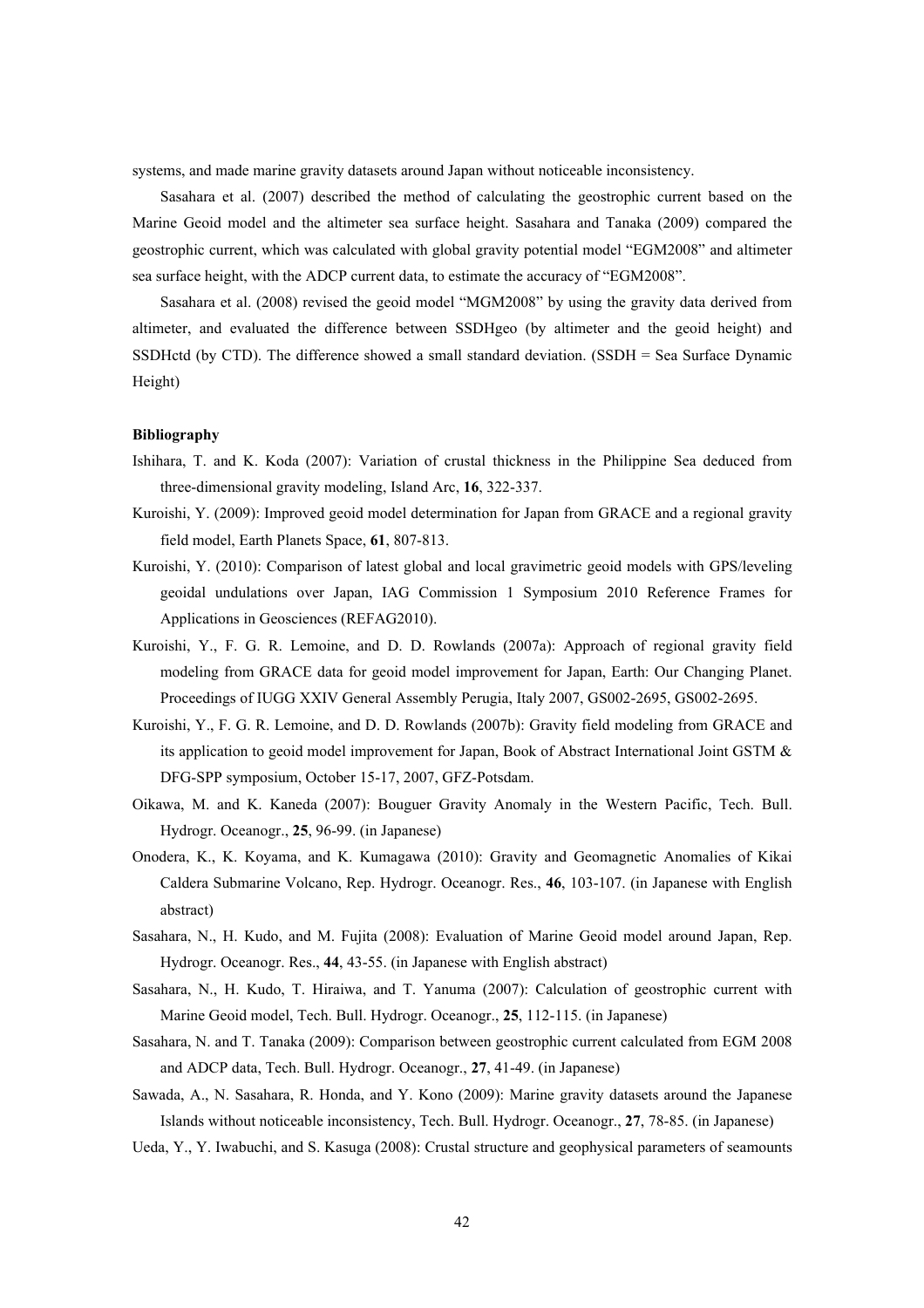systems, and made marine gravity datasets around Japan without noticeable inconsistency.

Sasahara et al. (2007) described the method of calculating the geostrophic current based on the Marine Geoid model and the altimeter sea surface height. Sasahara and Tanaka (2009) compared the geostrophic current, which was calculated with global gravity potential model "EGM2008" and altimeter sea surface height, with the ADCP current data, to estimate the accuracy of "EGM2008".

Sasahara et al. (2008) revised the geoid model "MGM2008" by using the gravity data derived from altimeter, and evaluated the difference between SSDHgeo (by altimeter and the geoid height) and SSDHctd (by CTD). The difference showed a small standard deviation. (SSDH = Sea Surface Dynamic Height)

**Bibliography**

Ishihara, T. and K. Koda (2007): Variation of crustal thickness in the Philippine Sea deduced from three-dimensional gravity modeling, Island Arc, **16**, 322-337.

Kuroishi, Y. (2009): Improved geoid model determination for Japan from GRACE and a regional gravity field model, Earth Planets Space, **61**, 807-813.

Kuroishi, Y. (2010): Comparison of latest global and local gravimetric geoid models with GPS/leveling geoidal undulations over Japan, IAG Commission 1 Symposium 2010 Reference Frames for Applications in Geosciences (REFAG2010).

Kuroishi, Y., F. G. R. Lemoine, and D. D. Rowlands (2007a): Approach of regional gravity field modeling from GRACE data for geoid model improvement for Japan, Earth: Our Changing Planet. Proceedings of IUGG XXIV General Assembly Perugia, Italy 2007, GS002-2695, GS002-2695.

Kuroishi, Y., F. G. R. Lemoine, and D. D. Rowlands (2007b): Gravity field modeling from GRACE and its application to geoid model improvement for Japan, Book of Abstract International Joint GSTM & DFG-SPP symposium, October 15-17, 2007, GFZ-Potsdam.

Oikawa, M. and K. Kaneda (2007): Bouguer Gravity Anomaly in the Western Pacific, Tech. Bull. Hydrogr. Oceanogr., **25**, 96-99. (in Japanese)

Onodera, K., K. Koyama, and K. Kumagawa (2010): Gravity and Geomagnetic Anomalies of Kikai Caldera Submarine Volcano, Rep. Hydrogr. Oceanogr. Res., **46**, 103-107. (in Japanese with English abstract)

Sasahara, N., H. Kudo, and M. Fujita (2008): Evaluation of Marine Geoid model around Japan, Rep. Hydrogr. Oceanogr. Res., **44**, 43-55. (in Japanese with English abstract)

Sasahara, N., H. Kudo, T. Hiraiwa, and T. Yanuma (2007): Calculation of geostrophic current with Marine Geoid model, Tech. Bull. Hydrogr. Oceanogr., **25**, 112-115. (in Japanese)

Sasahara, N. and T. Tanaka (2009): Comparison between geostrophic current calculated from EGM 2008 and ADCP data, Tech. Bull. Hydrogr. Oceanogr., **27**, 41-49. (in Japanese)

Sawada, A., N. Sasahara, R. Honda, and Y. Kono (2009): Marine gravity datasets around the Japanese Islands without noticeable inconsistency, Tech. Bull. Hydrogr. Oceanogr., **27**, 78-85. (in Japanese)

Ueda, Y., Y. Iwabuchi, and S. Kasuga (2008): Crustal structure and geophysical parameters of seamounts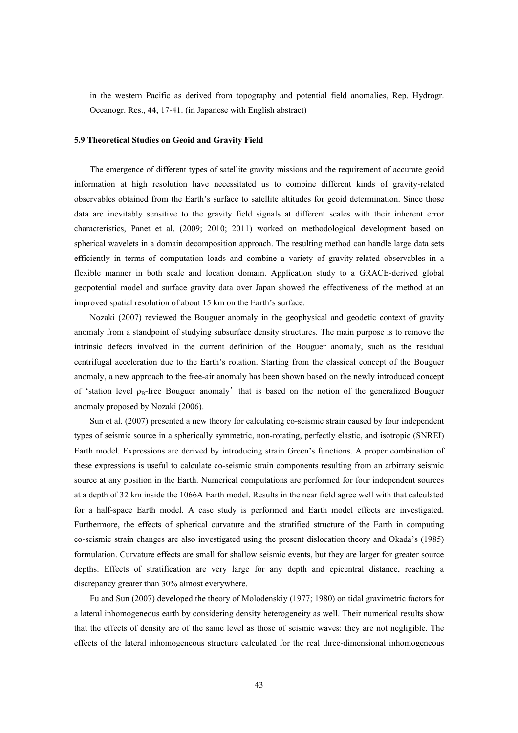in the western Pacific as derived from topography and potential field anomalies, Rep. Hydrogr. Oceanogr. Res., **44**, 17-41. (in Japanese with English abstract)

### 5.9 Theoretical Studies on Geoid and Gravity Field

The emergence of different types of satellite gravity missions and the requirement of accurate geoid information at high resolution have necessitated us to combine different kinds of gravity-related observables obtained from the Earth's surface to satellite altitudes for geoid determination. Since those data are inevitably sensitive to the gravity field signals at different scales with their inherent error characteristics, Panet et al. (2009; 2010; 2011) worked on methodological development based on spherical wavelets in a domain decomposition approach. The resulting method can handle large data sets efficiently in terms of computation loads and combine a variety of gravity-related observables in a flexible manner in both scale and location domain. Application study to a GRACE-derived global geopotential model and surface gravity data over Japan showed the effectiveness of the method at an improved spatial resolution of about 15 km on the Earth's surface.

Nozaki (2007) reviewed the Bouguer anomaly in the geophysical and geodetic context of gravity anomaly from a standpoint of studying subsurface density structures. The main purpose is to remove the intrinsic defects involved in the current definition of the Bouguer anomaly, such as the residual centrifugal acceleration due to the Earth's rotation. Starting from the classical concept of the Bouguer anomaly, a new approach to the free-air anomaly has been shown based on the newly introduced concept of 'station level $\rho_B$-free Bouguer anomaly' that is based on the notion of the generalized Bouguer anomaly proposed by Nozaki (2006).

Sun et al. (2007) presented a new theory for calculating co-seismic strain caused by four independent types of seismic source in a spherically symmetric, non-rotating, perfectly elastic, and isotropic (SNREI) Earth model. Expressions are derived by introducing strain Green's functions. A proper combination of these expressions is useful to calculate co-seismic strain components resulting from an arbitrary seismic source at any position in the Earth. Numerical computations are performed for four independent sources at a depth of 32 km inside the 1066A Earth model. Results in the near field agree well with that calculated for a half-space Earth model. A case study is performed and Earth model effects are investigated. Furthermore, the effects of spherical curvature and the stratified structure of the Earth in computing co-seismic strain changes are also investigated using the present dislocation theory and Okada's (1985) formulation. Curvature effects are small for shallow seismic events, but they are larger for greater source depths. Effects of stratification are very large for any depth and epicentral distance, reaching a discrepancy greater than 30% almost everywhere.

Fu and Sun (2007) developed the theory of Molodenskiy (1977; 1980) on tidal gravimetric factors for a lateral inhomogeneous earth by considering density heterogeneity as well. Their numerical results show that the effects of density are of the same level as those of seismic waves: they are not negligible. The effects of the lateral inhomogeneous structure calculated for the real three-dimensional inhomogeneous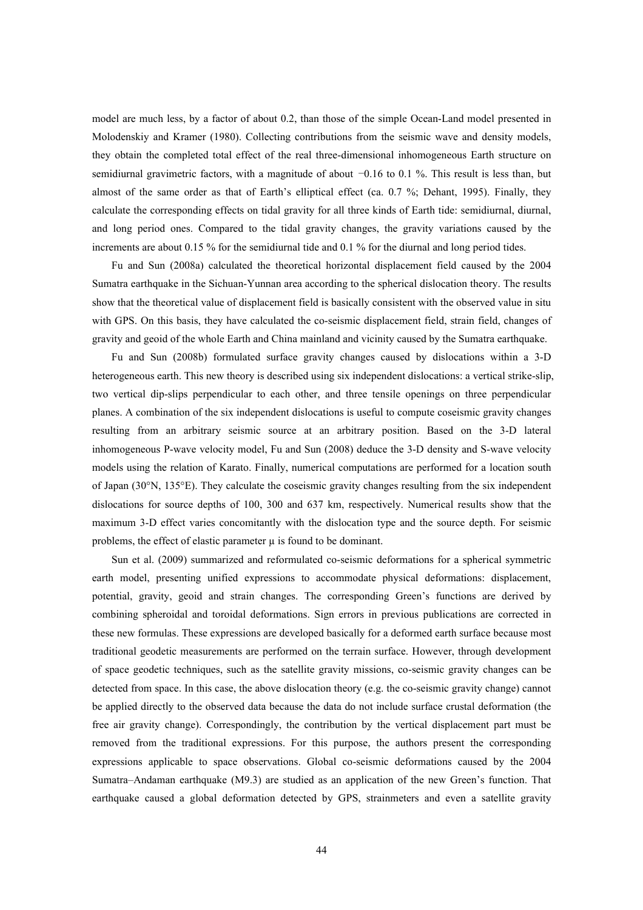model are much less, by a factor of about 0.2, than those of the simple Ocean-Land model presented in Molodenskiy and Kramer (1980). Collecting contributions from the seismic wave and density models, they obtain the completed total effect of the real three-dimensional inhomogeneous Earth structure on semidiurnal gravimetric factors, with a magnitude of about −0.16 to 0.1 %. This result is less than, but almost of the same order as that of Earth's elliptical effect (ca. 0.7 %; Dehant, 1995). Finally, they calculate the corresponding effects on tidal gravity for all three kinds of Earth tide: semidiurnal, diurnal, and long period ones. Compared to the tidal gravity changes, the gravity variations caused by the increments are about 0.15 % for the semidiurnal tide and 0.1 % for the diurnal and long period tides.

Fu and Sun (2008a) calculated the theoretical horizontal displacement field caused by the 2004 Sumatra earthquake in the Sichuan-Yunnan area according to the spherical dislocation theory. The results show that the theoretical value of displacement field is basically consistent with the observed value in situ with GPS. On this basis, they have calculated the co-seismic displacement field, strain field, changes of gravity and geoid of the whole Earth and China mainland and vicinity caused by the Sumatra earthquake.

Fu and Sun (2008b) formulated surface gravity changes caused by dislocations within a 3-D heterogeneous earth. This new theory is described using six independent dislocations: a vertical strike-slip, two vertical dip-slips perpendicular to each other, and three tensile openings on three perpendicular planes. A combination of the six independent dislocations is useful to compute coseismic gravity changes resulting from an arbitrary seismic source at an arbitrary position. Based on the 3-D lateral inhomogeneous P-wave velocity model, Fu and Sun (2008) deduce the 3-D density and S-wave velocity models using the relation of Karato. Finally, numerical computations are performed for a location south of Japan (30°N, 135°E). They calculate the coseismic gravity changes resulting from the six independent dislocations for source depths of 100, 300 and 637 km, respectively. Numerical results show that the maximum 3-D effect varies concomitantly with the dislocation type and the source depth. For seismic problems, the effect of elastic parameter $\mu$ is found to be dominant.

Sun et al. (2009) summarized and reformulated co-seismic deformations for a spherical symmetric earth model, presenting unified expressions to accommodate physical deformations: displacement, potential, gravity, geoid and strain changes. The corresponding Green's functions are derived by combining spheroidal and toroidal deformations. Sign errors in previous publications are corrected in these new formulas. These expressions are developed basically for a deformed earth surface because most traditional geodetic measurements are performed on the terrain surface. However, through development of space geodetic techniques, such as the satellite gravity missions, co-seismic gravity changes can be detected from space. In this case, the above dislocation theory (e.g. the co-seismic gravity change) cannot be applied directly to the observed data because the data do not include surface crustal deformation (the free air gravity change). Correspondingly, the contribution by the vertical displacement part must be removed from the traditional expressions. For this purpose, the authors present the corresponding expressions applicable to space observations. Global co-seismic deformations caused by the 2004 Sumatra–Andaman earthquake (M9.3) are studied as an application of the new Green's function. That earthquake caused a global deformation detected by GPS, strainmeters and even a satellite gravity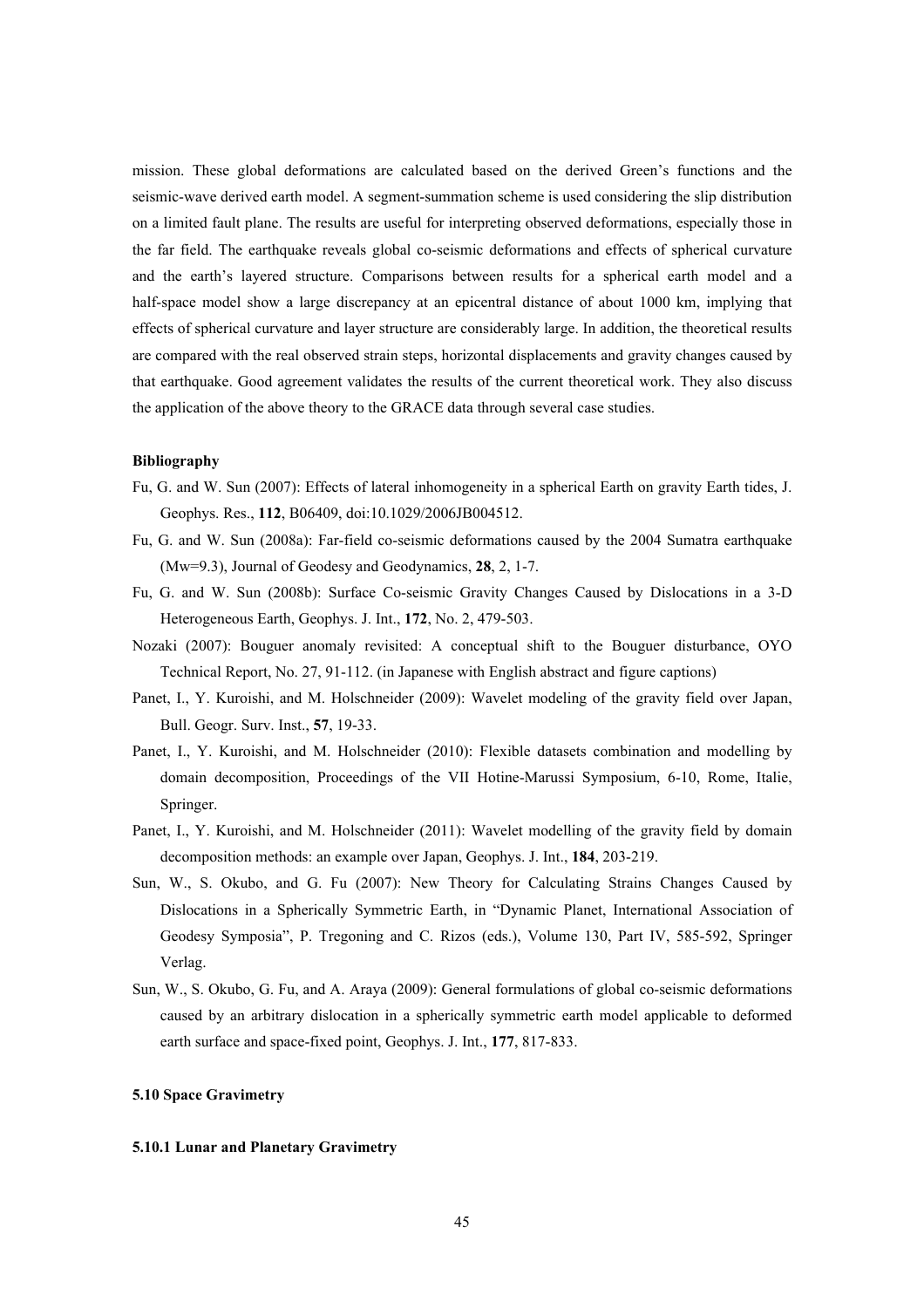mission. These global deformations are calculated based on the derived Green's functions and the seismic-wave derived earth model. A segment-summation scheme is used considering the slip distribution on a limited fault plane. The results are useful for interpreting observed deformations, especially those in the far field. The earthquake reveals global co-seismic deformations and effects of spherical curvature and the earth's layered structure. Comparisons between results for a spherical earth model and a half-space model show a large discrepancy at an epicentral distance of about 1000 km, implying that effects of spherical curvature and layer structure are considerably large. In addition, the theoretical results are compared with the real observed strain steps, horizontal displacements and gravity changes caused by that earthquake. Good agreement validates the results of the current theoretical work. They also discuss the application of the above theory to the GRACE data through several case studies.

**Bibliography**

Fu, G. and W. Sun (2007): Effects of lateral inhomogeneity in a spherical Earth on gravity Earth tides, J. Geophys. Res., **112**, B06409, doi:10.1029/2006JB004512.

Fu, G. and W. Sun (2008a): Far-field co-seismic deformations caused by the 2004 Sumatra earthquake (Mw=9.3), Journal of Geodesy and Geodynamics, **28**, 2, 1-7.

Fu, G. and W. Sun (2008b): Surface Co-seismic Gravity Changes Caused by Dislocations in a 3-D Heterogeneous Earth, Geophys. J. Int., **172**, No. 2, 479-503.

Nozaki (2007): Bouguer anomaly revisited: A conceptual shift to the Bouguer disturbance, OYO Technical Report, No. 27, 91-112. (in Japanese with English abstract and figure captions)

Panet, I., Y. Kuroishi, and M. Holschneider (2009): Wavelet modeling of the gravity field over Japan, Bull. Geogr. Surv. Inst., **57**, 19-33.

Panet, I., Y. Kuroishi, and M. Holschneider (2010): Flexible datasets combination and modelling by domain decomposition, Proceedings of the VII Hotine-Marussi Symposium, 6-10, Rome, Italie, Springer.

Panet, I., Y. Kuroishi, and M. Holschneider (2011): Wavelet modelling of the gravity field by domain decomposition methods: an example over Japan, Geophys. J. Int., **184**, 203-219.

Sun, W., S. Okubo, and G. Fu (2007): New Theory for Calculating Strains Changes Caused by Dislocations in a Spherically Symmetric Earth, in "Dynamic Planet, International Association of Geodesy Symposia", P. Tregoning and C. Rizos (eds.), Volume 130, Part IV, 585-592, Springer Verlag.

Sun, W., S. Okubo, G. Fu, and A. Araya (2009): General formulations of global co-seismic deformations caused by an arbitrary dislocation in a spherically symmetric earth model applicable to deformed earth surface and space-fixed point, Geophys. J. Int., **177**, 817-833.

### 5.10 Space Gravimetry

#### 5.10.1 Lunar and Planetary Gravimetry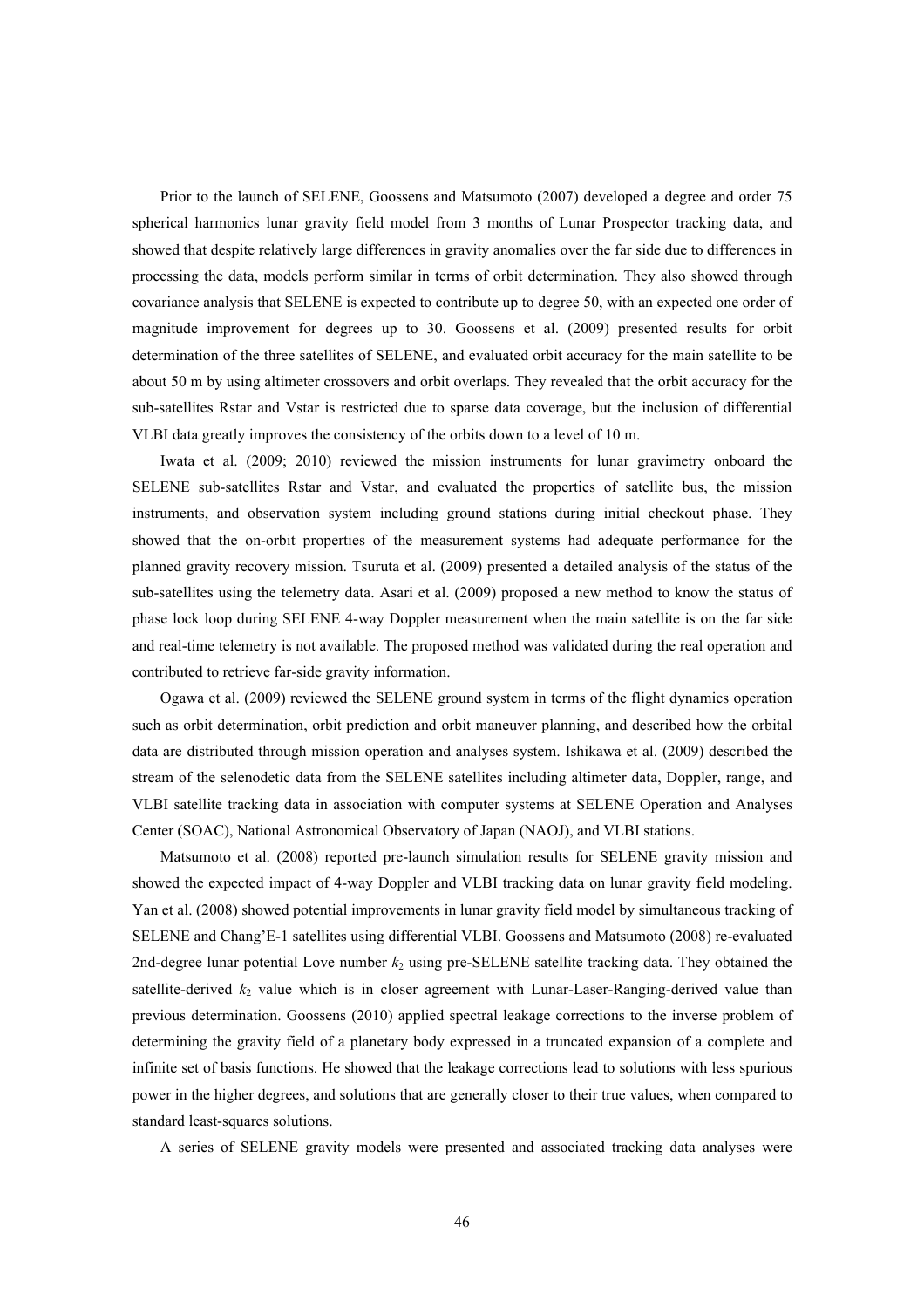Prior to the launch of SELENE, Goossens and Matsumoto (2007) developed a degree and order 75 spherical harmonics lunar gravity field model from 3 months of Lunar Prospector tracking data, and showed that despite relatively large differences in gravity anomalies over the far side due to differences in processing the data, models perform similar in terms of orbit determination. They also showed through covariance analysis that SELENE is expected to contribute up to degree 50, with an expected one order of magnitude improvement for degrees up to 30. Goossens et al. (2009) presented results for orbit determination of the three satellites of SELENE, and evaluated orbit accuracy for the main satellite to be about 50 m by using altimeter crossovers and orbit overlaps. They revealed that the orbit accuracy for the sub-satellites Rstar and Vstar is restricted due to sparse data coverage, but the inclusion of differential VLBI data greatly improves the consistency of the orbits down to a level of 10 m.

Iwata et al. (2009; 2010) reviewed the mission instruments for lunar gravimetry onboard the SELENE sub-satellites Rstar and Vstar, and evaluated the properties of satellite bus, the mission instruments, and observation system including ground stations during initial checkout phase. They showed that the on-orbit properties of the measurement systems had adequate performance for the planned gravity recovery mission. Tsuruta et al. (2009) presented a detailed analysis of the status of the sub-satellites using the telemetry data. Asari et al. (2009) proposed a new method to know the status of phase lock loop during SELENE 4-way Doppler measurement when the main satellite is on the far side and real-time telemetry is not available. The proposed method was validated during the real operation and contributed to retrieve far-side gravity information.

Ogawa et al. (2009) reviewed the SELENE ground system in terms of the flight dynamics operation such as orbit determination, orbit prediction and orbit maneuver planning, and described how the orbital data are distributed through mission operation and analyses system. Ishikawa et al. (2009) described the stream of the selenodetic data from the SELENE satellites including altimeter data, Doppler, range, and VLBI satellite tracking data in association with computer systems at SELENE Operation and Analyses Center (SOAC), National Astronomical Observatory of Japan (NAOJ), and VLBI stations.

Matsumoto et al. (2008) reported pre-launch simulation results for SELENE gravity mission and showed the expected impact of 4-way Doppler and VLBI tracking data on lunar gravity field modeling. Yan et al. (2008) showed potential improvements in lunar gravity field model by simultaneous tracking of SELENE and Chang'E-1 satellites using differential VLBI. Goossens and Matsumoto (2008) re-evaluated 2nd-degree lunar potential Love number $k_2$ using pre-SELENE satellite tracking data. They obtained the satellite-derived $k_2$ value which is in closer agreement with Lunar-Laser-Ranging-derived value than previous determination. Goossens (2010) applied spectral leakage corrections to the inverse problem of determining the gravity field of a planetary body expressed in a truncated expansion of a complete and infinite set of basis functions. He showed that the leakage corrections lead to solutions with less spurious power in the higher degrees, and solutions that are generally closer to their true values, when compared to standard least-squares solutions.

A series of SELENE gravity models were presented and associated tracking data analyses were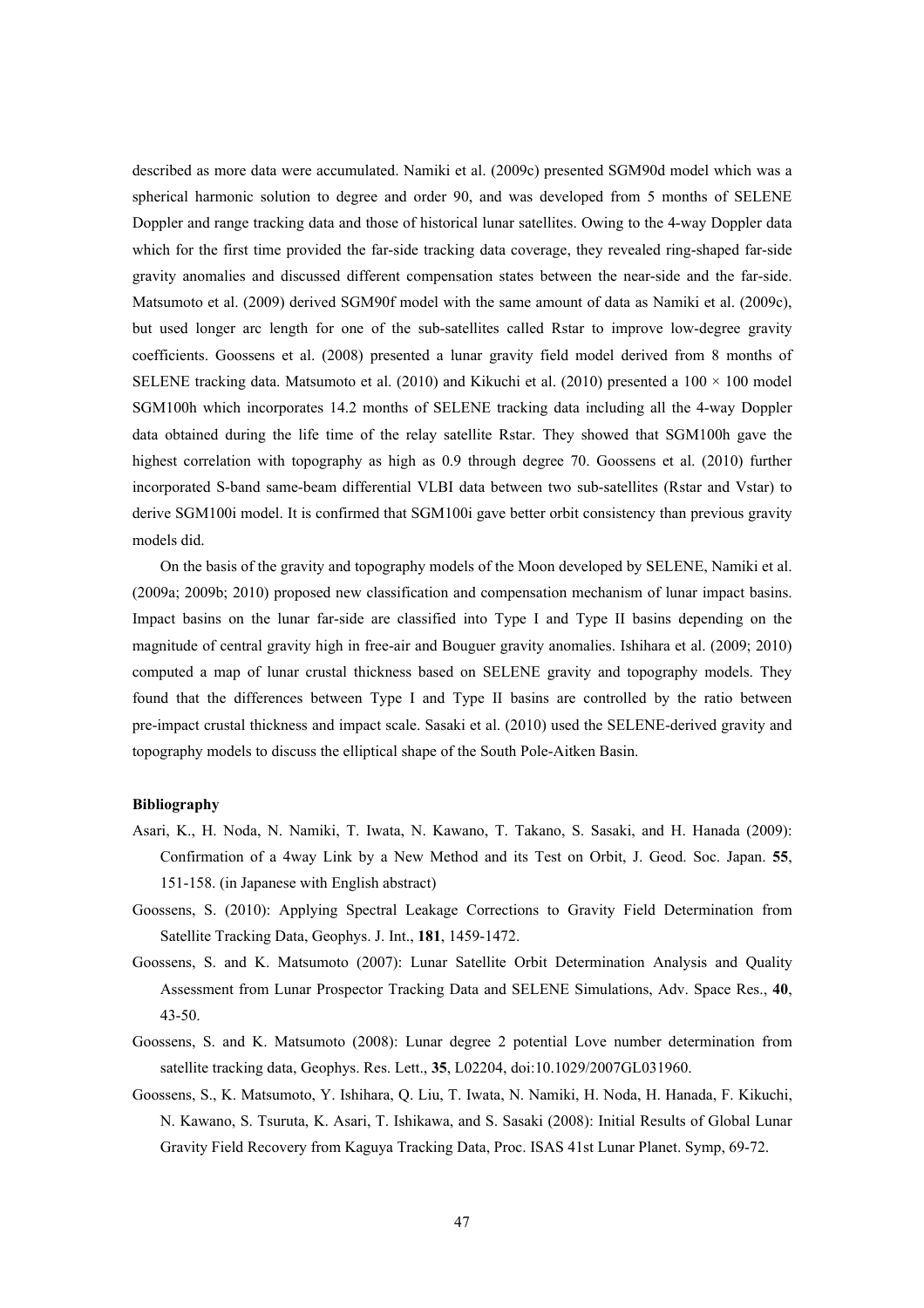described as more data were accumulated. Namiki et al. (2009c) presented SGM90d model which was a spherical harmonic solution to degree and order 90, and was developed from 5 months of SELENE Doppler and range tracking data and those of historical lunar satellites. Owing to the 4-way Doppler data which for the first time provided the far-side tracking data coverage, they revealed ring-shaped far-side gravity anomalies and discussed different compensation states between the near-side and the far-side. Matsumoto et al. (2009) derived SGM90f model with the same amount of data as Namiki et al. (2009c), but used longer arc length for one of the sub-satellites called Rstar to improve low-degree gravity coefficients. Goossens et al. (2008) presented a lunar gravity field model derived from 8 months of SELENE tracking data. Matsumoto et al. (2010) and Kikuchi et al. (2010) presented a $100 \times 100$ model SGM100h which incorporates 14.2 months of SELENE tracking data including all the 4-way Doppler data obtained during the life time of the relay satellite Rstar. They showed that SGM100h gave the highest correlation with topography as high as 0.9 through degree 70. Goossens et al. (2010) further incorporated S-band same-beam differential VLBI data between two sub-satellites (Rstar and Vstar) to derive SGM100i model. It is confirmed that SGM100i gave better orbit consistency than previous gravity models did.

On the basis of the gravity and topography models of the Moon developed by SELENE, Namiki et al. (2009a; 2009b; 2010) proposed new classification and compensation mechanism of lunar impact basins. Impact basins on the lunar far-side are classified into Type I and Type II basins depending on the magnitude of central gravity high in free-air and Bouguer gravity anomalies. Ishihara et al. (2009; 2010) computed a map of lunar crustal thickness based on SELENE gravity and topography models. They found that the differences between Type I and Type II basins are controlled by the ratio between pre-impact crustal thickness and impact scale. Sasaki et al. (2010) used the SELENE-derived gravity and topography models to discuss the elliptical shape of the South Pole-Aitken Basin.

**Bibliography**

Asari, K., H. Noda, N. Namiki, T. Iwata, N. Kawano, T. Takano, S. Sasaki, and H. Hanada (2009): Confirmation of a 4way Link by a New Method and its Test on Orbit, J. Geod. Soc. Japan. **55**, 151-158. (in Japanese with English abstract)

Goossens, S. (2010): Applying Spectral Leakage Corrections to Gravity Field Determination from Satellite Tracking Data, Geophys. J. Int., **181**, 1459-1472.

Goossens, S. and K. Matsumoto (2007): Lunar Satellite Orbit Determination Analysis and Quality Assessment from Lunar Prospector Tracking Data and SELENE Simulations, Adv. Space Res., **40**, 43-50.

Goossens, S. and K. Matsumoto (2008): Lunar degree 2 potential Love number determination from satellite tracking data, Geophys. Res. Lett., **35**, L02204, doi:10.1029/2007GL031960.

Goossens, S., K. Matsumoto, Y. Ishihara, Q. Liu, T. Iwata, N. Namiki, H. Noda, H. Hanada, F. Kikuchi, N. Kawano, S. Tsuruta, K. Asari, T. Ishikawa, and S. Sasaki (2008): Initial Results of Global Lunar Gravity Field Recovery from Kaguya Tracking Data, Proc. ISAS 41st Lunar Planet. Symp, 69-72.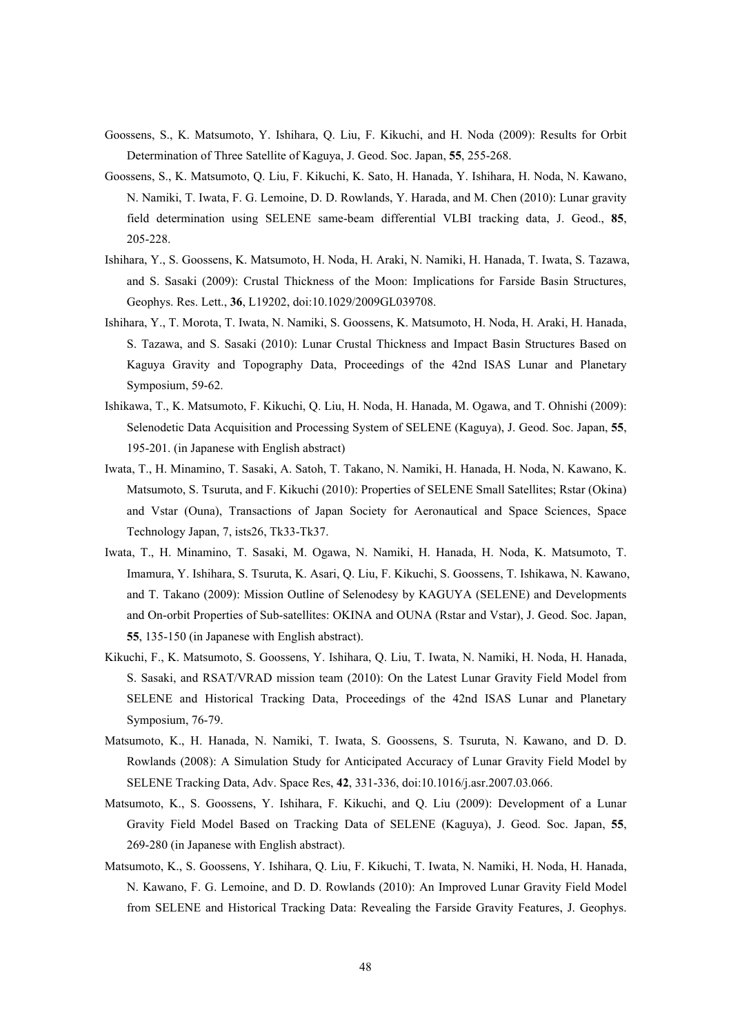Goossens, S., K. Matsumoto, Y. Ishihara, Q. Liu, F. Kikuchi, and H. Noda (2009): Results for Orbit Determination of Three Satellite of Kaguya, J. Geod. Soc. Japan, **55**, 255-268.

Goossens, S., K. Matsumoto, Q. Liu, F. Kikuchi, K. Sato, H. Hanada, Y. Ishihara, H. Noda, N. Kawano, N. Namiki, T. Iwata, F. G. Lemoine, D. D. Rowlands, Y. Harada, and M. Chen (2010): Lunar gravity field determination using SELENE same-beam differential VLBI tracking data, J. Geod., **85**, 205-228.

Ishihara, Y., S. Goossens, K. Matsumoto, H. Noda, H. Araki, N. Namiki, H. Hanada, T. Iwata, S. Tazawa, and S. Sasaki (2009): Crustal Thickness of the Moon: Implications for Farside Basin Structures, Geophys. Res. Lett., **36**, L19202, doi:10.1029/2009GL039708.

Ishihara, Y., T. Morota, T. Iwata, N. Namiki, S. Goossens, K. Matsumoto, H. Noda, H. Araki, H. Hanada, S. Tazawa, and S. Sasaki (2010): Lunar Crustal Thickness and Impact Basin Structures Based on Kaguya Gravity and Topography Data, Proceedings of the 42nd ISAS Lunar and Planetary Symposium, 59-62.

Ishikawa, T., K. Matsumoto, F. Kikuchi, Q. Liu, H. Noda, H. Hanada, M. Ogawa, and T. Ohnishi (2009): Selenodetic Data Acquisition and Processing System of SELENE (Kaguya), J. Geod. Soc. Japan, **55**, 195-201. (in Japanese with English abstract)

Iwata, T., H. Minamino, T. Sasaki, A. Satoh, T. Takano, N. Namiki, H. Hanada, H. Noda, N. Kawano, K. Matsumoto, S. Tsuruta, and F. Kikuchi (2010): Properties of SELENE Small Satellites; Rstar (Okina) and Vstar (Ouna), Transactions of Japan Society for Aeronautical and Space Sciences, Space Technology Japan, 7, ists26, Tk33-Tk37.

Iwata, T., H. Minamino, T. Sasaki, M. Ogawa, N. Namiki, H. Hanada, H. Noda, K. Matsumoto, T. Imamura, Y. Ishihara, S. Tsuruta, K. Asari, Q. Liu, F. Kikuchi, S. Goossens, T. Ishikawa, N. Kawano, and T. Takano (2009): Mission Outline of Selenodesy by KAGUYA (SELENE) and Developments and On-orbit Properties of Sub-satellites: OKINA and OUNA (Rstar and Vstar), J. Geod. Soc. Japan, **55**, 135-150 (in Japanese with English abstract).

Kikuchi, F., K. Matsumoto, S. Goossens, Y. Ishihara, Q. Liu, T. Iwata, N. Namiki, H. Noda, H. Hanada, S. Sasaki, and RSAT/VRAD mission team (2010): On the Latest Lunar Gravity Field Model from SELENE and Historical Tracking Data, Proceedings of the 42nd ISAS Lunar and Planetary Symposium, 76-79.

Matsumoto, K., H. Hanada, N. Namiki, T. Iwata, S. Goossens, S. Tsuruta, N. Kawano, and D. D. Rowlands (2008): A Simulation Study for Anticipated Accuracy of Lunar Gravity Field Model by SELENE Tracking Data, Adv. Space Res, **42**, 331-336, doi:10.1016/j.asr.2007.03.066.

Matsumoto, K., S. Goossens, Y. Ishihara, F. Kikuchi, and Q. Liu (2009): Development of a Lunar Gravity Field Model Based on Tracking Data of SELENE (Kaguya), J. Geod. Soc. Japan, **55**, 269-280 (in Japanese with English abstract).

Matsumoto, K., S. Goossens, Y. Ishihara, Q. Liu, F. Kikuchi, T. Iwata, N. Namiki, H. Noda, H. Hanada, N. Kawano, F. G. Lemoine, and D. D. Rowlands (2010): An Improved Lunar Gravity Field Model from SELENE and Historical Tracking Data: Revealing the Farside Gravity Features, J. Geophys.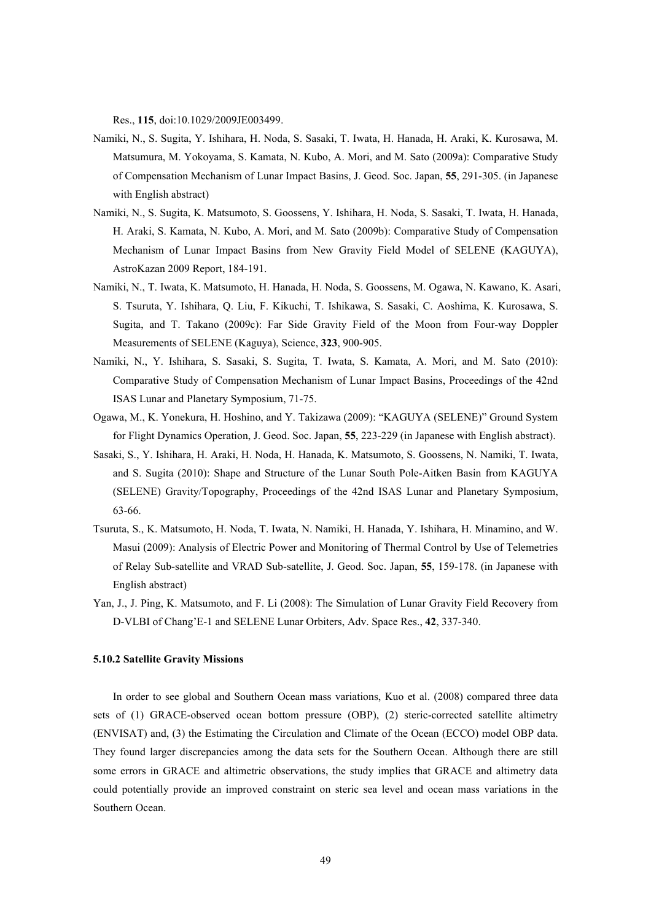Res., **115**, doi:10.1029/2009JE003499.

Namiki, N., S. Sugita, Y. Ishihara, H. Noda, S. Sasaki, T. Iwata, H. Hanada, H. Araki, K. Kurosawa, M. Matsumura, M. Yokoyama, S. Kamata, N. Kubo, A. Mori, and M. Sato (2009a): Comparative Study of Compensation Mechanism of Lunar Impact Basins, J. Geod. Soc. Japan, **55**, 291-305. (in Japanese with English abstract)

Namiki, N., S. Sugita, K. Matsumoto, S. Goossens, Y. Ishihara, H. Noda, S. Sasaki, T. Iwata, H. Hanada, H. Araki, S. Kamata, N. Kubo, A. Mori, and M. Sato (2009b): Comparative Study of Compensation Mechanism of Lunar Impact Basins from New Gravity Field Model of SELENE (KAGUYA), AstroKazan 2009 Report, 184-191.

Namiki, N., T. Iwata, K. Matsumoto, H. Hanada, H. Noda, S. Goossens, M. Ogawa, N. Kawano, K. Asari, S. Tsuruta, Y. Ishihara, Q. Liu, F. Kikuchi, T. Ishikawa, S. Sasaki, C. Aoshima, K. Kurosawa, S. Sugita, and T. Takano (2009c): Far Side Gravity Field of the Moon from Four-way Doppler Measurements of SELENE (Kaguya), Science, **323**, 900-905.

Namiki, N., Y. Ishihara, S. Sasaki, S. Sugita, T. Iwata, S. Kamata, A. Mori, and M. Sato (2010): Comparative Study of Compensation Mechanism of Lunar Impact Basins, Proceedings of the 42nd ISAS Lunar and Planetary Symposium, 71-75.

Ogawa, M., K. Yonekura, H. Hoshino, and Y. Takizawa (2009): "KAGUYA (SELENE)" Ground System for Flight Dynamics Operation, J. Geod. Soc. Japan, **55**, 223-229 (in Japanese with English abstract).

Sasaki, S., Y. Ishihara, H. Araki, H. Noda, H. Hanada, K. Matsumoto, S. Goossens, N. Namiki, T. Iwata, and S. Sugita (2010): Shape and Structure of the Lunar South Pole-Aitken Basin from KAGUYA (SELENE) Gravity/Topography, Proceedings of the 42nd ISAS Lunar and Planetary Symposium, 63-66.

Tsuruta, S., K. Matsumoto, H. Noda, T. Iwata, N. Namiki, H. Hanada, Y. Ishihara, H. Minamino, and W. Masui (2009): Analysis of Electric Power and Monitoring of Thermal Control by Use of Telemetries of Relay Sub-satellite and VRAD Sub-satellite, J. Geod. Soc. Japan, **55**, 159-178. (in Japanese with English abstract)

Yan, J., J. Ping, K. Matsumoto, and F. Li (2008): The Simulation of Lunar Gravity Field Recovery from D-VLBI of Chang'E-1 and SELENE Lunar Orbiters, Adv. Space Res., **42**, 337-340.

### 5.10.2 Satellite Gravity Missions

In order to see global and Southern Ocean mass variations, Kuo et al. (2008) compared three data sets of (1) GRACE-observed ocean bottom pressure (OBP), (2) steric-corrected satellite altimetry (ENVISAT) and, (3) the Estimating the Circulation and Climate of the Ocean (ECCO) model OBP data. They found larger discrepancies among the data sets for the Southern Ocean. Although there are still some errors in GRACE and altimetric observations, the study implies that GRACE and altimetry data could potentially provide an improved constraint on steric sea level and ocean mass variations in the Southern Ocean.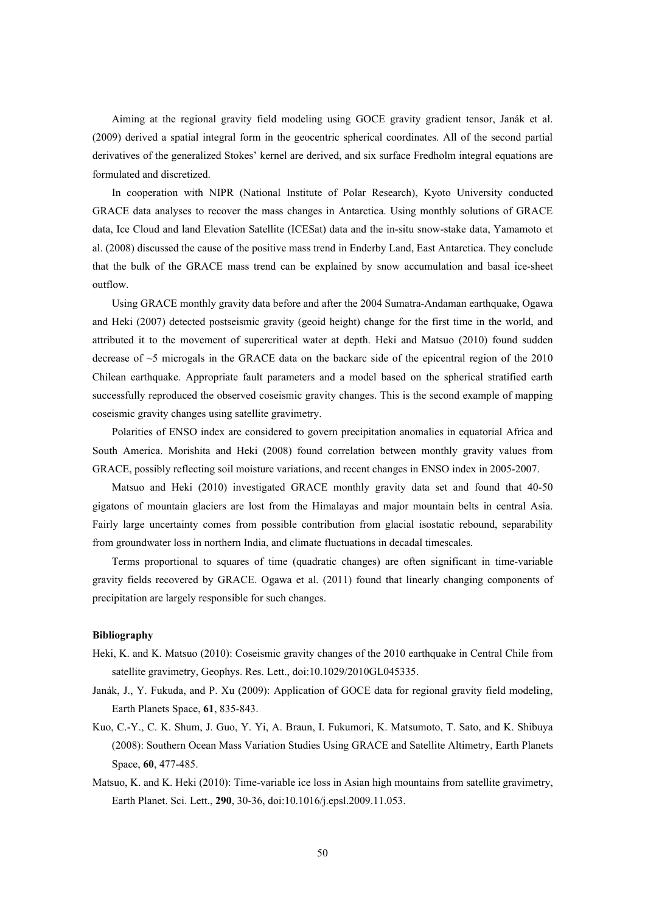Aiming at the regional gravity field modeling using GOCE gravity gradient tensor, Janák et al. (2009) derived a spatial integral form in the geocentric spherical coordinates. All of the second partial derivatives of the generalized Stokes' kernel are derived, and six surface Fredholm integral equations are formulated and discretized.

In cooperation with NIPR (National Institute of Polar Research), Kyoto University conducted GRACE data analyses to recover the mass changes in Antarctica. Using monthly solutions of GRACE data, Ice Cloud and land Elevation Satellite (ICESat) data and the in-situ snow-stake data, Yamamoto et al. (2008) discussed the cause of the positive mass trend in Enderby Land, East Antarctica. They conclude that the bulk of the GRACE mass trend can be explained by snow accumulation and basal ice-sheet outflow.

Using GRACE monthly gravity data before and after the 2004 Sumatra-Andaman earthquake, Ogawa and Heki (2007) detected postseismic gravity (geoid height) change for the first time in the world, and attributed it to the movement of supercritical water at depth. Heki and Matsuo (2010) found sudden decrease of ~5 microgals in the GRACE data on the backarc side of the epicentral region of the 2010 Chilean earthquake. Appropriate fault parameters and a model based on the spherical stratified earth successfully reproduced the observed coseismic gravity changes. This is the second example of mapping coseismic gravity changes using satellite gravimetry.

Polarities of ENSO index are considered to govern precipitation anomalies in equatorial Africa and South America. Morishita and Heki (2008) found correlation between monthly gravity values from GRACE, possibly reflecting soil moisture variations, and recent changes in ENSO index in 2005-2007.

Matsuo and Heki (2010) investigated GRACE monthly gravity data set and found that 40-50 gigatons of mountain glaciers are lost from the Himalayas and major mountain belts in central Asia. Fairly large uncertainty comes from possible contribution from glacial isostatic rebound, separability from groundwater loss in northern India, and climate fluctuations in decadal timescales.

Terms proportional to squares of time (quadratic changes) are often significant in time-variable gravity fields recovered by GRACE. Ogawa et al. (2011) found that linearly changing components of precipitation are largely responsible for such changes.

**Bibliography**

Heki, K. and K. Matsuo (2010): Coseismic gravity changes of the 2010 earthquake in Central Chile from satellite gravimetry, Geophys. Res. Lett., doi:10.1029/2010GL045335.

Janák, J., Y. Fukuda, and P. Xu (2009): Application of GOCE data for regional gravity field modeling, Earth Planets Space, **61**, 835-843.

Kuo, C.-Y., C. K. Shum, J. Guo, Y. Yi, A. Braun, I. Fukumori, K. Matsumoto, T. Sato, and K. Shibuya (2008): Southern Ocean Mass Variation Studies Using GRACE and Satellite Altimetry, Earth Planets Space, **60**, 477-485.

Matsuo, K. and K. Heki (2010): Time-variable ice loss in Asian high mountains from satellite gravimetry, Earth Planet. Sci. Lett., **290**, 30-36, doi:10.1016/j.epsl.2009.11.053.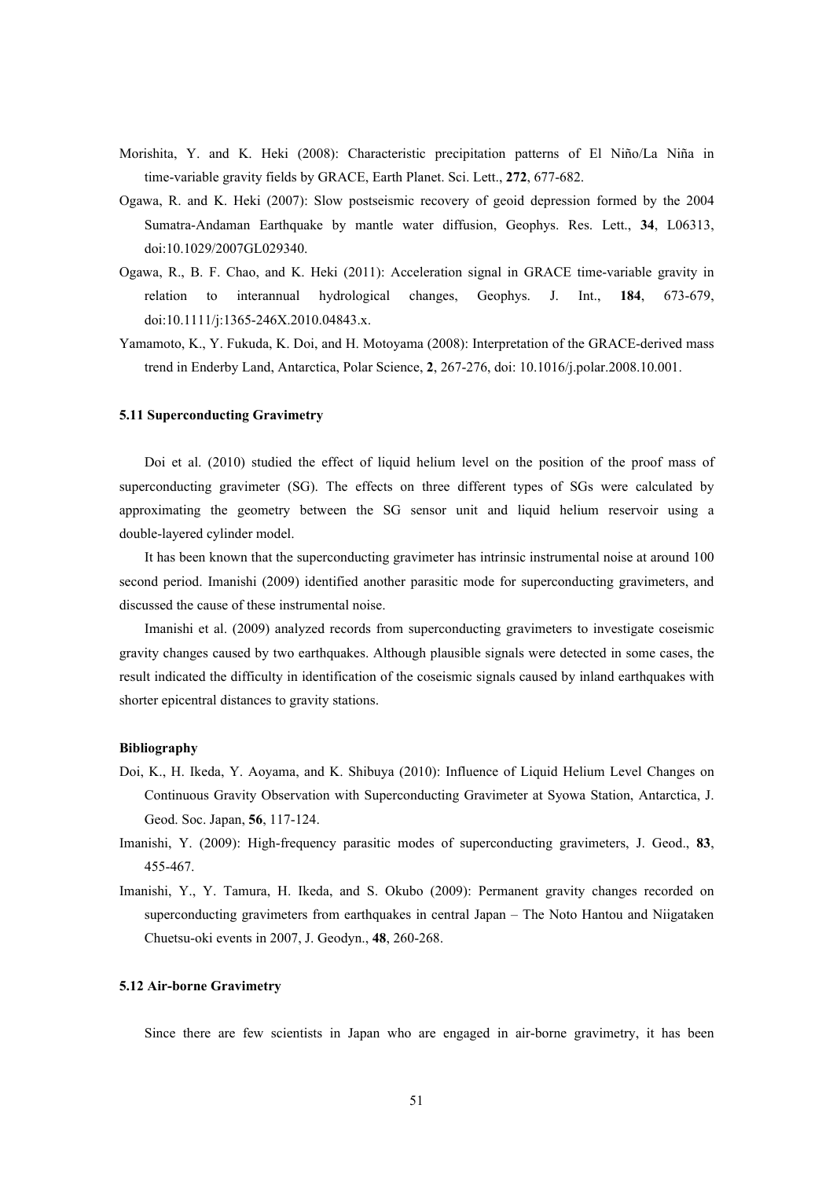Morishita, Y. and K. Heki (2008): Characteristic precipitation patterns of El Niño/La Niña in time-variable gravity fields by GRACE, Earth Planet. Sci. Lett., **272**, 677-682.

Ogawa, R. and K. Heki (2007): Slow postseismic recovery of geoid depression formed by the 2004 Sumatra-Andaman Earthquake by mantle water diffusion, Geophys. Res. Lett., **34**, L06313, doi:10.1029/2007GL029340.

Ogawa, R., B. F. Chao, and K. Heki (2011): Acceleration signal in GRACE time-variable gravity in relation to interannual hydrological changes, Geophys. J. Int., **184**, 673-679, doi:10.1111/j:1365-246X.2010.04843.x.

Yamamoto, K., Y. Fukuda, K. Doi, and H. Motoyama (2008): Interpretation of the GRACE-derived mass trend in Enderby Land, Antarctica, Polar Science, **2**, 267-276, doi: 10.1016/j.polar.2008.10.001.

### 5.11 Superconducting Gravimetry

Doi et al. (2010) studied the effect of liquid helium level on the position of the proof mass of superconducting gravimeter (SG). The effects on three different types of SGs were calculated by approximating the geometry between the SG sensor unit and liquid helium reservoir using a double-layered cylinder model.

It has been known that the superconducting gravimeter has intrinsic instrumental noise at around 100 second period. Imanishi (2009) identified another parasitic mode for superconducting gravimeters, and discussed the cause of these instrumental noise.

Imanishi et al. (2009) analyzed records from superconducting gravimeters to investigate coseismic gravity changes caused by two earthquakes. Although plausible signals were detected in some cases, the result indicated the difficulty in identification of the coseismic signals caused by inland earthquakes with shorter epicentral distances to gravity stations.

#### Bibliography

Doi, K., H. Ikeda, Y. Aoyama, and K. Shibuya (2010): Influence of Liquid Helium Level Changes on Continuous Gravity Observation with Superconducting Gravimeter at Syowa Station, Antarctica, J. Geod. Soc. Japan, **56**, 117-124.

Imanishi, Y. (2009): High-frequency parasitic modes of superconducting gravimeters, J. Geod., **83**, 455-467.

Imanishi, Y., Y. Tamura, H. Ikeda, and S. Okubo (2009): Permanent gravity changes recorded on superconducting gravimeters from earthquakes in central Japan – The Noto Hantou and Niigataken Chuetsu-oki events in 2007, J. Geodyn., **48**, 260-268.

### 5.12 Air-borne Gravimetry

Since there are few scientists in Japan who are engaged in air-borne gravimetry, it has been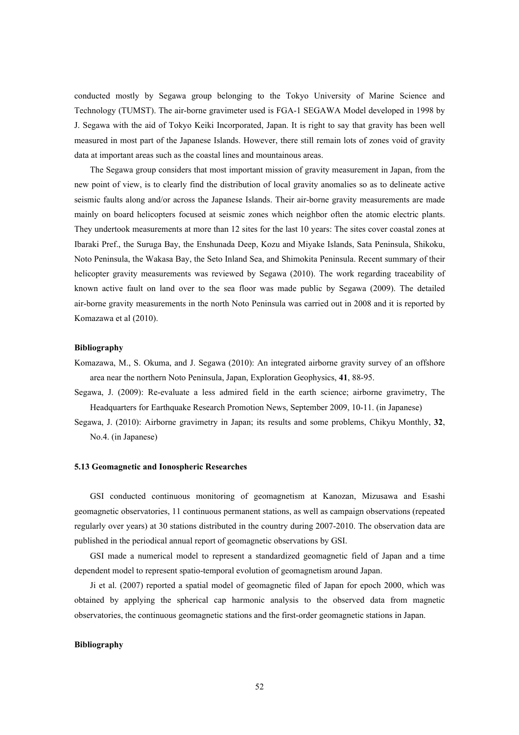conducted mostly by Segawa group belonging to the Tokyo University of Marine Science and Technology (TUMST). The air-borne gravimeter used is FGA-1 SEGAWA Model developed in 1998 by J. Segawa with the aid of Tokyo Keiki Incorporated, Japan. It is right to say that gravity has been well measured in most part of the Japanese Islands. However, there still remain lots of zones void of gravity data at important areas such as the coastal lines and mountainous areas.

The Segawa group considers that most important mission of gravity measurement in Japan, from the new point of view, is to clearly find the distribution of local gravity anomalies so as to delineate active seismic faults along and/or across the Japanese Islands. Their air-borne gravity measurements are made mainly on board helicopters focused at seismic zones which neighbor often the atomic electric plants. They undertook measurements at more than 12 sites for the last 10 years: The sites cover coastal zones at Ibaraki Pref., the Suruga Bay, the Enshunada Deep, Kozu and Miyake Islands, Sata Peninsula, Shikoku, Noto Peninsula, the Wakasa Bay, the Seto Inland Sea, and Shimokita Peninsula. Recent summary of their helicopter gravity measurements was reviewed by Segawa (2010). The work regarding traceability of known active fault on land over to the sea floor was made public by Segawa (2009). The detailed air-borne gravity measurements in the north Noto Peninsula was carried out in 2008 and it is reported by Komazawa et al (2010).

#### Bibliography

Komazawa, M., S. Okuma, and J. Segawa (2010): An integrated airborne gravity survey of an offshore area near the northern Noto Peninsula, Japan, Exploration Geophysics, **41**, 88-95.

Segawa, J. (2009): Re-evaluate a less admired field in the earth science; airborne gravimetry, The Headquarters for Earthquake Research Promotion News, September 2009, 10-11. (in Japanese)

Segawa, J. (2010): Airborne gravimetry in Japan; its results and some problems, Chikyu Monthly, **32**, No.4. (in Japanese)

### 5.13 Geomagnetic and Ionospheric Researches

GSI conducted continuous monitoring of geomagnetism at Kanozan, Mizusawa and Esashi geomagnetic observatories, 11 continuous permanent stations, as well as campaign observations (repeated regularly over years) at 30 stations distributed in the country during 2007-2010. The observation data are published in the periodical annual report of geomagnetic observations by GSI.

GSI made a numerical model to represent a standardized geomagnetic field of Japan and a time dependent model to represent spatio-temporal evolution of geomagnetism around Japan.

Ji et al. (2007) reported a spatial model of geomagnetic filed of Japan for epoch 2000, which was obtained by applying the spherical cap harmonic analysis to the observed data from magnetic observatories, the continuous geomagnetic stations and the first-order geomagnetic stations in Japan.

#### Bibliography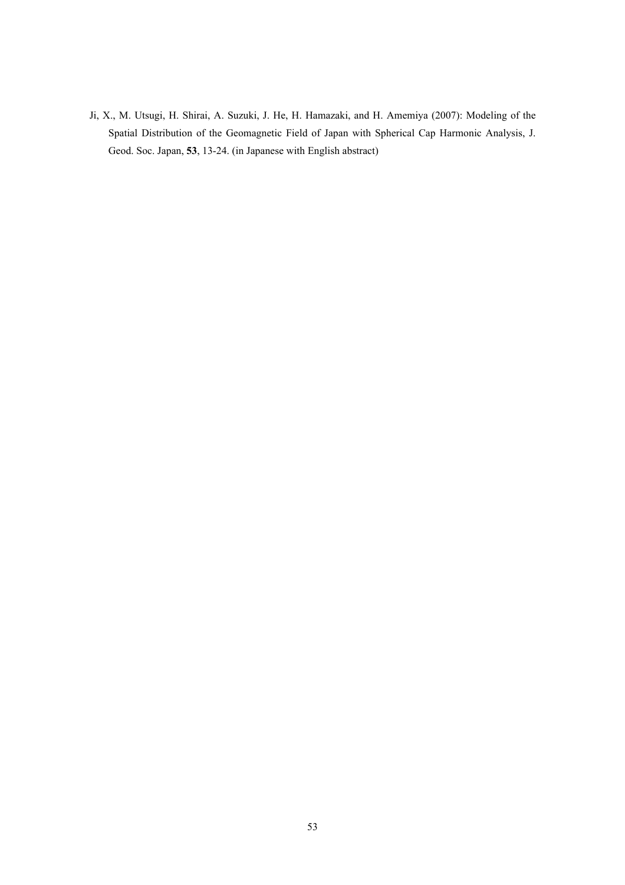Ji, X., M. Utsugi, H. Shirai, A. Suzuki, J. He, H. Hamazaki, and H. Amemiya (2007): Modeling of the Spatial Distribution of the Geomagnetic Field of Japan with Spherical Cap Harmonic Analysis, J. Geod. Soc. Japan, **53**, 13-24. (in Japanese with English abstract)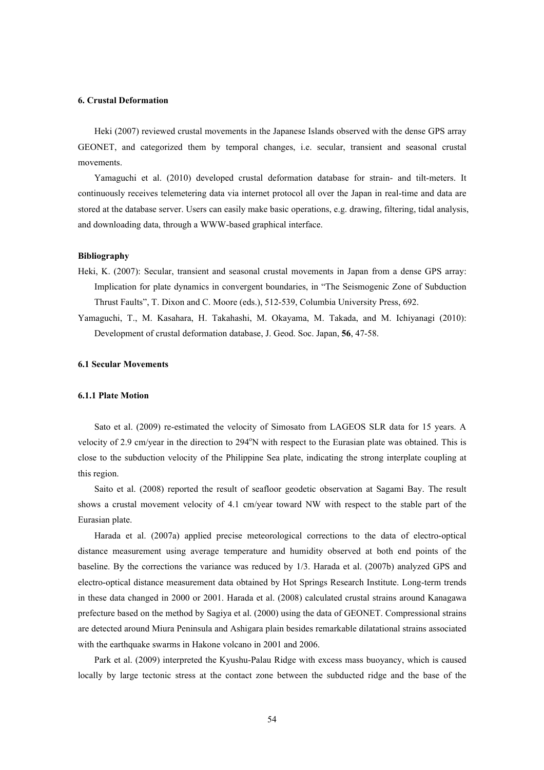## 6. Crustal Deformation

Heki (2007) reviewed crustal movements in the Japanese Islands observed with the dense GPS array GEONET, and categorized them by temporal changes, i.e. secular, transient and seasonal crustal movements.

Yamaguchi et al. (2010) developed crustal deformation database for strain- and tilt-meters. It continuously receives telemetering data via internet protocol all over the Japan in real-time and data are stored at the database server. Users can easily make basic operations, e.g. drawing, filtering, tidal analysis, and downloading data, through a WWW-based graphical interface.

### Bibliography

Heki, K. (2007): Secular, transient and seasonal crustal movements in Japan from a dense GPS array: Implication for plate dynamics in convergent boundaries, in "The Seismogenic Zone of Subduction Thrust Faults", T. Dixon and C. Moore (eds.), 512-539, Columbia University Press, 692.

Yamaguchi, T., M. Kasahara, H. Takahashi, M. Okayama, M. Takada, and M. Ichiyanagi (2010): Development of crustal deformation database, J. Geod. Soc. Japan, **56**, 47-58.

### 6.1 Secular Movements

#### 6.1.1 Plate Motion

Sato et al. (2009) re-estimated the velocity of Simosato from LAGEOS SLR data for 15 years. A velocity of 2.9 cm/year in the direction to 294°N with respect to the Eurasian plate was obtained. This is close to the subduction velocity of the Philippine Sea plate, indicating the strong interplate coupling at this region.

Saito et al. (2008) reported the result of seafloor geodetic observation at Sagami Bay. The result shows a crustal movement velocity of 4.1 cm/year toward NW with respect to the stable part of the Eurasian plate.

Harada et al. (2007a) applied precise meteorological corrections to the data of electro-optical distance measurement using average temperature and humidity observed at both end points of the baseline. By the corrections the variance was reduced by 1/3. Harada et al. (2007b) analyzed GPS and electro-optical distance measurement data obtained by Hot Springs Research Institute. Long-term trends in these data changed in 2000 or 2001. Harada et al. (2008) calculated crustal strains around Kanagawa prefecture based on the method by Sagiya et al. (2000) using the data of GEONET. Compressional strains are detected around Miura Peninsula and Ashigara plain besides remarkable dilatational strains associated with the earthquake swarms in Hakone volcano in 2001 and 2006.

Park et al. (2009) interpreted the Kyushu-Palau Ridge with excess mass buoyancy, which is caused locally by large tectonic stress at the contact zone between the subducted ridge and the base of the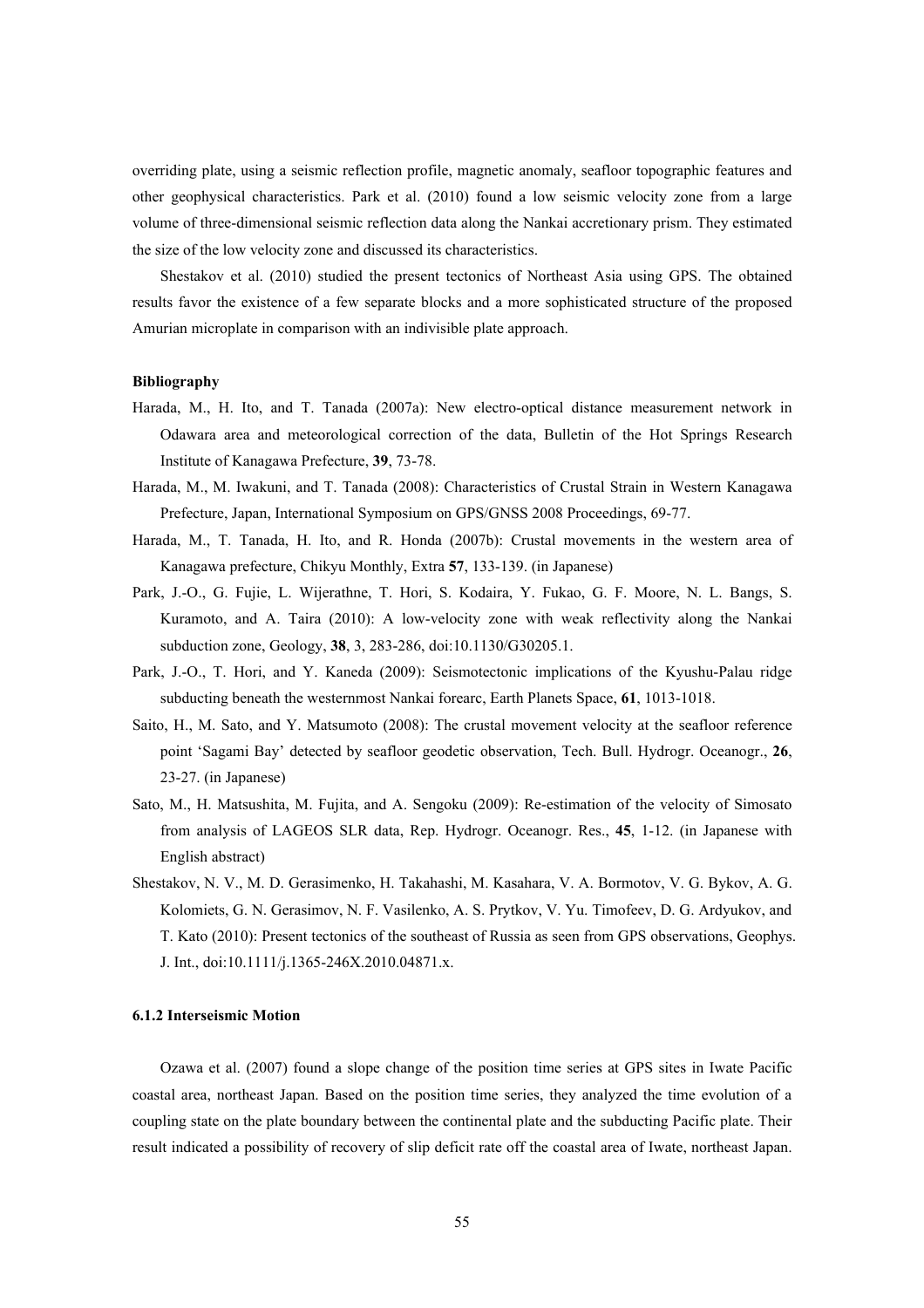overriding plate, using a seismic reflection profile, magnetic anomaly, seafloor topographic features and other geophysical characteristics. Park et al. (2010) found a low seismic velocity zone from a large volume of three-dimensional seismic reflection data along the Nankai accretionary prism. They estimated the size of the low velocity zone and discussed its characteristics.

Shestakov et al. (2010) studied the present tectonics of Northeast Asia using GPS. The obtained results favor the existence of a few separate blocks and a more sophisticated structure of the proposed Amurian microplate in comparison with an indivisible plate approach.

**Bibliography**

Harada, M., H. Ito, and T. Tanada (2007a): New electro-optical distance measurement network in Odawara area and meteorological correction of the data, Bulletin of the Hot Springs Research Institute of Kanagawa Prefecture, **39**, 73-78.

Harada, M., M. Iwakuni, and T. Tanada (2008): Characteristics of Crustal Strain in Western Kanagawa Prefecture, Japan, International Symposium on GPS/GNSS 2008 Proceedings, 69-77.

Harada, M., T. Tanada, H. Ito, and R. Honda (2007b): Crustal movements in the western area of Kanagawa prefecture, Chikyu Monthly, Extra **57**, 133-139. (in Japanese)

Park, J.-O., G. Fujie, L. Wijerathne, T. Hori, S. Kodaira, Y. Fukao, G. F. Moore, N. L. Bangs, S. Kuramoto, and A. Taira (2010): A low-velocity zone with weak reflectivity along the Nankai subduction zone, Geology, **38**, 3, 283-286, doi:10.1130/G30205.1.

Park, J.-O., T. Hori, and Y. Kaneda (2009): Seismotectonic implications of the Kyushu-Palau ridge subducting beneath the westernmost Nankai forearc, Earth Planets Space, **61**, 1013-1018.

Saito, H., M. Sato, and Y. Matsumoto (2008): The crustal movement velocity at the seafloor reference point 'Sagami Bay' detected by seafloor geodetic observation, Tech. Bull. Hydrogr. Oceanogr., **26**, 23-27. (in Japanese)

Sato, M., H. Matsushita, M. Fujita, and A. Sengoku (2009): Re-estimation of the velocity of Simosato from analysis of LAGEOS SLR data, Rep. Hydrogr. Oceanogr. Res., **45**, 1-12. (in Japanese with English abstract)

Shestakov, N. V., M. D. Gerasimenko, H. Takahashi, M. Kasahara, V. A. Bormotov, V. G. Bykov, A. G. Kolomiets, G. N. Gerasimov, N. F. Vasilenko, A. S. Prytkov, V. Yu. Timofeev, D. G. Ardyukov, and T. Kato (2010): Present tectonics of the southeast of Russia as seen from GPS observations, Geophys. J. Int., doi:10.1111/j.1365-246X.2010.04871.x.

### 6.1.2 Interseismic Motion

Ozawa et al. (2007) found a slope change of the position time series at GPS sites in Iwate Pacific coastal area, northeast Japan. Based on the position time series, they analyzed the time evolution of a coupling state on the plate boundary between the continental plate and the subducting Pacific plate. Their result indicated a possibility of recovery of slip deficit rate off the coastal area of Iwate, northeast Japan.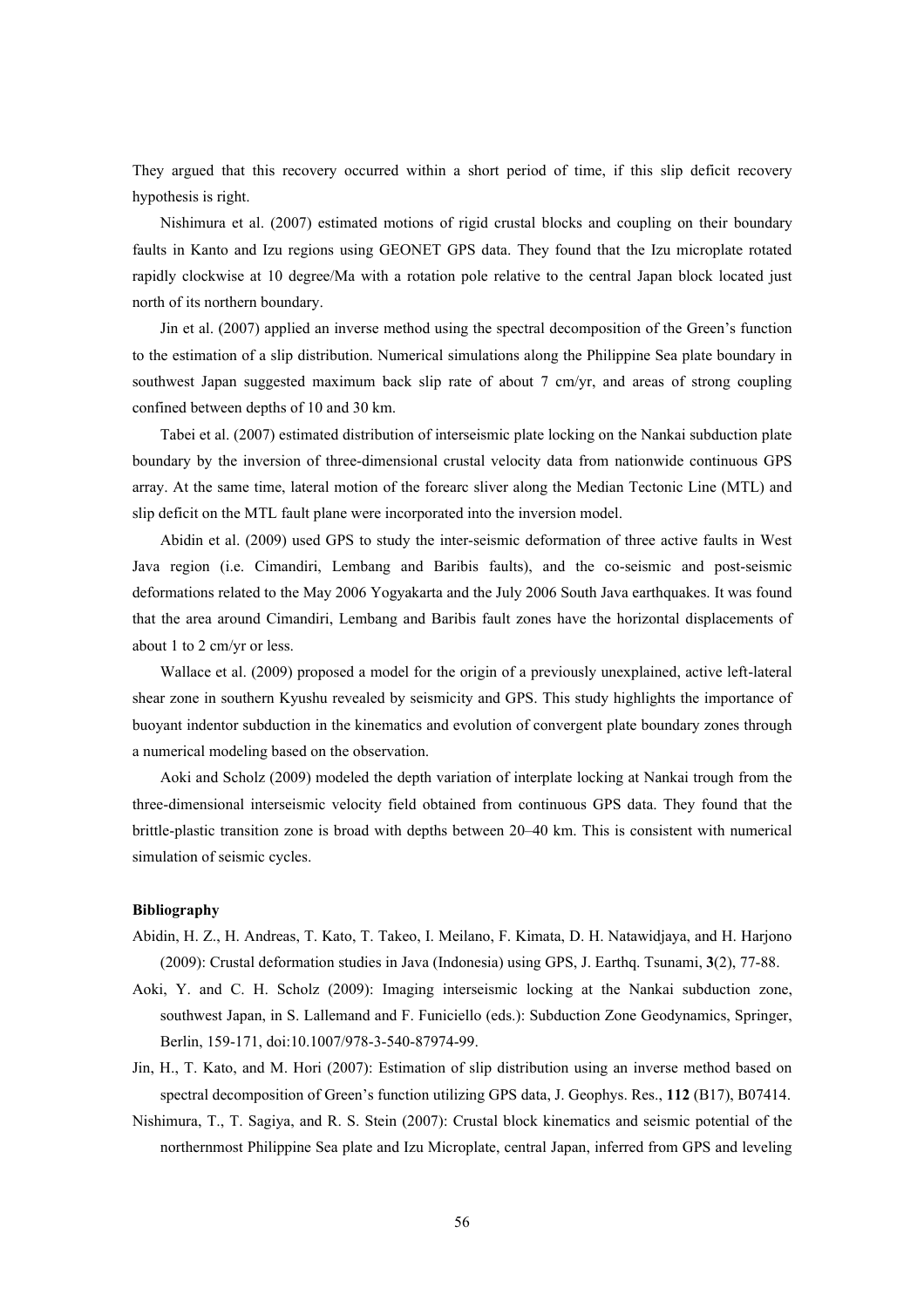They argued that this recovery occurred within a short period of time, if this slip deficit recovery hypothesis is right.

Nishimura et al. (2007) estimated motions of rigid crustal blocks and coupling on their boundary faults in Kanto and Izu regions using GEONET GPS data. They found that the Izu microplate rotated rapidly clockwise at 10 degree/Ma with a rotation pole relative to the central Japan block located just north of its northern boundary.

Jin et al. (2007) applied an inverse method using the spectral decomposition of the Green's function to the estimation of a slip distribution. Numerical simulations along the Philippine Sea plate boundary in southwest Japan suggested maximum back slip rate of about 7 cm/yr, and areas of strong coupling confined between depths of 10 and 30 km.

Tabei et al. (2007) estimated distribution of interseismic plate locking on the Nankai subduction plate boundary by the inversion of three-dimensional crustal velocity data from nationwide continuous GPS array. At the same time, lateral motion of the forearc sliver along the Median Tectonic Line (MTL) and slip deficit on the MTL fault plane were incorporated into the inversion model.

Abidin et al. (2009) used GPS to study the inter-seismic deformation of three active faults in West Java region (i.e. Cimandiri, Lembang and Baribis faults), and the co-seismic and post-seismic deformations related to the May 2006 Yogyakarta and the July 2006 South Java earthquakes. It was found that the area around Cimandiri, Lembang and Baribis fault zones have the horizontal displacements of about 1 to 2 cm/yr or less.

Wallace et al. (2009) proposed a model for the origin of a previously unexplained, active left-lateral shear zone in southern Kyushu revealed by seismicity and GPS. This study highlights the importance of buoyant indentor subduction in the kinematics and evolution of convergent plate boundary zones through a numerical modeling based on the observation.

Aoki and Scholz (2009) modeled the depth variation of interplate locking at Nankai trough from the three-dimensional interseismic velocity field obtained from continuous GPS data. They found that the brittle-plastic transition zone is broad with depths between 20–40 km. This is consistent with numerical simulation of seismic cycles.

**Bibliography**

Abidin, H. Z., H. Andreas, T. Kato, T. Takeo, I. Meilano, F. Kimata, D. H. Natawidjaya, and H. Harjono (2009): Crustal deformation studies in Java (Indonesia) using GPS, J. Earthq. Tsunami, **3**(2), 77-88.

Aoki, Y. and C. H. Scholz (2009): Imaging interseismic locking at the Nankai subduction zone, southwest Japan, in S. Lallemand and F. Funiciello (eds.): Subduction Zone Geodynamics, Springer, Berlin, 159-171, doi:10.1007/978-3-540-87974-99.

Jin, H., T. Kato, and M. Hori (2007): Estimation of slip distribution using an inverse method based on spectral decomposition of Green's function utilizing GPS data, J. Geophys. Res., **112** (B17), B07414.

Nishimura, T., T. Sagiya, and R. S. Stein (2007): Crustal block kinematics and seismic potential of the northernmost Philippine Sea plate and Izu Microplate, central Japan, inferred from GPS and leveling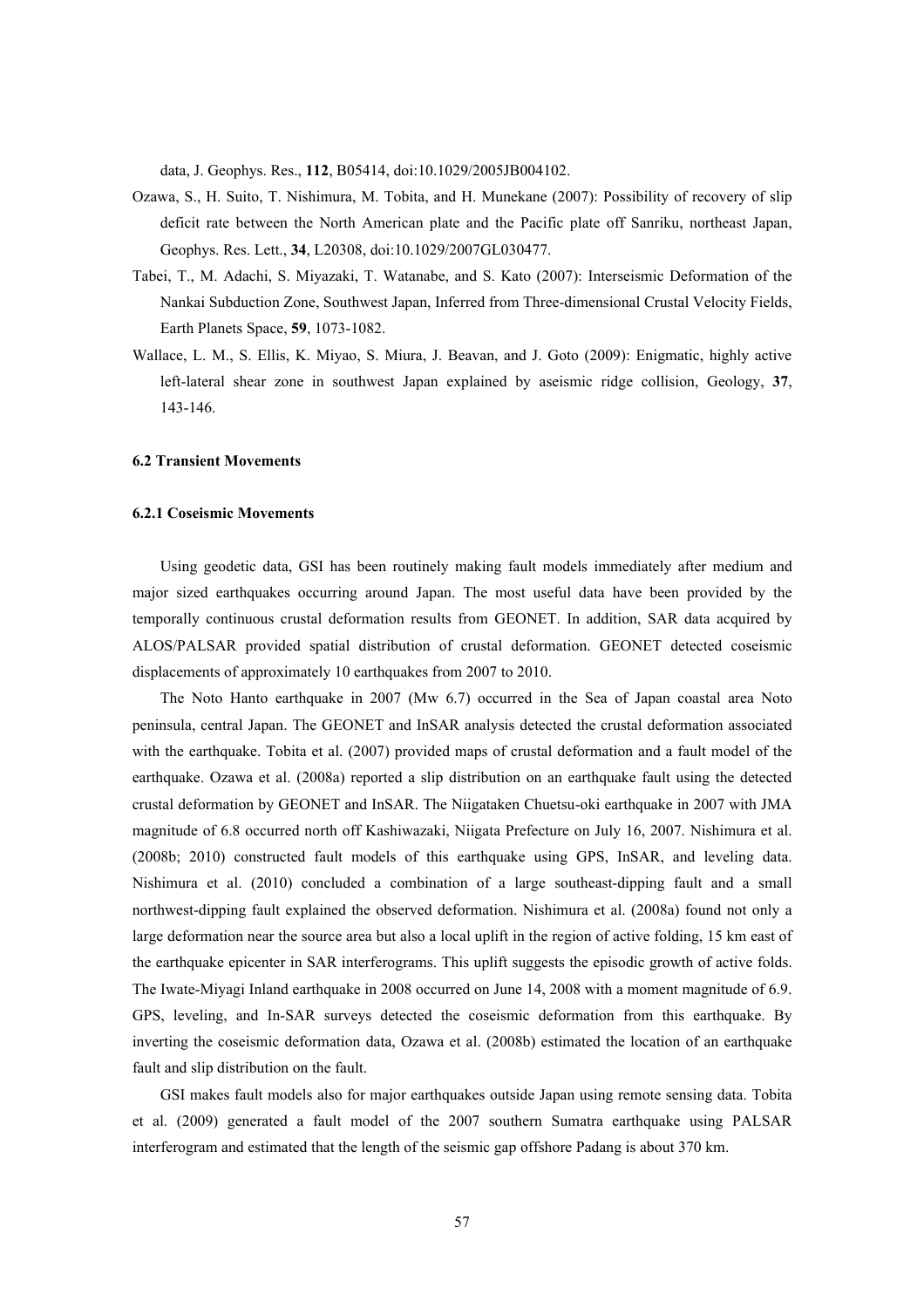data, J. Geophys. Res., **112**, B05414, doi:10.1029/2005JB004102.

Ozawa, S., H. Suito, T. Nishimura, M. Tobita, and H. Munekane (2007): Possibility of recovery of slip deficit rate between the North American plate and the Pacific plate off Sanriku, northeast Japan, Geophys. Res. Lett., **34**, L20308, doi:10.1029/2007GL030477.

Tabei, T., M. Adachi, S. Miyazaki, T. Watanabe, and S. Kato (2007): Interseismic Deformation of the Nankai Subduction Zone, Southwest Japan, Inferred from Three-dimensional Crustal Velocity Fields, Earth Planets Space, **59**, 1073-1082.

Wallace, L. M., S. Ellis, K. Miyao, S. Miura, J. Beavan, and J. Goto (2009): Enigmatic, highly active left-lateral shear zone in southwest Japan explained by aseismic ridge collision, Geology, **37**, 143-146.

## 6.2 Transient Movements

### 6.2.1 Coseismic Movements

Using geodetic data, GSI has been routinely making fault models immediately after medium and major sized earthquakes occurring around Japan. The most useful data have been provided by the temporally continuous crustal deformation results from GEONET. In addition, SAR data acquired by ALOS/PALSAR provided spatial distribution of crustal deformation. GEONET detected coseismic displacements of approximately 10 earthquakes from 2007 to 2010.

The Noto Hanto earthquake in 2007 (Mw 6.7) occurred in the Sea of Japan coastal area Noto peninsula, central Japan. The GEONET and InSAR analysis detected the crustal deformation associated with the earthquake. Tobita et al. (2007) provided maps of crustal deformation and a fault model of the earthquake. Ozawa et al. (2008a) reported a slip distribution on an earthquake fault using the detected crustal deformation by GEONET and InSAR. The Niigataken Chuetsu-oki earthquake in 2007 with JMA magnitude of 6.8 occurred north off Kashiwazaki, Niigata Prefecture on July 16, 2007. Nishimura et al. (2008b; 2010) constructed fault models of this earthquake using GPS, InSAR, and leveling data. Nishimura et al. (2010) concluded a combination of a large southeast-dipping fault and a small northwest-dipping fault explained the observed deformation. Nishimura et al. (2008a) found not only a large deformation near the source area but also a local uplift in the region of active folding, 15 km east of the earthquake epicenter in SAR interferograms. This uplift suggests the episodic growth of active folds. The Iwate-Miyagi Inland earthquake in 2008 occurred on June 14, 2008 with a moment magnitude of 6.9. GPS, leveling, and In-SAR surveys detected the coseismic deformation from this earthquake. By inverting the coseismic deformation data, Ozawa et al. (2008b) estimated the location of an earthquake fault and slip distribution on the fault.

GSI makes fault models also for major earthquakes outside Japan using remote sensing data. Tobita et al. (2009) generated a fault model of the 2007 southern Sumatra earthquake using PALSAR interferogram and estimated that the length of the seismic gap offshore Padang is about 370 km.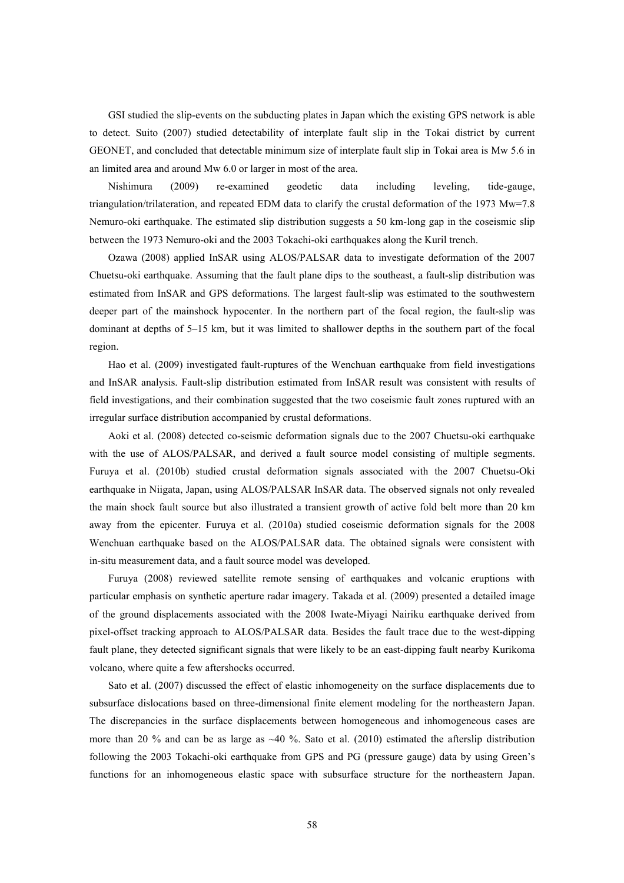GSI studied the slip-events on the subducting plates in Japan which the existing GPS network is able to detect. Suito (2007) studied detectability of interplate fault slip in the Tokai district by current GEONET, and concluded that detectable minimum size of interplate fault slip in Tokai area is Mw 5.6 in an limited area and around Mw 6.0 or larger in most of the area.

Nishimura (2009) re-examined geodetic data including leveling, tide-gauge, triangulation/trilateration, and repeated EDM data to clarify the crustal deformation of the 1973 Mw=7.8 Nemuro-oki earthquake. The estimated slip distribution suggests a 50 km-long gap in the coseismic slip between the 1973 Nemuro-oki and the 2003 Tokachi-oki earthquakes along the Kuril trench.

Ozawa (2008) applied InSAR using ALOS/PALSAR data to investigate deformation of the 2007 Chuetsu-oki earthquake. Assuming that the fault plane dips to the southeast, a fault-slip distribution was estimated from InSAR and GPS deformations. The largest fault-slip was estimated to the southwestern deeper part of the mainshock hypocenter. In the northern part of the focal region, the fault-slip was dominant at depths of 5–15 km, but it was limited to shallower depths in the southern part of the focal region.

Hao et al. (2009) investigated fault-ruptures of the Wenchuan earthquake from field investigations and InSAR analysis. Fault-slip distribution estimated from InSAR result was consistent with results of field investigations, and their combination suggested that the two coseismic fault zones ruptured with an irregular surface distribution accompanied by crustal deformations.

Aoki et al. (2008) detected co-seismic deformation signals due to the 2007 Chuetsu-oki earthquake with the use of ALOS/PALSAR, and derived a fault source model consisting of multiple segments. Furuya et al. (2010b) studied crustal deformation signals associated with the 2007 Chuetsu-Oki earthquake in Niigata, Japan, using ALOS/PALSAR InSAR data. The observed signals not only revealed the main shock fault source but also illustrated a transient growth of active fold belt more than 20 km away from the epicenter. Furuya et al. (2010a) studied coseismic deformation signals for the 2008 Wenchuan earthquake based on the ALOS/PALSAR data. The obtained signals were consistent with in-situ measurement data, and a fault source model was developed.

Furuya (2008) reviewed satellite remote sensing of earthquakes and volcanic eruptions with particular emphasis on synthetic aperture radar imagery. Takada et al. (2009) presented a detailed image of the ground displacements associated with the 2008 Iwate-Miyagi Nairiku earthquake derived from pixel-offset tracking approach to ALOS/PALSAR data. Besides the fault trace due to the west-dipping fault plane, they detected significant signals that were likely to be an east-dipping fault nearby Kurikoma volcano, where quite a few aftershocks occurred.

Sato et al. (2007) discussed the effect of elastic inhomogeneity on the surface displacements due to subsurface dislocations based on three-dimensional finite element modeling for the northeastern Japan. The discrepancies in the surface displacements between homogeneous and inhomogeneous cases are more than 20 % and can be as large as ~40 %. Sato et al. (2010) estimated the afterslip distribution following the 2003 Tokachi-oki earthquake from GPS and PG (pressure gauge) data by using Green's functions for an inhomogeneous elastic space with subsurface structure for the northeastern Japan.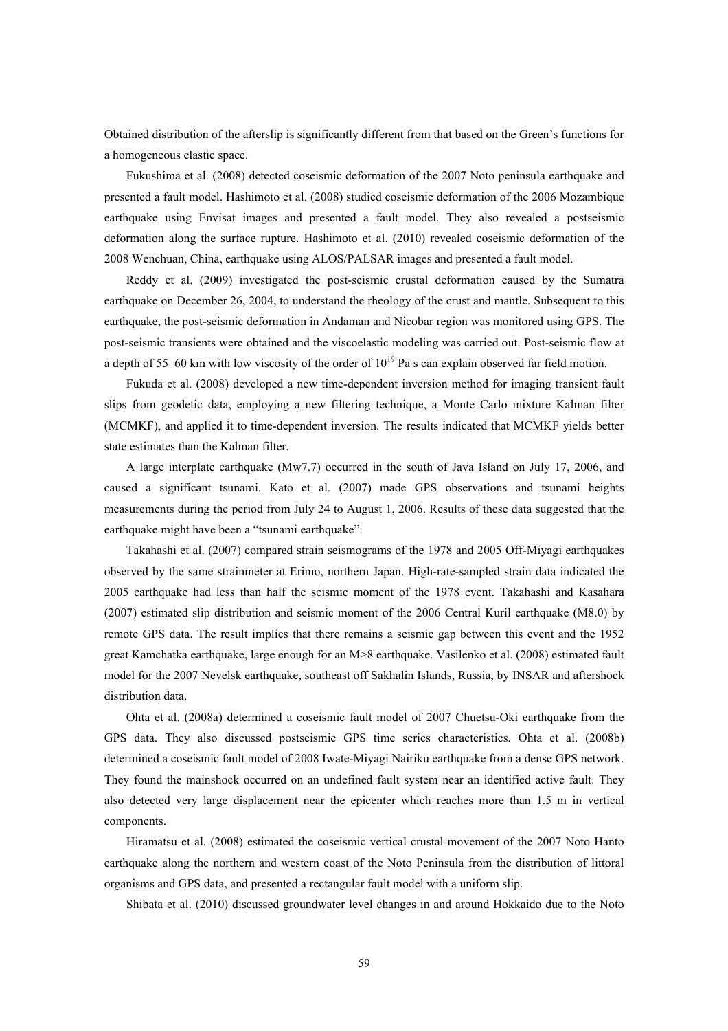Obtained distribution of the afterslip is significantly different from that based on the Green's functions for a homogeneous elastic space.

Fukushima et al. (2008) detected coseismic deformation of the 2007 Noto peninsula earthquake and presented a fault model. Hashimoto et al. (2008) studied coseismic deformation of the 2006 Mozambique earthquake using Envisat images and presented a fault model. They also revealed a postseismic deformation along the surface rupture. Hashimoto et al. (2010) revealed coseismic deformation of the 2008 Wenchuan, China, earthquake using ALOS/PALSAR images and presented a fault model.

Reddy et al. (2009) investigated the post-seismic crustal deformation caused by the Sumatra earthquake on December 26, 2004, to understand the rheology of the crust and mantle. Subsequent to this earthquake, the post-seismic deformation in Andaman and Nicobar region was monitored using GPS. The post-seismic transients were obtained and the viscoelastic modeling was carried out. Post-seismic flow at a depth of 55–60 km with low viscosity of the order of $10^{19}$ Pa s can explain observed far field motion.

Fukuda et al. (2008) developed a new time-dependent inversion method for imaging transient fault slips from geodetic data, employing a new filtering technique, a Monte Carlo mixture Kalman filter (MCMKF), and applied it to time-dependent inversion. The results indicated that MCMKF yields better state estimates than the Kalman filter.

A large interplate earthquake (Mw7.7) occurred in the south of Java Island on July 17, 2006, and caused a significant tsunami. Kato et al. (2007) made GPS observations and tsunami heights measurements during the period from July 24 to August 1, 2006. Results of these data suggested that the earthquake might have been a "tsunami earthquake".

Takahashi et al. (2007) compared strain seismograms of the 1978 and 2005 Off-Miyagi earthquakes observed by the same strainmeter at Erimo, northern Japan. High-rate-sampled strain data indicated the 2005 earthquake had less than half the seismic moment of the 1978 event. Takahashi and Kasahara (2007) estimated slip distribution and seismic moment of the 2006 Central Kuril earthquake (M8.0) by remote GPS data. The result implies that there remains a seismic gap between this event and the 1952 great Kamchatka earthquake, large enough for an M>8 earthquake. Vasilenko et al. (2008) estimated fault model for the 2007 Nevelsk earthquake, southeast off Sakhalin Islands, Russia, by INSAR and aftershock distribution data.

Ohta et al. (2008a) determined a coseismic fault model of 2007 Chuetsu-Oki earthquake from the GPS data. They also discussed postseismic GPS time series characteristics. Ohta et al. (2008b) determined a coseismic fault model of 2008 Iwate-Miyagi Nairiku earthquake from a dense GPS network. They found the mainshock occurred on an undefined fault system near an identified active fault. They also detected very large displacement near the epicenter which reaches more than 1.5 m in vertical components.

Hiramatsu et al. (2008) estimated the coseismic vertical crustal movement of the 2007 Noto Hanto earthquake along the northern and western coast of the Noto Peninsula from the distribution of littoral organisms and GPS data, and presented a rectangular fault model with a uniform slip.

Shibata et al. (2010) discussed groundwater level changes in and around Hokkaido due to the Noto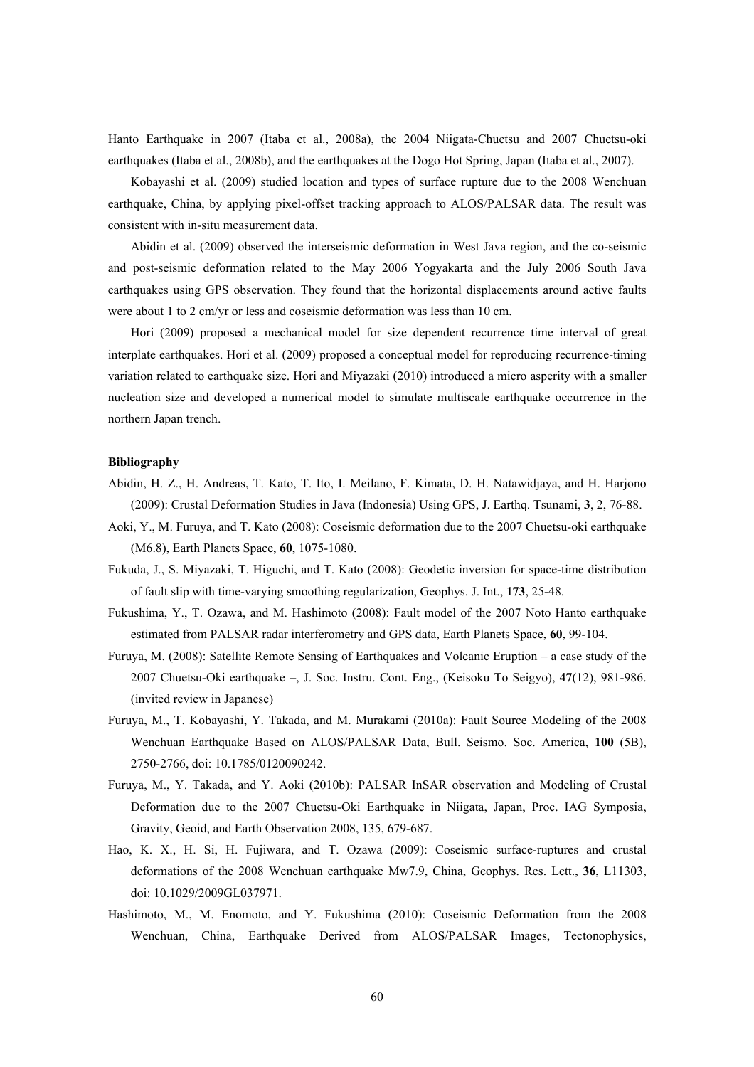Hanto Earthquake in 2007 (Itaba et al., 2008a), the 2004 Niigata-Chuetsu and 2007 Chuetsu-oki earthquakes (Itaba et al., 2008b), and the earthquakes at the Dogo Hot Spring, Japan (Itaba et al., 2007).

Kobayashi et al. (2009) studied location and types of surface rupture due to the 2008 Wenchuan earthquake, China, by applying pixel-offset tracking approach to ALOS/PALSAR data. The result was consistent with in-situ measurement data.

Abidin et al. (2009) observed the interseismic deformation in West Java region, and the co-seismic and post-seismic deformation related to the May 2006 Yogyakarta and the July 2006 South Java earthquakes using GPS observation. They found that the horizontal displacements around active faults were about 1 to 2 cm/yr or less and coseismic deformation was less than 10 cm.

Hori (2009) proposed a mechanical model for size dependent recurrence time interval of great interplate earthquakes. Hori et al. (2009) proposed a conceptual model for reproducing recurrence-timing variation related to earthquake size. Hori and Miyazaki (2010) introduced a micro asperity with a smaller nucleation size and developed a numerical model to simulate multiscale earthquake occurrence in the northern Japan trench.

**Bibliography**

Abidin, H. Z., H. Andreas, T. Kato, T. Ito, I. Meilano, F. Kimata, D. H. Natawidjaya, and H. Harjono (2009): Crustal Deformation Studies in Java (Indonesia) Using GPS, J. Earthq. Tsunami, **3**, 2, 76-88.

Aoki, Y., M. Furuya, and T. Kato (2008): Coseismic deformation due to the 2007 Chuetsu-oki earthquake (M6.8), Earth Planets Space, **60**, 1075-1080.

Fukuda, J., S. Miyazaki, T. Higuchi, and T. Kato (2008): Geodetic inversion for space-time distribution of fault slip with time-varying smoothing regularization, Geophys. J. Int., **173**, 25-48.

Fukushima, Y., T. Ozawa, and M. Hashimoto (2008): Fault model of the 2007 Noto Hanto earthquake estimated from PALSAR radar interferometry and GPS data, Earth Planets Space, **60**, 99-104.

Furuya, M. (2008): Satellite Remote Sensing of Earthquakes and Volcanic Eruption – a case study of the 2007 Chuetsu-Oki earthquake –, J. Soc. Instru. Cont. Eng., (Keisoku To Seigyo), **47**(12), 981-986. (invited review in Japanese)

Furuya, M., T. Kobayashi, Y. Takada, and M. Murakami (2010a): Fault Source Modeling of the 2008 Wenchuan Earthquake Based on ALOS/PALSAR Data, Bull. Seismo. Soc. America, **100** (5B), 2750-2766, doi: 10.1785/0120090242.

Furuya, M., Y. Takada, and Y. Aoki (2010b): PALSAR InSAR observation and Modeling of Crustal Deformation due to the 2007 Chuetsu-Oki Earthquake in Niigata, Japan, Proc. IAG Symposia, Gravity, Geoid, and Earth Observation 2008, 135, 679-687.

Hao, K. X., H. Si, H. Fujiwara, and T. Ozawa (2009): Coseismic surface-ruptures and crustal deformations of the 2008 Wenchuan earthquake Mw7.9, China, Geophys. Res. Lett., **36**, L11303, doi: 10.1029/2009GL037971.

Hashimoto, M., M. Enomoto, and Y. Fukushima (2010): Coseismic Deformation from the 2008 Wenchuan, China, Earthquake Derived from ALOS/PALSAR Images, Tectonophysics,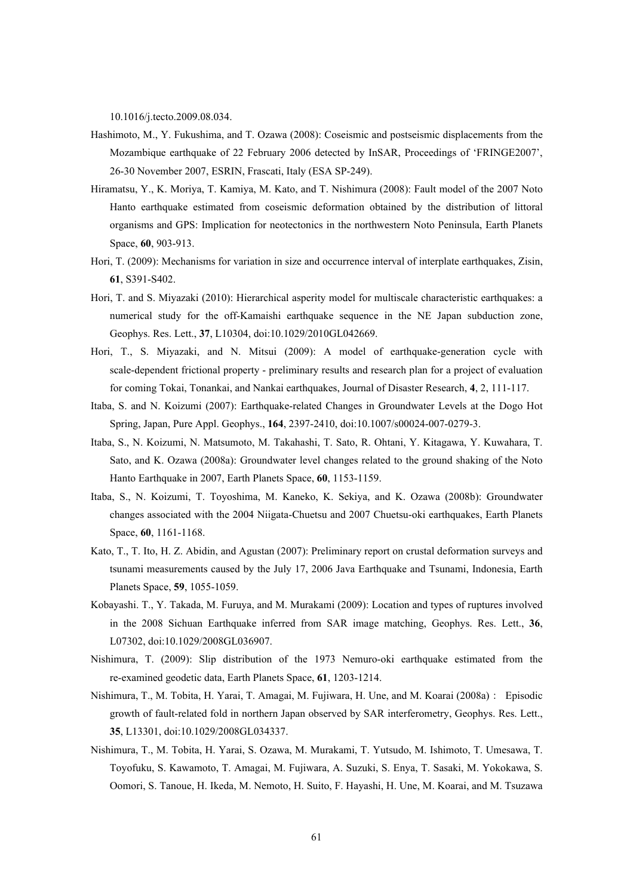10.1016/j.tecto.2009.08.034.

Hashimoto, M., Y. Fukushima, and T. Ozawa (2008): Coseismic and postseismic displacements from the Mozambique earthquake of 22 February 2006 detected by InSAR, Proceedings of 'FRINGE2007', 26-30 November 2007, ESRIN, Frascati, Italy (ESA SP-249).

Hiramatsu, Y., K. Moriya, T. Kamiya, M. Kato, and T. Nishimura (2008): Fault model of the 2007 Noto Hanto earthquake estimated from coseismic deformation obtained by the distribution of littoral organisms and GPS: Implication for neotectonics in the northwestern Noto Peninsula, Earth Planets Space, **60**, 903-913.

Hori, T. (2009): Mechanisms for variation in size and occurrence interval of interplate earthquakes, Zisin, **61**, S391-S402.

Hori, T. and S. Miyazaki (2010): Hierarchical asperity model for multiscale characteristic earthquakes: a numerical study for the off-Kamaishi earthquake sequence in the NE Japan subduction zone, Geophys. Res. Lett., **37**, L10304, doi:10.1029/2010GL042669.

Hori, T., S. Miyazaki, and N. Mitsui (2009): A model of earthquake-generation cycle with scale-dependent frictional property - preliminary results and research plan for a project of evaluation for coming Tokai, Tonankai, and Nankai earthquakes, Journal of Disaster Research, **4**, 2, 111-117.

Itaba, S. and N. Koizumi (2007): Earthquake-related Changes in Groundwater Levels at the Dogo Hot Spring, Japan, Pure Appl. Geophys., **164**, 2397-2410, doi:10.1007/s00024-007-0279-3.

Itaba, S., N. Koizumi, N. Matsumoto, M. Takahashi, T. Sato, R. Ohtani, Y. Kitagawa, Y. Kuwahara, T. Sato, and K. Ozawa (2008a): Groundwater level changes related to the ground shaking of the Noto Hanto Earthquake in 2007, Earth Planets Space, **60**, 1153-1159.

Itaba, S., N. Koizumi, T. Toyoshima, M. Kaneko, K. Sekiya, and K. Ozawa (2008b): Groundwater changes associated with the 2004 Niigata-Chuetsu and 2007 Chuetsu-oki earthquakes, Earth Planets Space, **60**, 1161-1168.

Kato, T., T. Ito, H. Z. Abidin, and Agustan (2007): Preliminary report on crustal deformation surveys and tsunami measurements caused by the July 17, 2006 Java Earthquake and Tsunami, Indonesia, Earth Planets Space, **59**, 1055-1059.

Kobayashi. T., Y. Takada, M. Furuya, and M. Murakami (2009): Location and types of ruptures involved in the 2008 Sichuan Earthquake inferred from SAR image matching, Geophys. Res. Lett., **36**, L07302, doi:10.1029/2008GL036907.

Nishimura, T. (2009): Slip distribution of the 1973 Nemuro-oki earthquake estimated from the re-examined geodetic data, Earth Planets Space, **61**, 1203-1214.

Nishimura, T., M. Tobita, H. Yarai, T. Amagai, M. Fujiwara, H. Une, and M. Koarai (2008a) : Episodic growth of fault-related fold in northern Japan observed by SAR interferometry, Geophys. Res. Lett., **35**, L13301, doi:10.1029/2008GL034337.

Nishimura, T., M. Tobita, H. Yarai, S. Ozawa, M. Murakami, T. Yutsudo, M. Ishimoto, T. Umesawa, T. Toyofuku, S. Kawamoto, T. Amagai, M. Fujiwara, A. Suzuki, S. Enya, T. Sasaki, M. Yokokawa, S. Oomori, S. Tanoue, H. Ikeda, M. Nemoto, H. Suito, F. Hayashi, H. Une, M. Koarai, and M. Tsuzawa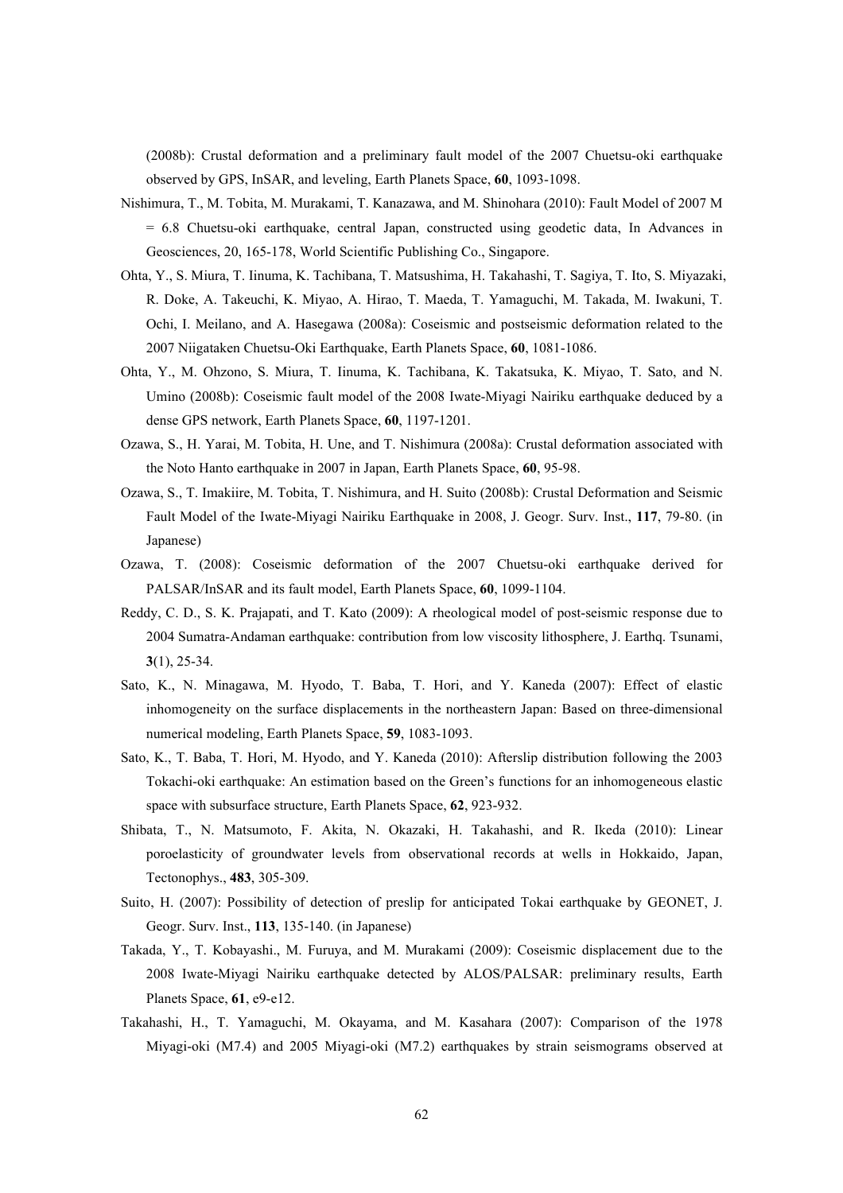(2008b): Crustal deformation and a preliminary fault model of the 2007 Chuetsu-oki earthquake observed by GPS, InSAR, and leveling, Earth Planets Space, **60**, 1093-1098.

Nishimura, T., M. Tobita, M. Murakami, T. Kanazawa, and M. Shinohara (2010): Fault Model of 2007 M = 6.8 Chuetsu-oki earthquake, central Japan, constructed using geodetic data, In Advances in Geosciences, 20, 165-178, World Scientific Publishing Co., Singapore.

Ohta, Y., S. Miura, T. Iinuma, K. Tachibana, T. Matsushima, H. Takahashi, T. Sagiya, T. Ito, S. Miyazaki, R. Doke, A. Takeuchi, K. Miyao, A. Hirao, T. Maeda, T. Yamaguchi, M. Takada, M. Iwakuni, T. Ochi, I. Meilano, and A. Hasegawa (2008a): Coseismic and postseismic deformation related to the 2007 Niigataken Chuetsu-Oki Earthquake, Earth Planets Space, **60**, 1081-1086.

Ohta, Y., M. Ohzono, S. Miura, T. Iinuma, K. Tachibana, K. Takatsuka, K. Miyao, T. Sato, and N. Umino (2008b): Coseismic fault model of the 2008 Iwate-Miyagi Nairiku earthquake deduced by a dense GPS network, Earth Planets Space, **60**, 1197-1201.

Ozawa, S., H. Yarai, M. Tobita, H. Une, and T. Nishimura (2008a): Crustal deformation associated with the Noto Hanto earthquake in 2007 in Japan, Earth Planets Space, **60**, 95-98.

Ozawa, S., T. Imakiire, M. Tobita, T. Nishimura, and H. Suito (2008b): Crustal Deformation and Seismic Fault Model of the Iwate-Miyagi Nairiku Earthquake in 2008, J. Geogr. Surv. Inst., **117**, 79-80. (in Japanese)

Ozawa, T. (2008): Coseismic deformation of the 2007 Chuetsu-oki earthquake derived for PALSAR/InSAR and its fault model, Earth Planets Space, **60**, 1099-1104.

Reddy, C. D., S. K. Prajapati, and T. Kato (2009): A rheological model of post-seismic response due to 2004 Sumatra-Andaman earthquake: contribution from low viscosity lithosphere, J. Earthq. Tsunami, **3**(1), 25-34.

Sato, K., N. Minagawa, M. Hyodo, T. Baba, T. Hori, and Y. Kaneda (2007): Effect of elastic inhomogeneity on the surface displacements in the northeastern Japan: Based on three-dimensional numerical modeling, Earth Planets Space, **59**, 1083-1093.

Sato, K., T. Baba, T. Hori, M. Hyodo, and Y. Kaneda (2010): Afterslip distribution following the 2003 Tokachi-oki earthquake: An estimation based on the Green's functions for an inhomogeneous elastic space with subsurface structure, Earth Planets Space, **62**, 923-932.

Shibata, T., N. Matsumoto, F. Akita, N. Okazaki, H. Takahashi, and R. Ikeda (2010): Linear poroelasticity of groundwater levels from observational records at wells in Hokkaido, Japan, Tectonophys., **483**, 305-309.

Suito, H. (2007): Possibility of detection of preslip for anticipated Tokai earthquake by GEONET, J. Geogr. Surv. Inst., **113**, 135-140. (in Japanese)

Takada, Y., T. Kobayashi., M. Furuya, and M. Murakami (2009): Coseismic displacement due to the 2008 Iwate-Miyagi Nairiku earthquake detected by ALOS/PALSAR: preliminary results, Earth Planets Space, **61**, e9-e12.

Takahashi, H., T. Yamaguchi, M. Okayama, and M. Kasahara (2007): Comparison of the 1978 Miyagi-oki (M7.4) and 2005 Miyagi-oki (M7.2) earthquakes by strain seismograms observed at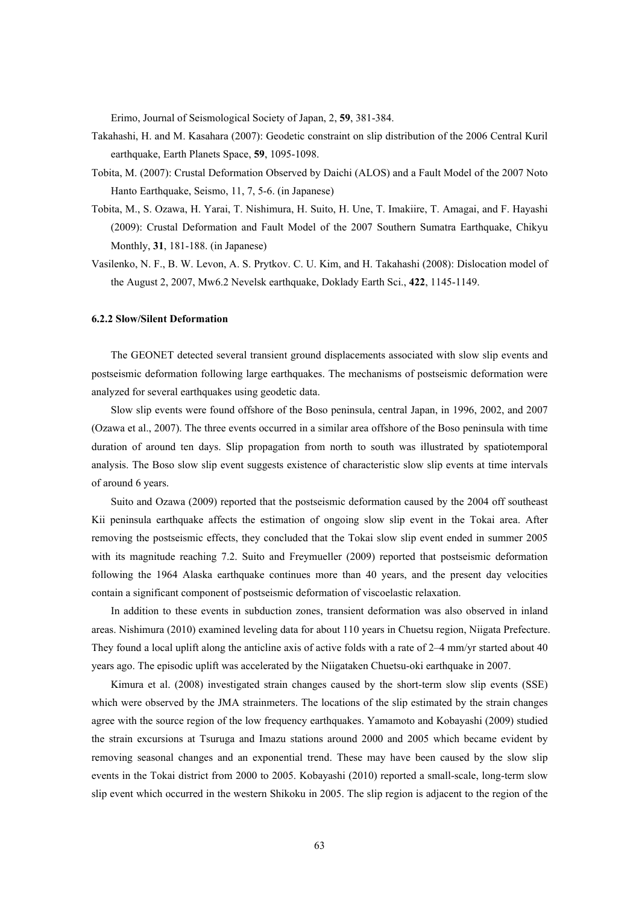Erimo, Journal of Seismological Society of Japan, 2, **59**, 381-384.

Takahashi, H. and M. Kasahara (2007): Geodetic constraint on slip distribution of the 2006 Central Kuril earthquake, Earth Planets Space, **59**, 1095-1098.

Tobita, M. (2007): Crustal Deformation Observed by Daichi (ALOS) and a Fault Model of the 2007 Noto Hanto Earthquake, Seismo, 11, 7, 5-6. (in Japanese)

Tobita, M., S. Ozawa, H. Yarai, T. Nishimura, H. Suito, H. Une, T. Imakiire, T. Amagai, and F. Hayashi (2009): Crustal Deformation and Fault Model of the 2007 Southern Sumatra Earthquake, Chikyu Monthly, **31**, 181-188. (in Japanese)

Vasilenko, N. F., B. W. Levon, A. S. Prytkov. C. U. Kim, and H. Takahashi (2008): Dislocation model of the August 2, 2007, Mw6.2 Nevelsk earthquake, Doklady Earth Sci., **422**, 1145-1149.

### 6.2.2 Slow/Silent Deformation

The GEONET detected several transient ground displacements associated with slow slip events and postseismic deformation following large earthquakes. The mechanisms of postseismic deformation were analyzed for several earthquakes using geodetic data.

Slow slip events were found offshore of the Boso peninsula, central Japan, in 1996, 2002, and 2007 (Ozawa et al., 2007). The three events occurred in a similar area offshore of the Boso peninsula with time duration of around ten days. Slip propagation from north to south was illustrated by spatiotemporal analysis. The Boso slow slip event suggests existence of characteristic slow slip events at time intervals of around 6 years.

Suito and Ozawa (2009) reported that the postseismic deformation caused by the 2004 off southeast Kii peninsula earthquake affects the estimation of ongoing slow slip event in the Tokai area. After removing the postseismic effects, they concluded that the Tokai slow slip event ended in summer 2005 with its magnitude reaching 7.2. Suito and Freymueller (2009) reported that postseismic deformation following the 1964 Alaska earthquake continues more than 40 years, and the present day velocities contain a significant component of postseismic deformation of viscoelastic relaxation.

In addition to these events in subduction zones, transient deformation was also observed in inland areas. Nishimura (2010) examined leveling data for about 110 years in Chuetsu region, Niigata Prefecture. They found a local uplift along the anticline axis of active folds with a rate of 2–4 mm/yr started about 40 years ago. The episodic uplift was accelerated by the Niigataken Chuetsu-oki earthquake in 2007.

Kimura et al. (2008) investigated strain changes caused by the short-term slow slip events (SSE) which were observed by the JMA strainmeters. The locations of the slip estimated by the strain changes agree with the source region of the low frequency earthquakes. Yamamoto and Kobayashi (2009) studied the strain excursions at Tsuruga and Imazu stations around 2000 and 2005 which became evident by removing seasonal changes and an exponential trend. These may have been caused by the slow slip events in the Tokai district from 2000 to 2005. Kobayashi (2010) reported a small-scale, long-term slow slip event which occurred in the western Shikoku in 2005. The slip region is adjacent to the region of the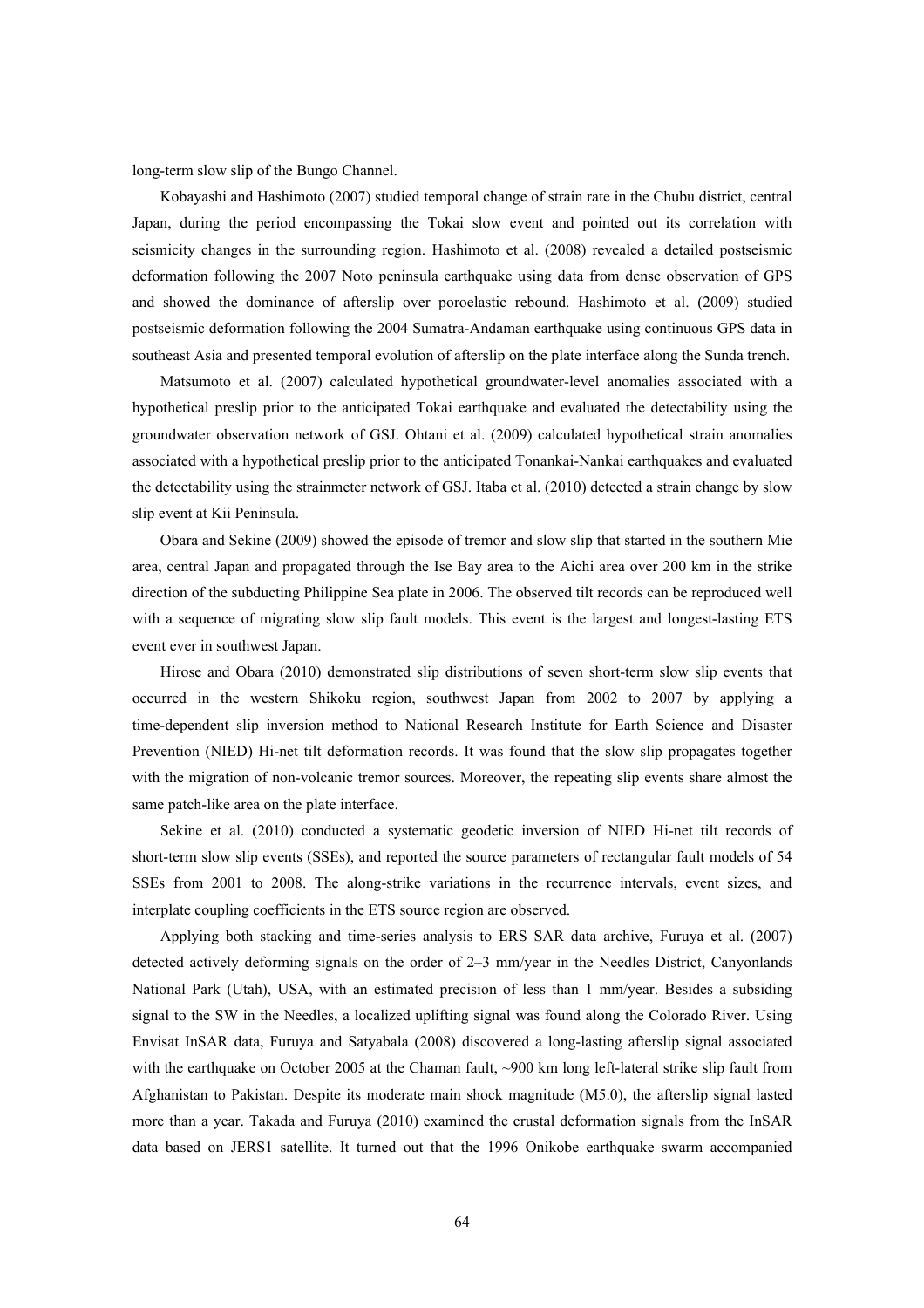long-term slow slip of the Bungo Channel.

Kobayashi and Hashimoto (2007) studied temporal change of strain rate in the Chubu district, central Japan, during the period encompassing the Tokai slow event and pointed out its correlation with seismicity changes in the surrounding region. Hashimoto et al. (2008) revealed a detailed postseismic deformation following the 2007 Noto peninsula earthquake using data from dense observation of GPS and showed the dominance of afterslip over poroelastic rebound. Hashimoto et al. (2009) studied postseismic deformation following the 2004 Sumatra-Andaman earthquake using continuous GPS data in southeast Asia and presented temporal evolution of afterslip on the plate interface along the Sunda trench.

Matsumoto et al. (2007) calculated hypothetical groundwater-level anomalies associated with a hypothetical preslip prior to the anticipated Tokai earthquake and evaluated the detectability using the groundwater observation network of GSJ. Ohtani et al. (2009) calculated hypothetical strain anomalies associated with a hypothetical preslip prior to the anticipated Tonankai-Nankai earthquakes and evaluated the detectability using the strainmeter network of GSJ. Itaba et al. (2010) detected a strain change by slow slip event at Kii Peninsula.

Obara and Sekine (2009) showed the episode of tremor and slow slip that started in the southern Mie area, central Japan and propagated through the Ise Bay area to the Aichi area over 200 km in the strike direction of the subducting Philippine Sea plate in 2006. The observed tilt records can be reproduced well with a sequence of migrating slow slip fault models. This event is the largest and longest-lasting ETS event ever in southwest Japan.

Hirose and Obara (2010) demonstrated slip distributions of seven short-term slow slip events that occurred in the western Shikoku region, southwest Japan from 2002 to 2007 by applying a time-dependent slip inversion method to National Research Institute for Earth Science and Disaster Prevention (NIED) Hi-net tilt deformation records. It was found that the slow slip propagates together with the migration of non-volcanic tremor sources. Moreover, the repeating slip events share almost the same patch-like area on the plate interface.

Sekine et al. (2010) conducted a systematic geodetic inversion of NIED Hi-net tilt records of short-term slow slip events (SSEs), and reported the source parameters of rectangular fault models of 54 SSEs from 2001 to 2008. The along-strike variations in the recurrence intervals, event sizes, and interplate coupling coefficients in the ETS source region are observed.

Applying both stacking and time-series analysis to ERS SAR data archive, Furuya et al. (2007) detected actively deforming signals on the order of 2–3 mm/year in the Needles District, Canyonlands National Park (Utah), USA, with an estimated precision of less than 1 mm/year. Besides a subsiding signal to the SW in the Needles, a localized uplifting signal was found along the Colorado River. Using Envisat InSAR data, Furuya and Satyabala (2008) discovered a long-lasting afterslip signal associated with the earthquake on October 2005 at the Chaman fault, ~900 km long left-lateral strike slip fault from Afghanistan to Pakistan. Despite its moderate main shock magnitude (M5.0), the afterslip signal lasted more than a year. Takada and Furuya (2010) examined the crustal deformation signals from the InSAR data based on JERS1 satellite. It turned out that the 1996 Onikobe earthquake swarm accompanied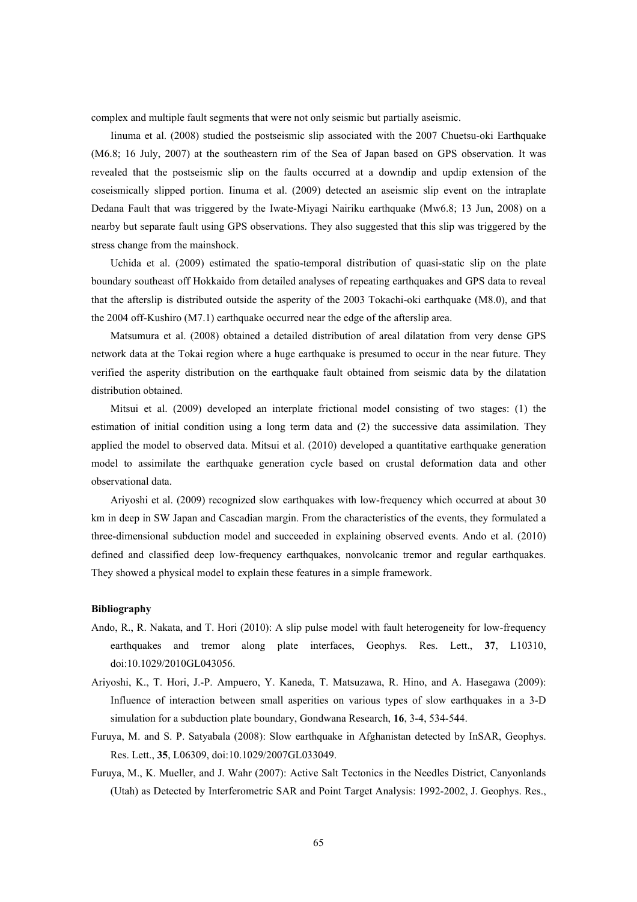complex and multiple fault segments that were not only seismic but partially aseismic.

Iinuma et al. (2008) studied the postseismic slip associated with the 2007 Chuetsu-oki Earthquake (M6.8; 16 July, 2007) at the southeastern rim of the Sea of Japan based on GPS observation. It was revealed that the postseismic slip on the faults occurred at a downdip and updip extension of the coseismically slipped portion. Iinuma et al. (2009) detected an aseismic slip event on the intraplate Dedana Fault that was triggered by the Iwate-Miyagi Nairiku earthquake (Mw6.8; 13 Jun, 2008) on a nearby but separate fault using GPS observations. They also suggested that this slip was triggered by the stress change from the mainshock.

Uchida et al. (2009) estimated the spatio-temporal distribution of quasi-static slip on the plate boundary southeast off Hokkaido from detailed analyses of repeating earthquakes and GPS data to reveal that the afterslip is distributed outside the asperity of the 2003 Tokachi-oki earthquake (M8.0), and that the 2004 off-Kushiro (M7.1) earthquake occurred near the edge of the afterslip area.

Matsumura et al. (2008) obtained a detailed distribution of areal dilatation from very dense GPS network data at the Tokai region where a huge earthquake is presumed to occur in the near future. They verified the asperity distribution on the earthquake fault obtained from seismic data by the dilatation distribution obtained.

Mitsui et al. (2009) developed an interplate frictional model consisting of two stages: (1) the estimation of initial condition using a long term data and (2) the successive data assimilation. They applied the model to observed data. Mitsui et al. (2010) developed a quantitative earthquake generation model to assimilate the earthquake generation cycle based on crustal deformation data and other observational data.

Ariyoshi et al. (2009) recognized slow earthquakes with low-frequency which occurred at about 30 km in deep in SW Japan and Cascadian margin. From the characteristics of the events, they formulated a three-dimensional subduction model and succeeded in explaining observed events. Ando et al. (2010) defined and classified deep low-frequency earthquakes, nonvolcanic tremor and regular earthquakes. They showed a physical model to explain these features in a simple framework.

**Bibliography**

Ando, R., R. Nakata, and T. Hori (2010): A slip pulse model with fault heterogeneity for low-frequency earthquakes and tremor along plate interfaces, Geophys. Res. Lett., **37**, L10310, doi:10.1029/2010GL043056.

Ariyoshi, K., T. Hori, J.-P. Ampuero, Y. Kaneda, T. Matsuzawa, R. Hino, and A. Hasegawa (2009): Influence of interaction between small asperities on various types of slow earthquakes in a 3-D simulation for a subduction plate boundary, Gondwana Research, **16**, 3-4, 534-544.

Furuya, M. and S. P. Satyabala (2008): Slow earthquake in Afghanistan detected by InSAR, Geophys. Res. Lett., **35**, L06309, doi:10.1029/2007GL033049.

Furuya, M., K. Mueller, and J. Wahr (2007): Active Salt Tectonics in the Needles District, Canyonlands (Utah) as Detected by Interferometric SAR and Point Target Analysis: 1992-2002, J. Geophys. Res.,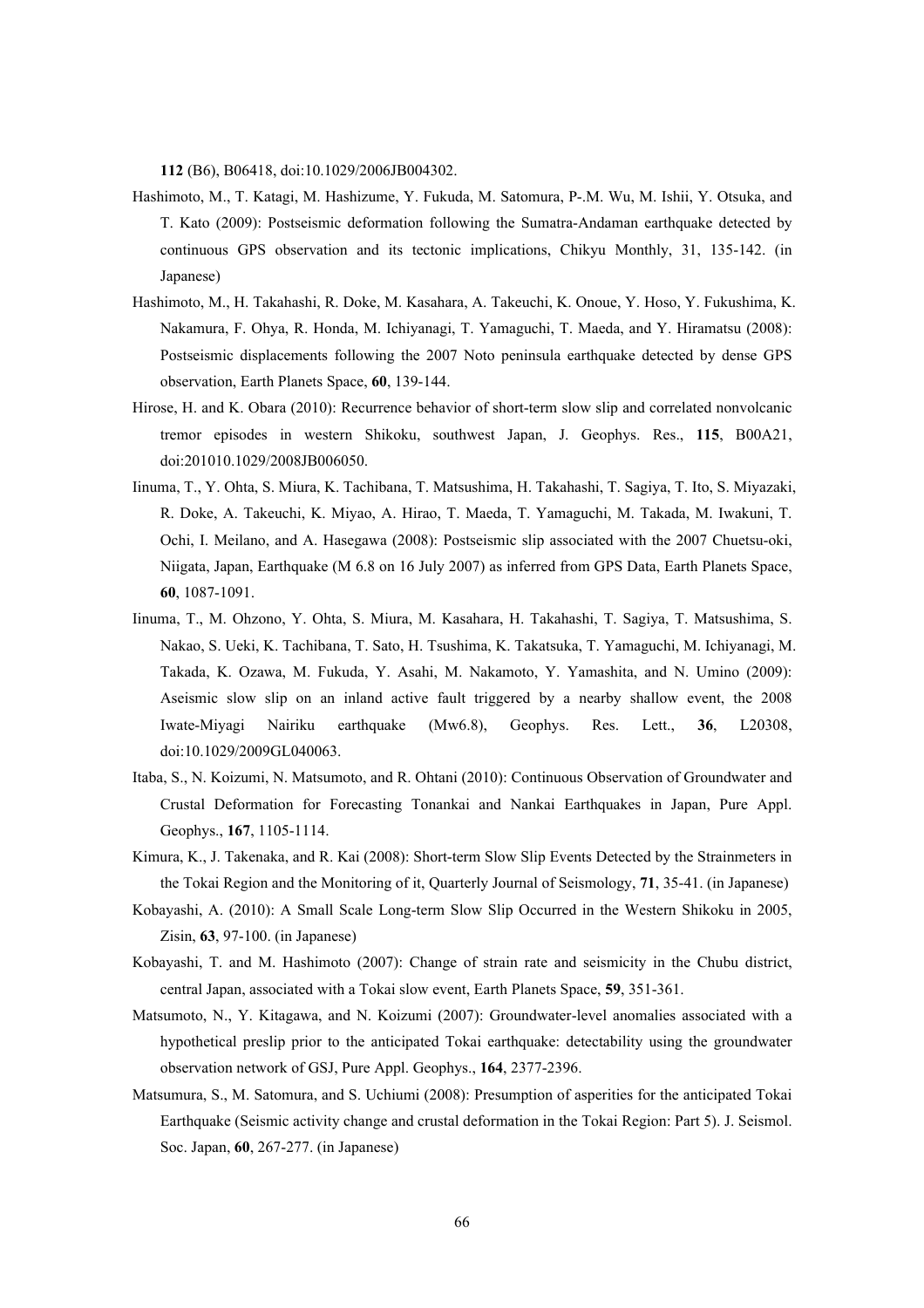**112** (B6), B06418, doi:10.1029/2006JB004302.

Hashimoto, M., T. Katagi, M. Hashizume, Y. Fukuda, M. Satomura, P-.M. Wu, M. Ishii, Y. Otsuka, and T. Kato (2009): Postseismic deformation following the Sumatra-Andaman earthquake detected by continuous GPS observation and its tectonic implications, Chikyu Monthly, 31, 135-142. (in Japanese)

Hashimoto, M., H. Takahashi, R. Doke, M. Kasahara, A. Takeuchi, K. Onoue, Y. Hoso, Y. Fukushima, K. Nakamura, F. Ohya, R. Honda, M. Ichiyanagi, T. Yamaguchi, T. Maeda, and Y. Hiramatsu (2008): Postseismic displacements following the 2007 Noto peninsula earthquake detected by dense GPS observation, Earth Planets Space, **60**, 139-144.

Hirose, H. and K. Obara (2010): Recurrence behavior of short-term slow slip and correlated nonvolcanic tremor episodes in western Shikoku, southwest Japan, J. Geophys. Res., **115**, B00A21, doi:201010.1029/2008JB006050.

Iinuma, T., Y. Ohta, S. Miura, K. Tachibana, T. Matsushima, H. Takahashi, T. Sagiya, T. Ito, S. Miyazaki, R. Doke, A. Takeuchi, K. Miyao, A. Hirao, T. Maeda, T. Yamaguchi, M. Takada, M. Iwakuni, T. Ochi, I. Meilano, and A. Hasegawa (2008): Postseismic slip associated with the 2007 Chuetsu-oki, Niigata, Japan, Earthquake (M 6.8 on 16 July 2007) as inferred from GPS Data, Earth Planets Space, **60**, 1087-1091.

Iinuma, T., M. Ohzono, Y. Ohta, S. Miura, M. Kasahara, H. Takahashi, T. Sagiya, T. Matsushima, S. Nakao, S. Ueki, K. Tachibana, T. Sato, H. Tsushima, K. Takatsuka, T. Yamaguchi, M. Ichiyanagi, M. Takada, K. Ozawa, M. Fukuda, Y. Asahi, M. Nakamoto, Y. Yamashita, and N. Umino (2009): Aseismic slow slip on an inland active fault triggered by a nearby shallow event, the 2008 Iwate-Miyagi Nairiku earthquake (Mw6.8), Geophys. Res. Lett., **36**, L20308, doi:10.1029/2009GL040063.

Itaba, S., N. Koizumi, N. Matsumoto, and R. Ohtani (2010): Continuous Observation of Groundwater and Crustal Deformation for Forecasting Tonankai and Nankai Earthquakes in Japan, Pure Appl. Geophys., **167**, 1105-1114.

Kimura, K., J. Takenaka, and R. Kai (2008): Short-term Slow Slip Events Detected by the Strainmeters in the Tokai Region and the Monitoring of it, Quarterly Journal of Seismology, **71**, 35-41. (in Japanese)

Kobayashi, A. (2010): A Small Scale Long-term Slow Slip Occurred in the Western Shikoku in 2005, Zisin, **63**, 97-100. (in Japanese)

Kobayashi, T. and M. Hashimoto (2007): Change of strain rate and seismicity in the Chubu district, central Japan, associated with a Tokai slow event, Earth Planets Space, **59**, 351-361.

Matsumoto, N., Y. Kitagawa, and N. Koizumi (2007): Groundwater-level anomalies associated with a hypothetical preslip prior to the anticipated Tokai earthquake: detectability using the groundwater observation network of GSJ, Pure Appl. Geophys., **164**, 2377-2396.

Matsumura, S., M. Satomura, and S. Uchiumi (2008): Presumption of asperities for the anticipated Tokai Earthquake (Seismic activity change and crustal deformation in the Tokai Region: Part 5). J. Seismol. Soc. Japan, **60**, 267-277. (in Japanese)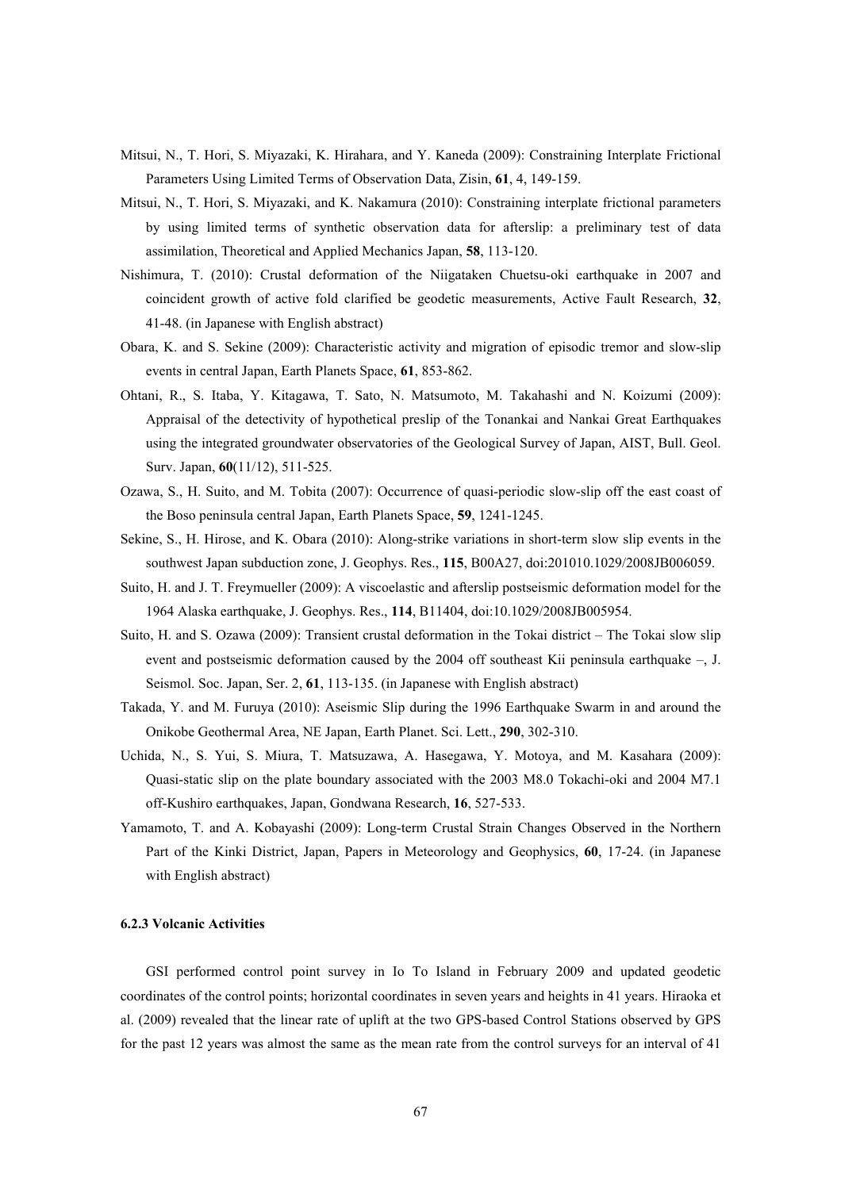Mitsui, N., T. Hori, S. Miyazaki, K. Hirahara, and Y. Kaneda (2009): Constraining Interplate Frictional Parameters Using Limited Terms of Observation Data, Zisin, **61**, 4, 149-159.

Mitsui, N., T. Hori, S. Miyazaki, and K. Nakamura (2010): Constraining interplate frictional parameters by using limited terms of synthetic observation data for afterslip: a preliminary test of data assimilation, Theoretical and Applied Mechanics Japan, **58**, 113-120.

Nishimura, T. (2010): Crustal deformation of the Niigataken Chuetsu-oki earthquake in 2007 and coincident growth of active fold clarified be geodetic measurements, Active Fault Research, **32**, 41-48. (in Japanese with English abstract)

Obara, K. and S. Sekine (2009): Characteristic activity and migration of episodic tremor and slow-slip events in central Japan, Earth Planets Space, **61**, 853-862.

Ohtani, R., S. Itaba, Y. Kitagawa, T. Sato, N. Matsumoto, M. Takahashi and N. Koizumi (2009): Appraisal of the detectivity of hypothetical preslip of the Tonankai and Nankai Great Earthquakes using the integrated groundwater observatories of the Geological Survey of Japan, AIST, Bull. Geol. Surv. Japan, **60**(11/12), 511-525.

Ozawa, S., H. Suito, and M. Tobita (2007): Occurrence of quasi-periodic slow-slip off the east coast of the Boso peninsula central Japan, Earth Planets Space, **59**, 1241-1245.

Sekine, S., H. Hirose, and K. Obara (2010): Along-strike variations in short-term slow slip events in the southwest Japan subduction zone, J. Geophys. Res., **115**, B00A27, doi:201010.1029/2008JB006059.

Suito, H. and J. T. Freymueller (2009): A viscoelastic and afterslip postseismic deformation model for the 1964 Alaska earthquake, J. Geophys. Res., **114**, B11404, doi:10.1029/2008JB005954.

Suito, H. and S. Ozawa (2009): Transient crustal deformation in the Tokai district – The Tokai slow slip event and postseismic deformation caused by the 2004 off southeast Kii peninsula earthquake –, J. Seismol. Soc. Japan, Ser. 2, **61**, 113-135. (in Japanese with English abstract)

Takada, Y. and M. Furuya (2010): Aseismic Slip during the 1996 Earthquake Swarm in and around the Onikobe Geothermal Area, NE Japan, Earth Planet. Sci. Lett., **290**, 302-310.

Uchida, N., S. Yui, S. Miura, T. Matsuzawa, A. Hasegawa, Y. Motoya, and M. Kasahara (2009): Quasi-static slip on the plate boundary associated with the 2003 M8.0 Tokachi-oki and 2004 M7.1 off-Kushiro earthquakes, Japan, Gondwana Research, **16**, 527-533.

Yamamoto, T. and A. Kobayashi (2009): Long-term Crustal Strain Changes Observed in the Northern Part of the Kinki District, Japan, Papers in Meteorology and Geophysics, **60**, 17-24. (in Japanese with English abstract)

### 6.2.3 Volcanic Activities

GSI performed control point survey in Io To Island in February 2009 and updated geodetic coordinates of the control points; horizontal coordinates in seven years and heights in 41 years. Hiraoka et al. (2009) revealed that the linear rate of uplift at the two GPS-based Control Stations observed by GPS for the past 12 years was almost the same as the mean rate from the control surveys for an interval of 41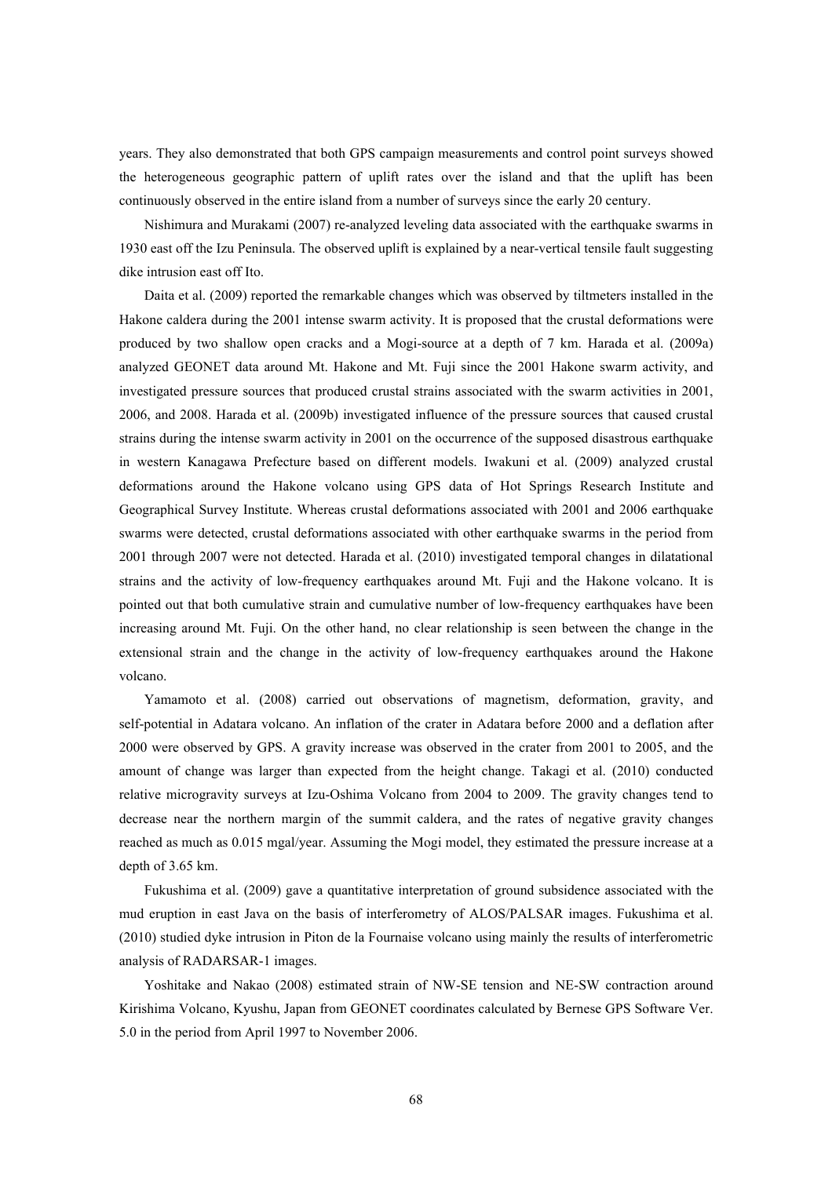years. They also demonstrated that both GPS campaign measurements and control point surveys showed the heterogeneous geographic pattern of uplift rates over the island and that the uplift has been continuously observed in the entire island from a number of surveys since the early 20 century.

Nishimura and Murakami (2007) re-analyzed leveling data associated with the earthquake swarms in 1930 east off the Izu Peninsula. The observed uplift is explained by a near-vertical tensile fault suggesting dike intrusion east off Ito.

Daita et al. (2009) reported the remarkable changes which was observed by tiltmeters installed in the Hakone caldera during the 2001 intense swarm activity. It is proposed that the crustal deformations were produced by two shallow open cracks and a Mogi-source at a depth of 7 km. Harada et al. (2009a) analyzed GEONET data around Mt. Hakone and Mt. Fuji since the 2001 Hakone swarm activity, and investigated pressure sources that produced crustal strains associated with the swarm activities in 2001, 2006, and 2008. Harada et al. (2009b) investigated influence of the pressure sources that caused crustal strains during the intense swarm activity in 2001 on the occurrence of the supposed disastrous earthquake in western Kanagawa Prefecture based on different models. Iwakuni et al. (2009) analyzed crustal deformations around the Hakone volcano using GPS data of Hot Springs Research Institute and Geographical Survey Institute. Whereas crustal deformations associated with 2001 and 2006 earthquake swarms were detected, crustal deformations associated with other earthquake swarms in the period from 2001 through 2007 were not detected. Harada et al. (2010) investigated temporal changes in dilatational strains and the activity of low-frequency earthquakes around Mt. Fuji and the Hakone volcano. It is pointed out that both cumulative strain and cumulative number of low-frequency earthquakes have been increasing around Mt. Fuji. On the other hand, no clear relationship is seen between the change in the extensional strain and the change in the activity of low-frequency earthquakes around the Hakone volcano.

Yamamoto et al. (2008) carried out observations of magnetism, deformation, gravity, and self-potential in Adatara volcano. An inflation of the crater in Adatara before 2000 and a deflation after 2000 were observed by GPS. A gravity increase was observed in the crater from 2001 to 2005, and the amount of change was larger than expected from the height change. Takagi et al. (2010) conducted relative microgravity surveys at Izu-Oshima Volcano from 2004 to 2009. The gravity changes tend to decrease near the northern margin of the summit caldera, and the rates of negative gravity changes reached as much as 0.015 mgal/year. Assuming the Mogi model, they estimated the pressure increase at a depth of 3.65 km.

Fukushima et al. (2009) gave a quantitative interpretation of ground subsidence associated with the mud eruption in east Java on the basis of interferometry of ALOS/PALSAR images. Fukushima et al. (2010) studied dyke intrusion in Piton de la Fournaise volcano using mainly the results of interferometric analysis of RADARSAR-1 images.

Yoshitake and Nakao (2008) estimated strain of NW-SE tension and NE-SW contraction around Kirishima Volcano, Kyushu, Japan from GEONET coordinates calculated by Bernese GPS Software Ver. 5.0 in the period from April 1997 to November 2006.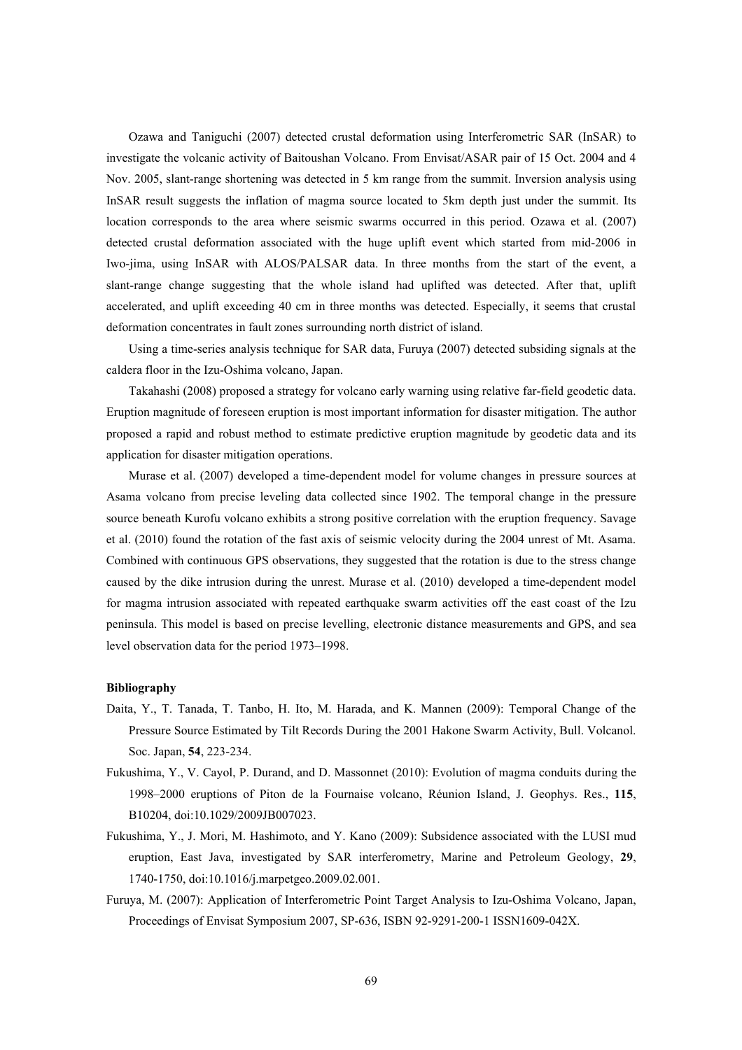Ozawa and Taniguchi (2007) detected crustal deformation using Interferometric SAR (InSAR) to investigate the volcanic activity of Baitoushan Volcano. From Envisat/ASAR pair of 15 Oct. 2004 and 4 Nov. 2005, slant-range shortening was detected in 5 km range from the summit. Inversion analysis using InSAR result suggests the inflation of magma source located to 5km depth just under the summit. Its location corresponds to the area where seismic swarms occurred in this period. Ozawa et al. (2007) detected crustal deformation associated with the huge uplift event which started from mid-2006 in Iwo-jima, using InSAR with ALOS/PALSAR data. In three months from the start of the event, a slant-range change suggesting that the whole island had uplifted was detected. After that, uplift accelerated, and uplift exceeding 40 cm in three months was detected. Especially, it seems that crustal deformation concentrates in fault zones surrounding north district of island.

Using a time-series analysis technique for SAR data, Furuya (2007) detected subsiding signals at the caldera floor in the Izu-Oshima volcano, Japan.

Takahashi (2008) proposed a strategy for volcano early warning using relative far-field geodetic data. Eruption magnitude of foreseen eruption is most important information for disaster mitigation. The author proposed a rapid and robust method to estimate predictive eruption magnitude by geodetic data and its application for disaster mitigation operations.

Murase et al. (2007) developed a time-dependent model for volume changes in pressure sources at Asama volcano from precise leveling data collected since 1902. The temporal change in the pressure source beneath Kurofu volcano exhibits a strong positive correlation with the eruption frequency. Savage et al. (2010) found the rotation of the fast axis of seismic velocity during the 2004 unrest of Mt. Asama. Combined with continuous GPS observations, they suggested that the rotation is due to the stress change caused by the dike intrusion during the unrest. Murase et al. (2010) developed a time-dependent model for magma intrusion associated with repeated earthquake swarm activities off the east coast of the Izu peninsula. This model is based on precise levelling, electronic distance measurements and GPS, and sea level observation data for the period 1973–1998.

**Bibliography**

Daita, Y., T. Tanada, T. Tanbo, H. Ito, M. Harada, and K. Mannen (2009): Temporal Change of the Pressure Source Estimated by Tilt Records During the 2001 Hakone Swarm Activity, Bull. Volcanol. Soc. Japan, **54**, 223-234.

Fukushima, Y., V. Cayol, P. Durand, and D. Massonnet (2010): Evolution of magma conduits during the 1998–2000 eruptions of Piton de la Fournaise volcano, Réunion Island, J. Geophys. Res., **115**, B10204, doi:10.1029/2009JB007023.

Fukushima, Y., J. Mori, M. Hashimoto, and Y. Kano (2009): Subsidence associated with the LUSI mud eruption, East Java, investigated by SAR interferometry, Marine and Petroleum Geology, **29**, 1740-1750, doi:10.1016/j.marpetgeo.2009.02.001.

Furuya, M. (2007): Application of Interferometric Point Target Analysis to Izu-Oshima Volcano, Japan, Proceedings of Envisat Symposium 2007, SP-636, ISBN 92-9291-200-1 ISSN1609-042X.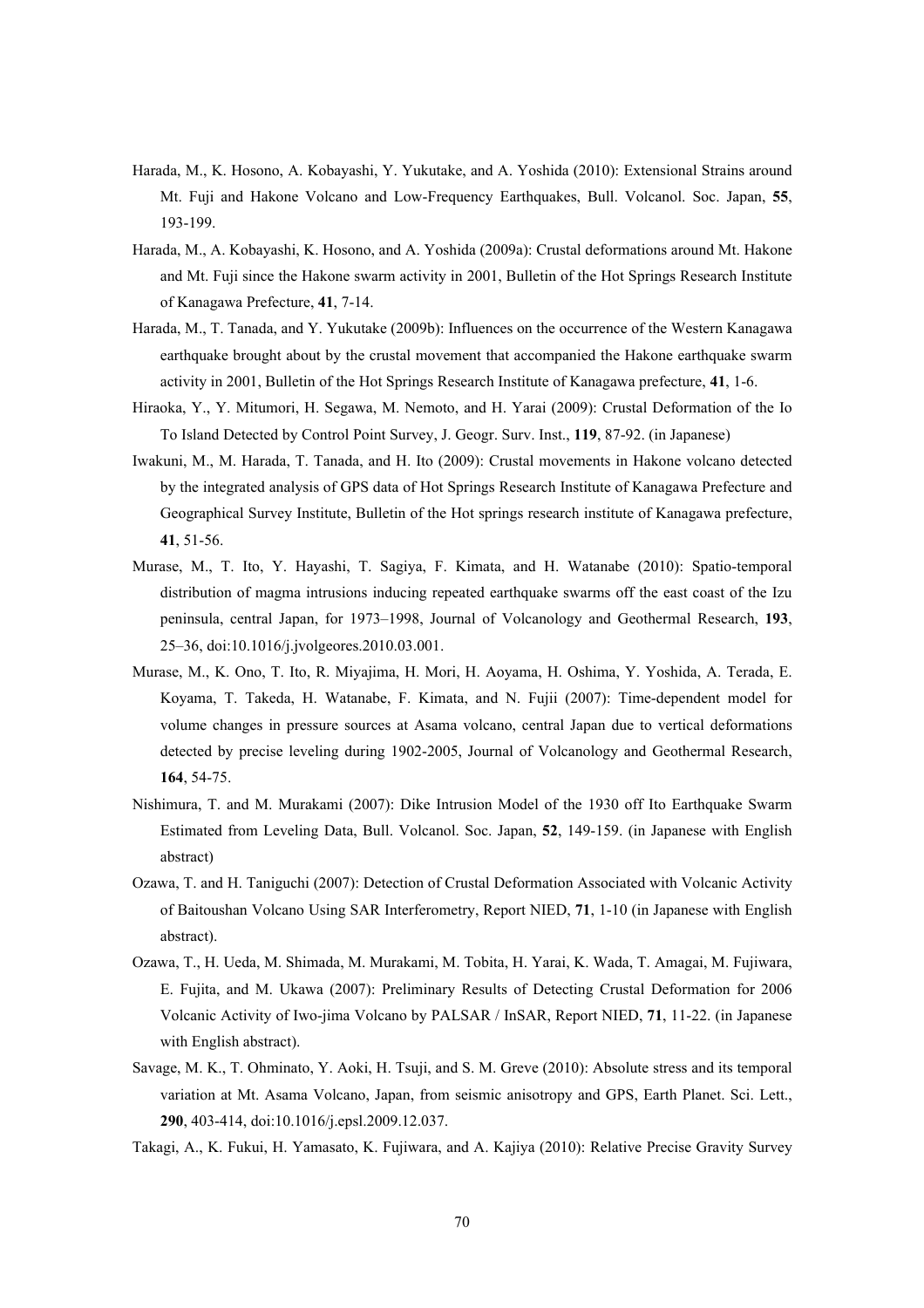Harada, M., K. Hosono, A. Kobayashi, Y. Yukutake, and A. Yoshida (2010): Extensional Strains around Mt. Fuji and Hakone Volcano and Low-Frequency Earthquakes, Bull. Volcanol. Soc. Japan, **55**, 193-199.

Harada, M., A. Kobayashi, K. Hosono, and A. Yoshida (2009a): Crustal deformations around Mt. Hakone and Mt. Fuji since the Hakone swarm activity in 2001, Bulletin of the Hot Springs Research Institute of Kanagawa Prefecture, **41**, 7-14.

Harada, M., T. Tanada, and Y. Yukutake (2009b): Influences on the occurrence of the Western Kanagawa earthquake brought about by the crustal movement that accompanied the Hakone earthquake swarm activity in 2001, Bulletin of the Hot Springs Research Institute of Kanagawa prefecture, **41**, 1-6.

Hiraoka, Y., Y. Mitumori, H. Segawa, M. Nemoto, and H. Yarai (2009): Crustal Deformation of the Io To Island Detected by Control Point Survey, J. Geogr. Surv. Inst., **119**, 87-92. (in Japanese)

Iwakuni, M., M. Harada, T. Tanada, and H. Ito (2009): Crustal movements in Hakone volcano detected by the integrated analysis of GPS data of Hot Springs Research Institute of Kanagawa Prefecture and Geographical Survey Institute, Bulletin of the Hot springs research institute of Kanagawa prefecture, **41**, 51-56.

Murase, M., T. Ito, Y. Hayashi, T. Sagiya, F. Kimata, and H. Watanabe (2010): Spatio-temporal distribution of magma intrusions inducing repeated earthquake swarms off the east coast of the Izu peninsula, central Japan, for 1973–1998, Journal of Volcanology and Geothermal Research, **193**, 25–36, doi:10.1016/j.jvolgeores.2010.03.001.

Murase, M., K. Ono, T. Ito, R. Miyajima, H. Mori, H. Aoyama, H. Oshima, Y. Yoshida, A. Terada, E. Koyama, T. Takeda, H. Watanabe, F. Kimata, and N. Fujii (2007): Time-dependent model for volume changes in pressure sources at Asama volcano, central Japan due to vertical deformations detected by precise leveling during 1902-2005, Journal of Volcanology and Geothermal Research, **164**, 54-75.

Nishimura, T. and M. Murakami (2007): Dike Intrusion Model of the 1930 off Ito Earthquake Swarm Estimated from Leveling Data, Bull. Volcanol. Soc. Japan, **52**, 149-159. (in Japanese with English abstract)

Ozawa, T. and H. Taniguchi (2007): Detection of Crustal Deformation Associated with Volcanic Activity of Baitoushan Volcano Using SAR Interferometry, Report NIED, **71**, 1-10 (in Japanese with English abstract).

Ozawa, T., H. Ueda, M. Shimada, M. Murakami, M. Tobita, H. Yarai, K. Wada, T. Amagai, M. Fujiwara, E. Fujita, and M. Ukawa (2007): Preliminary Results of Detecting Crustal Deformation for 2006 Volcanic Activity of Iwo-jima Volcano by PALSAR / InSAR, Report NIED, **71**, 11-22. (in Japanese with English abstract).

Savage, M. K., T. Ohminato, Y. Aoki, H. Tsuji, and S. M. Greve (2010): Absolute stress and its temporal variation at Mt. Asama Volcano, Japan, from seismic anisotropy and GPS, Earth Planet. Sci. Lett., **290**, 403-414, doi:10.1016/j.epsl.2009.12.037.

Takagi, A., K. Fukui, H. Yamasato, K. Fujiwara, and A. Kajiya (2010): Relative Precise Gravity Survey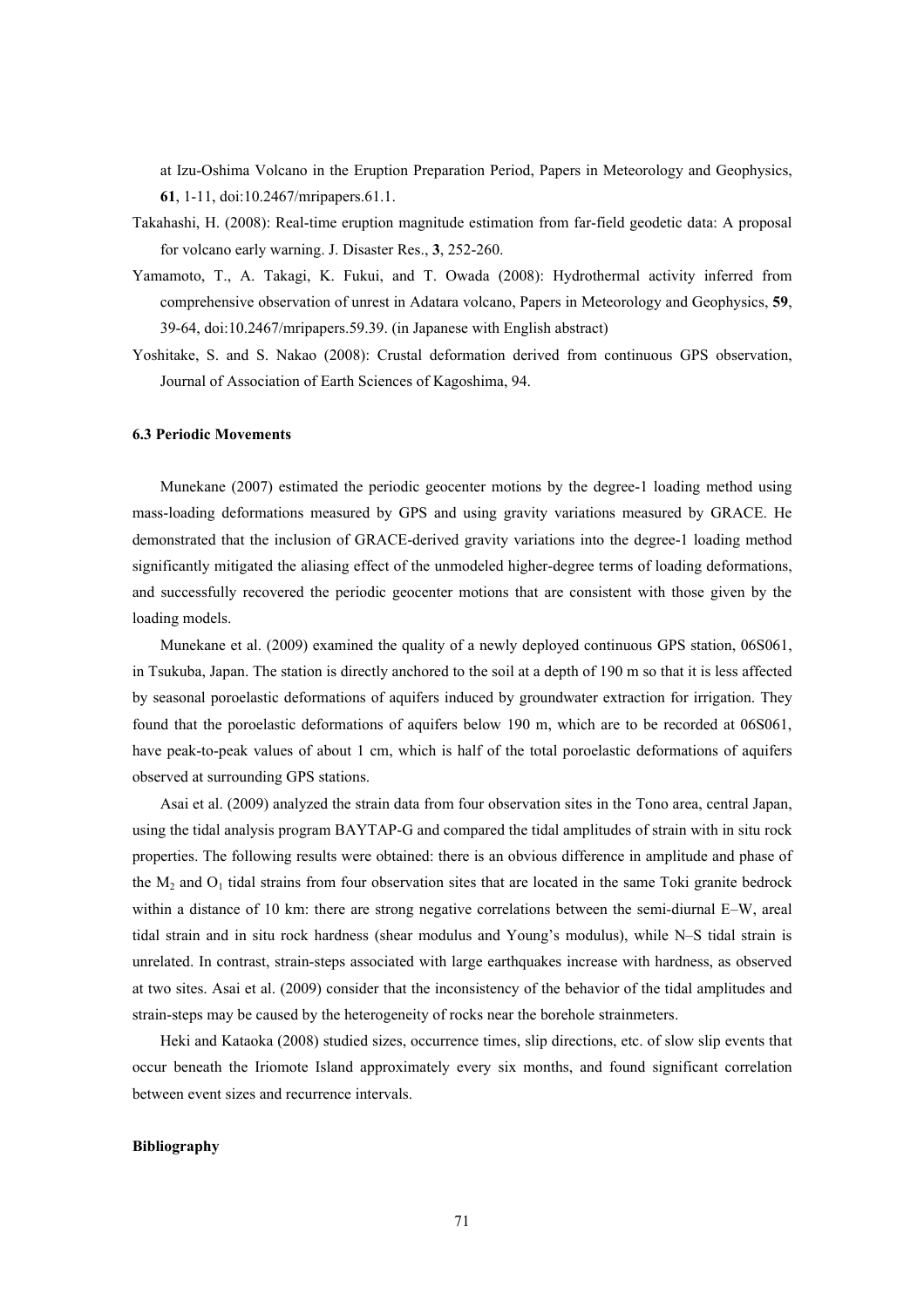at Izu-Oshima Volcano in the Eruption Preparation Period, Papers in Meteorology and Geophysics, **61**, 1-11, doi:10.2467/mripapers.61.1.

Takahashi, H. (2008): Real-time eruption magnitude estimation from far-field geodetic data: A proposal for volcano early warning. J. Disaster Res., **3**, 252-260.

Yamamoto, T., A. Takagi, K. Fukui, and T. Owada (2008): Hydrothermal activity inferred from comprehensive observation of unrest in Adatara volcano, Papers in Meteorology and Geophysics, **59**, 39-64, doi:10.2467/mripapers.59.39. (in Japanese with English abstract)

Yoshitake, S. and S. Nakao (2008): Crustal deformation derived from continuous GPS observation, Journal of Association of Earth Sciences of Kagoshima, 94.

### 6.3 Periodic Movements

Munekane (2007) estimated the periodic geocenter motions by the degree-1 loading method using mass-loading deformations measured by GPS and using gravity variations measured by GRACE. He demonstrated that the inclusion of GRACE-derived gravity variations into the degree-1 loading method significantly mitigated the aliasing effect of the unmodeled higher-degree terms of loading deformations, and successfully recovered the periodic geocenter motions that are consistent with those given by the loading models.

Munekane et al. (2009) examined the quality of a newly deployed continuous GPS station, 06S061, in Tsukuba, Japan. The station is directly anchored to the soil at a depth of 190 m so that it is less affected by seasonal poroelastic deformations of aquifers induced by groundwater extraction for irrigation. They found that the poroelastic deformations of aquifers below 190 m, which are to be recorded at 06S061, have peak-to-peak values of about 1 cm, which is half of the total poroelastic deformations of aquifers observed at surrounding GPS stations.

Asai et al. (2009) analyzed the strain data from four observation sites in the Tono area, central Japan, using the tidal analysis program BAYTAP-G and compared the tidal amplitudes of strain with in situ rock properties. The following results were obtained: there is an obvious difference in amplitude and phase of the $M_2$ and $O_1$ tidal strains from four observation sites that are located in the same Toki granite bedrock within a distance of 10 km: there are strong negative correlations between the semi-diurnal E–W, areal tidal strain and in situ rock hardness (shear modulus and Young's modulus), while N–S tidal strain is unrelated. In contrast, strain-steps associated with large earthquakes increase with hardness, as observed at two sites. Asai et al. (2009) consider that the inconsistency of the behavior of the tidal amplitudes and strain-steps may be caused by the heterogeneity of rocks near the borehole strainmeters.

Heki and Kataoka (2008) studied sizes, occurrence times, slip directions, etc. of slow slip events that occur beneath the Iriomote Island approximately every six months, and found significant correlation between event sizes and recurrence intervals.

#### Bibliography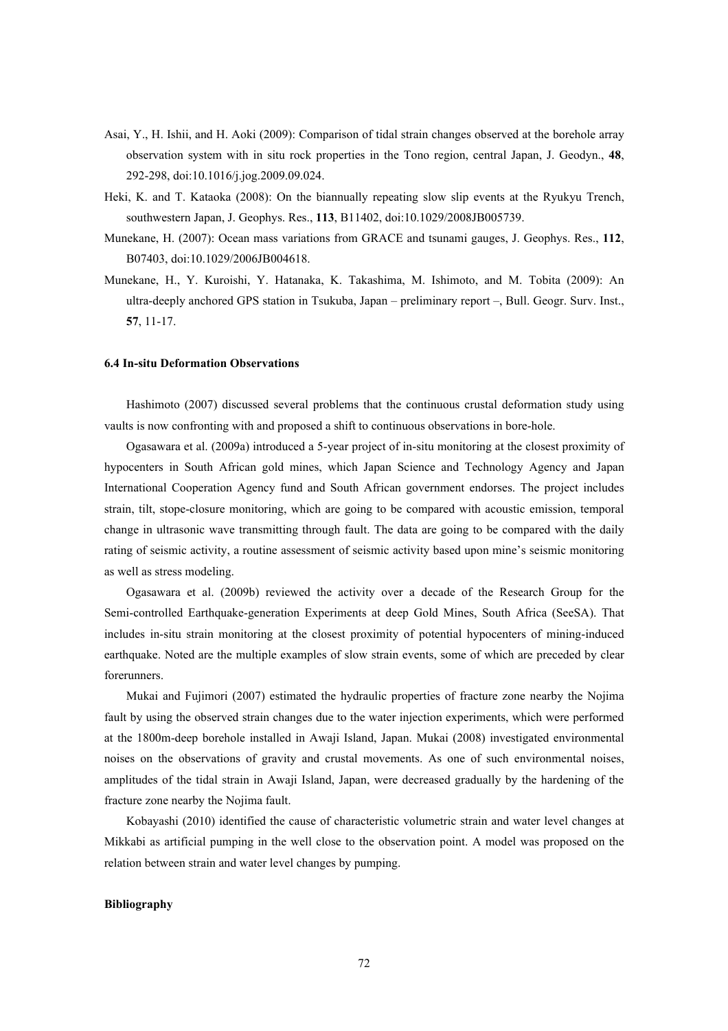Asai, Y., H. Ishii, and H. Aoki (2009): Comparison of tidal strain changes observed at the borehole array observation system with in situ rock properties in the Tono region, central Japan, J. Geodyn., **48**, 292-298, doi:10.1016/j.jog.2009.09.024.

Heki, K. and T. Kataoka (2008): On the biannually repeating slow slip events at the Ryukyu Trench, southwestern Japan, J. Geophys. Res., **113**, B11402, doi:10.1029/2008JB005739.

Munekane, H. (2007): Ocean mass variations from GRACE and tsunami gauges, J. Geophys. Res., **112**, B07403, doi:10.1029/2006JB004618.

Munekane, H., Y. Kuroishi, Y. Hatanaka, K. Takashima, M. Ishimoto, and M. Tobita (2009): An ultra-deeply anchored GPS station in Tsukuba, Japan – preliminary report –, Bull. Geogr. Surv. Inst., **57**, 11-17.

### 6.4 In-situ Deformation Observations

Hashimoto (2007) discussed several problems that the continuous crustal deformation study using vaults is now confronting with and proposed a shift to continuous observations in bore-hole.

Ogasawara et al. (2009a) introduced a 5-year project of in-situ monitoring at the closest proximity of hypocenters in South African gold mines, which Japan Science and Technology Agency and Japan International Cooperation Agency fund and South African government endorses. The project includes strain, tilt, stope-closure monitoring, which are going to be compared with acoustic emission, temporal change in ultrasonic wave transmitting through fault. The data are going to be compared with the daily rating of seismic activity, a routine assessment of seismic activity based upon mine's seismic monitoring as well as stress modeling.

Ogasawara et al. (2009b) reviewed the activity over a decade of the Research Group for the Semi-controlled Earthquake-generation Experiments at deep Gold Mines, South Africa (SeeSA). That includes in-situ strain monitoring at the closest proximity of potential hypocenters of mining-induced earthquake. Noted are the multiple examples of slow strain events, some of which are preceded by clear forerunners.

Mukai and Fujimori (2007) estimated the hydraulic properties of fracture zone nearby the Nojima fault by using the observed strain changes due to the water injection experiments, which were performed at the 1800m-deep borehole installed in Awaji Island, Japan. Mukai (2008) investigated environmental noises on the observations of gravity and crustal movements. As one of such environmental noises, amplitudes of the tidal strain in Awaji Island, Japan, were decreased gradually by the hardening of the fracture zone nearby the Nojima fault.

Kobayashi (2010) identified the cause of characteristic volumetric strain and water level changes at Mikkabi as artificial pumping in the well close to the observation point. A model was proposed on the relation between strain and water level changes by pumping.

**Bibliography**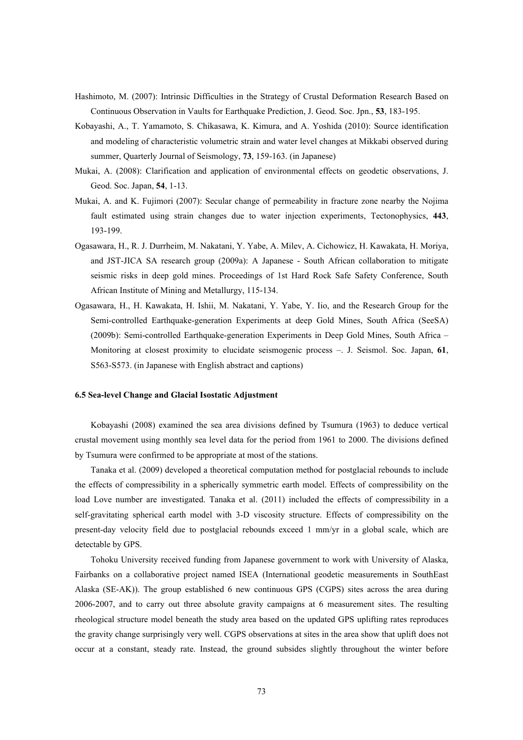Hashimoto, M. (2007): Intrinsic Difficulties in the Strategy of Crustal Deformation Research Based on Continuous Observation in Vaults for Earthquake Prediction, J. Geod. Soc. Jpn., **53**, 183-195.

Kobayashi, A., T. Yamamoto, S. Chikasawa, K. Kimura, and A. Yoshida (2010): Source identification and modeling of characteristic volumetric strain and water level changes at Mikkabi observed during summer, Quarterly Journal of Seismology, **73**, 159-163. (in Japanese)

Mukai, A. (2008): Clarification and application of environmental effects on geodetic observations, J. Geod. Soc. Japan, **54**, 1-13.

Mukai, A. and K. Fujimori (2007): Secular change of permeability in fracture zone nearby the Nojima fault estimated using strain changes due to water injection experiments, Tectonophysics, **443**, 193-199.

Ogasawara, H., R. J. Durrheim, M. Nakatani, Y. Yabe, A. Milev, A. Cichowicz, H. Kawakata, H. Moriya, and JST-JICA SA research group (2009a): A Japanese - South African collaboration to mitigate seismic risks in deep gold mines. Proceedings of 1st Hard Rock Safe Safety Conference, South African Institute of Mining and Metallurgy, 115-134.

Ogasawara, H., H. Kawakata, H. Ishii, M. Nakatani, Y. Yabe, Y. Iio, and the Research Group for the Semi-controlled Earthquake-generation Experiments at deep Gold Mines, South Africa (SeeSA) (2009b): Semi-controlled Earthquake-generation Experiments in Deep Gold Mines, South Africa – Monitoring at closest proximity to elucidate seismogenic process –. J. Seismol. Soc. Japan, **61**, S563-S573. (in Japanese with English abstract and captions)

### 6.5 Sea-level Change and Glacial Isostatic Adjustment

Kobayashi (2008) examined the sea area divisions defined by Tsumura (1963) to deduce vertical crustal movement using monthly sea level data for the period from 1961 to 2000. The divisions defined by Tsumura were confirmed to be appropriate at most of the stations.

Tanaka et al. (2009) developed a theoretical computation method for postglacial rebounds to include the effects of compressibility in a spherically symmetric earth model. Effects of compressibility on the load Love number are investigated. Tanaka et al. (2011) included the effects of compressibility in a self-gravitating spherical earth model with 3-D viscosity structure. Effects of compressibility on the present-day velocity field due to postglacial rebounds exceed 1 mm/yr in a global scale, which are detectable by GPS.

Tohoku University received funding from Japanese government to work with University of Alaska, Fairbanks on a collaborative project named ISEA (International geodetic measurements in SouthEast Alaska (SE-AK)). The group established 6 new continuous GPS (CGPS) sites across the area during 2006-2007, and to carry out three absolute gravity campaigns at 6 measurement sites. The resulting rheological structure model beneath the study area based on the updated GPS uplifting rates reproduces the gravity change surprisingly very well. CGPS observations at sites in the area show that uplift does not occur at a constant, steady rate. Instead, the ground subsides slightly throughout the winter before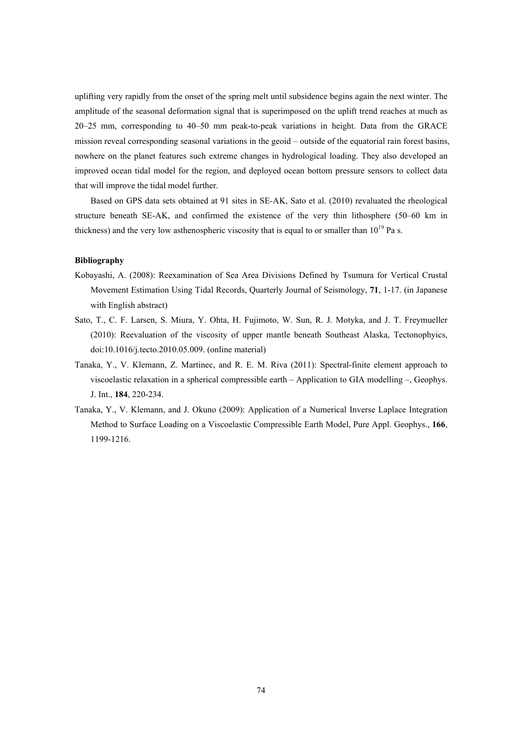uplifting very rapidly from the onset of the spring melt until subsidence begins again the next winter. The amplitude of the seasonal deformation signal that is superimposed on the uplift trend reaches at much as 20–25 mm, corresponding to 40–50 mm peak-to-peak variations in height. Data from the GRACE mission reveal corresponding seasonal variations in the geoid – outside of the equatorial rain forest basins, nowhere on the planet features such extreme changes in hydrological loading. They also developed an improved ocean tidal model for the region, and deployed ocean bottom pressure sensors to collect data that will improve the tidal model further.

Based on GPS data sets obtained at 91 sites in SE-AK, Sato et al. (2010) revaluated the rheological structure beneath SE-AK, and confirmed the existence of the very thin lithosphere (50–60 km in thickness) and the very low asthenospheric viscosity that is equal to or smaller than $10^{19}$ Pa s.

**Bibliography**

Kobayashi, A. (2008): Reexamination of Sea Area Divisions Defined by Tsumura for Vertical Crustal Movement Estimation Using Tidal Records, Quarterly Journal of Seismology, **71**, 1-17. (in Japanese with English abstract)

Sato, T., C. F. Larsen, S. Miura, Y. Ohta, H. Fujimoto, W. Sun, R. J. Motyka, and J. T. Freymueller (2010): Reevaluation of the viscosity of upper mantle beneath Southeast Alaska, Tectonophyics, doi:10.1016/j.tecto.2010.05.009. (online material)

Tanaka, Y., V. Klemann, Z. Martinec, and R. E. M. Riva (2011): Spectral-finite element approach to viscoelastic relaxation in a spherical compressible earth – Application to GIA modelling –, Geophys. J. Int., **184**, 220-234.

Tanaka, Y., V. Klemann, and J. Okuno (2009): Application of a Numerical Inverse Laplace Integration Method to Surface Loading on a Viscoelastic Compressible Earth Model, Pure Appl. Geophys., **166**, 1199-1216.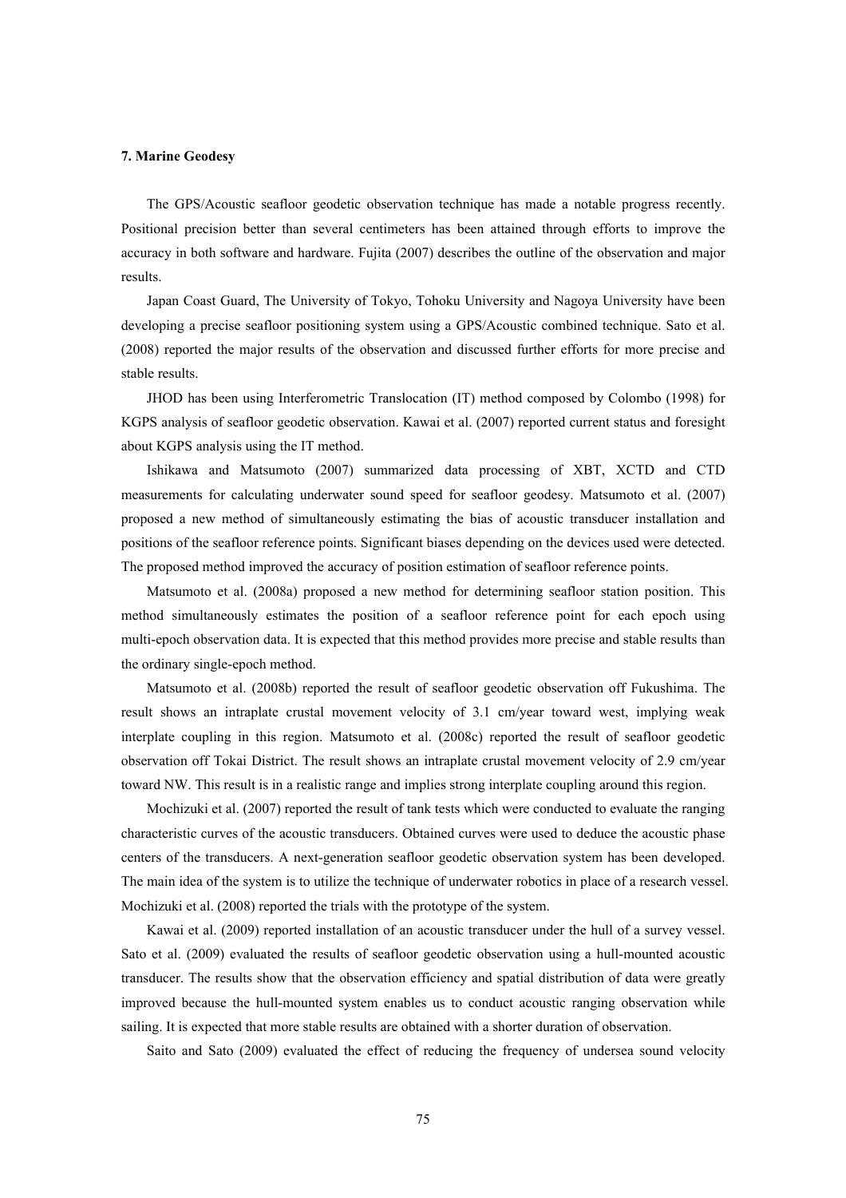### 7. Marine Geodesy

The GPS/Acoustic seafloor geodetic observation technique has made a notable progress recently. Positional precision better than several centimeters has been attained through efforts to improve the accuracy in both software and hardware. Fujita (2007) describes the outline of the observation and major results.

Japan Coast Guard, The University of Tokyo, Tohoku University and Nagoya University have been developing a precise seafloor positioning system using a GPS/Acoustic combined technique. Sato et al. (2008) reported the major results of the observation and discussed further efforts for more precise and stable results.

JHOD has been using Interferometric Translocation (IT) method composed by Colombo (1998) for KGPS analysis of seafloor geodetic observation. Kawai et al. (2007) reported current status and foresight about KGPS analysis using the IT method.

Ishikawa and Matsumoto (2007) summarized data processing of XBT, XCTD and CTD measurements for calculating underwater sound speed for seafloor geodesy. Matsumoto et al. (2007) proposed a new method of simultaneously estimating the bias of acoustic transducer installation and positions of the seafloor reference points. Significant biases depending on the devices used were detected. The proposed method improved the accuracy of position estimation of seafloor reference points.

Matsumoto et al. (2008a) proposed a new method for determining seafloor station position. This method simultaneously estimates the position of a seafloor reference point for each epoch using multi-epoch observation data. It is expected that this method provides more precise and stable results than the ordinary single-epoch method.

Matsumoto et al. (2008b) reported the result of seafloor geodetic observation off Fukushima. The result shows an intraplate crustal movement velocity of 3.1 cm/year toward west, implying weak interplate coupling in this region. Matsumoto et al. (2008c) reported the result of seafloor geodetic observation off Tokai District. The result shows an intraplate crustal movement velocity of 2.9 cm/year toward NW. This result is in a realistic range and implies strong interplate coupling around this region.

Mochizuki et al. (2007) reported the result of tank tests which were conducted to evaluate the ranging characteristic curves of the acoustic transducers. Obtained curves were used to deduce the acoustic phase centers of the transducers. A next-generation seafloor geodetic observation system has been developed. The main idea of the system is to utilize the technique of underwater robotics in place of a research vessel. Mochizuki et al. (2008) reported the trials with the prototype of the system.

Kawai et al. (2009) reported installation of an acoustic transducer under the hull of a survey vessel. Sato et al. (2009) evaluated the results of seafloor geodetic observation using a hull-mounted acoustic transducer. The results show that the observation efficiency and spatial distribution of data were greatly improved because the hull-mounted system enables us to conduct acoustic ranging observation while sailing. It is expected that more stable results are obtained with a shorter duration of observation.

Saito and Sato (2009) evaluated the effect of reducing the frequency of undersea sound velocity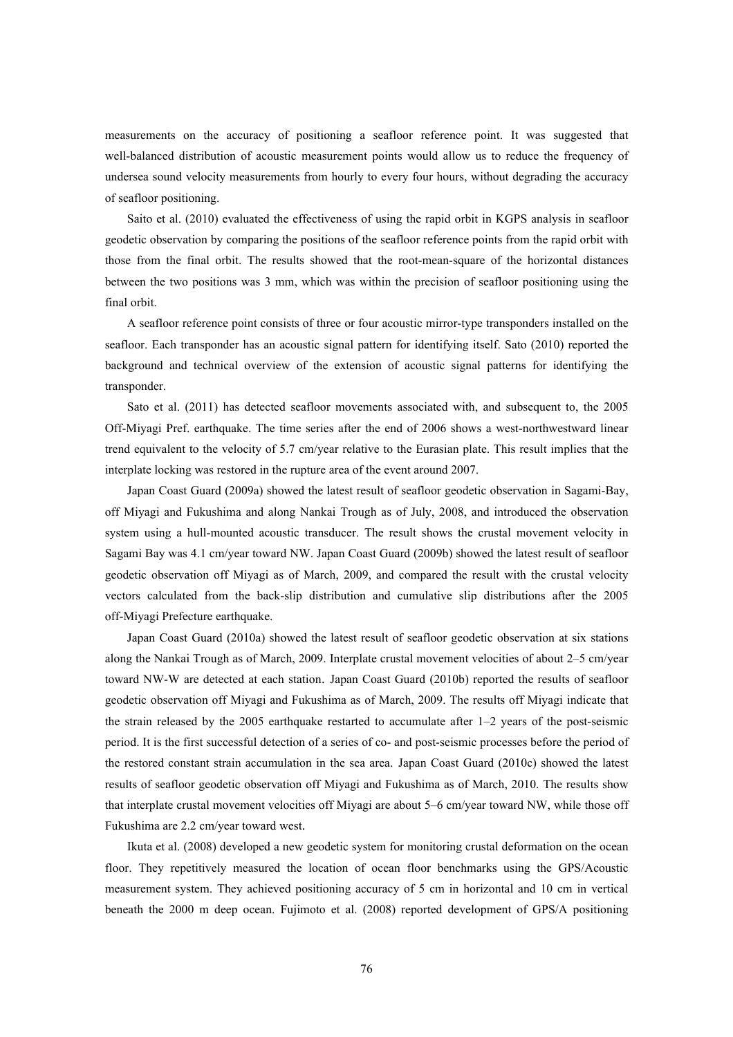measurements on the accuracy of positioning a seafloor reference point. It was suggested that well-balanced distribution of acoustic measurement points would allow us to reduce the frequency of undersea sound velocity measurements from hourly to every four hours, without degrading the accuracy of seafloor positioning.

Saito et al. (2010) evaluated the effectiveness of using the rapid orbit in KGPS analysis in seafloor geodetic observation by comparing the positions of the seafloor reference points from the rapid orbit with those from the final orbit. The results showed that the root-mean-square of the horizontal distances between the two positions was 3 mm, which was within the precision of seafloor positioning using the final orbit.

A seafloor reference point consists of three or four acoustic mirror-type transponders installed on the seafloor. Each transponder has an acoustic signal pattern for identifying itself. Sato (2010) reported the background and technical overview of the extension of acoustic signal patterns for identifying the transponder.

Sato et al. (2011) has detected seafloor movements associated with, and subsequent to, the 2005 Off-Miyagi Pref. earthquake. The time series after the end of 2006 shows a west-northwestward linear trend equivalent to the velocity of 5.7 cm/year relative to the Eurasian plate. This result implies that the interplate locking was restored in the rupture area of the event around 2007.

Japan Coast Guard (2009a) showed the latest result of seafloor geodetic observation in Sagami-Bay, off Miyagi and Fukushima and along Nankai Trough as of July, 2008, and introduced the observation system using a hull-mounted acoustic transducer. The result shows the crustal movement velocity in Sagami Bay was 4.1 cm/year toward NW. Japan Coast Guard (2009b) showed the latest result of seafloor geodetic observation off Miyagi as of March, 2009, and compared the result with the crustal velocity vectors calculated from the back-slip distribution and cumulative slip distributions after the 2005 off-Miyagi Prefecture earthquake.

Japan Coast Guard (2010a) showed the latest result of seafloor geodetic observation at six stations along the Nankai Trough as of March, 2009. Interplate crustal movement velocities of about 2–5 cm/year toward NW-W are detected at each station. Japan Coast Guard (2010b) reported the results of seafloor geodetic observation off Miyagi and Fukushima as of March, 2009. The results off Miyagi indicate that the strain released by the 2005 earthquake restarted to accumulate after 1–2 years of the post-seismic period. It is the first successful detection of a series of co- and post-seismic processes before the period of the restored constant strain accumulation in the sea area. Japan Coast Guard (2010c) showed the latest results of seafloor geodetic observation off Miyagi and Fukushima as of March, 2010. The results show that interplate crustal movement velocities off Miyagi are about 5–6 cm/year toward NW, while those off Fukushima are 2.2 cm/year toward west.

Ikuta et al. (2008) developed a new geodetic system for monitoring crustal deformation on the ocean floor. They repetitively measured the location of ocean floor benchmarks using the GPS/Acoustic measurement system. They achieved positioning accuracy of 5 cm in horizontal and 10 cm in vertical beneath the 2000 m deep ocean. Fujimoto et al. (2008) reported development of GPS/A positioning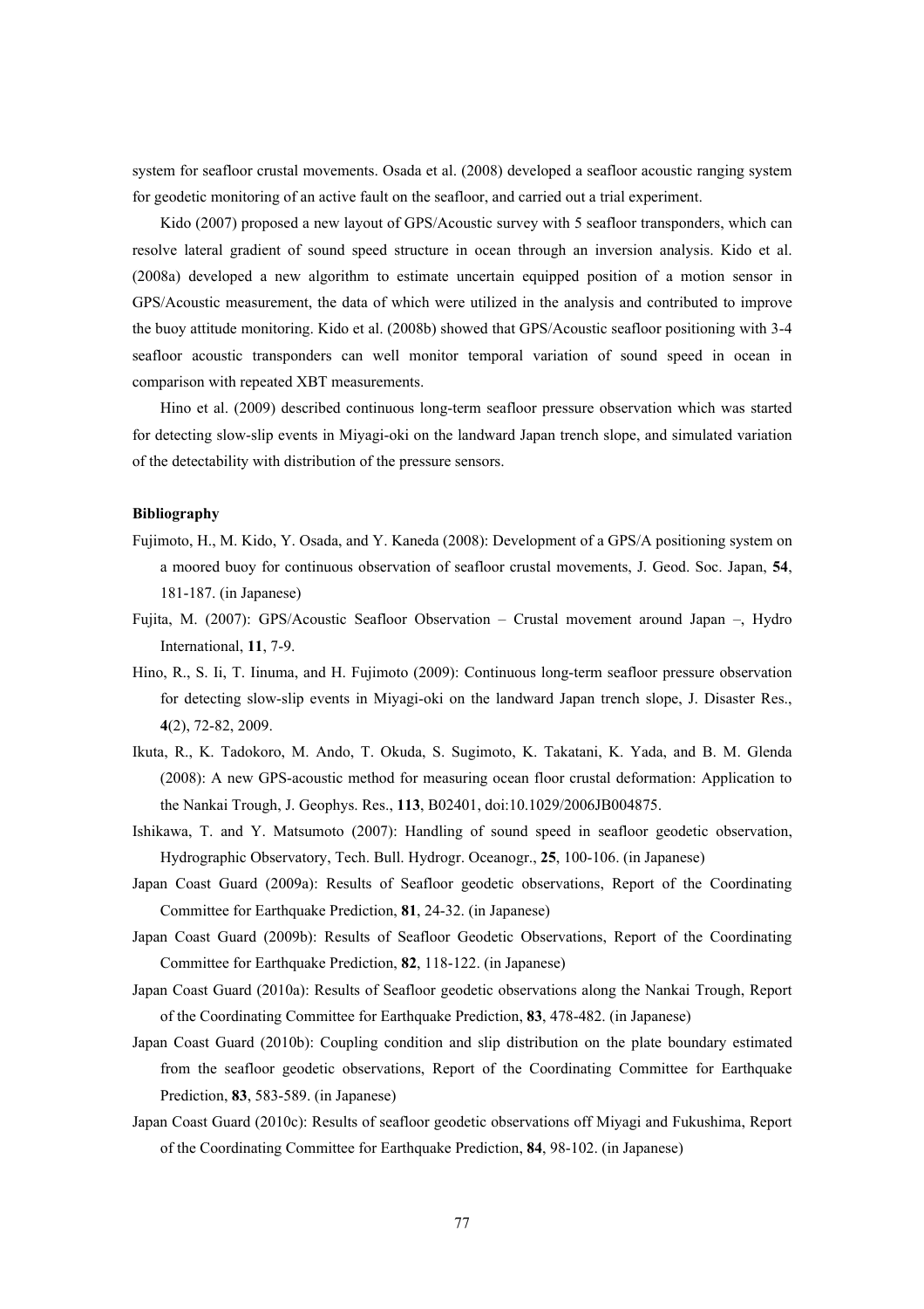system for seafloor crustal movements. Osada et al. (2008) developed a seafloor acoustic ranging system for geodetic monitoring of an active fault on the seafloor, and carried out a trial experiment.

Kido (2007) proposed a new layout of GPS/Acoustic survey with 5 seafloor transponders, which can resolve lateral gradient of sound speed structure in ocean through an inversion analysis. Kido et al. (2008a) developed a new algorithm to estimate uncertain equipped position of a motion sensor in GPS/Acoustic measurement, the data of which were utilized in the analysis and contributed to improve the buoy attitude monitoring. Kido et al. (2008b) showed that GPS/Acoustic seafloor positioning with 3-4 seafloor acoustic transponders can well monitor temporal variation of sound speed in ocean in comparison with repeated XBT measurements.

Hino et al. (2009) described continuous long-term seafloor pressure observation which was started for detecting slow-slip events in Miyagi-oki on the landward Japan trench slope, and simulated variation of the detectability with distribution of the pressure sensors.

**Bibliography**

Fujimoto, H., M. Kido, Y. Osada, and Y. Kaneda (2008): Development of a GPS/A positioning system on a moored buoy for continuous observation of seafloor crustal movements, J. Geod. Soc. Japan, **54**, 181-187. (in Japanese)

Fujita, M. (2007): GPS/Acoustic Seafloor Observation – Crustal movement around Japan –, Hydro International, **11**, 7-9.

Hino, R., S. Ii, T. Iinuma, and H. Fujimoto (2009): Continuous long-term seafloor pressure observation for detecting slow-slip events in Miyagi-oki on the landward Japan trench slope, J. Disaster Res., **4**(2), 72-82, 2009.

Ikuta, R., K. Tadokoro, M. Ando, T. Okuda, S. Sugimoto, K. Takatani, K. Yada, and B. M. Glenda (2008): A new GPS-acoustic method for measuring ocean floor crustal deformation: Application to the Nankai Trough, J. Geophys. Res., **113**, B02401, doi:10.1029/2006JB004875.

Ishikawa, T. and Y. Matsumoto (2007): Handling of sound speed in seafloor geodetic observation, Hydrographic Observatory, Tech. Bull. Hydrogr. Oceanogr., **25**, 100-106. (in Japanese)

Japan Coast Guard (2009a): Results of Seafloor geodetic observations, Report of the Coordinating Committee for Earthquake Prediction, **81**, 24-32. (in Japanese)

Japan Coast Guard (2009b): Results of Seafloor Geodetic Observations, Report of the Coordinating Committee for Earthquake Prediction, **82**, 118-122. (in Japanese)

Japan Coast Guard (2010a): Results of Seafloor geodetic observations along the Nankai Trough, Report of the Coordinating Committee for Earthquake Prediction, **83**, 478-482. (in Japanese)

Japan Coast Guard (2010b): Coupling condition and slip distribution on the plate boundary estimated from the seafloor geodetic observations, Report of the Coordinating Committee for Earthquake Prediction, **83**, 583-589. (in Japanese)

Japan Coast Guard (2010c): Results of seafloor geodetic observations off Miyagi and Fukushima, Report of the Coordinating Committee for Earthquake Prediction, **84**, 98-102. (in Japanese)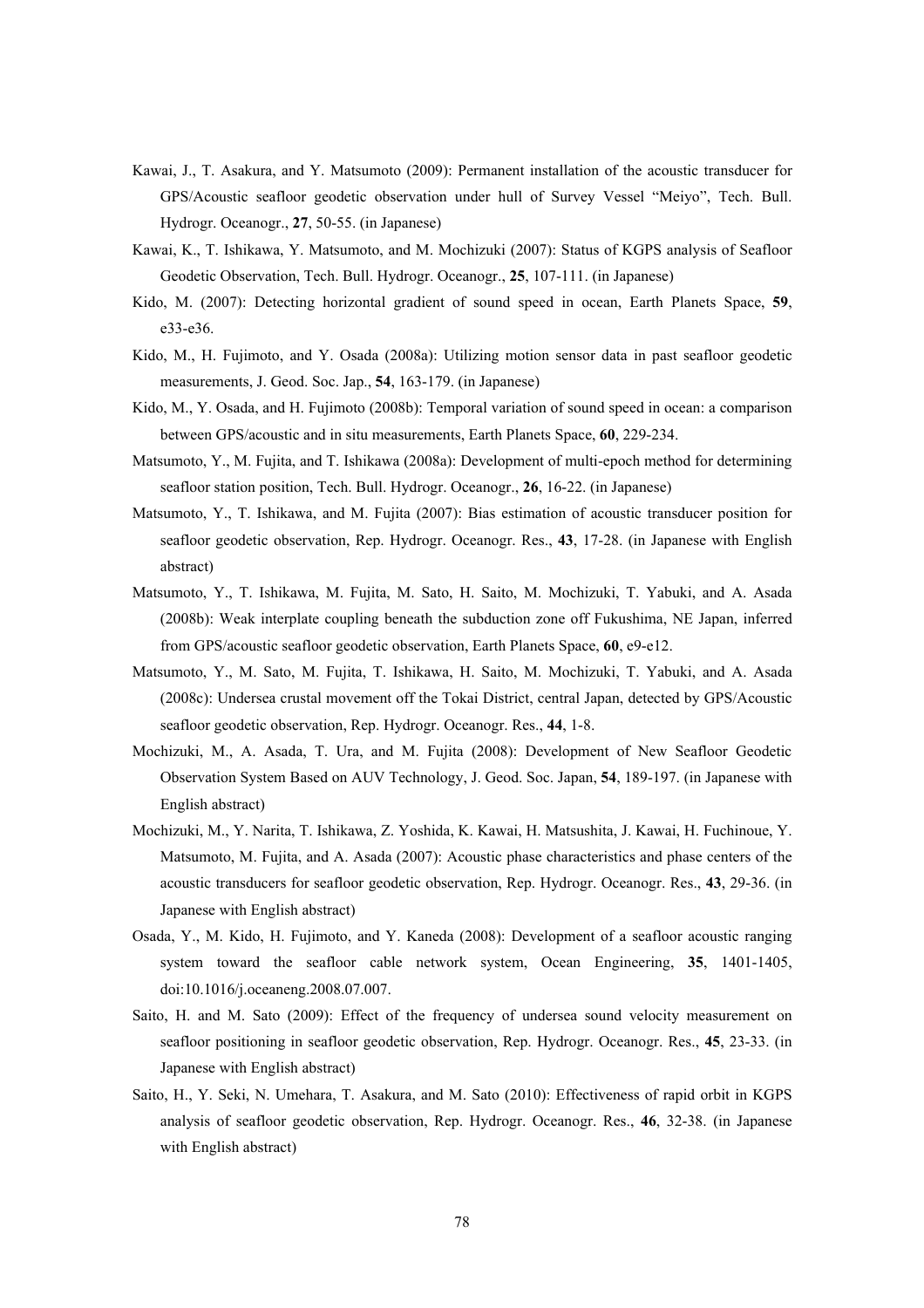Kawai, J., T. Asakura, and Y. Matsumoto (2009): Permanent installation of the acoustic transducer for GPS/Acoustic seafloor geodetic observation under hull of Survey Vessel "Meiyo", Tech. Bull. Hydrogr. Oceanogr., **27**, 50-55. (in Japanese)

Kawai, K., T. Ishikawa, Y. Matsumoto, and M. Mochizuki (2007): Status of KGPS analysis of Seafloor Geodetic Observation, Tech. Bull. Hydrogr. Oceanogr., **25**, 107-111. (in Japanese)

Kido, M. (2007): Detecting horizontal gradient of sound speed in ocean, Earth Planets Space, **59**, e33-e36.

Kido, M., H. Fujimoto, and Y. Osada (2008a): Utilizing motion sensor data in past seafloor geodetic measurements, J. Geod. Soc. Jap., **54**, 163-179. (in Japanese)

Kido, M., Y. Osada, and H. Fujimoto (2008b): Temporal variation of sound speed in ocean: a comparison between GPS/acoustic and in situ measurements, Earth Planets Space, **60**, 229-234.

Matsumoto, Y., M. Fujita, and T. Ishikawa (2008a): Development of multi-epoch method for determining seafloor station position, Tech. Bull. Hydrogr. Oceanogr., **26**, 16-22. (in Japanese)

Matsumoto, Y., T. Ishikawa, and M. Fujita (2007): Bias estimation of acoustic transducer position for seafloor geodetic observation, Rep. Hydrogr. Oceanogr. Res., **43**, 17-28. (in Japanese with English abstract)

Matsumoto, Y., T. Ishikawa, M. Fujita, M. Sato, H. Saito, M. Mochizuki, T. Yabuki, and A. Asada (2008b): Weak interplate coupling beneath the subduction zone off Fukushima, NE Japan, inferred from GPS/acoustic seafloor geodetic observation, Earth Planets Space, **60**, e9-e12.

Matsumoto, Y., M. Sato, M. Fujita, T. Ishikawa, H. Saito, M. Mochizuki, T. Yabuki, and A. Asada (2008c): Undersea crustal movement off the Tokai District, central Japan, detected by GPS/Acoustic seafloor geodetic observation, Rep. Hydrogr. Oceanogr. Res., **44**, 1-8.

Mochizuki, M., A. Asada, T. Ura, and M. Fujita (2008): Development of New Seafloor Geodetic Observation System Based on AUV Technology, J. Geod. Soc. Japan, **54**, 189-197. (in Japanese with English abstract)

Mochizuki, M., Y. Narita, T. Ishikawa, Z. Yoshida, K. Kawai, H. Matsushita, J. Kawai, H. Fuchinoue, Y. Matsumoto, M. Fujita, and A. Asada (2007): Acoustic phase characteristics and phase centers of the acoustic transducers for seafloor geodetic observation, Rep. Hydrogr. Oceanogr. Res., **43**, 29-36. (in Japanese with English abstract)

Osada, Y., M. Kido, H. Fujimoto, and Y. Kaneda (2008): Development of a seafloor acoustic ranging system toward the seafloor cable network system, Ocean Engineering, **35**, 1401-1405, doi:10.1016/j.oceaneng.2008.07.007.

Saito, H. and M. Sato (2009): Effect of the frequency of undersea sound velocity measurement on seafloor positioning in seafloor geodetic observation, Rep. Hydrogr. Oceanogr. Res., **45**, 23-33. (in Japanese with English abstract)

Saito, H., Y. Seki, N. Umehara, T. Asakura, and M. Sato (2010): Effectiveness of rapid orbit in KGPS analysis of seafloor geodetic observation, Rep. Hydrogr. Oceanogr. Res., **46**, 32-38. (in Japanese with English abstract)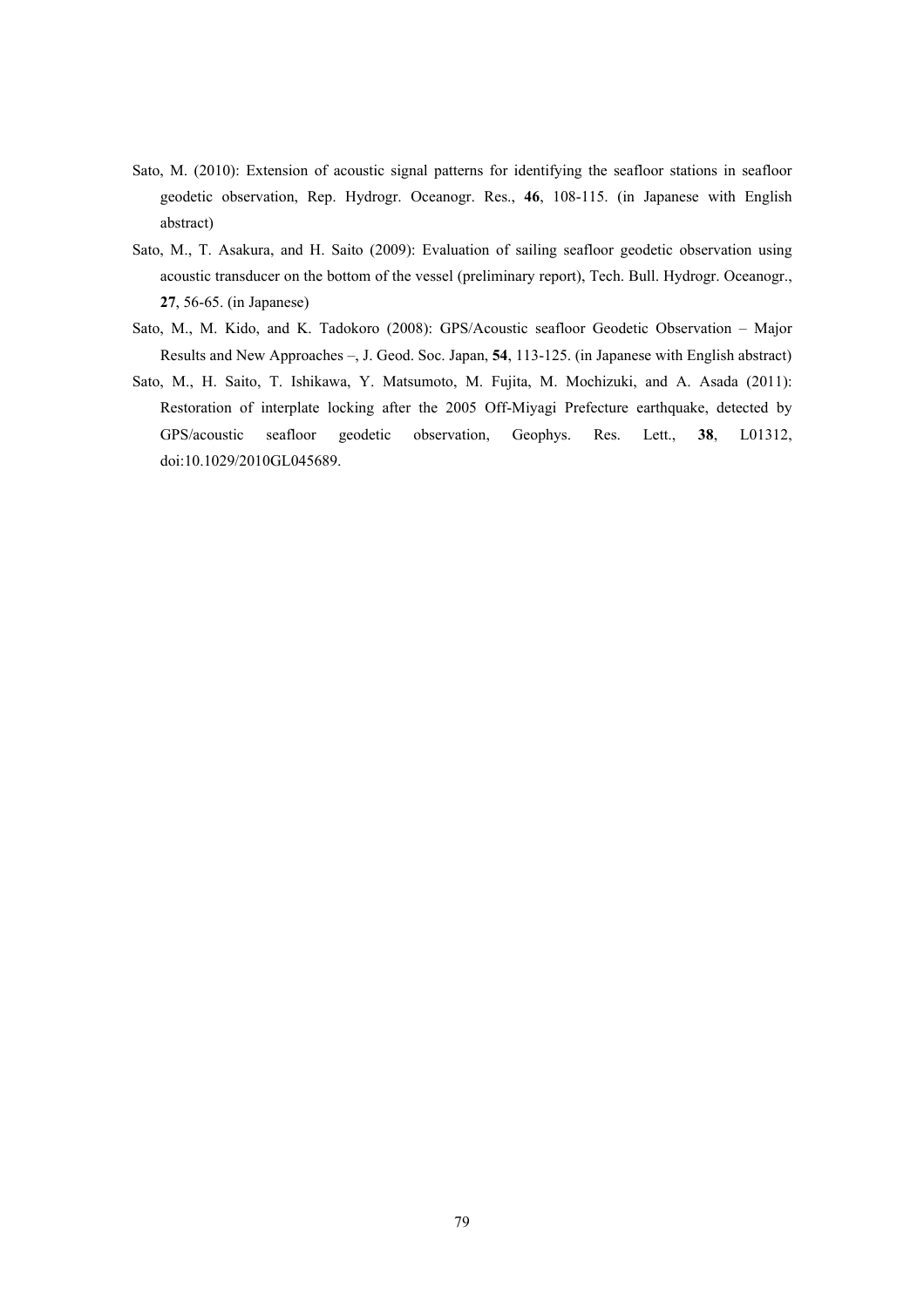Sato, M. (2010): Extension of acoustic signal patterns for identifying the seafloor stations in seafloor geodetic observation, Rep. Hydrogr. Oceanogr. Res., **46**, 108-115. (in Japanese with English abstract)

Sato, M., T. Asakura, and H. Saito (2009): Evaluation of sailing seafloor geodetic observation using acoustic transducer on the bottom of the vessel (preliminary report), Tech. Bull. Hydrogr. Oceanogr., **27**, 56-65. (in Japanese)

Sato, M., M. Kido, and K. Tadokoro (2008): GPS/Acoustic seafloor Geodetic Observation – Major Results and New Approaches –, J. Geod. Soc. Japan, **54**, 113-125. (in Japanese with English abstract)

Sato, M., H. Saito, T. Ishikawa, Y. Matsumoto, M. Fujita, M. Mochizuki, and A. Asada (2011): Restoration of interplate locking after the 2005 Off-Miyagi Prefecture earthquake, detected by GPS/acoustic seafloor geodetic observation, Geophys. Res. Lett., **38**, L01312, doi:10.1029/2010GL045689.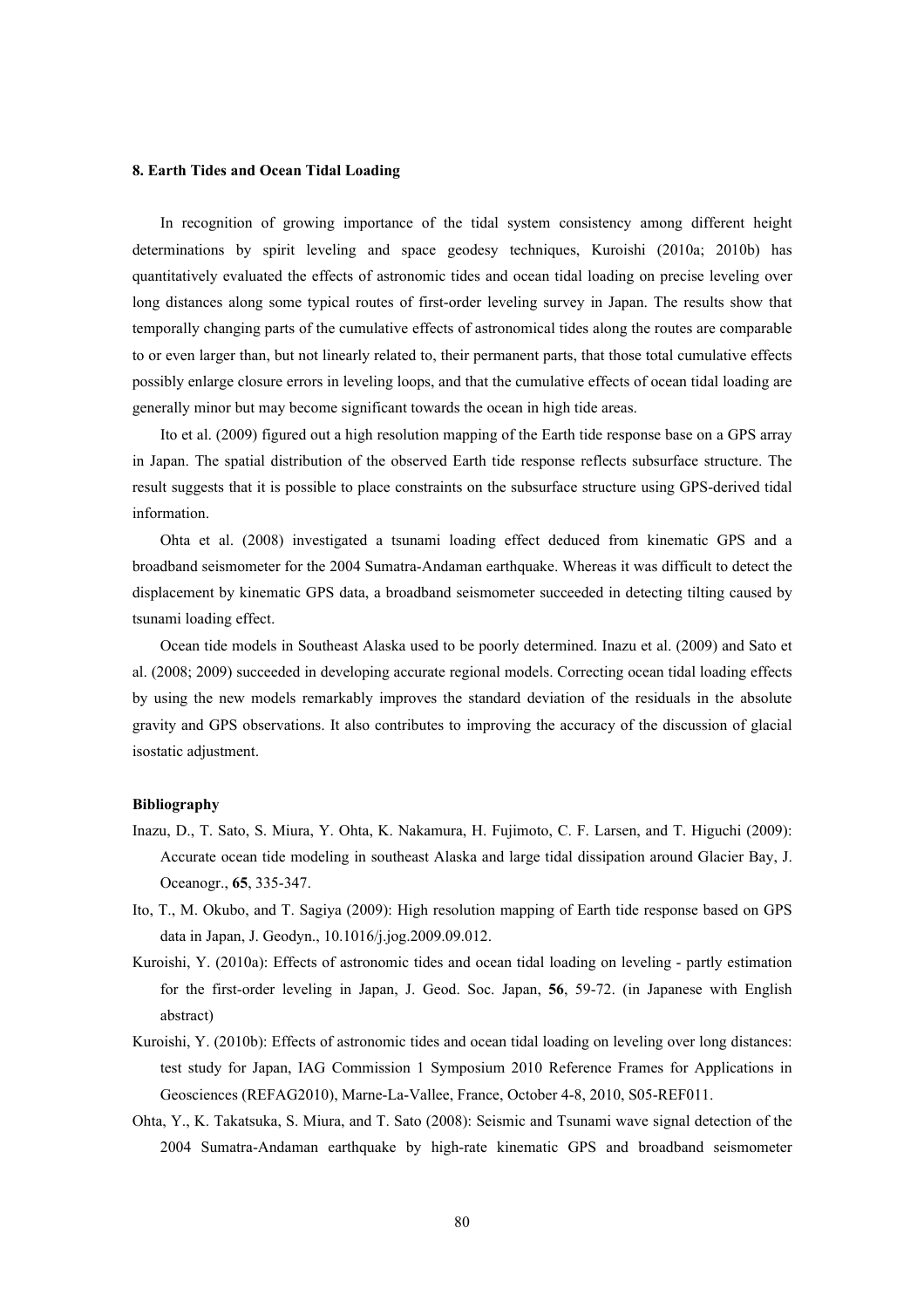## 8. Earth Tides and Ocean Tidal Loading

In recognition of growing importance of the tidal system consistency among different height determinations by spirit leveling and space geodesy techniques, Kuroishi (2010a; 2010b) has quantitatively evaluated the effects of astronomic tides and ocean tidal loading on precise leveling over long distances along some typical routes of first-order leveling survey in Japan. The results show that temporally changing parts of the cumulative effects of astronomical tides along the routes are comparable to or even larger than, but not linearly related to, their permanent parts, that those total cumulative effects possibly enlarge closure errors in leveling loops, and that the cumulative effects of ocean tidal loading are generally minor but may become significant towards the ocean in high tide areas.

Ito et al. (2009) figured out a high resolution mapping of the Earth tide response base on a GPS array in Japan. The spatial distribution of the observed Earth tide response reflects subsurface structure. The result suggests that it is possible to place constraints on the subsurface structure using GPS-derived tidal information.

Ohta et al. (2008) investigated a tsunami loading effect deduced from kinematic GPS and a broadband seismometer for the 2004 Sumatra-Andaman earthquake. Whereas it was difficult to detect the displacement by kinematic GPS data, a broadband seismometer succeeded in detecting tilting caused by tsunami loading effect.

Ocean tide models in Southeast Alaska used to be poorly determined. Inazu et al. (2009) and Sato et al. (2008; 2009) succeeded in developing accurate regional models. Correcting ocean tidal loading effects by using the new models remarkably improves the standard deviation of the residuals in the absolute gravity and GPS observations. It also contributes to improving the accuracy of the discussion of glacial isostatic adjustment.

### Bibliography

Inazu, D., T. Sato, S. Miura, Y. Ohta, K. Nakamura, H. Fujimoto, C. F. Larsen, and T. Higuchi (2009): Accurate ocean tide modeling in southeast Alaska and large tidal dissipation around Glacier Bay, J. Oceanogr., **65**, 335-347.

Ito, T., M. Okubo, and T. Sagiya (2009): High resolution mapping of Earth tide response based on GPS data in Japan, J. Geodyn., 10.1016/j.jog.2009.09.012.

Kuroishi, Y. (2010a): Effects of astronomic tides and ocean tidal loading on leveling - partly estimation for the first-order leveling in Japan, J. Geod. Soc. Japan, **56**, 59-72. (in Japanese with English abstract)

Kuroishi, Y. (2010b): Effects of astronomic tides and ocean tidal loading on leveling over long distances: test study for Japan, IAG Commission 1 Symposium 2010 Reference Frames for Applications in Geosciences (REFAG2010), Marne-La-Vallee, France, October 4-8, 2010, S05-REF011.

Ohta, Y., K. Takatsuka, S. Miura, and T. Sato (2008): Seismic and Tsunami wave signal detection of the 2004 Sumatra-Andaman earthquake by high-rate kinematic GPS and broadband seismometer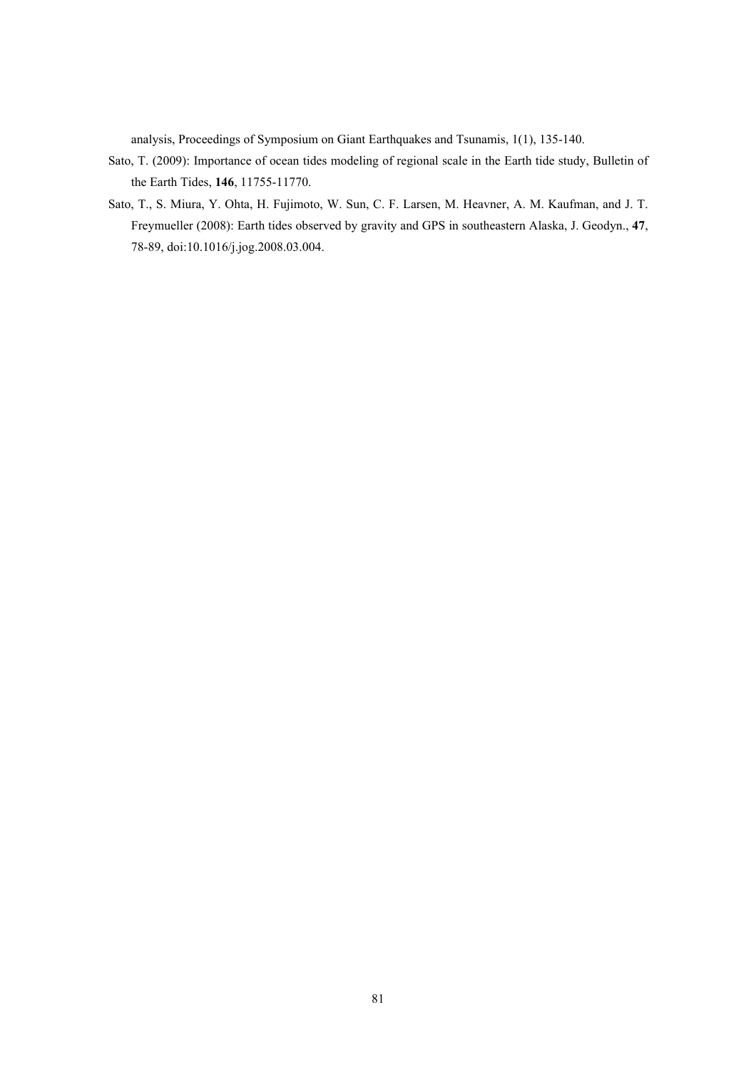analysis, Proceedings of Symposium on Giant Earthquakes and Tsunamis, 1(1), 135-140.

Sato, T. (2009): Importance of ocean tides modeling of regional scale in the Earth tide study, Bulletin of the Earth Tides, **146**, 11755-11770.

Sato, T., S. Miura, Y. Ohta, H. Fujimoto, W. Sun, C. F. Larsen, M. Heavner, A. M. Kaufman, and J. T. Freymueller (2008): Earth tides observed by gravity and GPS in southeastern Alaska, J. Geodyn., **47**, 78-89, doi:10.1016/j.jog.2008.03.004.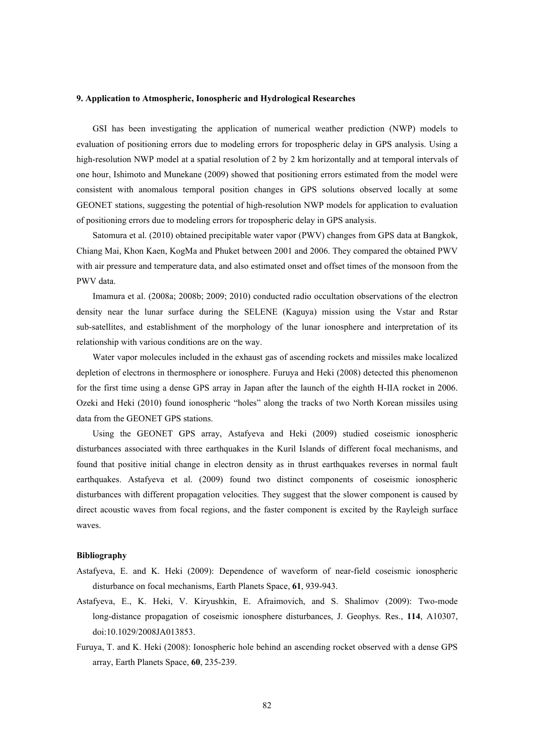## 9. Application to Atmospheric, Ionospheric and Hydrological Researches

GSI has been investigating the application of numerical weather prediction (NWP) models to evaluation of positioning errors due to modeling errors for tropospheric delay in GPS analysis. Using a high-resolution NWP model at a spatial resolution of 2 by 2 km horizontally and at temporal intervals of one hour, Ishimoto and Munekane (2009) showed that positioning errors estimated from the model were consistent with anomalous temporal position changes in GPS solutions observed locally at some GEONET stations, suggesting the potential of high-resolution NWP models for application to evaluation of positioning errors due to modeling errors for tropospheric delay in GPS analysis.

Satomura et al. (2010) obtained precipitable water vapor (PWV) changes from GPS data at Bangkok, Chiang Mai, Khon Kaen, KogMa and Phuket between 2001 and 2006. They compared the obtained PWV with air pressure and temperature data, and also estimated onset and offset times of the monsoon from the PWV data.

Imamura et al. (2008a; 2008b; 2009; 2010) conducted radio occultation observations of the electron density near the lunar surface during the SELENE (Kaguya) mission using the Vstar and Rstar sub-satellites, and establishment of the morphology of the lunar ionosphere and interpretation of its relationship with various conditions are on the way.

Water vapor molecules included in the exhaust gas of ascending rockets and missiles make localized depletion of electrons in thermosphere or ionosphere. Furuya and Heki (2008) detected this phenomenon for the first time using a dense GPS array in Japan after the launch of the eighth H-IIA rocket in 2006. Ozeki and Heki (2010) found ionospheric "holes" along the tracks of two North Korean missiles using data from the GEONET GPS stations.

Using the GEONET GPS array, Astafyeva and Heki (2009) studied coseismic ionospheric disturbances associated with three earthquakes in the Kuril Islands of different focal mechanisms, and found that positive initial change in electron density as in thrust earthquakes reverses in normal fault earthquakes. Astafyeva et al. (2009) found two distinct components of coseismic ionospheric disturbances with different propagation velocities. They suggest that the slower component is caused by direct acoustic waves from focal regions, and the faster component is excited by the Rayleigh surface waves.

### Bibliography

Astafyeva, E. and K. Heki (2009): Dependence of waveform of near-field coseismic ionospheric disturbance on focal mechanisms, Earth Planets Space, **61**, 939-943.

Astafyeva, E., K. Heki, V. Kiryushkin, E. Afraimovich, and S. Shalimov (2009): Two-mode long-distance propagation of coseismic ionosphere disturbances, J. Geophys. Res., **114**, A10307, doi:10.1029/2008JA013853.

Furuya, T. and K. Heki (2008): Ionospheric hole behind an ascending rocket observed with a dense GPS array, Earth Planets Space, **60**, 235-239.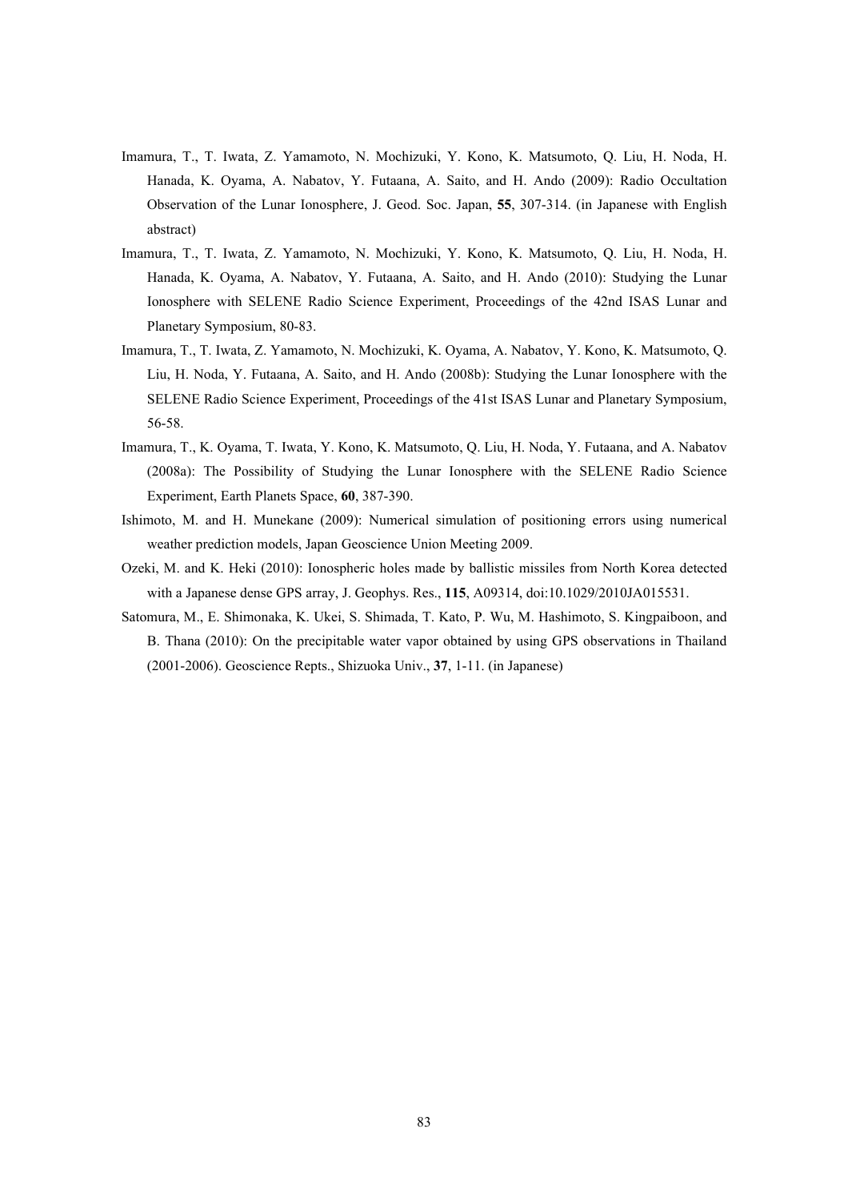Imamura, T., T. Iwata, Z. Yamamoto, N. Mochizuki, Y. Kono, K. Matsumoto, Q. Liu, H. Noda, H. Hanada, K. Oyama, A. Nabatov, Y. Futaana, A. Saito, and H. Ando (2009): Radio Occultation Observation of the Lunar Ionosphere, J. Geod. Soc. Japan, **55**, 307-314. (in Japanese with English abstract)

Imamura, T., T. Iwata, Z. Yamamoto, N. Mochizuki, Y. Kono, K. Matsumoto, Q. Liu, H. Noda, H. Hanada, K. Oyama, A. Nabatov, Y. Futaana, A. Saito, and H. Ando (2010): Studying the Lunar Ionosphere with SELENE Radio Science Experiment, Proceedings of the 42nd ISAS Lunar and Planetary Symposium, 80-83.

Imamura, T., T. Iwata, Z. Yamamoto, N. Mochizuki, K. Oyama, A. Nabatov, Y. Kono, K. Matsumoto, Q. Liu, H. Noda, Y. Futaana, A. Saito, and H. Ando (2008b): Studying the Lunar Ionosphere with the SELENE Radio Science Experiment, Proceedings of the 41st ISAS Lunar and Planetary Symposium, 56-58.

Imamura, T., K. Oyama, T. Iwata, Y. Kono, K. Matsumoto, Q. Liu, H. Noda, Y. Futaana, and A. Nabatov (2008a): The Possibility of Studying the Lunar Ionosphere with the SELENE Radio Science Experiment, Earth Planets Space, **60**, 387-390.

Ishimoto, M. and H. Munekane (2009): Numerical simulation of positioning errors using numerical weather prediction models, Japan Geoscience Union Meeting 2009.

Ozeki, M. and K. Heki (2010): Ionospheric holes made by ballistic missiles from North Korea detected with a Japanese dense GPS array, J. Geophys. Res., **115**, A09314, doi:10.1029/2010JA015531.

Satomura, M., E. Shimonaka, K. Ukei, S. Shimada, T. Kato, P. Wu, M. Hashimoto, S. Kingpaiboon, and B. Thana (2010): On the precipitable water vapor obtained by using GPS observations in Thailand (2001-2006). Geoscience Repts., Shizuoka Univ., **37**, 1-11. (in Japanese)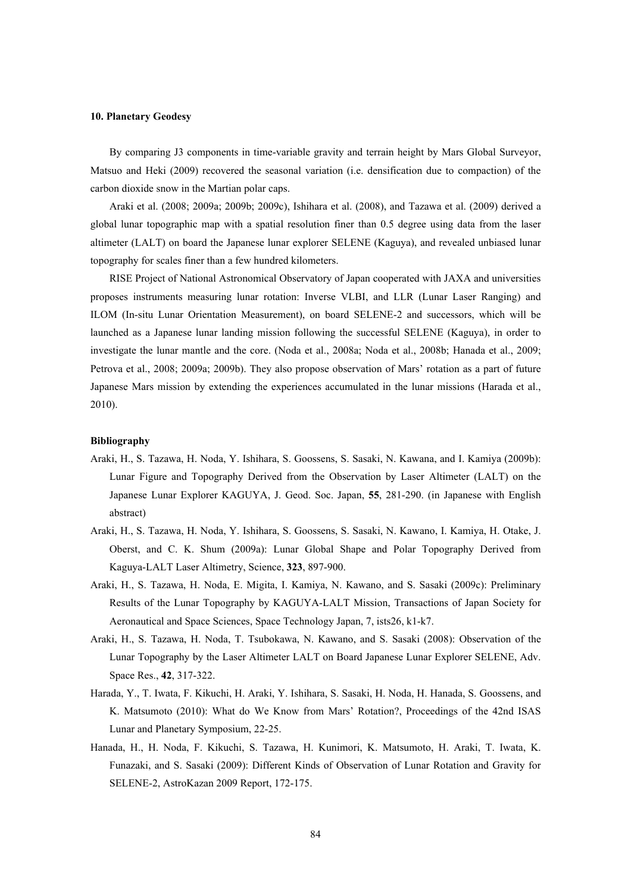## 10. Planetary Geodesy

By comparing J3 components in time-variable gravity and terrain height by Mars Global Surveyor, Matsuo and Heki (2009) recovered the seasonal variation (i.e. densification due to compaction) of the carbon dioxide snow in the Martian polar caps.

Araki et al. (2008; 2009a; 2009b; 2009c), Ishihara et al. (2008), and Tazawa et al. (2009) derived a global lunar topographic map with a spatial resolution finer than 0.5 degree using data from the laser altimeter (LALT) on board the Japanese lunar explorer SELENE (Kaguya), and revealed unbiased lunar topography for scales finer than a few hundred kilometers.

RISE Project of National Astronomical Observatory of Japan cooperated with JAXA and universities proposes instruments measuring lunar rotation: Inverse VLBI, and LLR (Lunar Laser Ranging) and ILOM (In-situ Lunar Orientation Measurement), on board SELENE-2 and successors, which will be launched as a Japanese lunar landing mission following the successful SELENE (Kaguya), in order to investigate the lunar mantle and the core. (Noda et al., 2008a; Noda et al., 2008b; Hanada et al., 2009; Petrova et al., 2008; 2009a; 2009b). They also propose observation of Mars' rotation as a part of future Japanese Mars mission by extending the experiences accumulated in the lunar missions (Harada et al., 2010).

### Bibliography

Araki, H., S. Tazawa, H. Noda, Y. Ishihara, S. Goossens, S. Sasaki, N. Kawana, and I. Kamiya (2009b): Lunar Figure and Topography Derived from the Observation by Laser Altimeter (LALT) on the Japanese Lunar Explorer KAGUYA, J. Geod. Soc. Japan, **55**, 281-290. (in Japanese with English abstract)

Araki, H., S. Tazawa, H. Noda, Y. Ishihara, S. Goossens, S. Sasaki, N. Kawano, I. Kamiya, H. Otake, J. Oberst, and C. K. Shum (2009a): Lunar Global Shape and Polar Topography Derived from Kaguya-LALT Laser Altimetry, Science, **323**, 897-900.

Araki, H., S. Tazawa, H. Noda, E. Migita, I. Kamiya, N. Kawano, and S. Sasaki (2009c): Preliminary Results of the Lunar Topography by KAGUYA-LALT Mission, Transactions of Japan Society for Aeronautical and Space Sciences, Space Technology Japan, 7, ists26, k1-k7.

Araki, H., S. Tazawa, H. Noda, T. Tsubokawa, N. Kawano, and S. Sasaki (2008): Observation of the Lunar Topography by the Laser Altimeter LALT on Board Japanese Lunar Explorer SELENE, Adv. Space Res., **42**, 317-322.

Harada, Y., T. Iwata, F. Kikuchi, H. Araki, Y. Ishihara, S. Sasaki, H. Noda, H. Hanada, S. Goossens, and K. Matsumoto (2010): What do We Know from Mars' Rotation?, Proceedings of the 42nd ISAS Lunar and Planetary Symposium, 22-25.

Hanada, H., H. Noda, F. Kikuchi, S. Tazawa, H. Kunimori, K. Matsumoto, H. Araki, T. Iwata, K. Funazaki, and S. Sasaki (2009): Different Kinds of Observation of Lunar Rotation and Gravity for SELENE-2, AstroKazan 2009 Report, 172-175.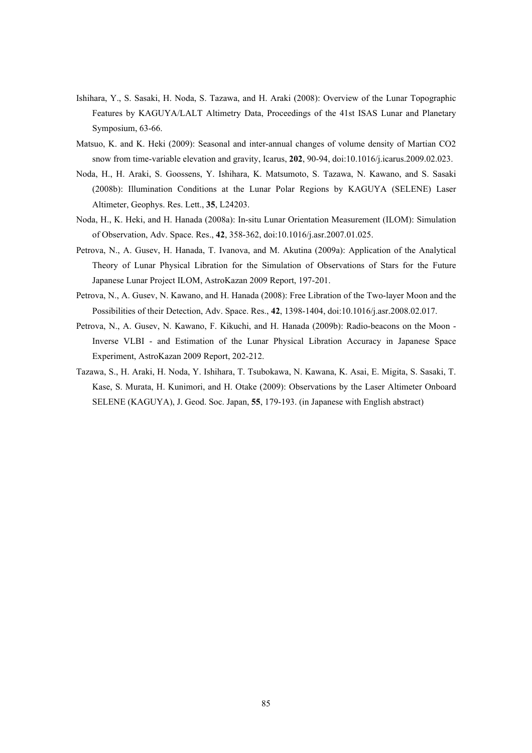Ishihara, Y., S. Sasaki, H. Noda, S. Tazawa, and H. Araki (2008): Overview of the Lunar Topographic Features by KAGUYA/LALT Altimetry Data, Proceedings of the 41st ISAS Lunar and Planetary Symposium, 63-66.

Matsuo, K. and K. Heki (2009): Seasonal and inter-annual changes of volume density of Martian CO2 snow from time-variable elevation and gravity, Icarus, **202**, 90-94, doi:10.1016/j.icarus.2009.02.023.

Noda, H., H. Araki, S. Goossens, Y. Ishihara, K. Matsumoto, S. Tazawa, N. Kawano, and S. Sasaki (2008b): Illumination Conditions at the Lunar Polar Regions by KAGUYA (SELENE) Laser Altimeter, Geophys. Res. Lett., **35**, L24203.

Noda, H., K. Heki, and H. Hanada (2008a): In-situ Lunar Orientation Measurement (ILOM): Simulation of Observation, Adv. Space. Res., **42**, 358-362, doi:10.1016/j.asr.2007.01.025.

Petrova, N., A. Gusev, H. Hanada, T. Ivanova, and M. Akutina (2009a): Application of the Analytical Theory of Lunar Physical Libration for the Simulation of Observations of Stars for the Future Japanese Lunar Project ILOM, AstroKazan 2009 Report, 197-201.

Petrova, N., A. Gusev, N. Kawano, and H. Hanada (2008): Free Libration of the Two-layer Moon and the Possibilities of their Detection, Adv. Space. Res., **42**, 1398-1404, doi:10.1016/j.asr.2008.02.017.

Petrova, N., A. Gusev, N. Kawano, F. Kikuchi, and H. Hanada (2009b): Radio-beacons on the Moon - Inverse VLBI - and Estimation of the Lunar Physical Libration Accuracy in Japanese Space Experiment, AstroKazan 2009 Report, 202-212.

Tazawa, S., H. Araki, H. Noda, Y. Ishihara, T. Tsubokawa, N. Kawana, K. Asai, E. Migita, S. Sasaki, T. Kase, S. Murata, H. Kunimori, and H. Otake (2009): Observations by the Laser Altimeter Onboard SELENE (KAGUYA), J. Geod. Soc. Japan, **55**, 179-193. (in Japanese with English abstract)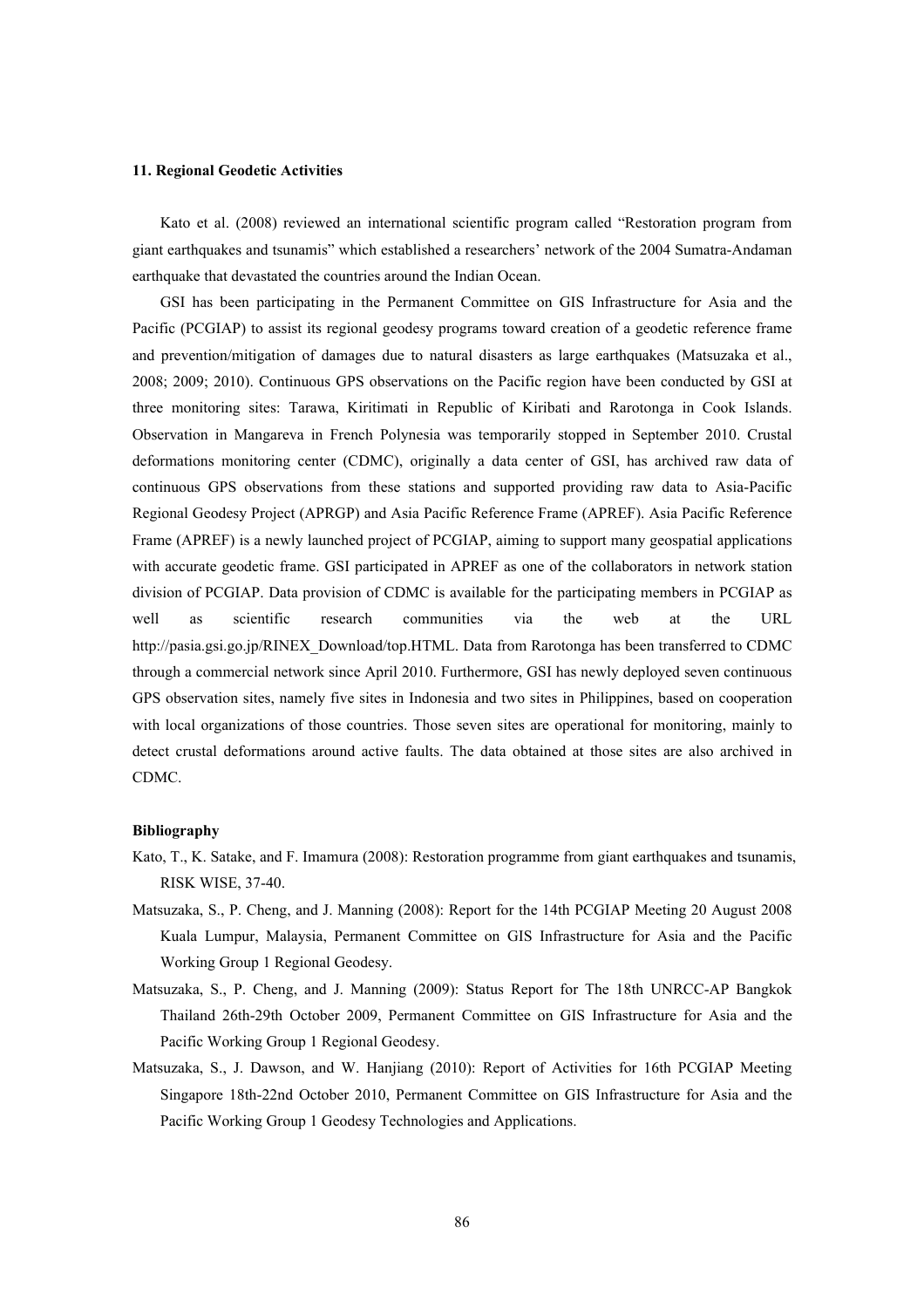## 11. Regional Geodetic Activities

Kato et al. (2008) reviewed an international scientific program called “Restoration program from giant earthquakes and tsunamis” which established a researchers’ network of the 2004 Sumatra-Andaman earthquake that devastated the countries around the Indian Ocean.

GSI has been participating in the Permanent Committee on GIS Infrastructure for Asia and the Pacific (PCGIAP) to assist its regional geodesy programs toward creation of a geodetic reference frame and prevention/mitigation of damages due to natural disasters as large earthquakes (Matsuzaka et al., 2008; 2009; 2010). Continuous GPS observations on the Pacific region have been conducted by GSI at three monitoring sites: Tarawa, Kiritimati in Republic of Kiribati and Rarotonga in Cook Islands. Observation in Mangareva in French Polynesia was temporarily stopped in September 2010. Crustal deformations monitoring center (CDMC), originally a data center of GSI, has archived raw data of continuous GPS observations from these stations and supported providing raw data to Asia-Pacific Regional Geodesy Project (APRGP) and Asia Pacific Reference Frame (APREF). Asia Pacific Reference Frame (APREF) is a newly launched project of PCGIAP, aiming to support many geospatial applications with accurate geodetic frame. GSI participated in APREF as one of the collaborators in network station division of PCGIAP. Data provision of CDMC is available for the participating members in PCGIAP as well as scientific research communities via the web at the URL http://pasia.gsi.go.jp/RINEX_Download/top.HTML. Data from Rarotonga has been transferred to CDMC through a commercial network since April 2010. Furthermore, GSI has newly deployed seven continuous GPS observation sites, namely five sites in Indonesia and two sites in Philippines, based on cooperation with local organizations of those countries. Those seven sites are operational for monitoring, mainly to detect crustal deformations around active faults. The data obtained at those sites are also archived in CDMC.

### Bibliography

Kato, T., K. Satake, and F. Imamura (2008): Restoration programme from giant earthquakes and tsunamis, RISK WISE, 37-40.

Matsuzaka, S., P. Cheng, and J. Manning (2008): Report for the 14th PCGIAP Meeting 20 August 2008 Kuala Lumpur, Malaysia, Permanent Committee on GIS Infrastructure for Asia and the Pacific Working Group 1 Regional Geodesy.

Matsuzaka, S., P. Cheng, and J. Manning (2009): Status Report for The 18th UNRCC-AP Bangkok Thailand 26th-29th October 2009, Permanent Committee on GIS Infrastructure for Asia and the Pacific Working Group 1 Regional Geodesy.

Matsuzaka, S., J. Dawson, and W. Hanjiang (2010): Report of Activities for 16th PCGIAP Meeting Singapore 18th-22nd October 2010, Permanent Committee on GIS Infrastructure for Asia and the Pacific Working Group 1 Geodesy Technologies and Applications.